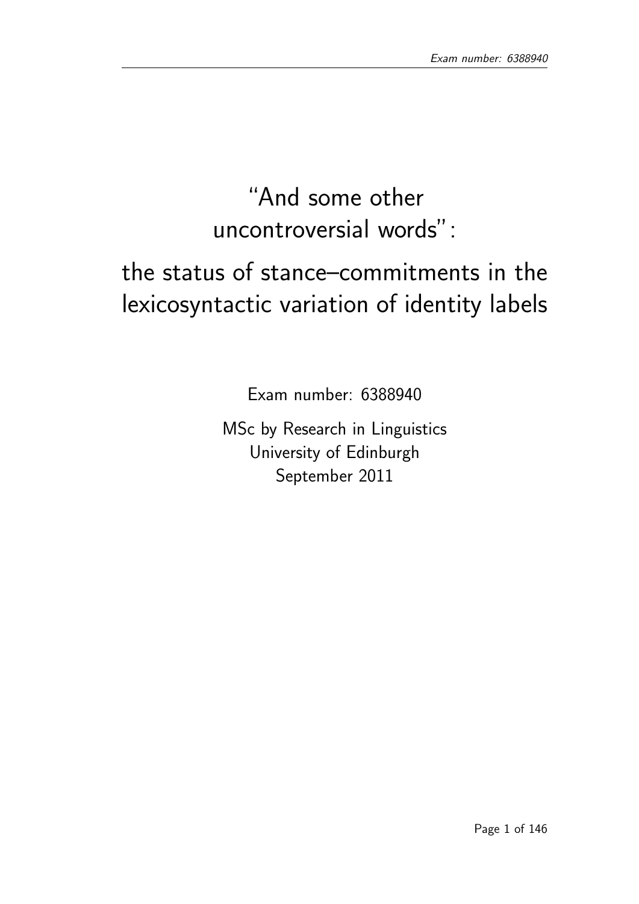# "And some other uncontroversial words": the status of stance–commitments in the lexicosyntactic variation of identity labels

Exam number: 6388940

MSc by Research in Linguistics
University of Edinburgh
September 2011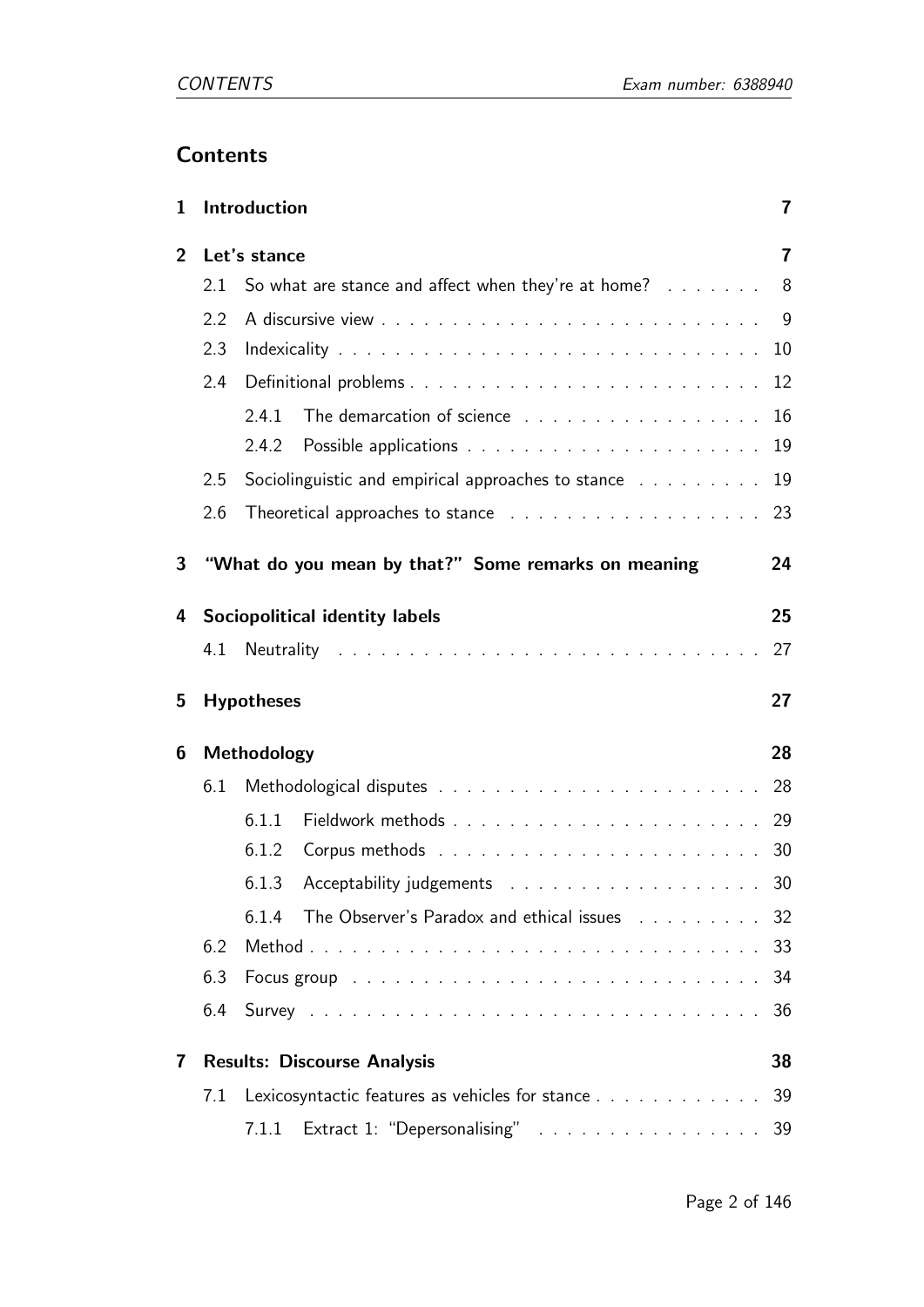# Contents

| | | |
|---|---|---|
| **1** | **Introduction** | **7** |
| **2** | **Let's stance** | **7** |
| 2.1 | So what are stance and affect when they're at home? | 8 |
| 2.2 | A discursive view | 9 |
| 2.3 | Indexicality | 10 |
| 2.4 | Definitional problems | 12 |
| 2.4.1 | The demarcation of science | 16 |
| 2.4.2 | Possible applications | 19 |
| 2.5 | Sociolinguistic and empirical approaches to stance | 19 |
| 2.6 | Theoretical approaches to stance | 23 |
| **3** | **"What do you mean by that?" Some remarks on meaning** | **24** |
| **4** | **Sociopolitical identity labels** | **25** |
| 4.1 | Neutrality | 27 |
| **5** | **Hypotheses** | **27** |
| **6** | **Methodology** | **28** |
| 6.1 | Methodological disputes | 28 |
| 6.1.1 | Fieldwork methods | 29 |
| 6.1.2 | Corpus methods | 30 |
| 6.1.3 | Acceptability judgements | 30 |
| 6.1.4 | The Observer's Paradox and ethical issues | 32 |
| 6.2 | Method | 33 |
| 6.3 | Focus group | 34 |
| 6.4 | Survey | 36 |
| **7** | **Results: Discourse Analysis** | **38** |
| 7.1 | Lexicosyntactic features as vehicles for stance | 39 |
| 7.1.1 | Extract 1: "Depersonalising" | 39 |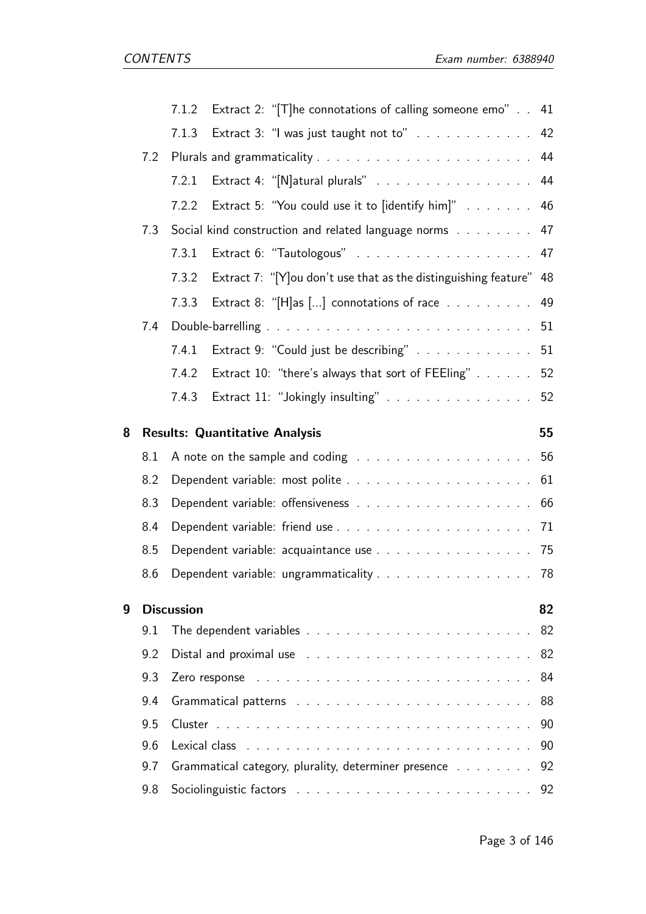- 7.1.2 Extract 2: "[T]he connotations of calling someone emo" . . 41
- 7.1.3 Extract 3: "I was just taught not to" . . . . . . . . . . . . 42
- 7.2 Plurals and grammaticality . . . . . . . . . . . . . . . . . . . . . . 44
  - 7.2.1 Extract 4: "[N]atural plurals" . . . . . . . . . . . . . . . . 44
  - 7.2.2 Extract 5: "You could use it to [identify him]" . . . . . . . 46
- 7.3 Social kind construction and related language norms . . . . . . . . 47
  - 7.3.1 Extract 6: "Tautologous" . . . . . . . . . . . . . . . . . . 47
  - 7.3.2 Extract 7: "[Y]ou don't use that as the distinguishing feature" 48
  - 7.3.3 Extract 8: "[H]as [...] connotations of race . . . . . . . . . 49
- 7.4 Double-barrelling . . . . . . . . . . . . . . . . . . . . . . . . . . 51
  - 7.4.1 Extract 9: "Could just be describing" . . . . . . . . . . . . 51
  - 7.4.2 Extract 10: "there's always that sort of FEEling" . . . . . . 52
  - 7.4.3 Extract 11: "Jokingly insulting" . . . . . . . . . . . . . . . 52

**8 Results: Quantitative Analysis** **55**

- 8.1 A note on the sample and coding . . . . . . . . . . . . . . . . . . 56
- 8.2 Dependent variable: most polite . . . . . . . . . . . . . . . . . . . 61
- 8.3 Dependent variable: offensiveness . . . . . . . . . . . . . . . . . . 66
- 8.4 Dependent variable: friend use . . . . . . . . . . . . . . . . . . . . 71
- 8.5 Dependent variable: acquaintance use . . . . . . . . . . . . . . . . 75
- 8.6 Dependent variable: ungrammaticality . . . . . . . . . . . . . . . . 78

**9 Discussion** **82**

- 9.1 The dependent variables . . . . . . . . . . . . . . . . . . . . . . . 82
- 9.2 Distal and proximal use . . . . . . . . . . . . . . . . . . . . . . . 82
- 9.3 Zero response . . . . . . . . . . . . . . . . . . . . . . . . . . . . 84
- 9.4 Grammatical patterns . . . . . . . . . . . . . . . . . . . . . . . . 88
- 9.5 Cluster . . . . . . . . . . . . . . . . . . . . . . . . . . . . . . . . 90
- 9.6 Lexical class . . . . . . . . . . . . . . . . . . . . . . . . . . . . . 90
- 9.7 Grammatical category, plurality, determiner presence . . . . . . . . 92
- 9.8 Sociolinguistic factors . . . . . . . . . . . . . . . . . . . . . . . . 92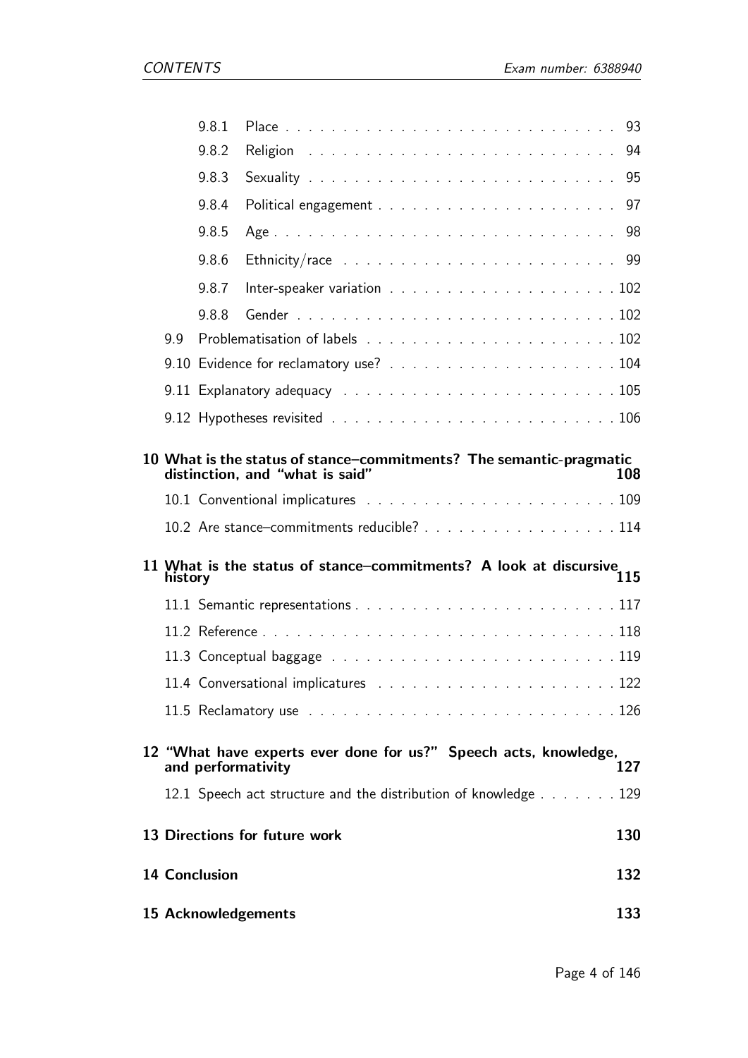- 9.8.1 Place . . . . . . . . . . . . . . . . . . . . . . . . . . . . 93
- 9.8.2 Religion . . . . . . . . . . . . . . . . . . . . . . . . . . 94
- 9.8.3 Sexuality . . . . . . . . . . . . . . . . . . . . . . . . . . 95
- 9.8.4 Political engagement . . . . . . . . . . . . . . . . . . . . 97
- 9.8.5 Age . . . . . . . . . . . . . . . . . . . . . . . . . . . . . 98
- 9.8.6 Ethnicity/race . . . . . . . . . . . . . . . . . . . . . . . 99
- 9.8.7 Inter-speaker variation . . . . . . . . . . . . . . . . . . . 102
- 9.8.8 Gender . . . . . . . . . . . . . . . . . . . . . . . . . . . 102

- 9.9 Problematisation of labels . . . . . . . . . . . . . . . . . . . . . 102
- 9.10 Evidence for reclamatory use? . . . . . . . . . . . . . . . . . . . 104
- 9.11 Explanatory adequacy . . . . . . . . . . . . . . . . . . . . . . . 105
- 9.12 Hypotheses revisited . . . . . . . . . . . . . . . . . . . . . . . . 106

**10 What is the status of stance–commitments? The semantic-pragmatic distinction, and "what is said" 108**

- 10.1 Conventional implicatures . . . . . . . . . . . . . . . . . . . . . 109
- 10.2 Are stance–commitments reducible? . . . . . . . . . . . . . . . . 114

**11 What is the status of stance–commitments? A look at discursive history 115**

- 11.1 Semantic representations . . . . . . . . . . . . . . . . . . . . . . 117
- 11.2 Reference . . . . . . . . . . . . . . . . . . . . . . . . . . . . . . 118
- 11.3 Conceptual baggage . . . . . . . . . . . . . . . . . . . . . . . . 119
- 11.4 Conversational implicatures . . . . . . . . . . . . . . . . . . . . 122
- 11.5 Reclamatory use . . . . . . . . . . . . . . . . . . . . . . . . . . 126

**12 "What have experts ever done for us?" Speech acts, knowledge, and performativity 127**

- 12.1 Speech act structure and the distribution of knowledge . . . . . . . 129

**13 Directions for future work 130**

**14 Conclusion 132**

**15 Acknowledgements 133**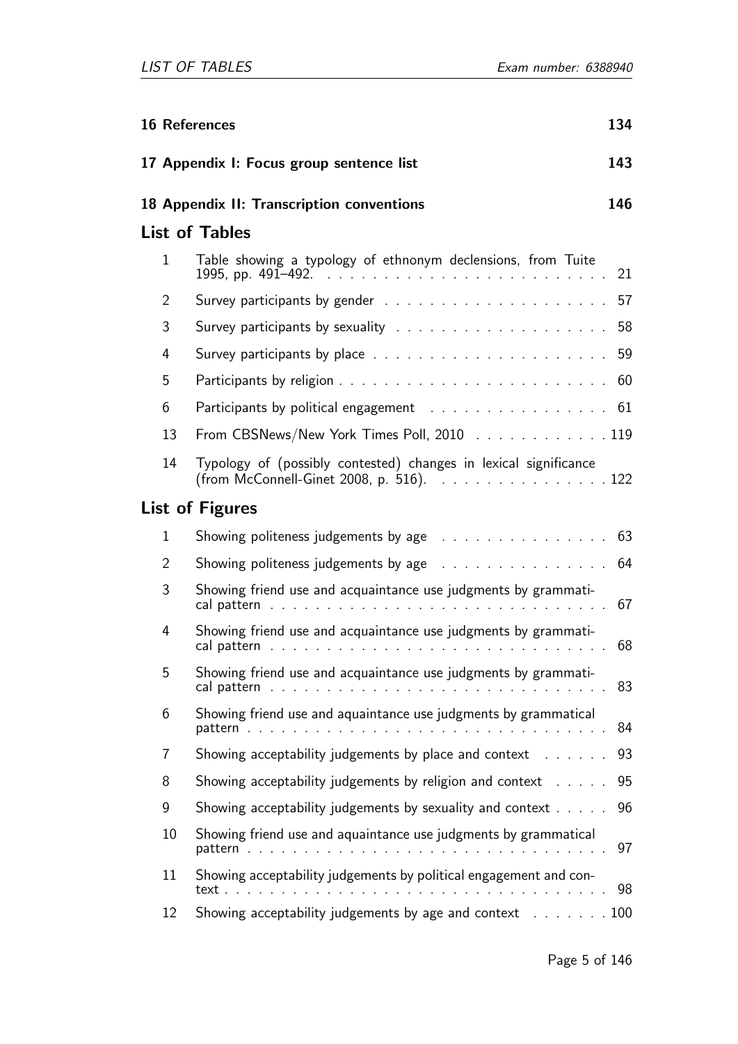**16 References** 134

**17 Appendix I: Focus group sentence list** 143

**18 Appendix II: Transcription conventions** 146

## List of Tables

1 Table showing a typology of ethnonym declensions, from Tuite 1995, pp. 491–492. . . . . . . . . . . . . . . . . . . . . . . . . 21

2 Survey participants by gender . . . . . . . . . . . . . . . . . . . 57

3 Survey participants by sexuality . . . . . . . . . . . . . . . . . . 58

4 Survey participants by place . . . . . . . . . . . . . . . . . . . . 59

5 Participants by religion . . . . . . . . . . . . . . . . . . . . . . . 60

6 Participants by political engagement . . . . . . . . . . . . . . . 61

13 From CBSNews/New York Times Poll, 2010 . . . . . . . . . . . . 119

14 Typology of (possibly contested) changes in lexical significance (from McConnell-Ginet 2008, p. 516). . . . . . . . . . . . . . . 122

## List of Figures

1 Showing politeness judgements by age . . . . . . . . . . . . . . 63

2 Showing politeness judgements by age . . . . . . . . . . . . . . 64

3 Showing friend use and acquaintance use judgments by grammatical pattern . . . . . . . . . . . . . . . . . . . . . . . . . . . . 67

4 Showing friend use and acquaintance use judgments by grammatical pattern . . . . . . . . . . . . . . . . . . . . . . . . . . . . 68

5 Showing friend use and acquaintance use judgments by grammatical pattern . . . . . . . . . . . . . . . . . . . . . . . . . . . . 83

6 Showing friend use and aquaintance use judgments by grammatical pattern . . . . . . . . . . . . . . . . . . . . . . . . . . . . . . 84

7 Showing acceptability judgements by place and context . . . . . . 93

8 Showing acceptability judgements by religion and context . . . . . 95

9 Showing acceptability judgements by sexuality and context . . . . . 96

10 Showing friend use and aquaintance use judgments by grammatical pattern . . . . . . . . . . . . . . . . . . . . . . . . . . . . . . 97

11 Showing acceptability judgements by political engagement and context . . . . . . . . . . . . . . . . . . . . . . . . . . . . . . . . 98

12 Showing acceptability judgements by age and context . . . . . . . 100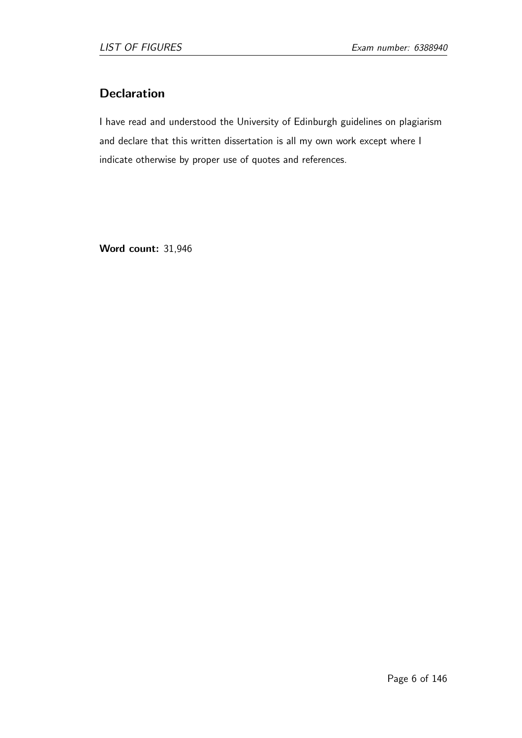## Declaration

I have read and understood the University of Edinburgh guidelines on plagiarism and declare that this written dissertation is all my own work except where I indicate otherwise by proper use of quotes and references.

**Word count:** 31,946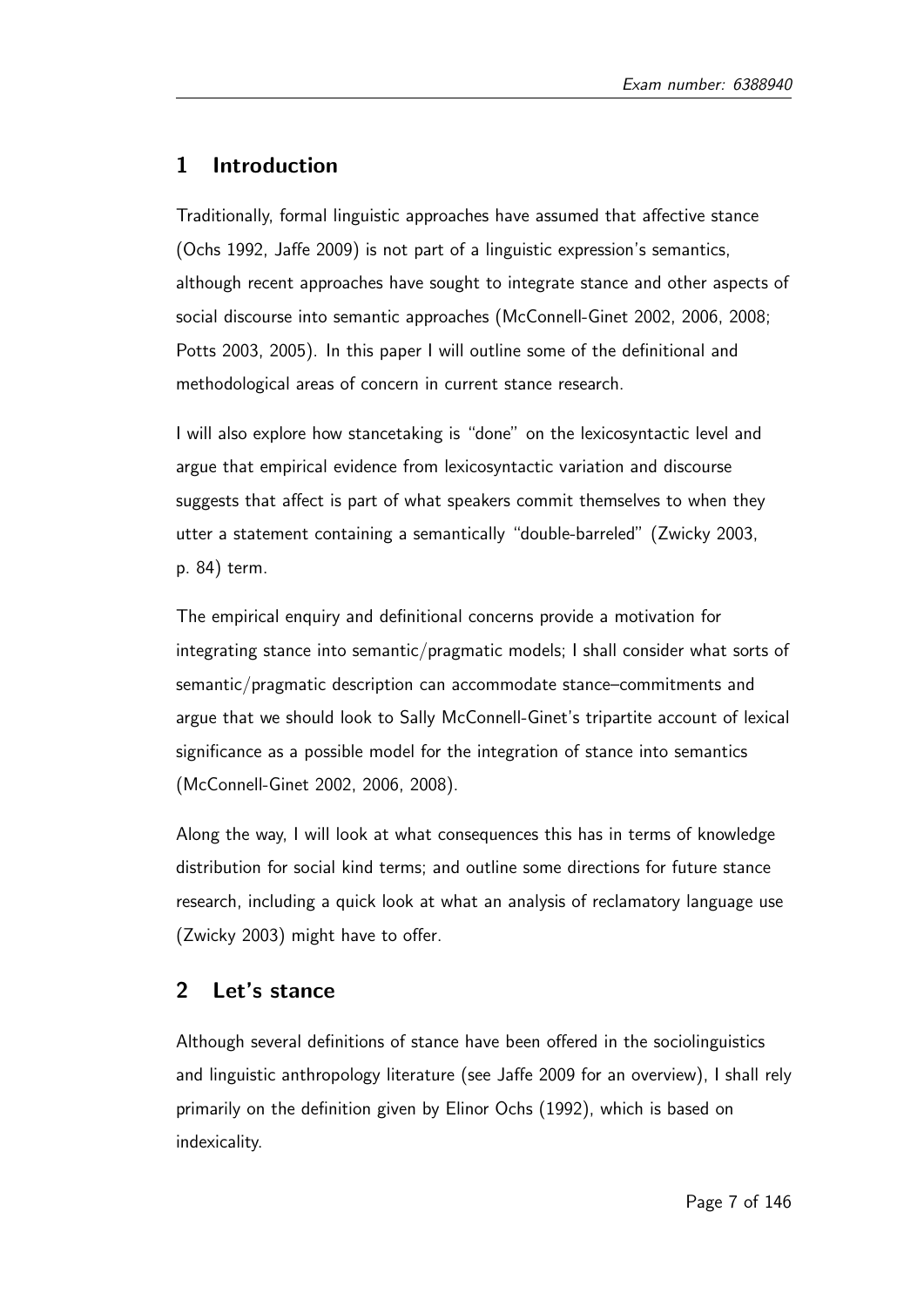## 1 Introduction

Traditionally, formal linguistic approaches have assumed that affective stance (Ochs 1992, Jaffe 2009) is not part of a linguistic expression's semantics, although recent approaches have sought to integrate stance and other aspects of social discourse into semantic approaches (McConnell-Ginet 2002, 2006, 2008; Potts 2003, 2005). In this paper I will outline some of the definitional and methodological areas of concern in current stance research.

I will also explore how stancetaking is "done" on the lexicosyntactic level and argue that empirical evidence from lexicosyntactic variation and discourse suggests that affect is part of what speakers commit themselves to when they utter a statement containing a semantically "double-bareled" (Zwicky 2003, p. 84) term.

The empirical enquiry and definitional concerns provide a motivation for integrating stance into semantic/pragmatic models; I shall consider what sorts of semantic/pragmatic description can accommodate stance–commitments and argue that we should look to Sally McConnell-Ginet's tripartite account of lexical significance as a possible model for the integration of stance into semantics (McConnell-Ginet 2002, 2006, 2008).

Along the way, I will look at what consequences this has in terms of knowledge distribution for social kind terms; and outline some directions for future stance research, including a quick look at what an analysis of reclamatory language use (Zwicky 2003) might have to offer.

## 2 Let's stance

Although several definitions of stance have been offered in the sociolinguistics and linguistic anthropology literature (see Jaffe 2009 for an overview), I shall rely primarily on the definition given by Elinor Ochs (1992), which is based on indexicality.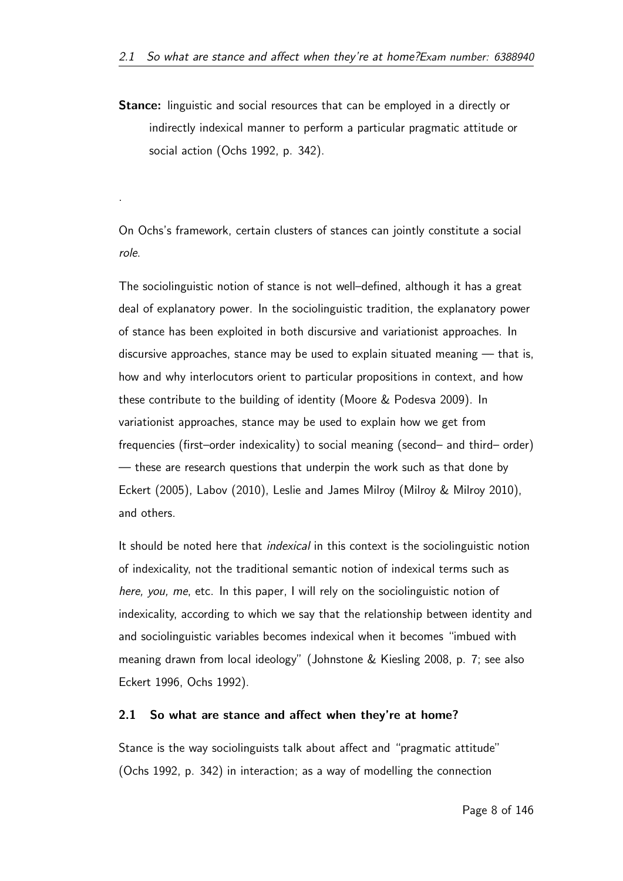**Stance:** linguistic and social resources that can be employed in a directly or indirectly indexical manner to perform a particular pragmatic attitude or social action (Ochs 1992, p. 342).

.

On Ochs's framework, certain clusters of stances can jointly constitute a social *role*.

The sociolinguistic notion of stance is not well–defined, although it has a great deal of explanatory power. In the sociolinguistic tradition, the explanatory power of stance has been exploited in both discursive and variationist approaches. In discursive approaches, stance may be used to explain situated meaning — that is, how and why interlocutors orient to particular propositions in context, and how these contribute to the building of identity (Moore & Podesva 2009). In variationist approaches, stance may be used to explain how we get from frequencies (first–order indexicality) to social meaning (second– and third– order) — these are research questions that underpin the work such as that done by Eckert (2005), Labov (2010), Leslie and James Milroy (Milroy & Milroy 2010), and others.

It should be noted here that *indexical* in this context is the sociolinguistic notion of indexicality, not the traditional semantic notion of indexical terms such as *here, you, me*, etc. In this paper, I will rely on the sociolinguistic notion of indexicality, according to which we say that the relationship between identity and and sociolinguistic variables becomes indexical when it becomes "imbued with meaning drawn from local ideology" (Johnstone & Kiesling 2008, p. 7; see also Eckert 1996, Ochs 1992).

### 2.1 So what are stance and affect when they're at home?

Stance is the way sociolinguists talk about affect and "pragmatic attitude" (Ochs 1992, p. 342) in interaction; as a way of modelling the connection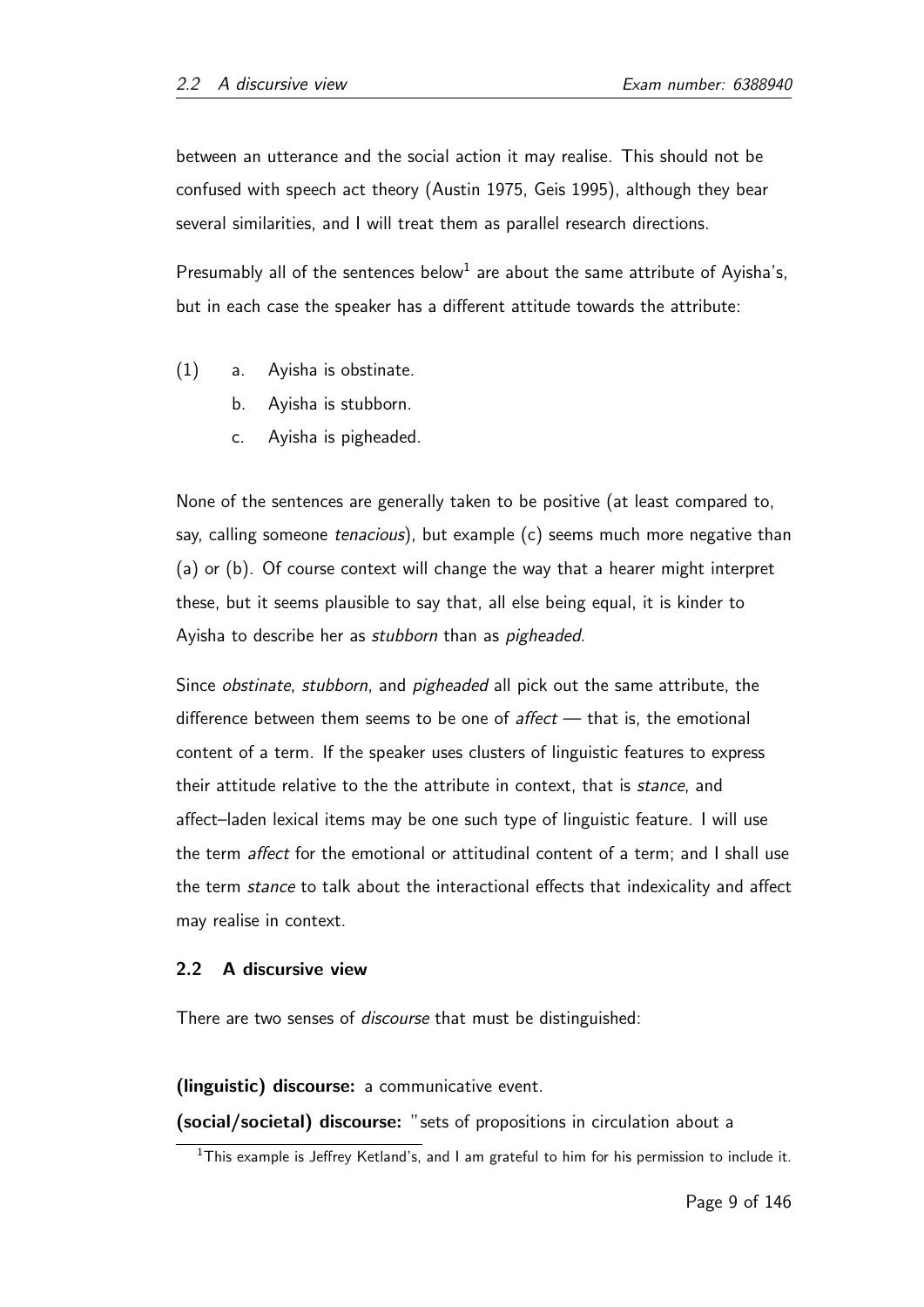between an utterance and the social action it may realise. This should not be confused with speech act theory (Austin 1975, Geis 1995), although they bear several similarities, and I will treat them as parallel research directions.

Presumably all of the sentences below[1] are about the same attribute of Ayisha's, but in each case the speaker has a different attitude towards the attribute:

(1) a. Ayisha is obstinate.
    b. Ayisha is stubborn.
    c. Ayisha is pigheaded.

None of the sentences are generally taken to be positive (at least compared to, say, calling someone *tenacious*), but example (c) seems much more negative than (a) or (b). Of course context will change the way that a hearer might interpret these, but it seems plausible to say that, all else being equal, it is kinder to Ayisha to describe her as *stubborn* than as *pigheaded*.

Since *obstinate*, *stubborn*, and *pigheaded* all pick out the same attribute, the difference between them seems to be one of *affect* — that is, the emotional content of a term. If the speaker uses clusters of linguistic features to express their attitude relative to the the attribute in context, that is *stance*, and affect–laden lexical items may be one such type of linguistic feature. I will use the term *affect* for the emotional or attitudinal content of a term; and I shall use the term *stance* to talk about the interactional effects that indexicality and affect may realise in context.

### 2.2 A discursive view

There are two senses of *discourse* that must be distinguished:

**(linguistic) discourse:** a communicative event.

**(social/societal) discourse:** "sets of propositions in circulation about a

[1] This example is Jeffrey Ketland's, and I am grateful to him for his permission to include it.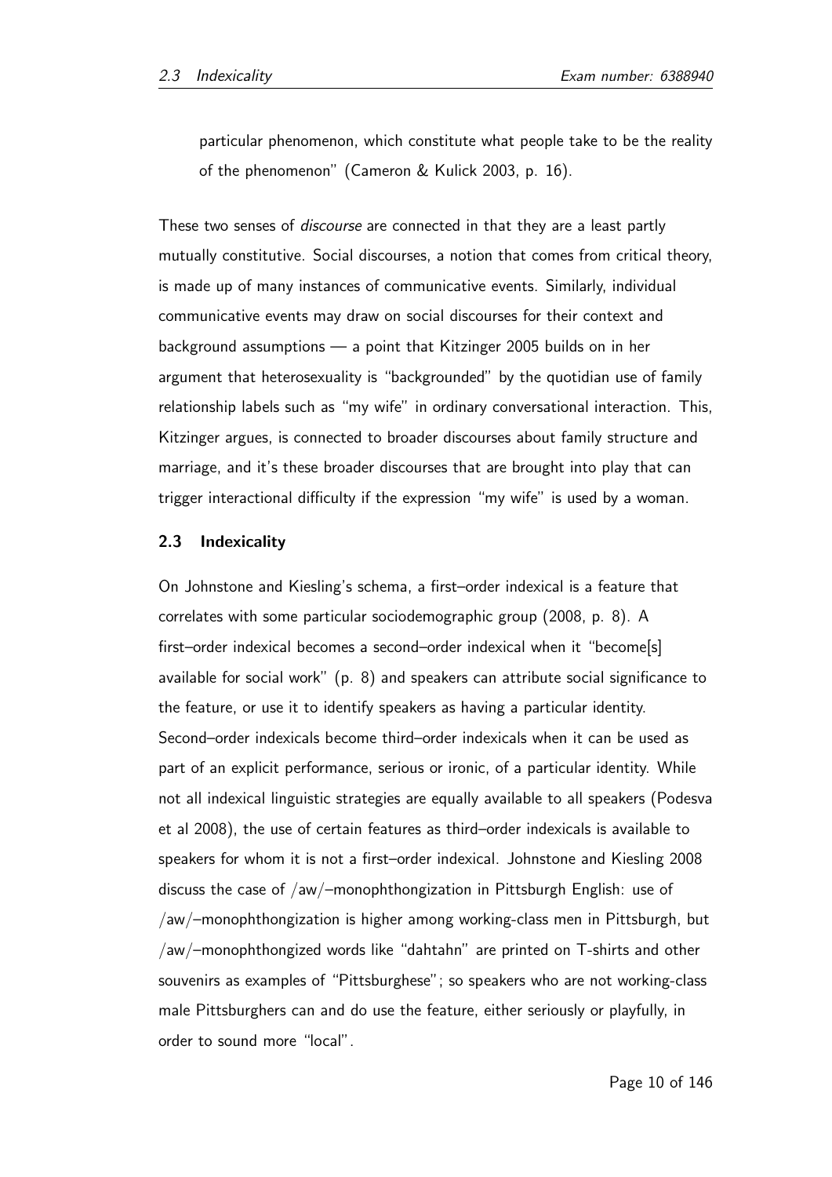particular phenomenon, which constitute what people take to be the reality of the phenomenon" (Cameron & Kulick 2003, p. 16).

These two senses of *discourse* are connected in that they are a least partly mutually constitutive. Social discourses, a notion that comes from critical theory, is made up of many instances of communicative events. Similarly, individual communicative events may draw on social discourses for their context and background assumptions — a point that Kitzinger 2005 builds on in her argument that heterosexuality is "backgrounded" by the quotidian use of family relationship labels such as "my wife" in ordinary conversational interaction. This, Kitzinger argues, is connected to broader discourses about family structure and marriage, and it's these broader discourses that are brought into play that can trigger interactional difficulty if the expression "my wife" is used by a woman.

### 2.3 Indexicality

On Johnstone and Kiesling's schema, a first–order indexical is a feature that correlates with some particular sociodemographic group (2008, p. 8). A first–order indexical becomes a second–order indexical when it "become[s] available for social work" (p. 8) and speakers can attribute social significance to the feature, or use it to identify speakers as having a particular identity. Second–order indexicals become third–order indexicals when it can be used as part of an explicit performance, serious or ironic, of a particular identity. While not all indexical linguistic strategies are equally available to all speakers (Podesva et al 2008), the use of certain features as third–order indexicals is available to speakers for whom it is not a first–order indexical. Johnstone and Kiesling 2008 discuss the case of /aw/–monophthongization in Pittsburgh English: use of /aw/–monophthongization is higher among working-class men in Pittsburgh, but /aw/–monophthongized words like "dahtahn" are printed on T-shirts and other souvenirs as examples of "Pittsburghese"; so speakers who are not working-class male Pittsburghers can and do use the feature, either seriously or playfully, in order to sound more "local".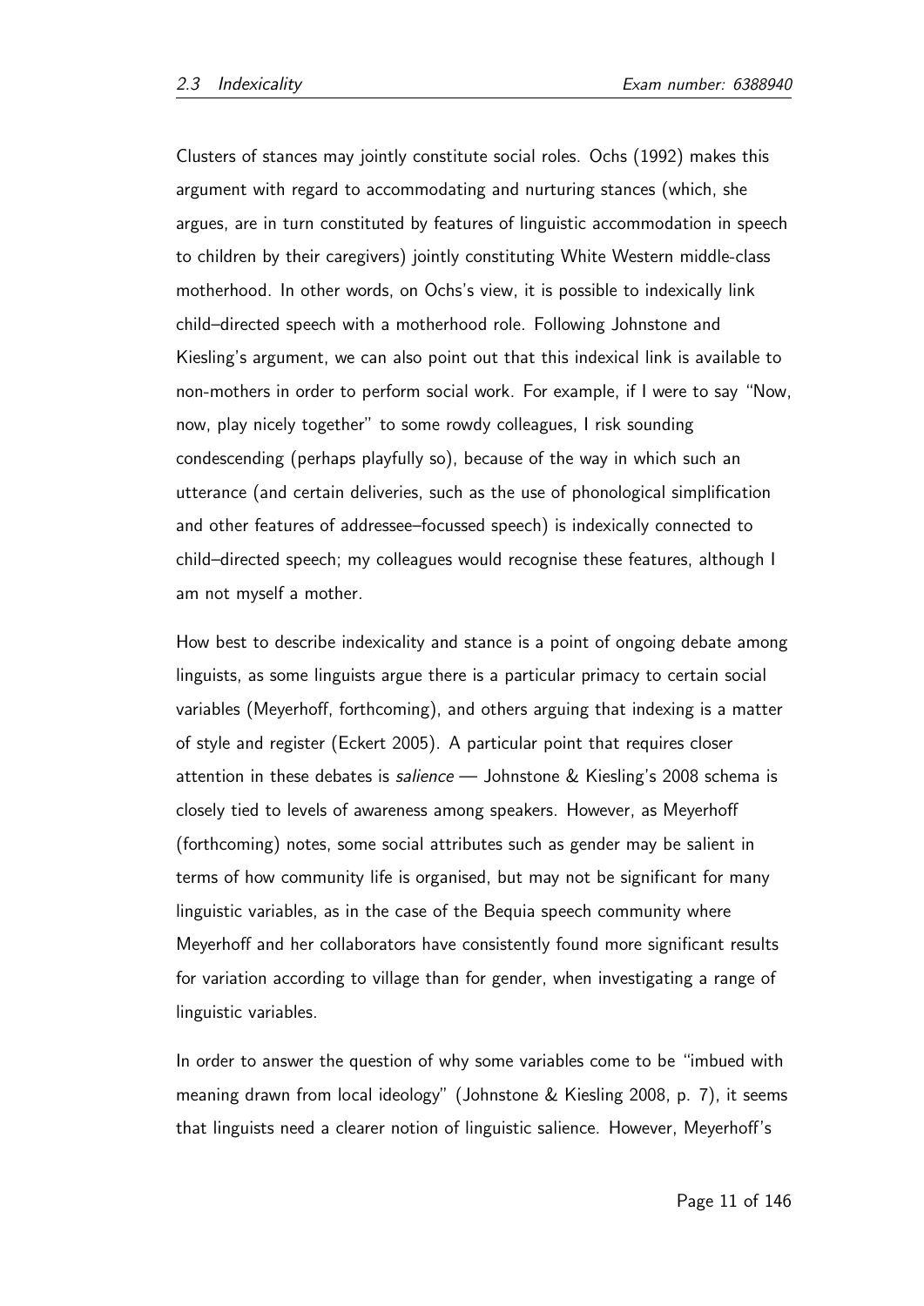Clusters of stances may jointly constitute social roles. Ochs (1992) makes this argument with regard to accommodating and nurturing stances (which, she argues, are in turn constituted by features of linguistic accommodation in speech to children by their caregivers) jointly constituting White Western middle-class motherhood. In other words, on Ochs's view, it is possible to indexically link child–directed speech with a motherhood role. Following Johnstone and Kiesling's argument, we can also point out that this indexical link is available to non-mothers in order to perform social work. For example, if I were to say "Now, now, play nicely together" to some rowdy colleagues, I risk sounding condescending (perhaps playfully so), because of the way in which such an utterance (and certain deliveries, such as the use of phonological simplification and other features of addressee–focussed speech) is indexically connected to child–directed speech; my colleagues would recognise these features, although I am not myself a mother.

How best to describe indexicality and stance is a point of ongoing debate among linguists, as some linguists argue there is a particular primacy to certain social variables (Meyerhoff, forthcoming), and others arguing that indexing is a matter of style and register (Eckert 2005). A particular point that requires closer attention in these debates is *salience* — Johnstone & Kiesling's 2008 schema is closely tied to levels of awareness among speakers. However, as Meyerhoff (forthcoming) notes, some social attributes such as gender may be salient in terms of how community life is organised, but may not be significant for many linguistic variables, as in the case of the Bequia speech community where Meyerhoff and her collaborators have consistently found more significant results for variation according to village than for gender, when investigating a range of linguistic variables.

In order to answer the question of why some variables come to be "imbued with meaning drawn from local ideology" (Johnstone & Kiesling 2008, p. 7), it seems that linguists need a clearer notion of linguistic salience. However, Meyerhoff's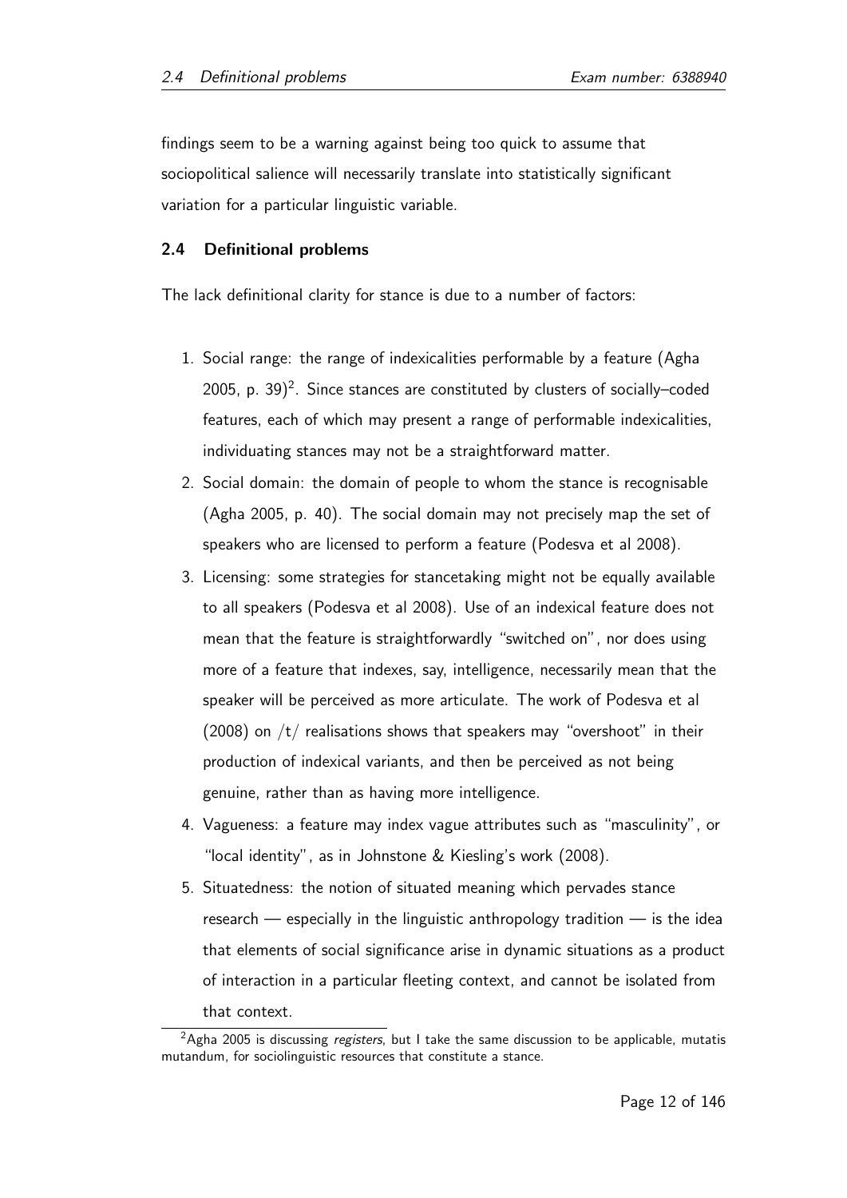findings seem to be a warning against being too quick to assume that sociopolitical salience will necessarily translate into statistically significant variation for a particular linguistic variable.

### 2.4 Definitional problems

The lack definitional clarity for stance is due to a number of factors:

1. Social range: the range of indexicalities performable by a feature (Agha 2005, p. 39)[2]. Since stances are constituted by clusters of socially–coded features, each of which may present a range of performable indexicalities, individuating stances may not be a straightforward matter.
2. Social domain: the domain of people to whom the stance is recognisable (Agha 2005, p. 40). The social domain may not precisely map the set of speakers who are licensed to perform a feature (Podesva et al 2008).
3. Licensing: some strategies for stancetaking might not be equally available to all speakers (Podesva et al 2008). Use of an indexical feature does not mean that the feature is straightforwardly "switched on", nor does using more of a feature that indexes, say, intelligence, necessarily mean that the speaker will be perceived as more articulate. The work of Podesva et al (2008) on /t/ realisations shows that speakers may "overshoot" in their production of indexical variants, and then be perceived as not being genuine, rather than as having more intelligence.
4. Vagueness: a feature may index vague attributes such as "masculinity", or "local identity", as in Johnstone & Kiesling's work (2008).
5. Situatedness: the notion of situated meaning which pervades stance research — especially in the linguistic anthropology tradition — is the idea that elements of social significance arise in dynamic situations as a product of interaction in a particular fleeting context, and cannot be isolated from that context.

[2] Agha 2005 is discussing *registers*, but I take the same discussion to be applicable, mutatis mutandum, for sociolinguistic resources that constitute a stance.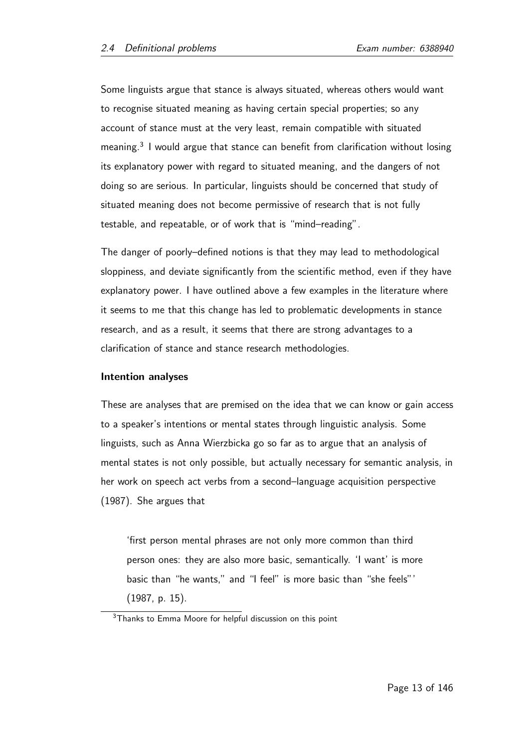Some linguists argue that stance is always situated, whereas others would want to recognise situated meaning as having certain special properties; so any account of stance must at the very least, remain compatible with situated meaning.[3] I would argue that stance can benefit from clarification without losing its explanatory power with regard to situated meaning, and the dangers of not doing so are serious. In particular, linguists should be concerned that study of situated meaning does not become permissive of research that is not fully testable, and repeatable, or of work that is "mind–reading".

The danger of poorly–defined notions is that they may lead to methodological sloppiness, and deviate significantly from the scientific method, even if they have explanatory power. I have outlined above a few examples in the literature where it seems to me that this change has led to problematic developments in stance research, and as a result, it seems that there are strong advantages to a clarification of stance and stance research methodologies.

**Intention analyses**

These are analyses that are premised on the idea that we can know or gain access to a speaker's intentions or mental states through linguistic analysis. Some linguists, such as Anna Wierzbicka go so far as to argue that an analysis of mental states is not only possible, but actually necessary for semantic analysis, in her work on speech act verbs from a second–language acquisition perspective (1987). She argues that

> 'first person mental phrases are not only more common than third person ones: they are also more basic, semantically. 'I want' is more basic than "he wants," and "I feel" is more basic than "she feels"' (1987, p. 15).

[3] Thanks to Emma Moore for helpful discussion on this point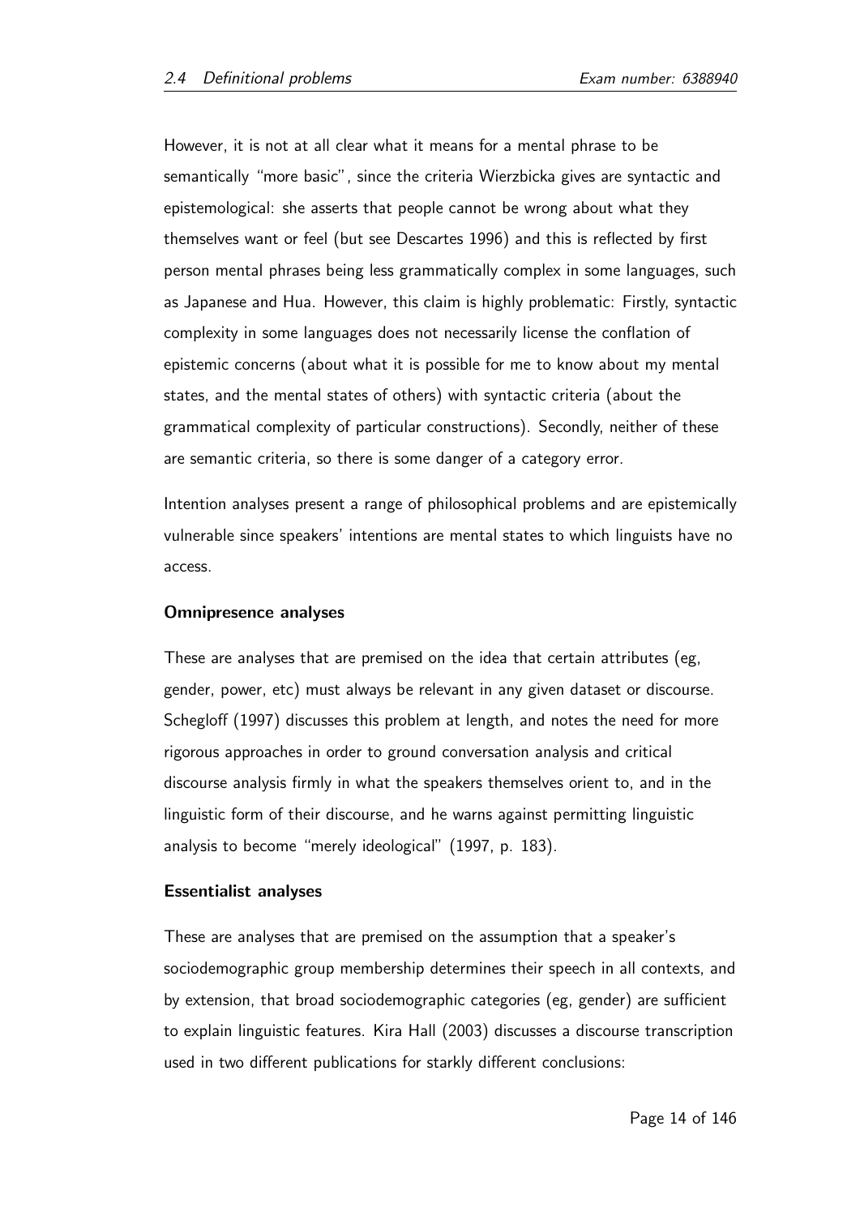However, it is not at all clear what it means for a mental phrase to be semantically "more basic", since the criteria Wierzbicka gives are syntactic and epistemological: she asserts that people cannot be wrong about what they themselves want or feel (but see Descartes 1996) and this is reflected by first person mental phrases being less grammatically complex in some languages, such as Japanese and Hua. However, this claim is highly problematic: Firstly, syntactic complexity in some languages does not necessarily license the conflation of epistemic concerns (about what it is possible for me to know about my mental states, and the mental states of others) with syntactic criteria (about the grammatical complexity of particular constructions). Secondly, neither of these are semantic criteria, so there is some danger of a category error.

Intention analyses present a range of philosophical problems and are epistemically vulnerable since speakers' intentions are mental states to which linguists have no access.

**Omnipresence analyses**

These are analyses that are premised on the idea that certain attributes (eg, gender, power, etc) must always be relevant in any given dataset or discourse. Schegloff (1997) discusses this problem at length, and notes the need for more rigorous approaches in order to ground conversation analysis and critical discourse analysis firmly in what the speakers themselves orient to, and in the linguistic form of their discourse, and he warns against permitting linguistic analysis to become "merely ideological" (1997, p. 183).

**Essentialist analyses**

These are analyses that are premised on the assumption that a speaker's sociodemographic group membership determines their speech in all contexts, and by extension, that broad sociodemographic categories (eg, gender) are sufficient to explain linguistic features. Kira Hall (2003) discusses a discourse transcription used in two different publications for starkly different conclusions: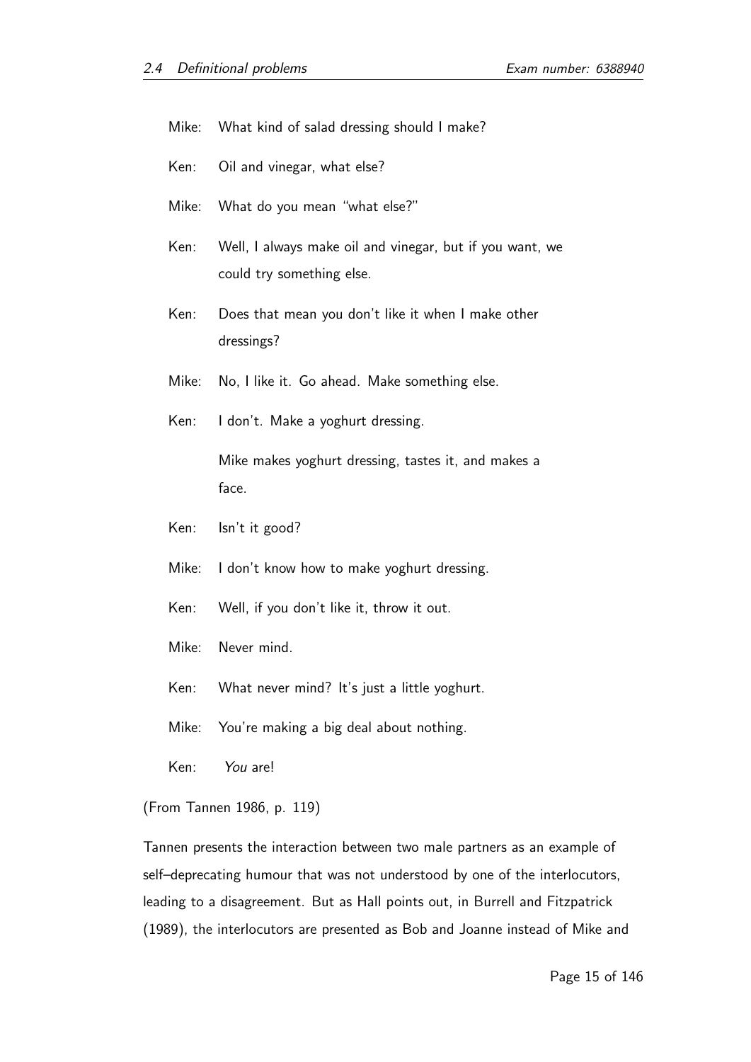Mike: What kind of salad dressing should I make?

Ken: Oil and vinegar, what else?

Mike: What do you mean "what else?"

Ken: Well, I always make oil and vinegar, but if you want, we could try something else.

Ken: Does that mean you don't like it when I make other dressings?

Mike: No, I like it. Go ahead. Make something else.

Ken: I don't. Make a yoghurt dressing.

Mike makes yoghurt dressing, tastes it, and makes a face.

Ken: Isn't it good?

Mike: I don't know how to make yoghurt dressing.

Ken: Well, if you don't like it, throw it out.

Mike: Never mind.

Ken: What never mind? It's just a little yoghurt.

Mike: You're making a big deal about nothing.

Ken: *You* are!

(From Tannen 1986, p. 119)

Tannen presents the interaction between two male partners as an example of self–deprecating humour that was not understood by one of the interlocutors, leading to a disagreement. But as Hall points out, in Burrell and Fitzpatrick (1989), the interlocutors are presented as Bob and Joanne instead of Mike and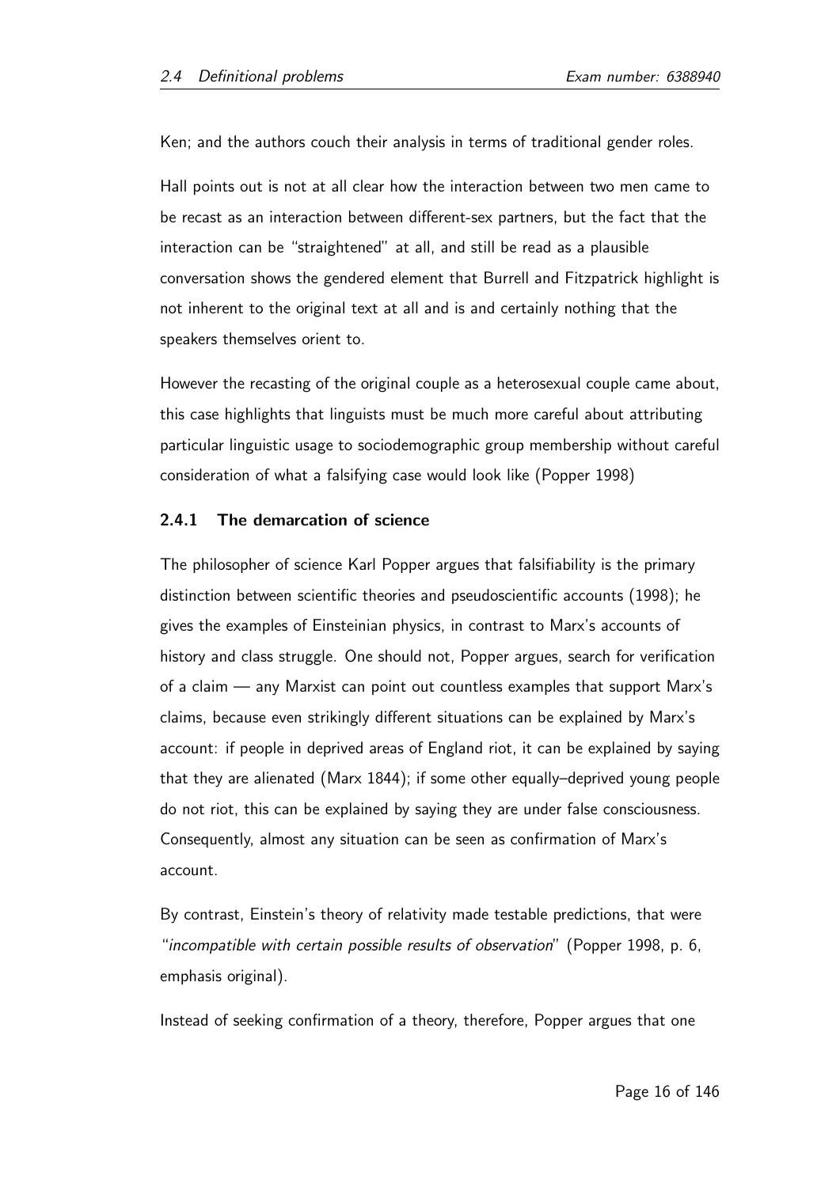Ken; and the authors couch their analysis in terms of traditional gender roles.

Hall points out is not at all clear how the interaction between two men came to be recast as an interaction between different-sex partners, but the fact that the interaction can be "straightened" at all, and still be read as a plausible conversation shows the gendered element that Burrell and Fitzpatrick highlight is not inherent to the original text at all and is and certainly nothing that the speakers themselves orient to.

However the recasting of the original couple as a heterosexual couple came about, this case highlights that linguists must be much more careful about attributing particular linguistic usage to sociodemographic group membership without careful consideration of what a falsifying case would look like (Popper 1998)

### 2.4.1 The demarcation of science

The philosopher of science Karl Popper argues that falsifiability is the primary distinction between scientific theories and pseudoscientific accounts (1998); he gives the examples of Einsteinian physics, in contrast to Marx's accounts of history and class struggle. One should not, Popper argues, search for verification of a claim — any Marxist can point out countless examples that support Marx's claims, because even strikingly different situations can be explained by Marx's account: if people in deprived areas of England riot, it can be explained by saying that they are alienated (Marx 1844); if some other equally–deprived young people do not riot, this can be explained by saying they are under false consciousness. Consequently, almost any situation can be seen as confirmation of Marx's account.

By contrast, Einstein's theory of relativity made testable predictions, that were "*incompatible with certain possible results of observation*" (Popper 1998, p. 6, emphasis original).

Instead of seeking confirmation of a theory, therefore, Popper argues that one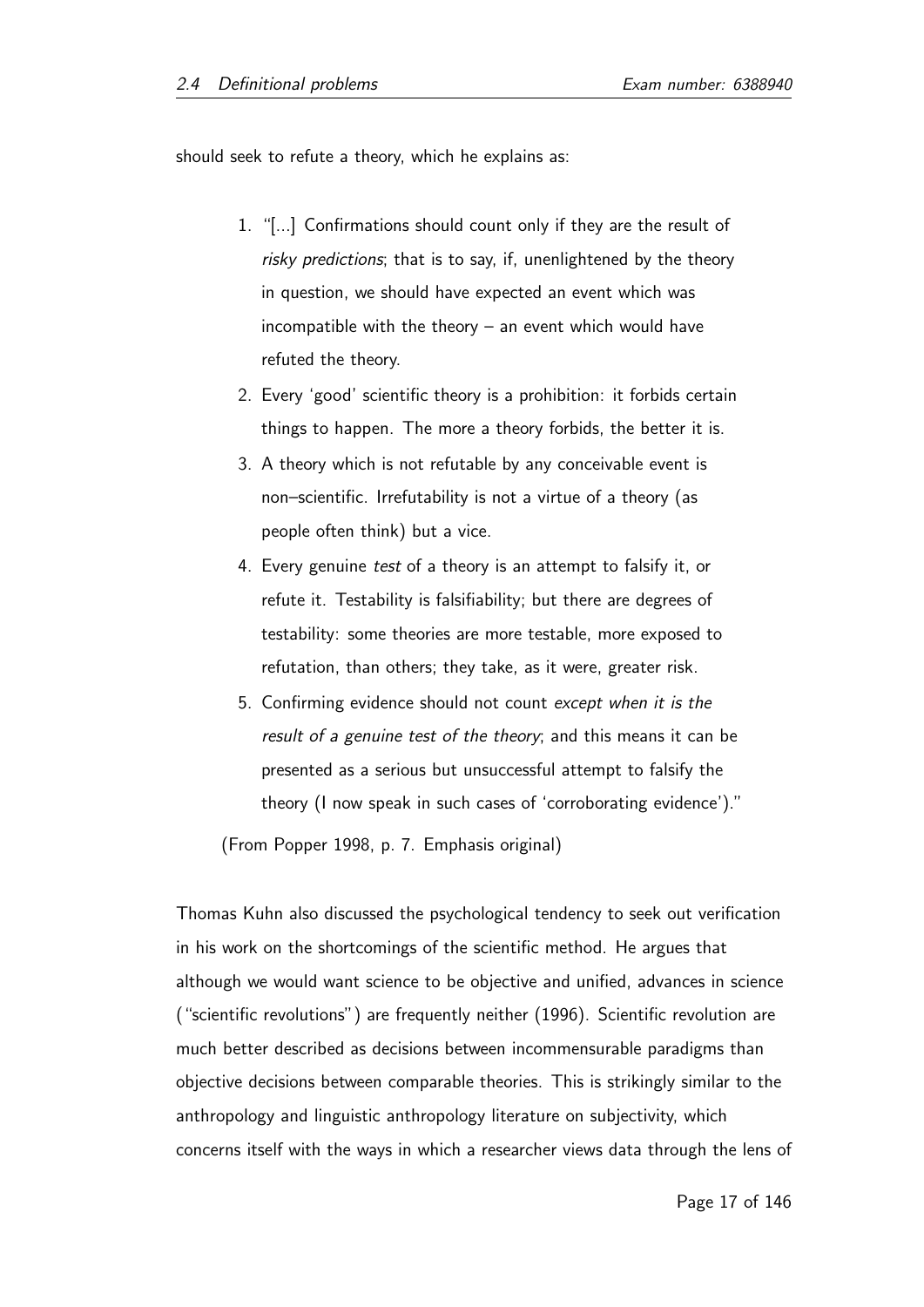should seek to refute a theory, which he explains as:

> 1. "[...] Confirmations should count only if they are the result of *risky predictions*; that is to say, if, unenlightened by the theory in question, we should have expected an event which was incompatible with the theory – an event which would have refuted the theory.
> 2. Every 'good' scientific theory is a prohibition: it forbids certain things to happen. The more a theory forbids, the better it is.
> 3. A theory which is not refutable by any conceivable event is non–scientific. Irrefutability is not a virtue of a theory (as people often think) but a vice.
> 4. Every genuine *test* of a theory is an attempt to falsify it, or refute it. Testability is falsifiability; but there are degrees of testability: some theories are more testable, more exposed to refutation, than others; they take, as it were, greater risk.
> 5. Confirming evidence should not count *except when it is the result of a genuine test of the theory*; and this means it can be presented as a serious but unsuccessful attempt to falsify the theory (I now speak in such cases of 'corroborating evidence')."
>
> (From Popper 1998, p. 7. Emphasis original)

Thomas Kuhn also discussed the psychological tendency to seek out verification in his work on the shortcomings of the scientific method. He argues that although we would want science to be objective and unified, advances in science ("scientific revolutions") are frequently neither (1996). Scientific revolution are much better described as decisions between incommensurable paradigms than objective decisions between comparable theories. This is strikingly similar to the anthropology and linguistic anthropology literature on subjectivity, which concerns itself with the ways in which a researcher views data through the lens of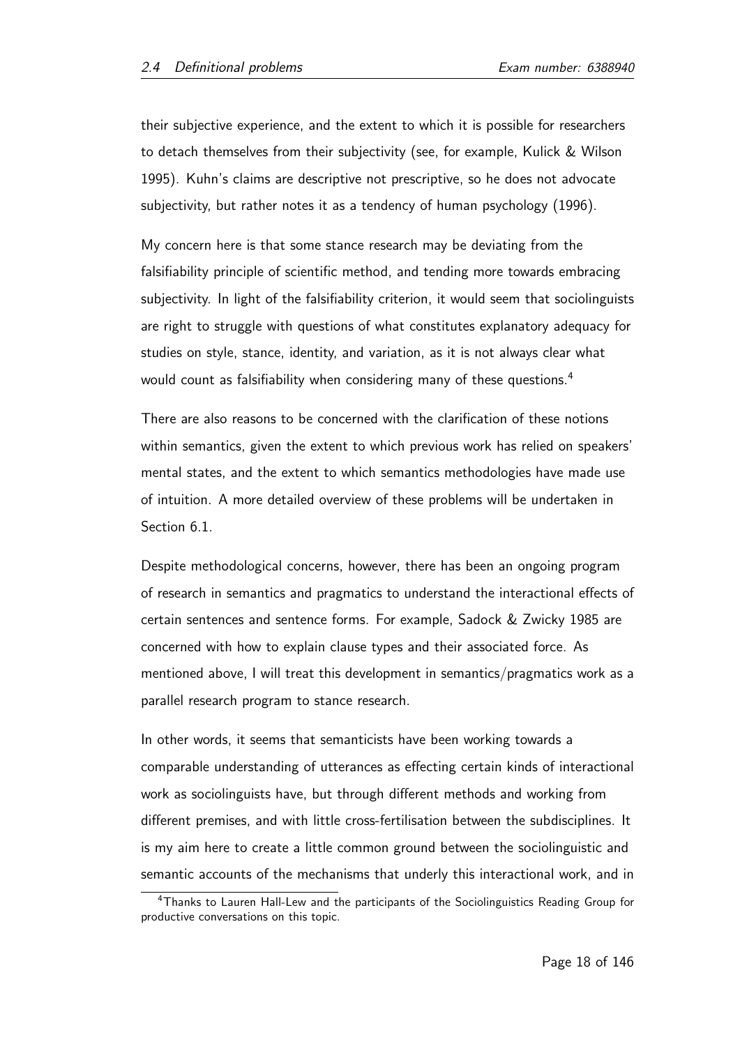their subjective experience, and the extent to which it is possible for researchers to detach themselves from their subjectivity (see, for example, Kulick & Wilson 1995). Kuhn's claims are descriptive not prescriptive, so he does not advocate subjectivity, but rather notes it as a tendency of human psychology (1996).

My concern here is that some stance research may be deviating from the falsifiability principle of scientific method, and tending more towards embracing subjectivity. In light of the falsifiability criterion, it would seem that sociolinguists are right to struggle with questions of what constitutes explanatory adequacy for studies on style, stance, identity, and variation, as it is not always clear what would count as falsifiability when considering many of these questions.[4]

There are also reasons to be concerned with the clarification of these notions within semantics, given the extent to which previous work has relied on speakers' mental states, and the extent to which semantics methodologies have made use of intuition. A more detailed overview of these problems will be undertaken in Section 6.1.

Despite methodological concerns, however, there has been an ongoing program of research in semantics and pragmatics to understand the interactional effects of certain sentences and sentence forms. For example, Sadock & Zwicky 1985 are concerned with how to explain clause types and their associated force. As mentioned above, I will treat this development in semantics/pragmatics work as a parallel research program to stance research.

In other words, it seems that semanticists have been working towards a comparable understanding of utterances as effecting certain kinds of interactional work as sociolinguists have, but through different methods and working from different premises, and with little cross-fertilisation between the subdisciplines. It is my aim here to create a little common ground between the sociolinguistic and semantic accounts of the mechanisms that underly this interactional work, and in

[4] Thanks to Lauren Hall-Lew and the participants of the Sociolinguistics Reading Group for productive conversations on this topic.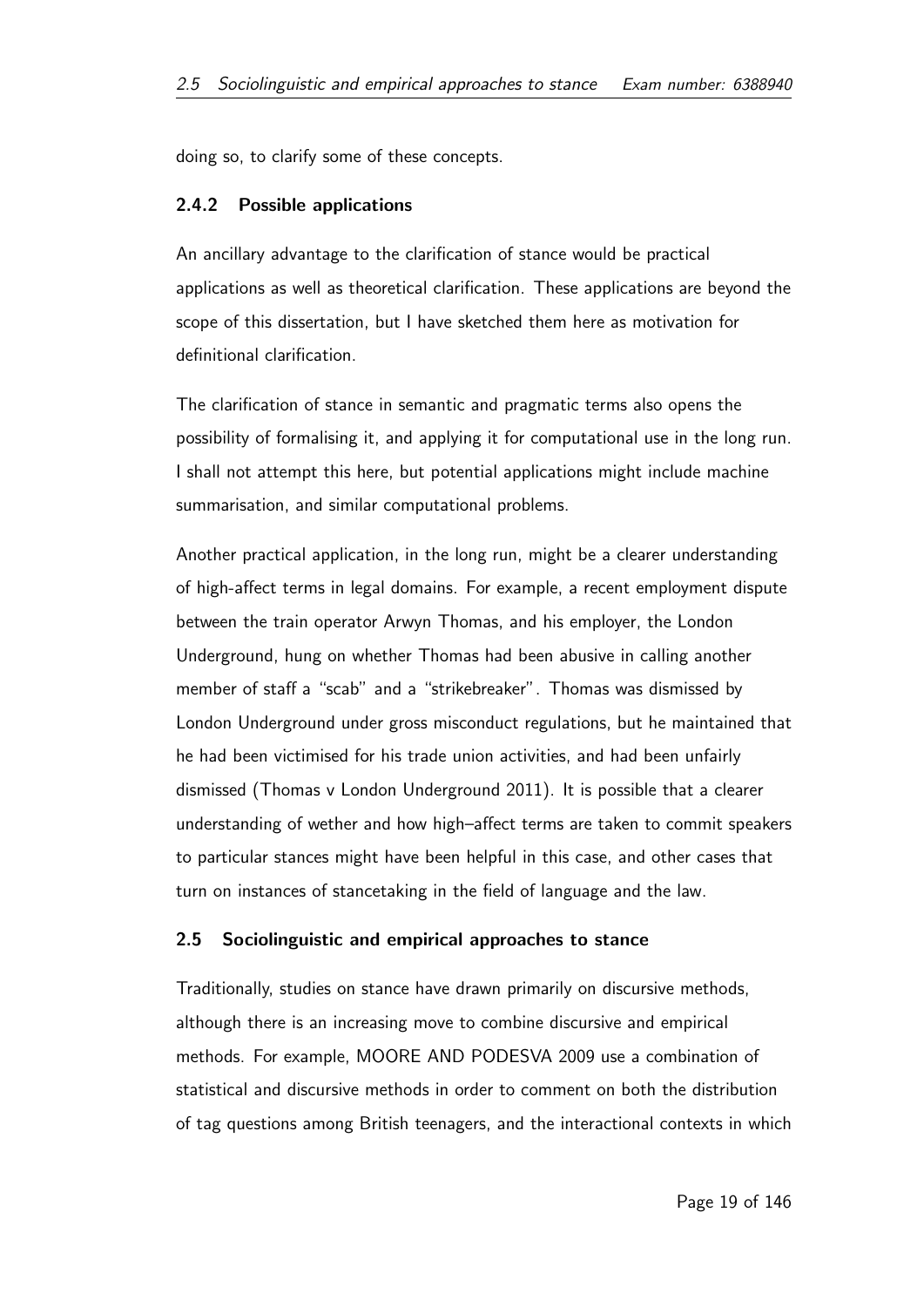doing so, to clarify some of these concepts.

### 2.4.2 Possible applications

An ancillary advantage to the clarification of stance would be practical applications as well as theoretical clarification. These applications are beyond the scope of this dissertation, but I have sketched them here as motivation for definitional clarification.

The clarification of stance in semantic and pragmatic terms also opens the possibility of formalising it, and applying it for computational use in the long run. I shall not attempt this here, but potential applications might include machine summarisation, and similar computational problems.

Another practical application, in the long run, might be a clearer understanding of high-affect terms in legal domains. For example, a recent employment dispute between the train operator Arwyn Thomas, and his employer, the London Underground, hung on whether Thomas had been abusive in calling another member of staff a "scab" and a "strikebreaker". Thomas was dismissed by London Underground under gross misconduct regulations, but he maintained that he had been victimised for his trade union activities, and had been unfairly dismissed (Thomas v London Underground 2011). It is possible that a clearer understanding of wether and how high–affect terms are taken to commit speakers to particular stances might have been helpful in this case, and other cases that turn on instances of stancetaking in the field of language and the law.

## 2.5 Sociolinguistic and empirical approaches to stance

Traditionally, studies on stance have drawn primarily on discursive methods, although there is an increasing move to combine discursive and empirical methods. For example, MOORE AND PODESVA 2009 use a combination of statistical and discursive methods in order to comment on both the distribution of tag questions among British teenagers, and the interactional contexts in which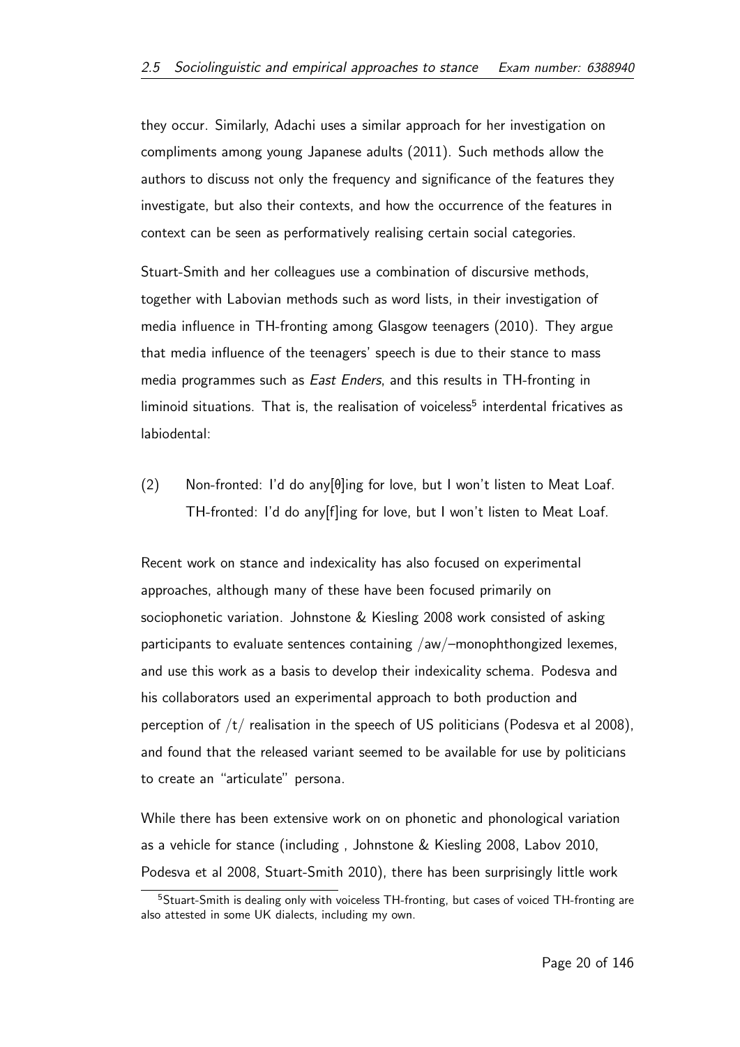they occur. Similarly, Adachi uses a similar approach for her investigation on compliments among young Japanese adults (2011). Such methods allow the authors to discuss not only the frequency and significance of the features they investigate, but also their contexts, and how the occurrence of the features in context can be seen as performatively realising certain social categories.

Stuart-Smith and her colleagues use a combination of discursive methods, together with Labovian methods such as word lists, in their investigation of media influence in TH-fronting among Glasgow teenagers (2010). They argue that media influence of the teenagers' speech is due to their stance to mass media programmes such as *East Enders*, and this results in TH-fronting in liminoid situations. That is, the realisation of voiceless[5] interdental fricatives as labiodental:

(2) Non-fronted: I'd do any[θ]ing for love, but I won't listen to Meat Loaf.
    TH-fronted: I'd do any[f]ing for love, but I won't listen to Meat Loaf.

Recent work on stance and indexicality has also focused on experimental approaches, although many of these have been focused primarily on sociophonetic variation. Johnstone & Kiesling 2008 work consisted of asking participants to evaluate sentences containing /aw/–monophthongized lexemes, and use this work as a basis to develop their indexicality schema. Podesva and his collaborators used an experimental approach to both production and perception of /t/ realisation in the speech of US politicians (Podesva et al 2008), and found that the released variant seemed to be available for use by politicians to create an "articulate" persona.

While there has been extensive work on on phonetic and phonological variation as a vehicle for stance (including , Johnstone & Kiesling 2008, Labov 2010, Podesva et al 2008, Stuart-Smith 2010), there has been surprisingly little work

[5] Stuart-Smith is dealing only with voiceless TH-fronting, but cases of voiced TH-fronting are also attested in some UK dialects, including my own.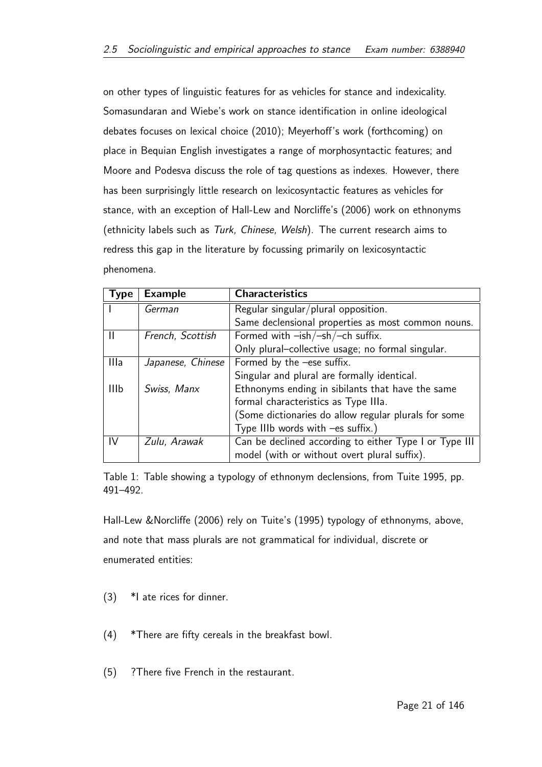on other types of linguistic features for as vehicles for stance and indexicality. Somasundaran and Wiebe's work on stance identification in online ideological debates focuses on lexical choice (2010); Meyerhoff's work (forthcoming) on place in Bequian English investigates a range of morphosyntactic features; and Moore and Podesva discuss the role of tag questions as indexes. However, there has been surprisingly little research on lexicosyntactic features as vehicles for stance, with an exception of Hall-Lew and Norcliffe's (2006) work on ethnonyms (ethnicity labels such as *Turk, Chinese, Welsh*). The current research aims to redress this gap in the literature by focussing primarily on lexicosyntactic phenomena.

| Type | Example | Characteristics |
|---|---|---|
| I | *German* | Regular singular/plural opposition. Same declensional properties as most common nouns. |
| II | *French, Scottish* | Formed with –ish/–sh/–ch suffix. Only plural–collective usage; no formal singular. |
| IIIa | *Japanese, Chinese* | Formed by the –ese suffix. Singular and plural are formally identical. |
| IIIb | *Swiss, Manx* | Ethnonyms ending in sibilants that have the same formal characteristics as Type IIIa. (Some dictionaries do allow regular plurals for some Type IIIb words with –es suffix.) |
| IV | *Zulu, Arawak* | Can be declined according to either Type I or Type III model (with or without overt plural suffix). |

Table 1: Table showing a typology of ethnonym declensions, from Tuite 1995, pp. 491–492.

Hall-Lew &Norcliffe (2006) rely on Tuite's (1995) typology of ethnonyms, above, and note that mass plurals are not grammatical for individual, discrete or enumerated entities:

(3) *I ate rices for dinner.

(4) *There are fifty cereals in the breakfast bowl.

(5) ?There five French in the restaurant.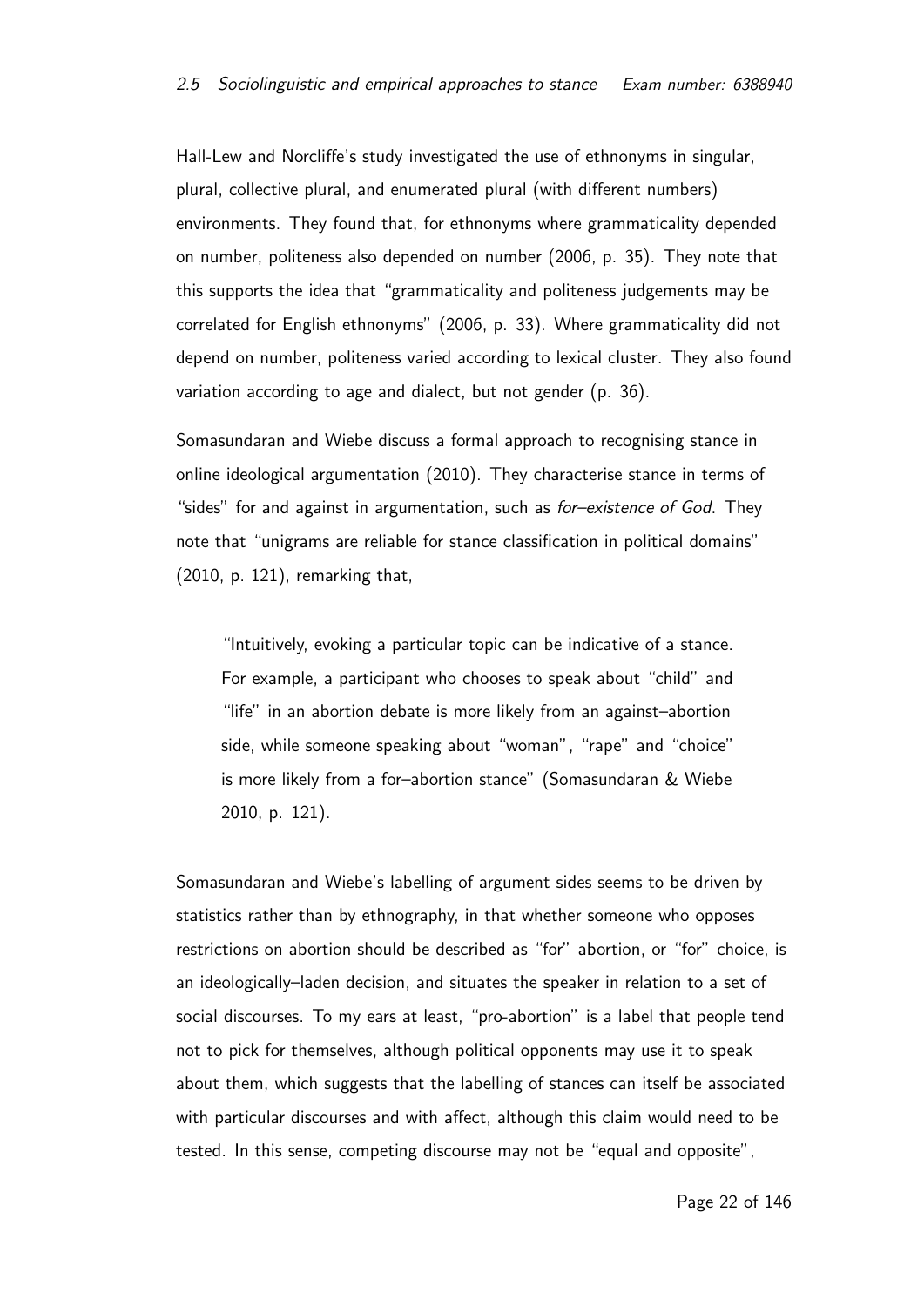Hall-Lew and Norcliffe's study investigated the use of ethnonyms in singular, plural, collective plural, and enumerated plural (with different numbers) environments. They found that, for ethnonyms where grammaticality depended on number, politeness also depended on number (2006, p. 35). They note that this supports the idea that "grammaticality and politeness judgements may be correlated for English ethnonyms" (2006, p. 33). Where grammaticality did not depend on number, politeness varied according to lexical cluster. They also found variation according to age and dialect, but not gender (p. 36).

Somasundaran and Wiebe discuss a formal approach to recognising stance in online ideological argumentation (2010). They characterise stance in terms of "sides" for and against in argumentation, such as *for–existence of God*. They note that "unigrams are reliable for stance classification in political domains" (2010, p. 121), remarking that,

> "Intuitively, evoking a particular topic can be indicative of a stance. For example, a participant who chooses to speak about "child" and "life" in an abortion debate is more likely from an against–abortion side, while someone speaking about "woman", "rape" and "choice" is more likely from a for–abortion stance" (Somasundaran & Wiebe 2010, p. 121).

Somasundaran and Wiebe's labelling of argument sides seems to be driven by statistics rather than by ethnography, in that whether someone who opposes restrictions on abortion should be described as "for" abortion, or "for" choice, is an ideologically–laden decision, and situates the speaker in relation to a set of social discourses. To my ears at least, "pro-abortion" is a label that people tend not to pick for themselves, although political opponents may use it to speak about them, which suggests that the labelling of stances can itself be associated with particular discourses and with affect, although this claim would need to be tested. In this sense, competing discourse may not be "equal and opposite",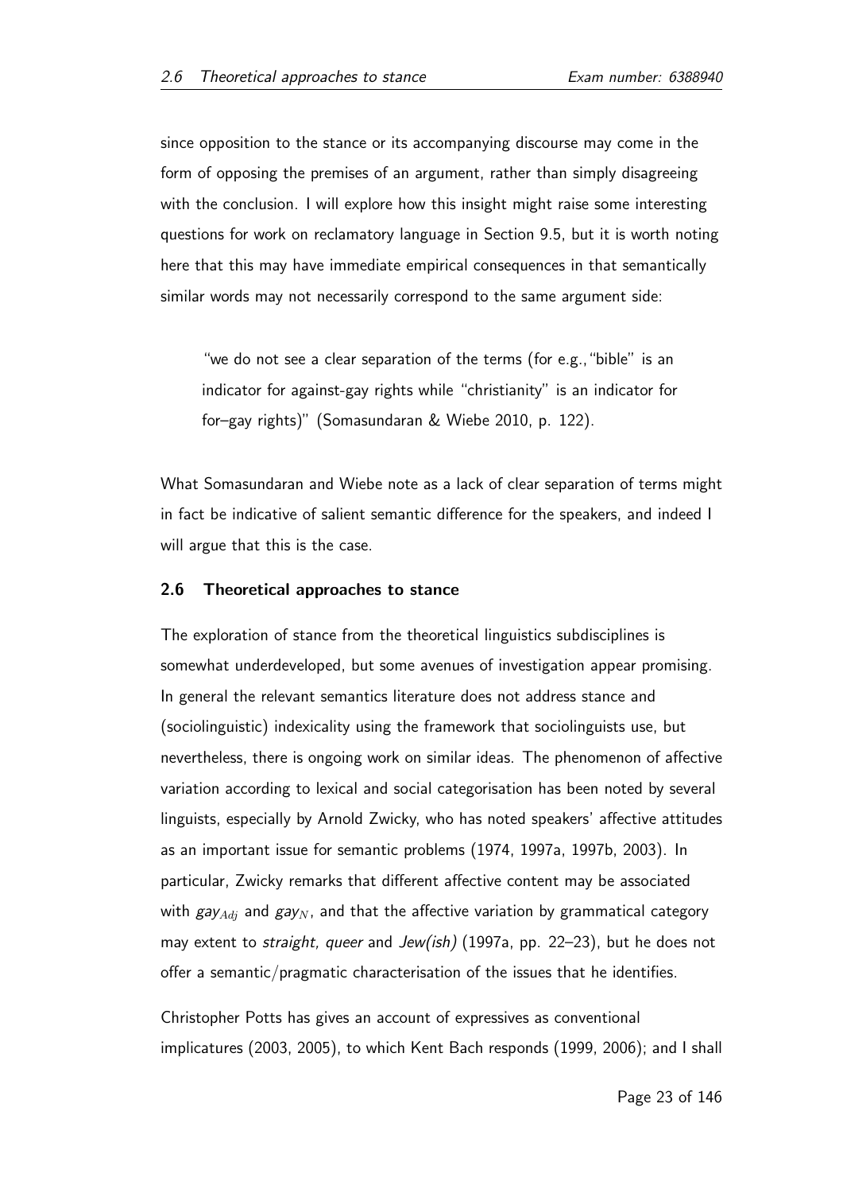since opposition to the stance or its accompanying discourse may come in the form of opposing the premises of an argument, rather than simply disagreeing with the conclusion. I will explore how this insight might raise some interesting questions for work on reclamatory language in Section 9.5, but it is worth noting here that this may have immediate empirical consequences in that semantically similar words may not necessarily correspond to the same argument side:

> "we do not see a clear separation of the terms (for e.g.,"bible" is an indicator for against-gay rights while "christianity" is an indicator for for–gay rights)" (Somasundaran & Wiebe 2010, p. 122).

What Somasundaran and Wiebe note as a lack of clear separation of terms might in fact be indicative of salient semantic difference for the speakers, and indeed I will argue that this is the case.

### 2.6 Theoretical approaches to stance

The exploration of stance from the theoretical linguistics subdisciplines is somewhat underdeveloped, but some avenues of investigation appear promising. In general the relevant semantics literature does not address stance and (sociolinguistic) indexicality using the framework that sociolinguists use, but nevertheless, there is ongoing work on similar ideas. The phenomenon of affective variation according to lexical and social categorisation has been noted by several linguists, especially by Arnold Zwicky, who has noted speakers' affective attitudes as an important issue for semantic problems (1974, 1997a, 1997b, 2003). In particular, Zwicky remarks that different affective content may be associated with *gay*$_{Adj}$ and *gay*$_{N}$, and that the affective variation by grammatical category may extent to *straight, queer* and *Jew(ish)* (1997a, pp. 22–23), but he does not offer a semantic/pragmatic characterisation of the issues that he identifies.

Christopher Potts has gives an account of expressives as conventional implicatures (2003, 2005), to which Kent Bach responds (1999, 2006); and I shall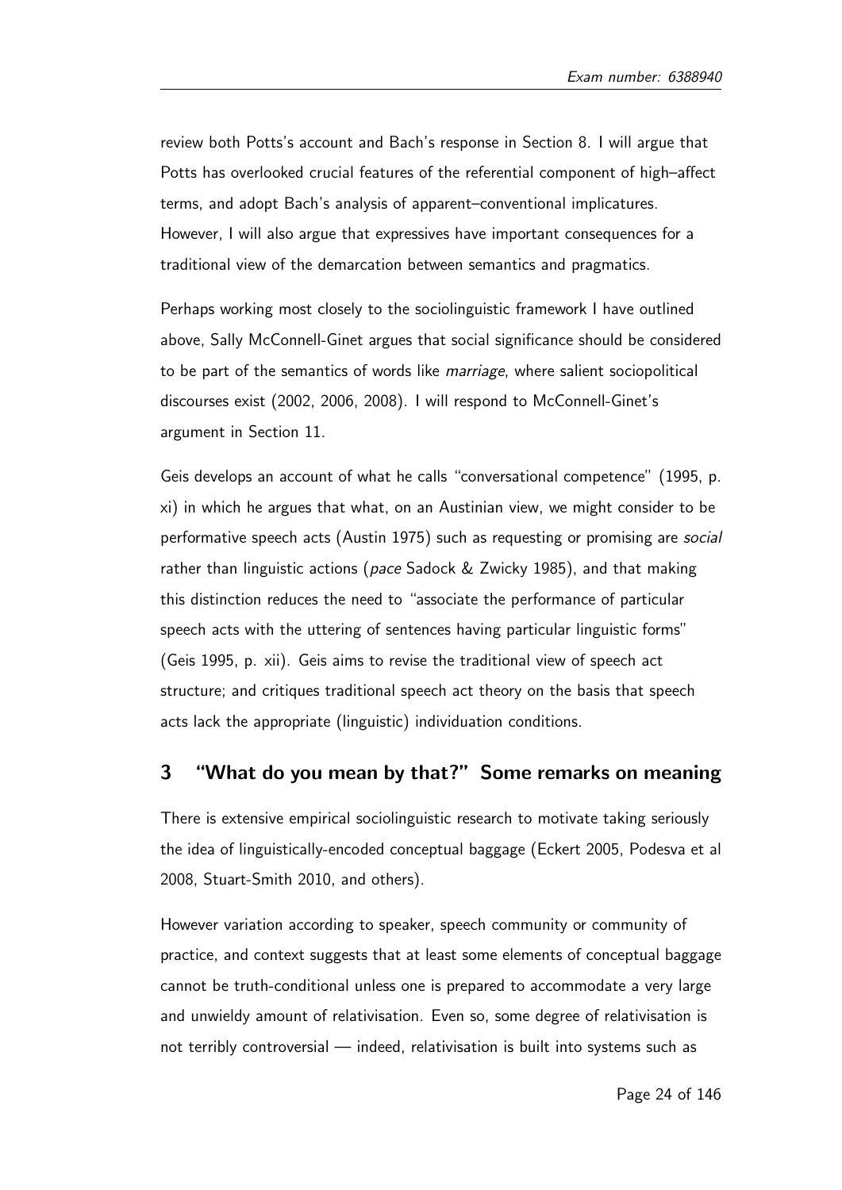review both Potts's account and Bach's response in Section 8. I will argue that Potts has overlooked crucial features of the referential component of high–affect terms, and adopt Bach's analysis of apparent–conventional implicatures. However, I will also argue that expressives have important consequences for a traditional view of the demarcation between semantics and pragmatics.

Perhaps working most closely to the sociolinguistic framework I have outlined above, Sally McConnell-Ginet argues that social significance should be considered to be part of the semantics of words like *marriage*, where salient sociopolitical discourses exist (2002, 2006, 2008). I will respond to McConnell-Ginet's argument in Section 11.

Geis develops an account of what he calls "conversational competence" (1995, p. xi) in which he argues that what, on an Austinian view, we might consider to be performative speech acts (Austin 1975) such as requesting or promising are *social* rather than linguistic actions (*pace* Sadock & Zwicky 1985), and that making this distinction reduces the need to "associate the performance of particular speech acts with the uttering of sentences having particular linguistic forms" (Geis 1995, p. xii). Geis aims to revise the traditional view of speech act structure; and critiques traditional speech act theory on the basis that speech acts lack the appropriate (linguistic) individuation conditions.

## 3 "What do you mean by that?" Some remarks on meaning

There is extensive empirical sociolinguistic research to motivate taking seriously the idea of linguistically-encoded conceptual baggage (Eckert 2005, Podesva et al 2008, Stuart-Smith 2010, and others).

However variation according to speaker, speech community or community of practice, and context suggests that at least some elements of conceptual baggage cannot be truth-conditional unless one is prepared to accommodate a very large and unwieldy amount of relativisation. Even so, some degree of relativisation is not terribly controversial — indeed, relativisation is built into systems such as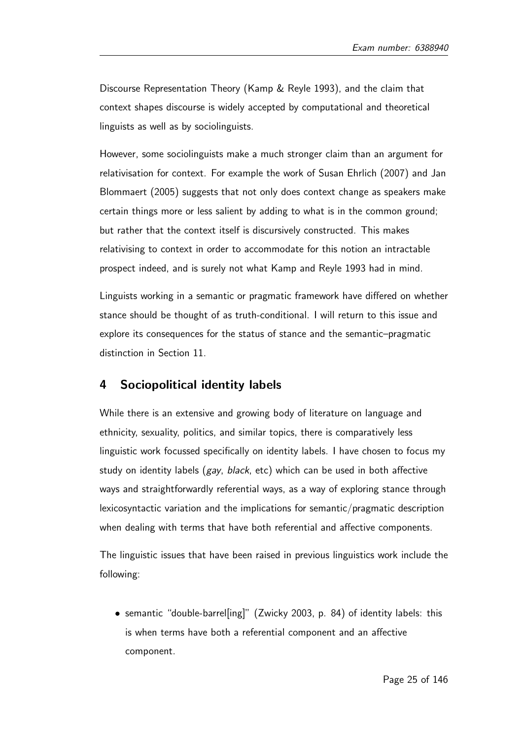Discourse Representation Theory (Kamp & Reyle 1993), and the claim that context shapes discourse is widely accepted by computational and theoretical linguists as well as by sociolinguists.

However, some sociolinguists make a much stronger claim than an argument for relativisation for context. For example the work of Susan Ehrlich (2007) and Jan Blommaert (2005) suggests that not only does context change as speakers make certain things more or less salient by adding to what is in the common ground; but rather that the context itself is discursively constructed. This makes relativising to context in order to accommodate for this notion an intractable prospect indeed, and is surely not what Kamp and Reyle 1993 had in mind.

Linguists working in a semantic or pragmatic framework have differed on whether stance should be thought of as truth-conditional. I will return to this issue and explore its consequences for the status of stance and the semantic–pragmatic distinction in Section 11.

## 4 Sociopolitical identity labels

While there is an extensive and growing body of literature on language and ethnicity, sexuality, politics, and similar topics, there is comparatively less linguistic work focussed specifically on identity labels. I have chosen to focus my study on identity labels (*gay*, *black*, etc) which can be used in both affective ways and straightforwardly referential ways, as a way of exploring stance through lexicosyntactic variation and the implications for semantic/pragmatic description when dealing with terms that have both referential and affective components.

The linguistic issues that have been raised in previous linguistics work include the following:

- semantic "double-barrel[ing]" (Zwicky 2003, p. 84) of identity labels: this is when terms have both a referential component and an affective component.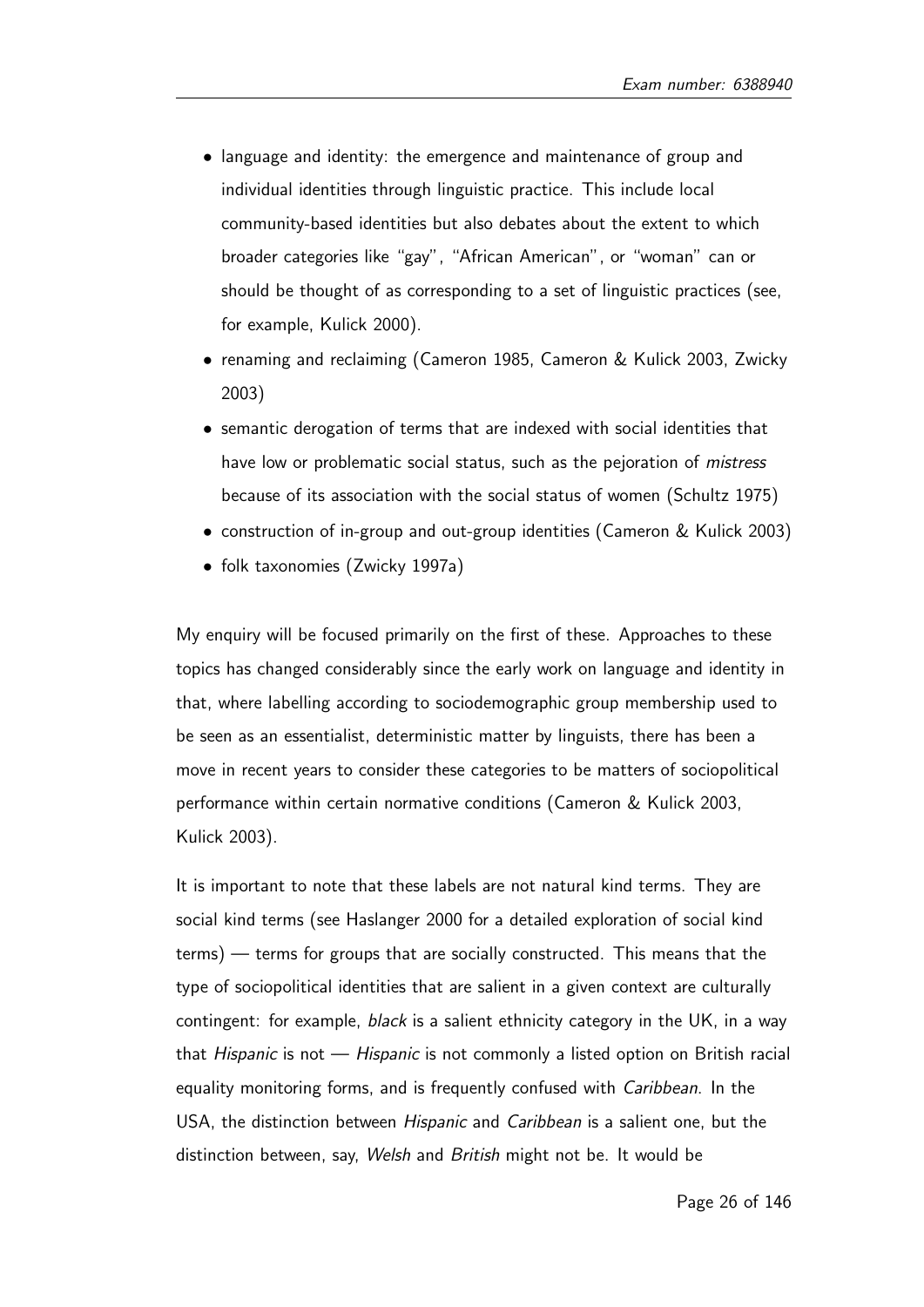- language and identity: the emergence and maintenance of group and individual identities through linguistic practice. This include local community-based identities but also debates about the extent to which broader categories like "gay", "African American", or "woman" can or should be thought of as corresponding to a set of linguistic practices (see, for example, Kulick 2000).
- renaming and reclaiming (Cameron 1985, Cameron & Kulick 2003, Zwicky 2003)
- semantic derogation of terms that are indexed with social identities that have low or problematic social status, such as the pejoration of *mistress* because of its association with the social status of women (Schultz 1975)
- construction of in-group and out-group identities (Cameron & Kulick 2003)
- folk taxonomies (Zwicky 1997a)

My enquiry will be focused primarily on the first of these. Approaches to these topics has changed considerably since the early work on language and identity in that, where labelling according to sociodemographic group membership used to be seen as an essentialist, deterministic matter by linguists, there has been a move in recent years to consider these categories to be matters of sociopolitical performance within certain normative conditions (Cameron & Kulick 2003, Kulick 2003).

It is important to note that these labels are not natural kind terms. They are social kind terms (see Haslanger 2000 for a detailed exploration of social kind terms) — terms for groups that are socially constructed. This means that the type of sociopolitical identities that are salient in a given context are culturally contingent: for example, *black* is a salient ethnicity category in the UK, in a way that *Hispanic* is not — *Hispanic* is not commonly a listed option on British racial equality monitoring forms, and is frequently confused with *Caribbean*. In the USA, the distinction between *Hispanic* and *Caribbean* is a salient one, but the distinction between, say, *Welsh* and *British* might not be. It would be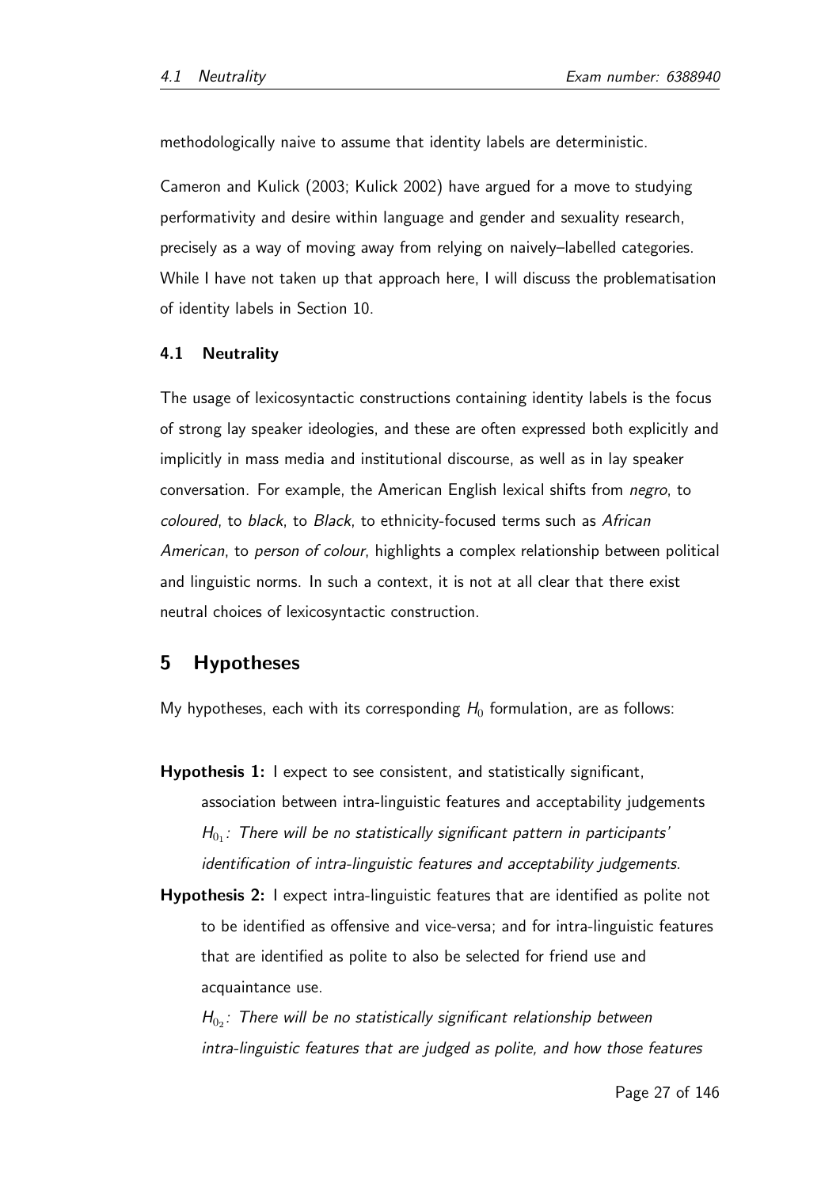methodologically naive to assume that identity labels are deterministic.

Cameron and Kulick (2003; Kulick 2002) have argued for a move to studying performativity and desire within language and gender and sexuality research, precisely as a way of moving away from relying on naively–labelled categories. While I have not taken up that approach here, I will discuss the problematisation of identity labels in Section 10.

### 4.1 Neutrality

The usage of lexicosyntactic constructions containing identity labels is the focus of strong lay speaker ideologies, and these are often expressed both explicitly and implicitly in mass media and institutional discourse, as well as in lay speaker conversation. For example, the American English lexical shifts from *negro*, to *coloured*, to *black*, to *Black*, to ethnicity-focused terms such as *African American*, to *person of colour*, highlights a complex relationship between political and linguistic norms. In such a context, it is not at all clear that there exist neutral choices of lexicosyntactic construction.

## 5 Hypotheses

My hypotheses, each with its corresponding $H_0$ formulation, are as follows:

**Hypothesis 1:** I expect to see consistent, and statistically significant, association between intra-linguistic features and acceptability judgements
$H_{0_1}$: *There will be no statistically significant pattern in participants' identification of intra-linguistic features and acceptability judgements.*

**Hypothesis 2:** I expect intra-linguistic features that are identified as polite not to be identified as offensive and vice-versa; and for intra-linguistic features that are identified as polite to also be selected for friend use and acquaintance use.
$H_{0_2}$: *There will be no statistically significant relationship between intra-linguistic features that are judged as polite, and how those features*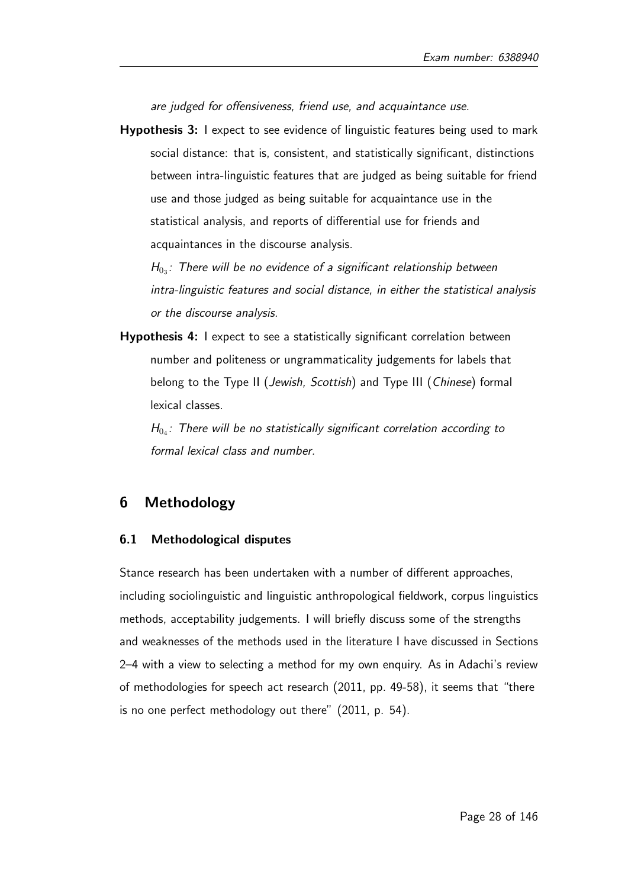*are judged for offensiveness, friend use, and acquaintance use.*

**Hypothesis 3:** I expect to see evidence of linguistic features being used to mark social distance: that is, consistent, and statistically significant, distinctions between intra-linguistic features that are judged as being suitable for friend use and those judged as being suitable for acquaintance use in the statistical analysis, and reports of differential use for friends and acquaintances in the discourse analysis.

$H_{0_3}$: *There will be no evidence of a significant relationship between intra-linguistic features and social distance, in either the statistical analysis or the discourse analysis.*

**Hypothesis 4:** I expect to see a statistically significant correlation between number and politeness or ungrammaticality judgements for labels that belong to the Type II (*Jewish, Scottish*) and Type III (*Chinese*) formal lexical classes.

$H_{0_4}$: *There will be no statistically significant correlation according to formal lexical class and number.*

## 6 Methodology

### 6.1 Methodological disputes

Stance research has been undertaken with a number of different approaches, including sociolinguistic and linguistic anthropological fieldwork, corpus linguistics methods, acceptability judgements. I will briefly discuss some of the strengths and weaknesses of the methods used in the literature I have discussed in Sections 2–4 with a view to selecting a method for my own enquiry. As in Adachi's review of methodologies for speech act research (2011, pp. 49-58), it seems that "there is no one perfect methodology out there" (2011, p. 54).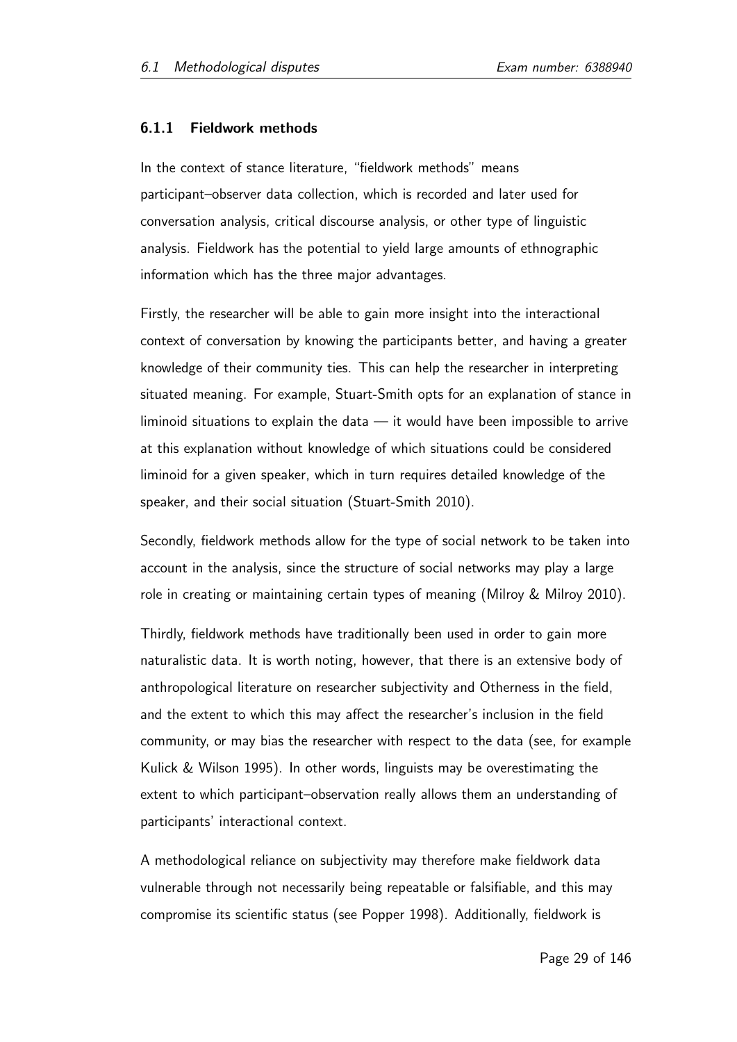### 6.1.1 Fieldwork methods

In the context of stance literature, "fieldwork methods" means participant–observer data collection, which is recorded and later used for conversation analysis, critical discourse analysis, or other type of linguistic analysis. Fieldwork has the potential to yield large amounts of ethnographic information which has the three major advantages.

Firstly, the researcher will be able to gain more insight into the interactional context of conversation by knowing the participants better, and having a greater knowledge of their community ties. This can help the researcher in interpreting situated meaning. For example, Stuart-Smith opts for an explanation of stance in liminoid situations to explain the data — it would have been impossible to arrive at this explanation without knowledge of which situations could be considered liminoid for a given speaker, which in turn requires detailed knowledge of the speaker, and their social situation (Stuart-Smith 2010).

Secondly, fieldwork methods allow for the type of social network to be taken into account in the analysis, since the structure of social networks may play a large role in creating or maintaining certain types of meaning (Milroy & Milroy 2010).

Thirdly, fieldwork methods have traditionally been used in order to gain more naturalistic data. It is worth noting, however, that there is an extensive body of anthropological literature on researcher subjectivity and Otherness in the field, and the extent to which this may affect the researcher's inclusion in the field community, or may bias the researcher with respect to the data (see, for example Kulick & Wilson 1995). In other words, linguists may be overestimating the extent to which participant–observation really allows them an understanding of participants' interactional context.

A methodological reliance on subjectivity may therefore make fieldwork data vulnerable through not necessarily being repeatable or falsifiable, and this may compromise its scientific status (see Popper 1998). Additionally, fieldwork is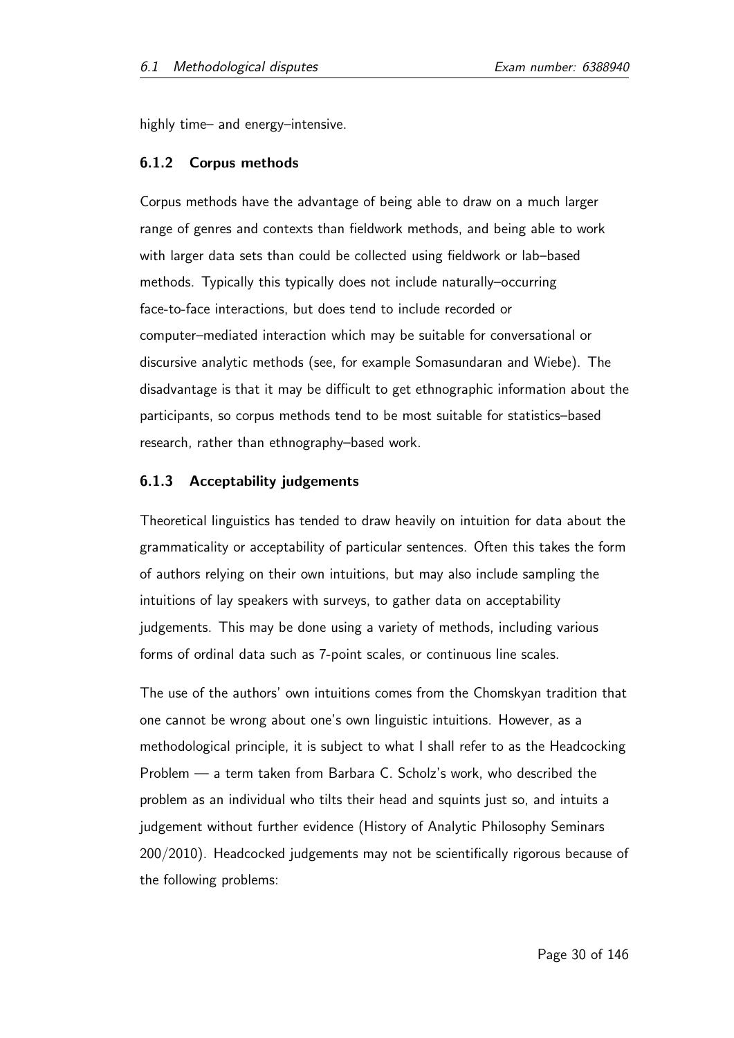highly time– and energy–intensive.

### 6.1.2 Corpus methods

Corpus methods have the advantage of being able to draw on a much larger range of genres and contexts than fieldwork methods, and being able to work with larger data sets than could be collected using fieldwork or lab–based methods. Typically this typically does not include naturally–occurring face-to-face interactions, but does tend to include recorded or computer–mediated interaction which may be suitable for conversational or discursive analytic methods (see, for example Somasundaran and Wiebe). The disadvantage is that it may be difficult to get ethnographic information about the participants, so corpus methods tend to be most suitable for statistics–based research, rather than ethnography–based work.

### 6.1.3 Acceptability judgements

Theoretical linguistics has tended to draw heavily on intuition for data about the grammaticality or acceptability of particular sentences. Often this takes the form of authors relying on their own intuitions, but may also include sampling the intuitions of lay speakers with surveys, to gather data on acceptability judgements. This may be done using a variety of methods, including various forms of ordinal data such as 7-point scales, or continuous line scales.

The use of the authors' own intuitions comes from the Chomskyan tradition that one cannot be wrong about one's own linguistic intuitions. However, as a methodological principle, it is subject to what I shall refer to as the Headcocking Problem — a term taken from Barbara C. Scholz's work, who described the problem as an individual who tilts their head and squints just so, and intuits a judgement without further evidence (History of Analytic Philosophy Seminars 200/2010). Headcocked judgements may not be scientifically rigorous because of the following problems: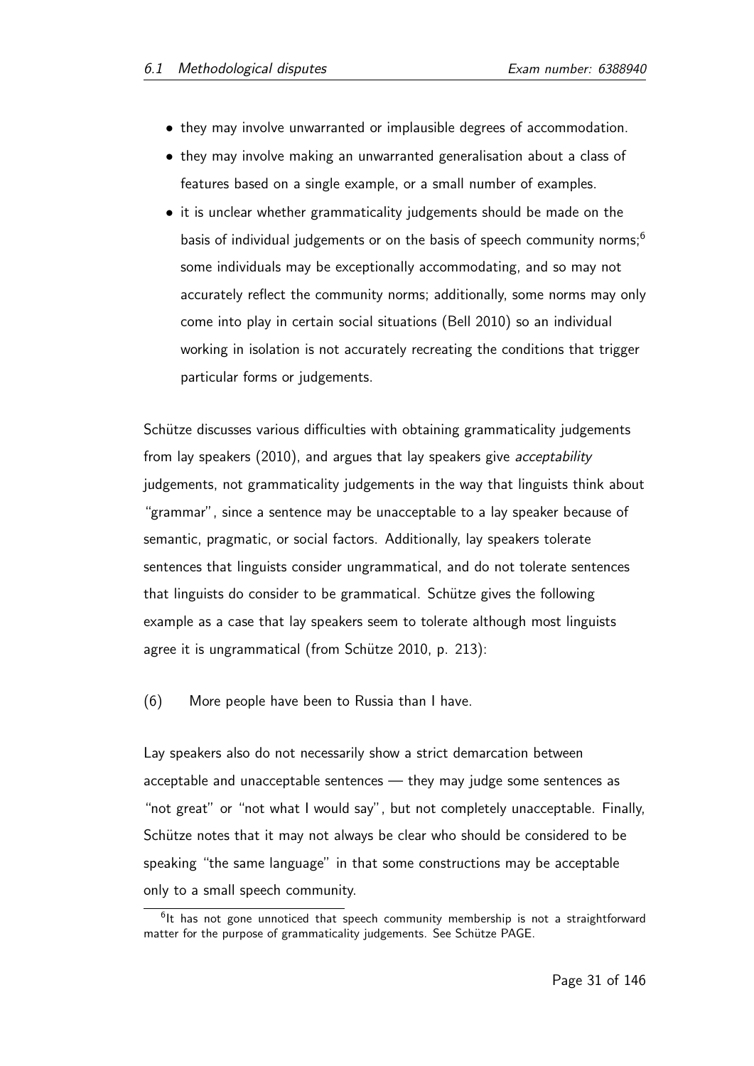- they may involve unwarranted or implausible degrees of accommodation.
- they may involve making an unwarranted generalisation about a class of features based on a single example, or a small number of examples.
- it is unclear whether grammaticality judgements should be made on the basis of individual judgements or on the basis of speech community norms;[6] some individuals may be exceptionally accommodating, and so may not accurately reflect the community norms; additionally, some norms may only come into play in certain social situations (Bell 2010) so an individual working in isolation is not accurately recreating the conditions that trigger particular forms or judgements.

Schütze discusses various difficulties with obtaining grammaticality judgements from lay speakers (2010), and argues that lay speakers give *acceptability* judgements, not grammaticality judgements in the way that linguists think about "grammar", since a sentence may be unacceptable to a lay speaker because of semantic, pragmatic, or social factors. Additionally, lay speakers tolerate sentences that linguists consider ungrammatical, and do not tolerate sentences that linguists do consider to be grammatical. Schütze gives the following example as a case that lay speakers seem to tolerate although most linguists agree it is ungrammatical (from Schütze 2010, p. 213):

(6) More people have been to Russia than I have.

Lay speakers also do not necessarily show a strict demarcation between acceptable and unacceptable sentences — they may judge some sentences as "not great" or "not what I would say", but not completely unacceptable. Finally, Schütze notes that it may not always be clear who should be considered to be speaking "the same language" in that some constructions may be acceptable only to a small speech community.

[6] It has not gone unnoticed that speech community membership is not a straightforward matter for the purpose of grammaticality judgements. See Schütze PAGE.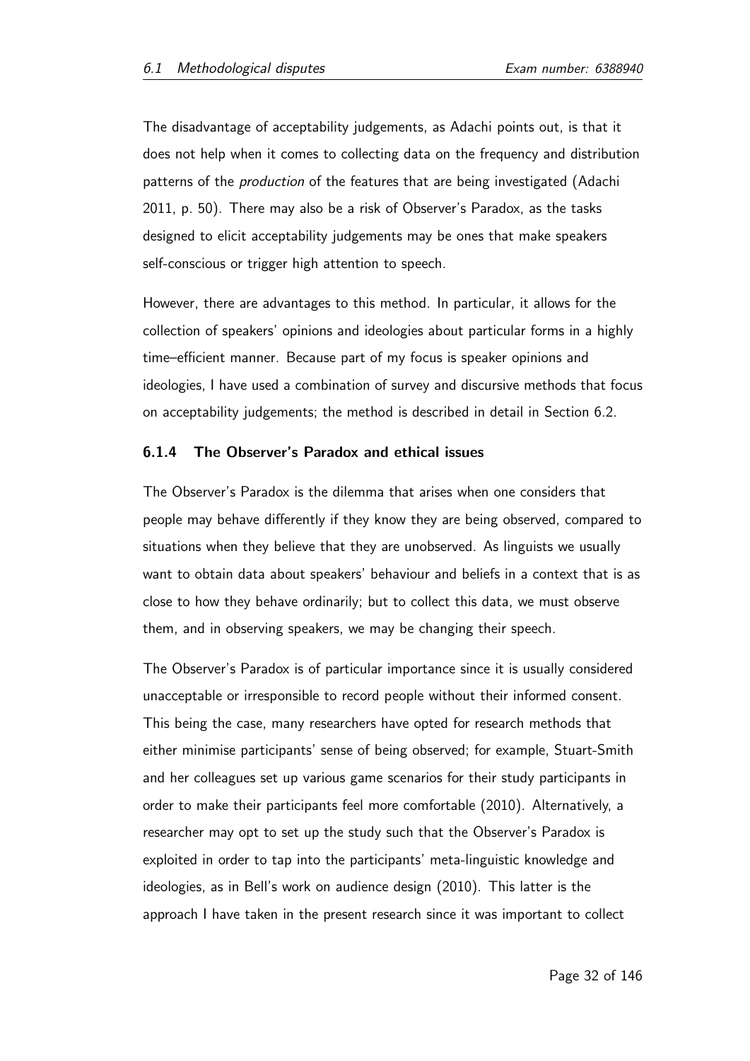The disadvantage of acceptability judgements, as Adachi points out, is that it does not help when it comes to collecting data on the frequency and distribution patterns of the *production* of the features that are being investigated (Adachi 2011, p. 50). There may also be a risk of Observer's Paradox, as the tasks designed to elicit acceptability judgements may be ones that make speakers self-conscious or trigger high attention to speech.

However, there are advantages to this method. In particular, it allows for the collection of speakers' opinions and ideologies about particular forms in a highly time–efficient manner. Because part of my focus is speaker opinions and ideologies, I have used a combination of survey and discursive methods that focus on acceptability judgements; the method is described in detail in Section 6.2.

### 6.1.4 The Observer's Paradox and ethical issues

The Observer's Paradox is the dilemma that arises when one considers that people may behave differently if they know they are being observed, compared to situations when they believe that they are unobserved. As linguists we usually want to obtain data about speakers' behaviour and beliefs in a context that is as close to how they behave ordinarily; but to collect this data, we must observe them, and in observing speakers, we may be changing their speech.

The Observer's Paradox is of particular importance since it is usually considered unacceptable or irresponsible to record people without their informed consent. This being the case, many researchers have opted for research methods that either minimise participants' sense of being observed; for example, Stuart-Smith and her colleagues set up various game scenarios for their study participants in order to make their participants feel more comfortable (2010). Alternatively, a researcher may opt to set up the study such that the Observer's Paradox is exploited in order to tap into the participants' meta-linguistic knowledge and ideologies, as in Bell's work on audience design (2010). This latter is the approach I have taken in the present research since it was important to collect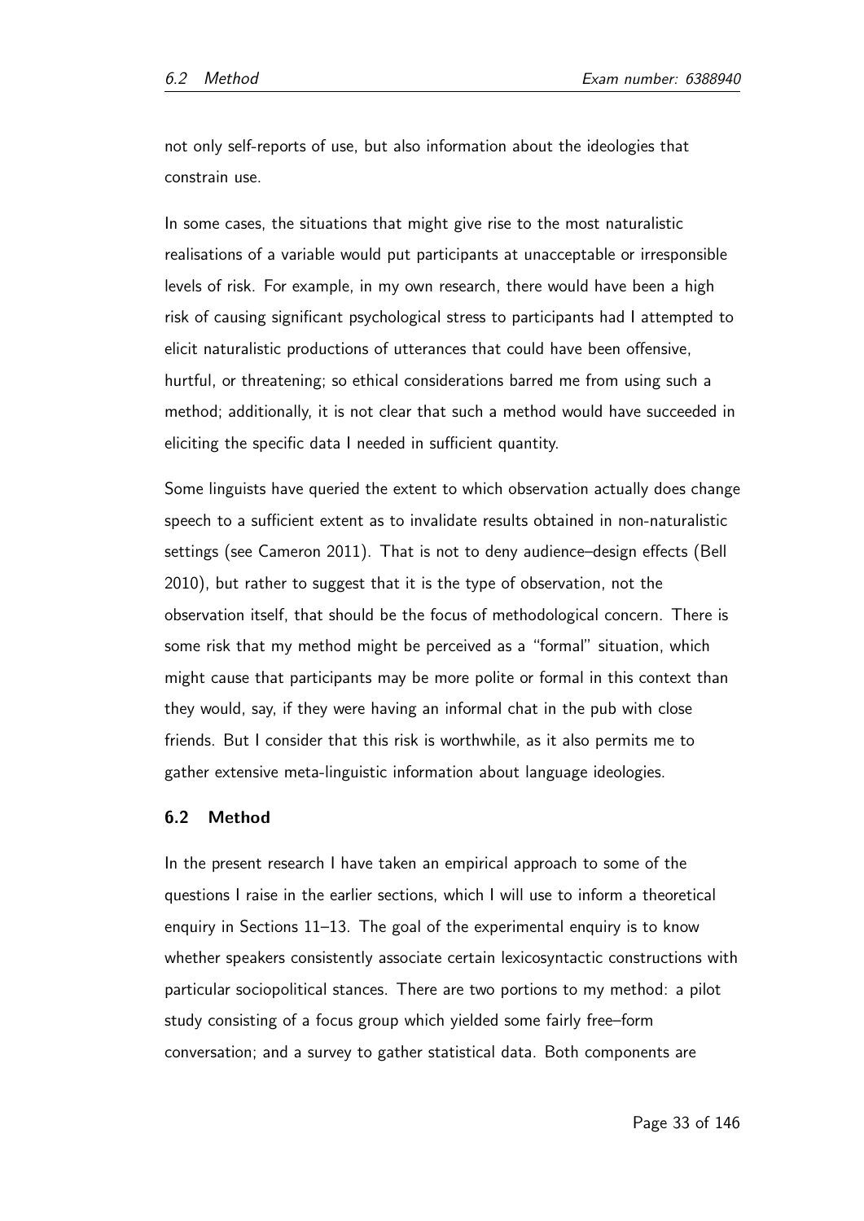not only self-reports of use, but also information about the ideologies that constrain use.

In some cases, the situations that might give rise to the most naturalistic realisations of a variable would put participants at unacceptable or irresponsible levels of risk. For example, in my own research, there would have been a high risk of causing significant psychological stress to participants had I attempted to elicit naturalistic productions of utterances that could have been offensive, hurtful, or threatening; so ethical considerations barred me from using such a method; additionally, it is not clear that such a method would have succeeded in eliciting the specific data I needed in sufficient quantity.

Some linguists have queried the extent to which observation actually does change speech to a sufficient extent as to invalidate results obtained in non-naturalistic settings (see Cameron 2011). That is not to deny audience–design effects (Bell 2010), but rather to suggest that it is the type of observation, not the observation itself, that should be the focus of methodological concern. There is some risk that my method might be perceived as a "formal" situation, which might cause that participants may be more polite or formal in this context than they would, say, if they were having an informal chat in the pub with close friends. But I consider that this risk is worthwhile, as it also permits me to gather extensive meta-linguistic information about language ideologies.

### 6.2 Method

In the present research I have taken an empirical approach to some of the questions I raise in the earlier sections, which I will use to inform a theoretical enquiry in Sections 11–13. The goal of the experimental enquiry is to know whether speakers consistently associate certain lexicosyntactic constructions with particular sociopolitical stances. There are two portions to my method: a pilot study consisting of a focus group which yielded some fairly free–form conversation; and a survey to gather statistical data. Both components are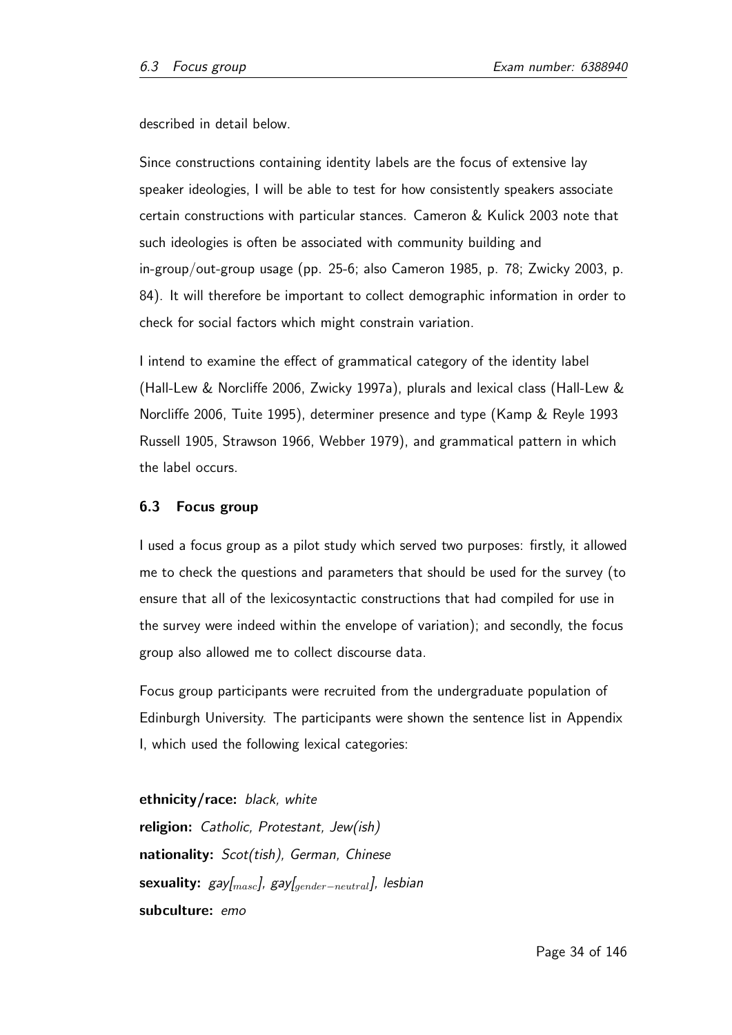described in detail below.

Since constructions containing identity labels are the focus of extensive lay speaker ideologies, I will be able to test for how consistently speakers associate certain constructions with particular stances. Cameron & Kulick 2003 note that such ideologies is often be associated with community building and in-group/out-group usage (pp. 25-6; also Cameron 1985, p. 78; Zwicky 2003, p. 84). It will therefore be important to collect demographic information in order to check for social factors which might constrain variation.

I intend to examine the effect of grammatical category of the identity label (Hall-Lew & Norcliffe 2006, Zwicky 1997a), plurals and lexical class (Hall-Lew & Norcliffe 2006, Tuite 1995), determiner presence and type (Kamp & Reyle 1993 Russell 1905, Strawson 1966, Webber 1979), and grammatical pattern in which the label occurs.

### 6.3 Focus group

I used a focus group as a pilot study which served two purposes: firstly, it allowed me to check the questions and parameters that should be used for the survey (to ensure that all of the lexicosyntactic constructions that had compiled for use in the survey were indeed within the envelope of variation); and secondly, the focus group also allowed me to collect discourse data.

Focus group participants were recruited from the undergraduate population of Edinburgh University. The participants were shown the sentence list in Appendix I, which used the following lexical categories:

**ethnicity/race:** *black, white*
**religion:** *Catholic, Protestant, Jew(ish)*
**nationality:** *Scot(tish), German, Chinese*
**sexuality:** *gay*$_{[masc]}$, *gay*$_{[gender-neutral]}$, *lesbian*
**subculture:** *emo*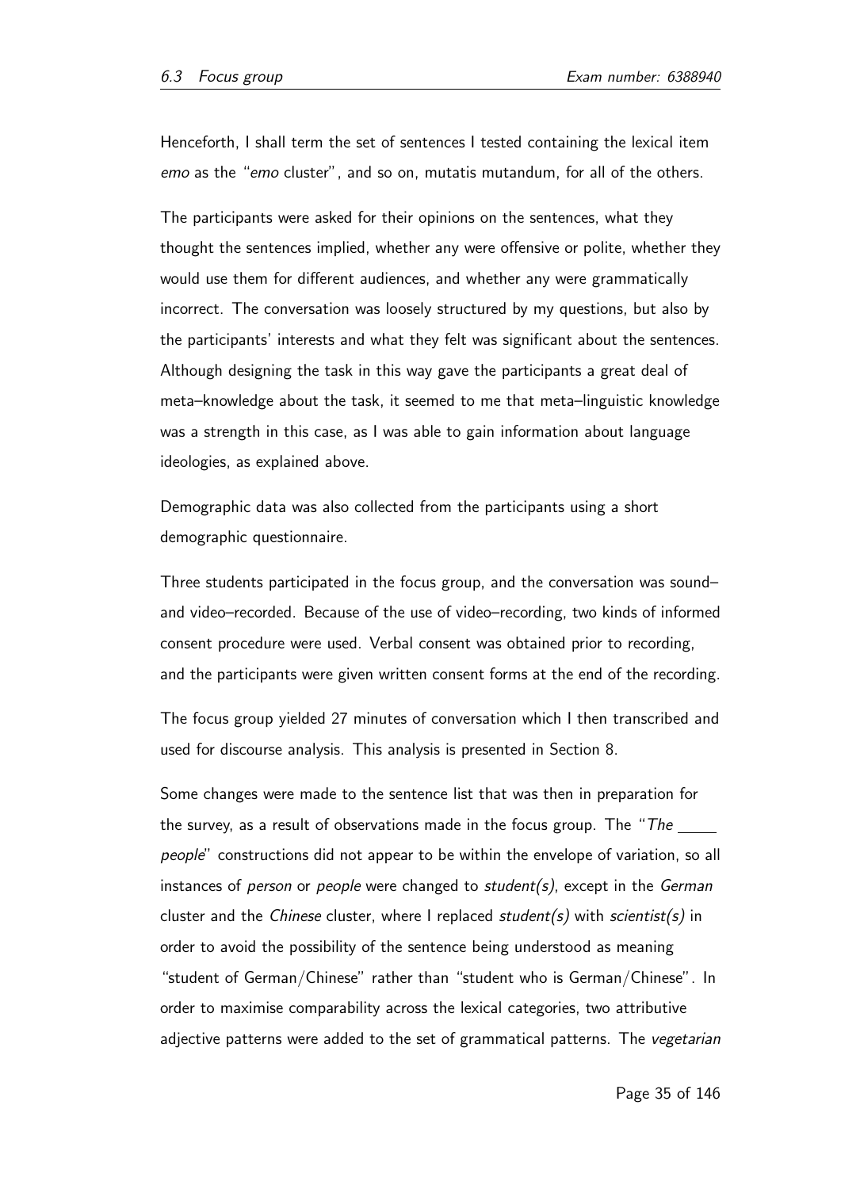Henceforth, I shall term the set of sentences I tested containing the lexical item *emo* as the "*emo* cluster", and so on, mutatis mutandum, for all of the others.

The participants were asked for their opinions on the sentences, what they thought the sentences implied, whether any were offensive or polite, whether they would use them for different audiences, and whether any were grammatically incorrect. The conversation was loosely structured by my questions, but also by the participants' interests and what they felt was significant about the sentences. Although designing the task in this way gave the participants a great deal of meta–knowledge about the task, it seemed to me that meta–linguistic knowledge was a strength in this case, as I was able to gain information about language ideologies, as explained above.

Demographic data was also collected from the participants using a short demographic questionnaire.

Three students participated in the focus group, and the conversation was sound– and video–recorded. Because of the use of video–recording, two kinds of informed consent procedure were used. Verbal consent was obtained prior to recording, and the participants were given written consent forms at the end of the recording.

The focus group yielded 27 minutes of conversation which I then transcribed and used for discourse analysis. This analysis is presented in Section 8.

Some changes were made to the sentence list that was then in preparation for the survey, as a result of observations made in the focus group. The "*The ____ people*" constructions did not appear to be within the envelope of variation, so all instances of *person* or *people* were changed to *student(s)*, except in the *German* cluster and the *Chinese* cluster, where I replaced *student(s)* with *scientist(s)* in order to avoid the possibility of the sentence being understood as meaning "student of German/Chinese" rather than "student who is German/Chinese". In order to maximise comparability across the lexical categories, two attributive adjective patterns were added to the set of grammatical patterns. The *vegetarian*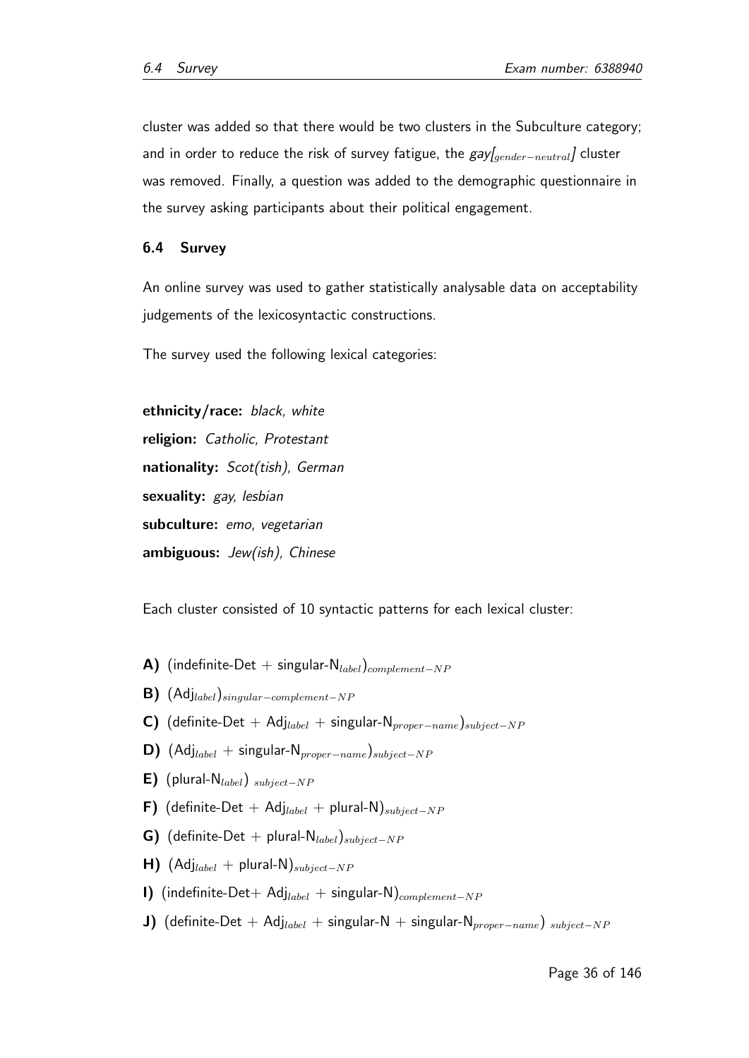cluster was added so that there would be two clusters in the Subculture category; and in order to reduce the risk of survey fatigue, the *gay*$[_{gender-neutral}]$ cluster was removed. Finally, a question was added to the demographic questionnaire in the survey asking participants about their political engagement.

### 6.4 Survey

An online survey was used to gather statistically analysable data on acceptability judgements of the lexicosyntactic constructions.

The survey used the following lexical categories:

**ethnicity/race:** *black, white*
**religion:** *Catholic, Protestant*
**nationality:** *Scot(tish), German*
**sexuality:** *gay, lesbian*
**subculture:** *emo, vegetarian*
**ambiguous:** *Jew(ish), Chinese*

Each cluster consisted of 10 syntactic patterns for each lexical cluster:

**A)** (indefinite-Det + singular-N$_{label}$)$_{complement-NP}$

**B)** (Adj$_{label}$)$_{singular-complement-NP}$

**C)** (definite-Det + Adj$_{label}$ + singular-N$_{proper-name}$)$_{subject-NP}$

**D)** (Adj$_{label}$ + singular-N$_{proper-name}$)$_{subject-NP}$

**E)** (plural-N$_{label}$) $_{subject-NP}$

**F)** (definite-Det + Adj$_{label}$ + plural-N)$_{subject-NP}$

**G)** (definite-Det + plural-N$_{label}$)$_{subject-NP}$

**H)** (Adj$_{label}$ + plural-N)$_{subject-NP}$

**I)** (indefinite-Det+ Adj$_{label}$ + singular-N)$_{complement-NP}$

**J)** (definite-Det + Adj$_{label}$ + singular-N + singular-N$_{proper-name}$) $_{subject-NP}$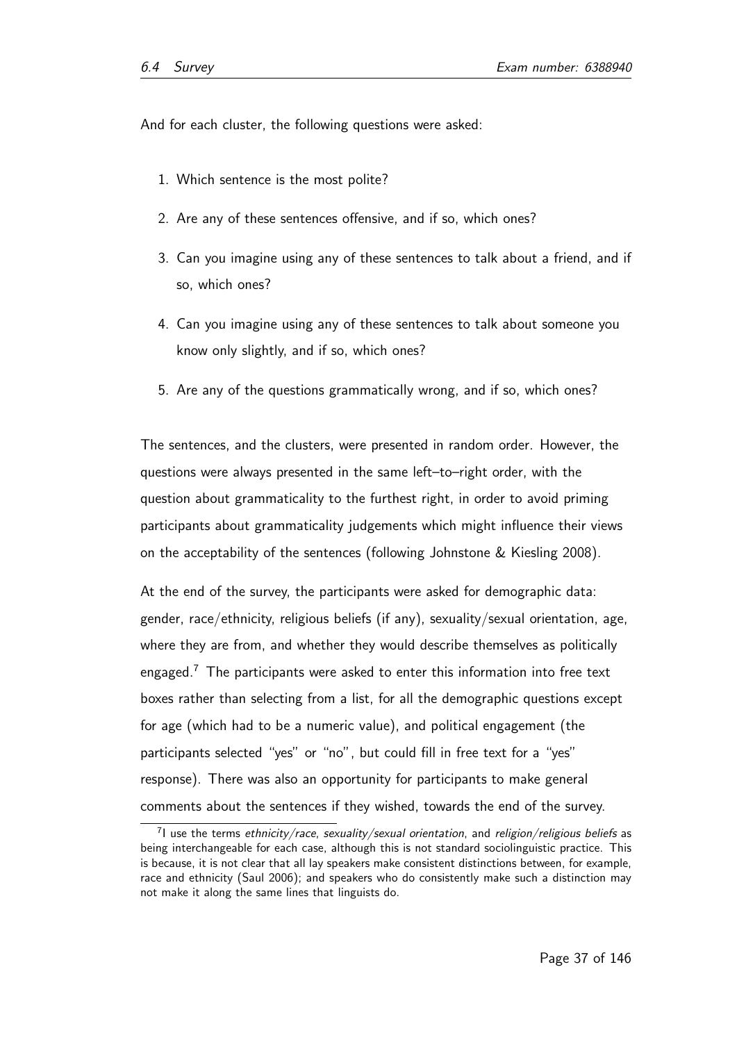And for each cluster, the following questions were asked:

1. Which sentence is the most polite?
2. Are any of these sentences offensive, and if so, which ones?
3. Can you imagine using any of these sentences to talk about a friend, and if so, which ones?
4. Can you imagine using any of these sentences to talk about someone you know only slightly, and if so, which ones?
5. Are any of the questions grammatically wrong, and if so, which ones?

The sentences, and the clusters, were presented in random order. However, the questions were always presented in the same left–to–right order, with the question about grammaticality to the furthest right, in order to avoid priming participants about grammaticality judgements which might influence their views on the acceptability of the sentences (following Johnstone & Kiesling 2008).

At the end of the survey, the participants were asked for demographic data: gender, race/ethnicity, religious beliefs (if any), sexuality/sexual orientation, age, where they are from, and whether they would describe themselves as politically engaged.[7] The participants were asked to enter this information into free text boxes rather than selecting from a list, for all the demographic questions except for age (which had to be a numeric value), and political engagement (the participants selected "yes" or "no", but could fill in free text for a "yes" response). There was also an opportunity for participants to make general comments about the sentences if they wished, towards the end of the survey.

[7] I use the terms *ethnicity/race*, *sexuality/sexual orientation*, and *religion/religious beliefs* as being interchangeable for each case, although this is not standard sociolinguistic practice. This is because, it is not clear that all lay speakers make consistent distinctions between, for example, race and ethnicity (Saul 2006); and speakers who do consistently make such a distinction may not make it along the same lines that linguists do.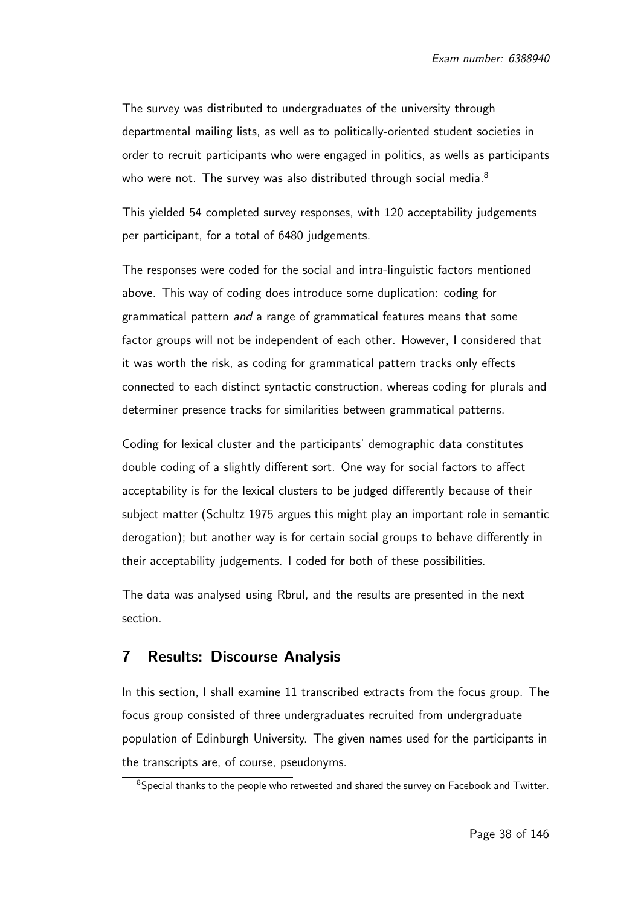The survey was distributed to undergraduates of the university through departmental mailing lists, as well as to politically-oriented student societies in order to recruit participants who were engaged in politics, as wells as participants who were not. The survey was also distributed through social media.[8]

This yielded 54 completed survey responses, with 120 acceptability judgements per participant, for a total of 6480 judgements.

The responses were coded for the social and intra-linguistic factors mentioned above. This way of coding does introduce some duplication: coding for grammatical pattern *and* a range of grammatical features means that some factor groups will not be independent of each other. However, I considered that it was worth the risk, as coding for grammatical pattern tracks only effects connected to each distinct syntactic construction, whereas coding for plurals and determiner presence tracks for similarities between grammatical patterns.

Coding for lexical cluster and the participants' demographic data constitutes double coding of a slightly different sort. One way for social factors to affect acceptability is for the lexical clusters to be judged differently because of their subject matter (Schultz 1975 argues this might play an important role in semantic derogation); but another way is for certain social groups to behave differently in their acceptability judgements. I coded for both of these possibilities.

The data was analysed using Rbrul, and the results are presented in the next section.

## 7 Results: Discourse Analysis

In this section, I shall examine 11 transcribed extracts from the focus group. The focus group consisted of three undergraduates recruited from undergraduate population of Edinburgh University. The given names used for the participants in the transcripts are, of course, pseudonyms.

[8]Special thanks to the people who retweeted and shared the survey on Facebook and Twitter.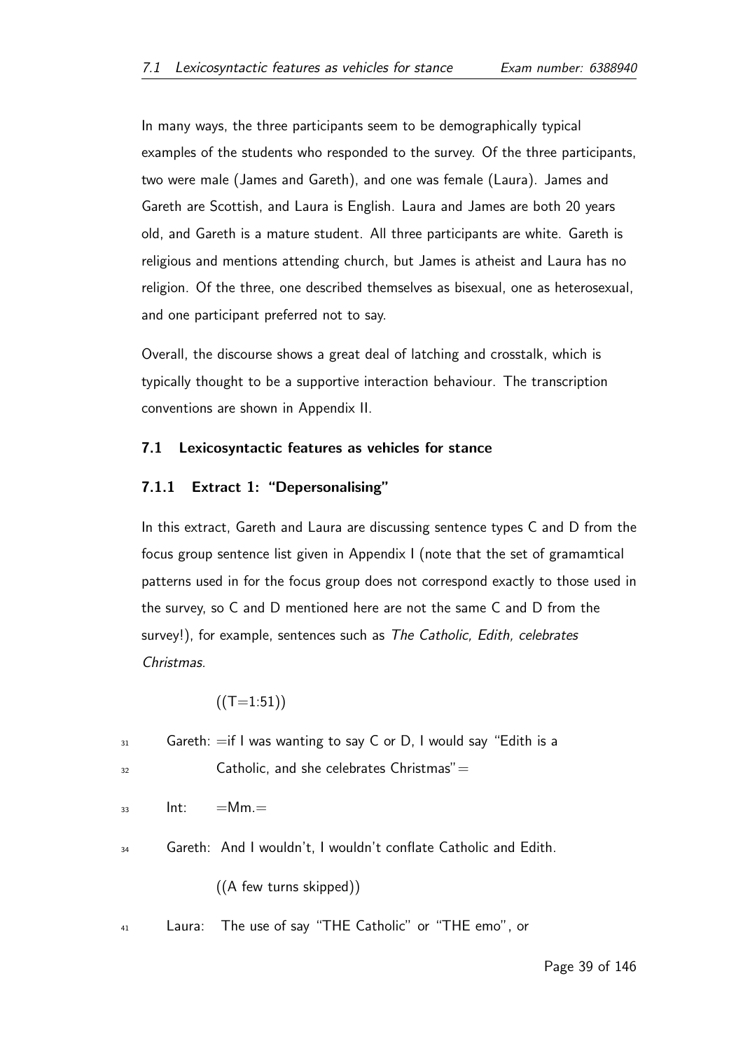In many ways, the three participants seem to be demographically typical examples of the students who responded to the survey. Of the three participants, two were male (James and Gareth), and one was female (Laura). James and Gareth are Scottish, and Laura is English. Laura and James are both 20 years old, and Gareth is a mature student. All three participants are white. Gareth is religious and mentions attending church, but James is atheist and Laura has no religion. Of the three, one described themselves as bisexual, one as heterosexual, and one participant preferred not to say.

Overall, the discourse shows a great deal of latching and crosstalk, which is typically thought to be a supportive interaction behaviour. The transcription conventions are shown in Appendix II.

### 7.1 Lexicosyntactic features as vehicles for stance

#### 7.1.1 Extract 1: "Depersonalising"

In this extract, Gareth and Laura are discussing sentence types C and D from the focus group sentence list given in Appendix I (note that the set of gramamtical patterns used in for the focus group does not correspond exactly to those used in the survey, so C and D mentioned here are not the same C and D from the survey!), for example, sentences such as *The Catholic, Edith, celebrates Christmas.*

((T=1:51))

31 Gareth: =if I was wanting to say C or D, I would say "Edith is a
32 Catholic, and she celebrates Christmas"=

33 Int: =Mm.=

34 Gareth: And I wouldn't, I wouldn't conflate Catholic and Edith.

((A few turns skipped))

41 Laura: The use of say "THE Catholic" or "THE emo", or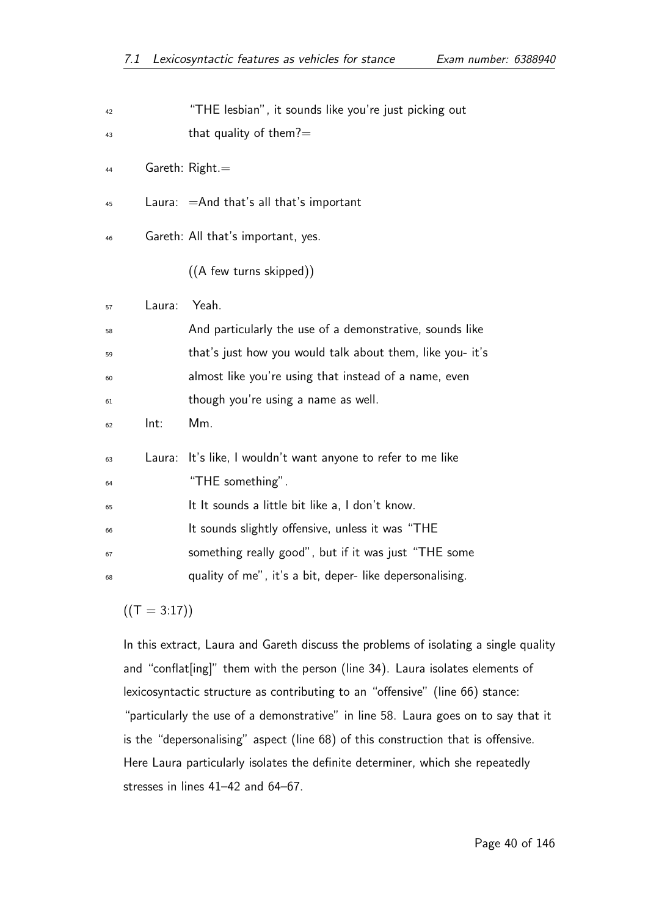42 "THE lesbian", it sounds like you're just picking out
43 that quality of them?=

44 Gareth: Right.=

45 Laura: =And that's all that's important

46 Gareth: All that's important, yes.

((A few turns skipped))

57 Laura: Yeah.
58 And particularly the use of a demonstrative, sounds like
59 that's just how you would talk about them, like you- it's
60 almost like you're using that instead of a name, even
61 though you're using a name as well.

62 Int: Mm.

63 Laura: It's like, I wouldn't want anyone to refer to me like
64 "THE something".
65 It It sounds a little bit like a, I don't know.
66 It sounds slightly offensive, unless it was "THE
67 something really good", but if it was just "THE some
68 quality of me", it's a bit, deper- like depersonalising.

((T = 3:17))

In this extract, Laura and Gareth discuss the problems of isolating a single quality and "conflat[ing]" them with the person (line 34). Laura isolates elements of lexicosyntactic structure as contributing to an "offensive" (line 66) stance: "particularly the use of a demonstrative" in line 58. Laura goes on to say that it is the "depersonalising" aspect (line 68) of this construction that is offensive. Here Laura particularly isolates the definite determiner, which she repeatedly stresses in lines 41–42 and 64–67.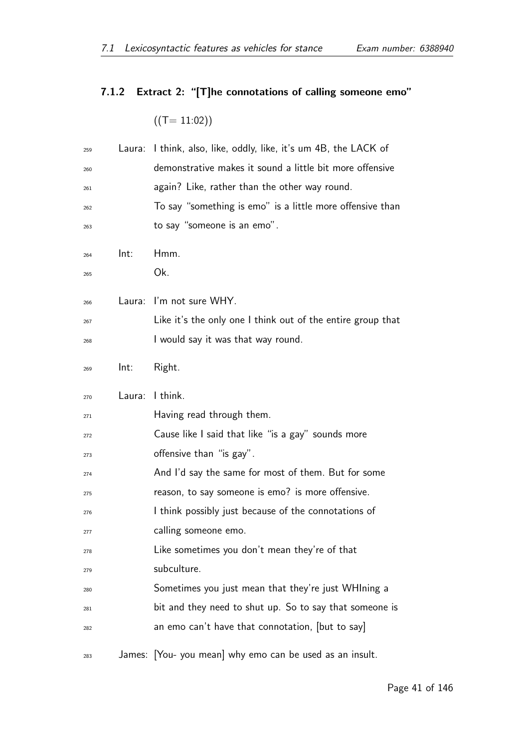### 7.1.2 Extract 2: "[T]he connotations of calling someone emo"

((T= 11:02))

```
259  Laura: I think, also, like, oddly, like, it's um 4B, the LACK of
260         demonstrative makes it sound a little bit more offensive
261         again? Like, rather than the other way round.
262         To say "something is emo" is a little more offensive than
263         to say "someone is an emo".
264  Int:   Hmm.
265         Ok.
266  Laura: I'm not sure WHY.
267         Like it's the only one I think out of the entire group that
268         I would say it was that way round.
269  Int:   Right.
270  Laura: I think.
271         Having read through them.
272         Cause like I said that like "is a gay" sounds more
273         offensive than "is gay".
274         And I'd say the same for most of them. But for some
275         reason, to say someone is emo? is more offensive.
276         I think possibly just because of the connotations of
277         calling someone emo.
278         Like sometimes you don't mean they're of that
279         subculture.
280         Sometimes you just mean that they're just WHIning a
281         bit and they need to shut up. So to say that someone is
282         an emo can't have that connotation, [but to say]
283  James: [You- you mean] why emo can be used as an insult.
```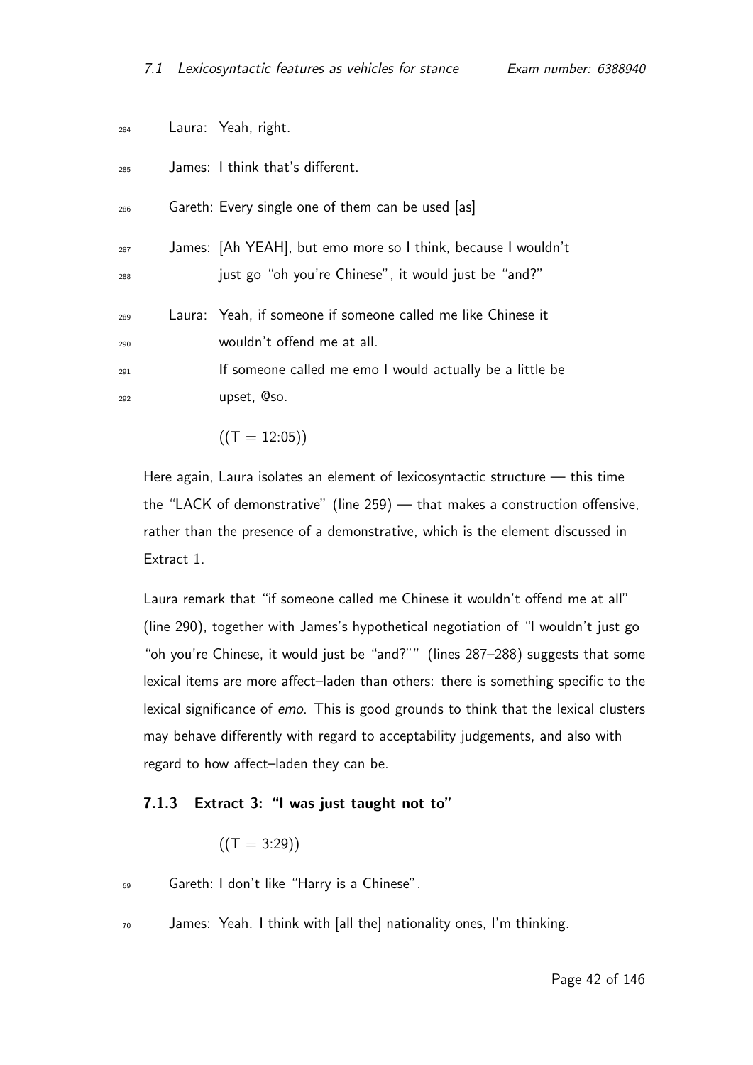284 Laura: Yeah, right.

285 James: I think that's different.

286 Gareth: Every single one of them can be used [as]

287 James: [Ah YEAH], but emo more so I think, because I wouldn't
288 just go "oh you're Chinese", it would just be "and?"

289 Laura: Yeah, if someone if someone called me like Chinese it
290 wouldn't offend me at all.
291 If someone called me emo I would actually be a little be
292 upset, @so.

((T = 12:05))

Here again, Laura isolates an element of lexicosyntactic structure — this time the "LACK of demonstrative" (line 259) — that makes a construction offensive, rather than the presence of a demonstrative, which is the element discussed in Extract 1.

Laura remark that "if someone called me Chinese it wouldn't offend me at all" (line 290), together with James's hypothetical negotiation of "I wouldn't just go "oh you're Chinese, it would just be "and?"" (lines 287–288) suggests that some lexical items are more affect–laden than others: there is something specific to the lexical significance of *emo*. This is good grounds to think that the lexical clusters may behave differently with regard to acceptability judgements, and also with regard to how affect–laden they can be.

### 7.1.3 Extract 3: "I was just taught not to"

((T = 3:29))

69 Gareth: I don't like "Harry is a Chinese".

70 James: Yeah. I think with [all the] nationality ones, I'm thinking.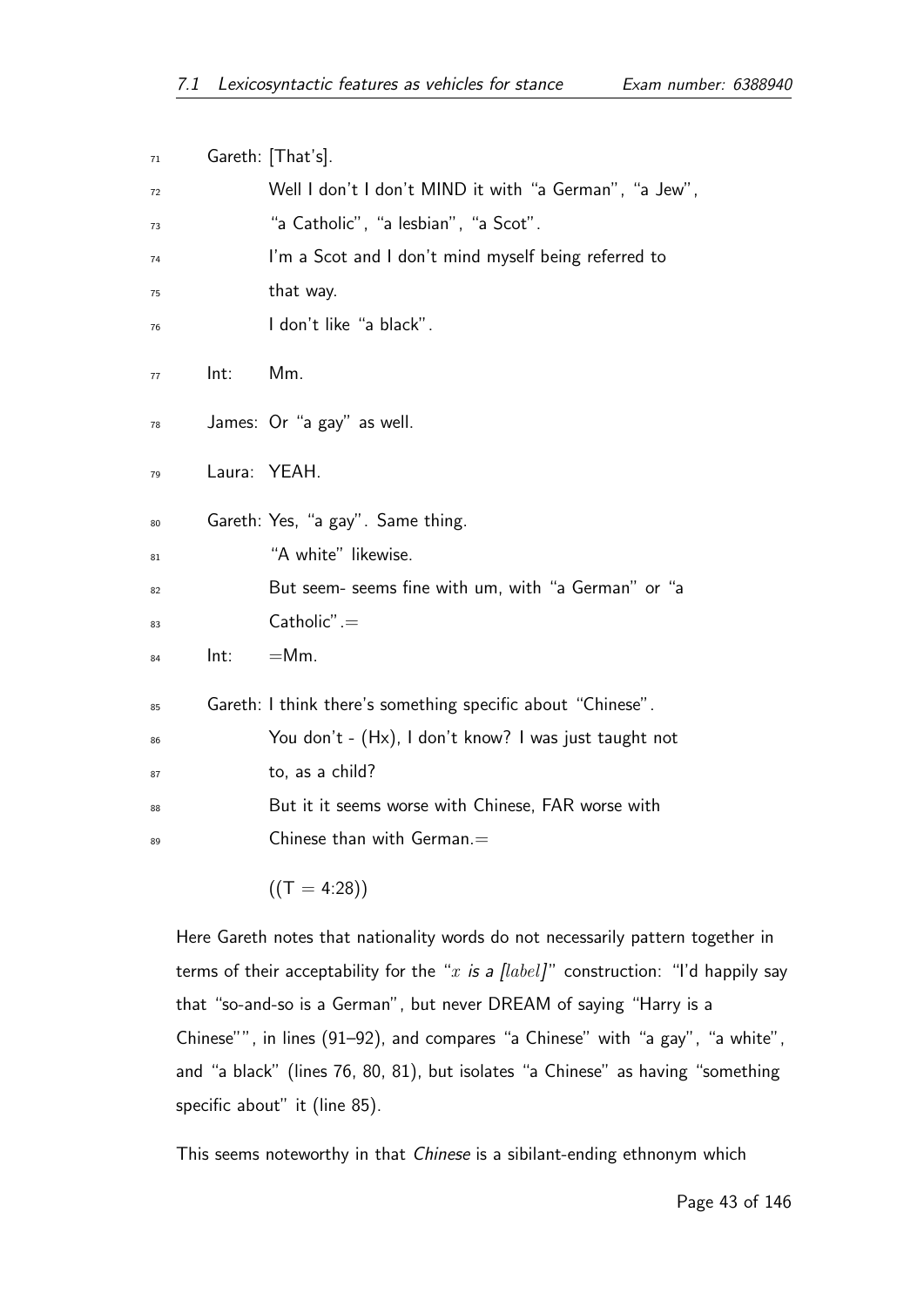```
71    Gareth: [That's].
72            Well I don't I don't MIND it with "a German", "a Jew",
73            "a Catholic", "a lesbian", "a Scot".
74            I'm a Scot and I don't mind myself being referred to
75            that way.
76            I don't like "a black".

77    Int:    Mm.

78    James:  Or "a gay" as well.

79    Laura:  YEAH.

80    Gareth: Yes, "a gay". Same thing.
81            "A white" likewise.
82            But seem- seems fine with um, with "a German" or "a
83            Catholic".=
84    Int:    =Mm.

85    Gareth: I think there's something specific about "Chinese".
86            You don't - (Hx), I don't know? I was just taught not
87            to, as a child?
88            But it it seems worse with Chinese, FAR worse with
89            Chinese than with German.=

              ((T = 4:28))
```

Here Gareth notes that nationality words do not necessarily pattern together in terms of their acceptability for the "$x$ *is a [label]*" construction: "I'd happily say that "so-and-so is a German", but never DREAM of saying "Harry is a Chinese"", in lines (91–92), and compares "a Chinese" with "a gay", "a white", and "a black" (lines 76, 80, 81), but isolates "a Chinese" as having "something specific about" it (line 85).

This seems noteworthy in that *Chinese* is a sibilant-ending ethnonym which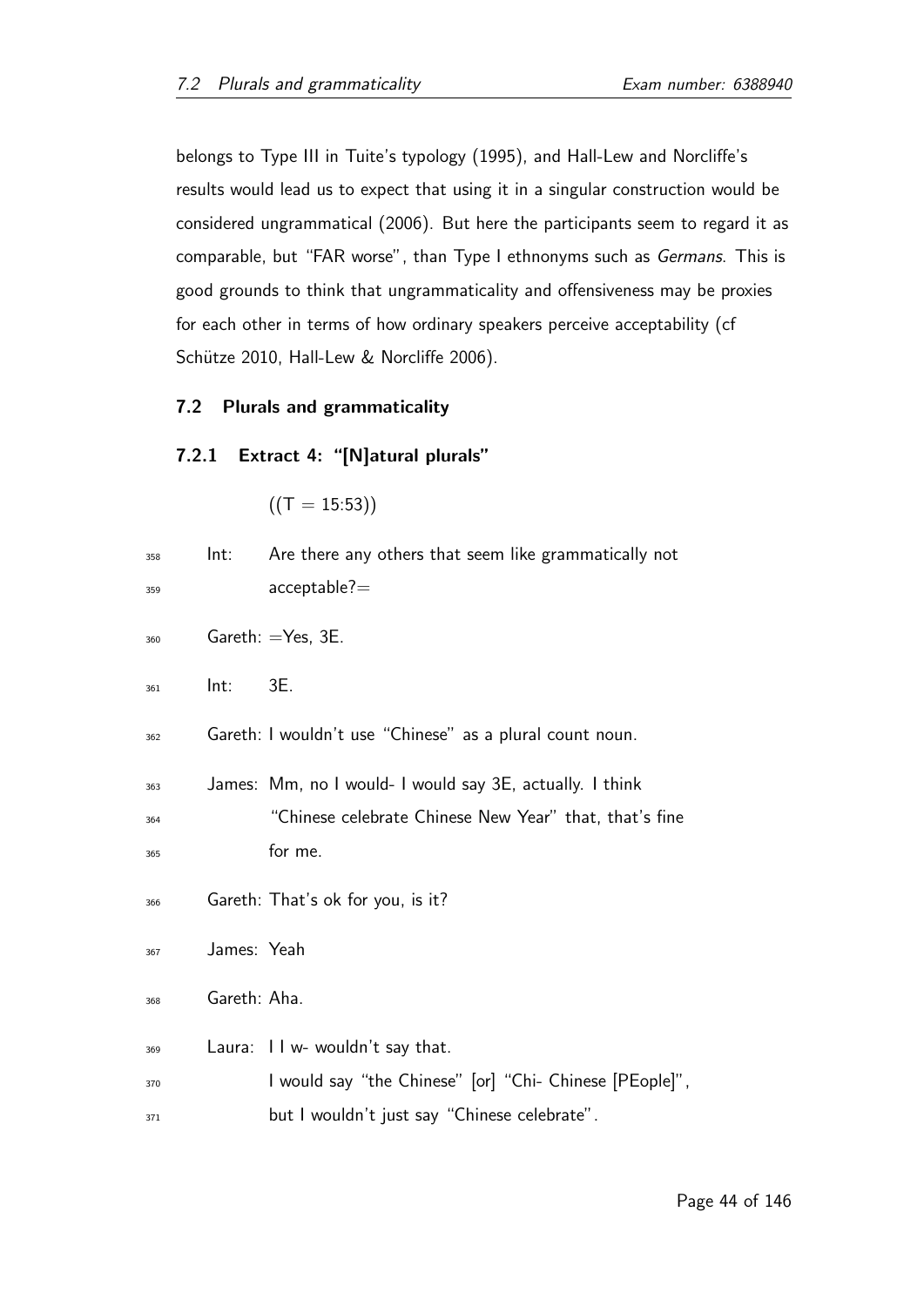belongs to Type III in Tuite's typology (1995), and Hall-Lew and Norcliffe's results would lead us to expect that using it in a singular construction would be considered ungrammatical (2006). But here the participants seem to regard it as comparable, but "FAR worse", than Type I ethnonyms such as *Germans*. This is good grounds to think that ungrammaticality and offensiveness may be proxies for each other in terms of how ordinary speakers perceive acceptability (cf Schütze 2010, Hall-Lew & Norcliffe 2006).

## 7.2 Plurals and grammaticality

### 7.2.1 Extract 4: "[N]atural plurals"

((T = 15:53))

```
358  Int:    Are there any others that seem like grammatically not
359          acceptable?=
360  Gareth: =Yes, 3E.
361  Int:    3E.
362  Gareth: I wouldn't use "Chinese" as a plural count noun.
363  James:  Mm, no I would- I would say 3E, actually. I think
364          "Chinese celebrate Chinese New Year" that, that's fine
365          for me.
366  Gareth: That's ok for you, is it?
367  James:  Yeah
368  Gareth: Aha.
369  Laura:  I I w- wouldn't say that.
370          I would say "the Chinese" [or] "Chi- Chinese [PEople]",
371          but I wouldn't just say "Chinese celebrate".
```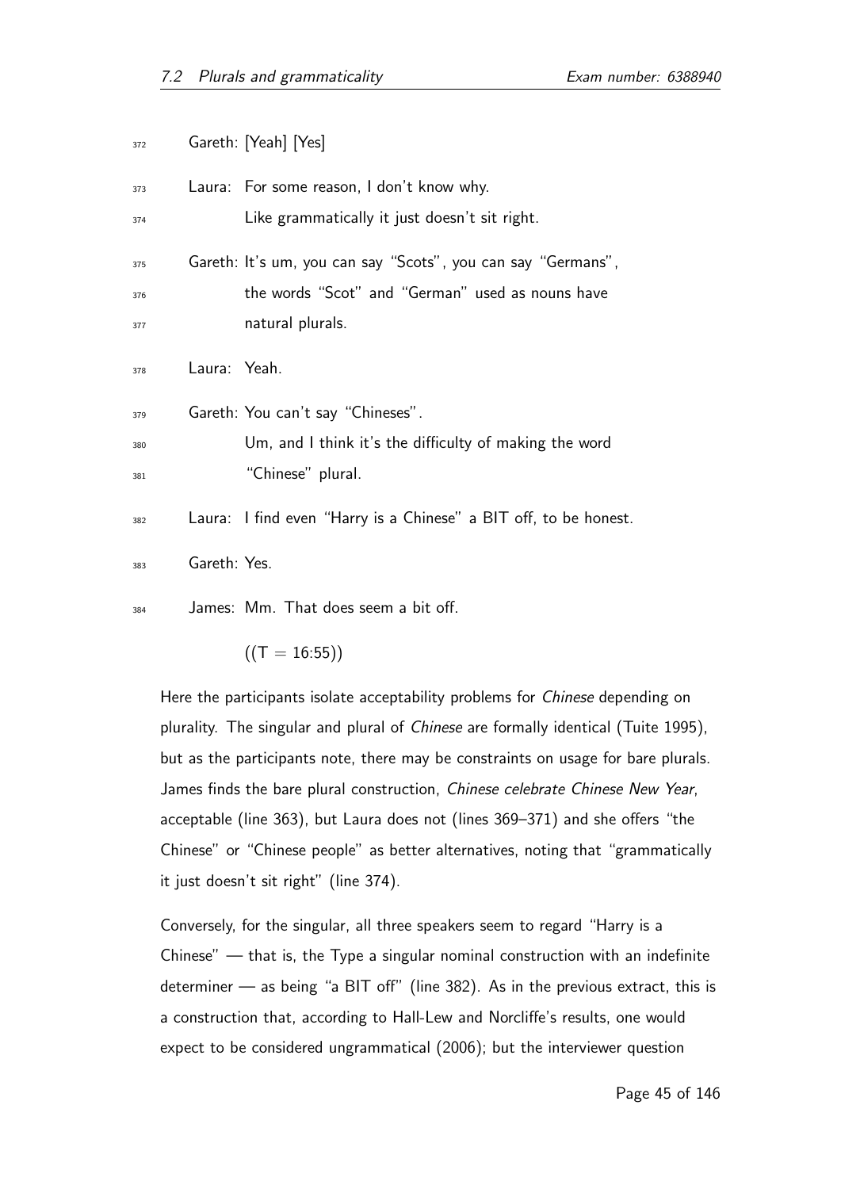372 Gareth: [Yeah] [Yes]

373 Laura: For some reason, I don't know why.

374 Like grammatically it just doesn't sit right.

375 Gareth: It's um, you can say "Scots", you can say "Germans",

376 the words "Scot" and "German" used as nouns have

377 natural plurals.

378 Laura: Yeah.

379 Gareth: You can't say "Chineses".

380 Um, and I think it's the difficulty of making the word

381 "Chinese" plural.

382 Laura: I find even "Harry is a Chinese" a BIT off, to be honest.

383 Gareth: Yes.

384 James: Mm. That does seem a bit off.

((T = 16:55))

Here the participants isolate acceptability problems for *Chinese* depending on plurality. The singular and plural of *Chinese* are formally identical (Tuite 1995), but as the participants note, there may be constraints on usage for bare plurals. James finds the bare plural construction, *Chinese celebrate Chinese New Year*, acceptable (line 363), but Laura does not (lines 369–371) and she offers "the Chinese" or "Chinese people" as better alternatives, noting that "grammatically it just doesn't sit right" (line 374).

Conversely, for the singular, all three speakers seem to regard "Harry is a Chinese" — that is, the Type a singular nominal construction with an indefinite determiner — as being "a BIT off" (line 382). As in the previous extract, this is a construction that, according to Hall-Lew and Norcliffe's results, one would expect to be considered ungrammatical (2006); but the interviewer question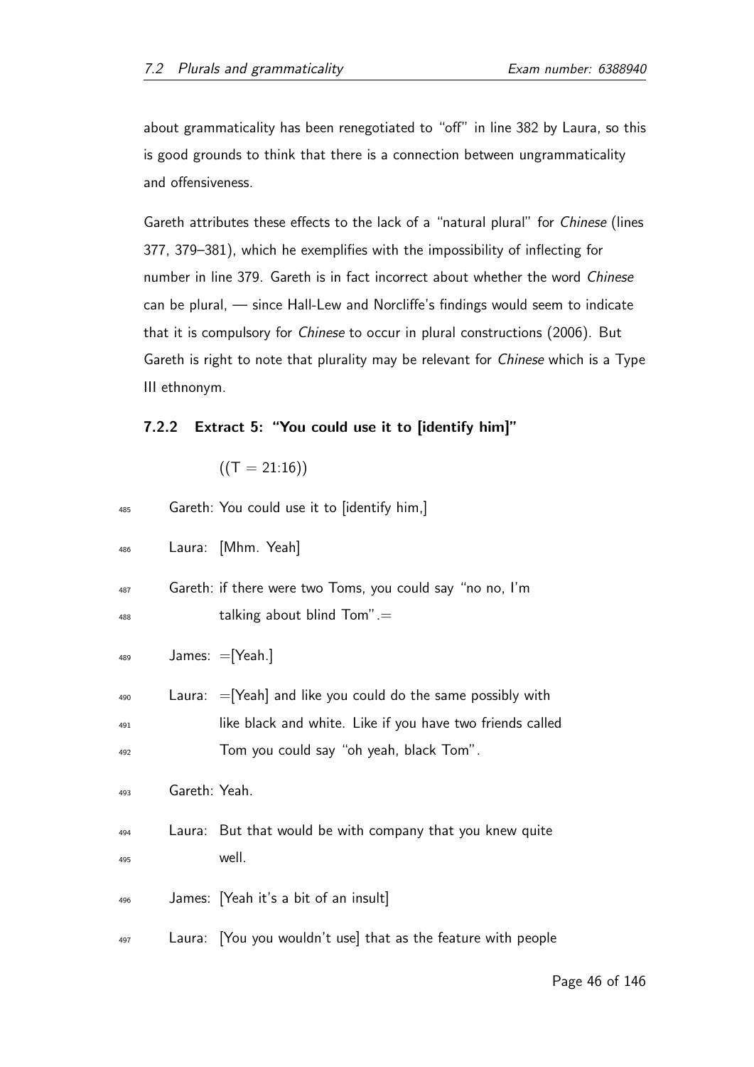about grammaticality has been renegotiated to "off" in line 382 by Laura, so this is good grounds to think that there is a connection between ungrammaticality and offensiveness.

Gareth attributes these effects to the lack of a "natural plural" for *Chinese* (lines 377, 379–381), which he exemplifies with the impossibility of inflecting for number in line 379. Gareth is in fact incorrect about whether the word *Chinese* can be plural, — since Hall-Lew and Norcliffe's findings would seem to indicate that it is compulsory for *Chinese* to occur in plural constructions (2006). But Gareth is right to note that plurality may be relevant for *Chinese* which is a Type III ethnonym.

### 7.2.2 Extract 5: "You could use it to [identify him]"

((T = 21:16))

485 Gareth: You could use it to [identify him,]

486 Laura: [Mhm. Yeah]

487 Gareth: if there were two Toms, you could say "no no, I'm
488 talking about blind Tom".=

489 James: =[Yeah.]

490 Laura: =[Yeah] and like you could do the same possibly with
491 like black and white. Like if you have two friends called
492 Tom you could say "oh yeah, black Tom".

493 Gareth: Yeah.

494 Laura: But that would be with company that you knew quite
495 well.

496 James: [Yeah it's a bit of an insult]

497 Laura: [You you wouldn't use] that as the feature with people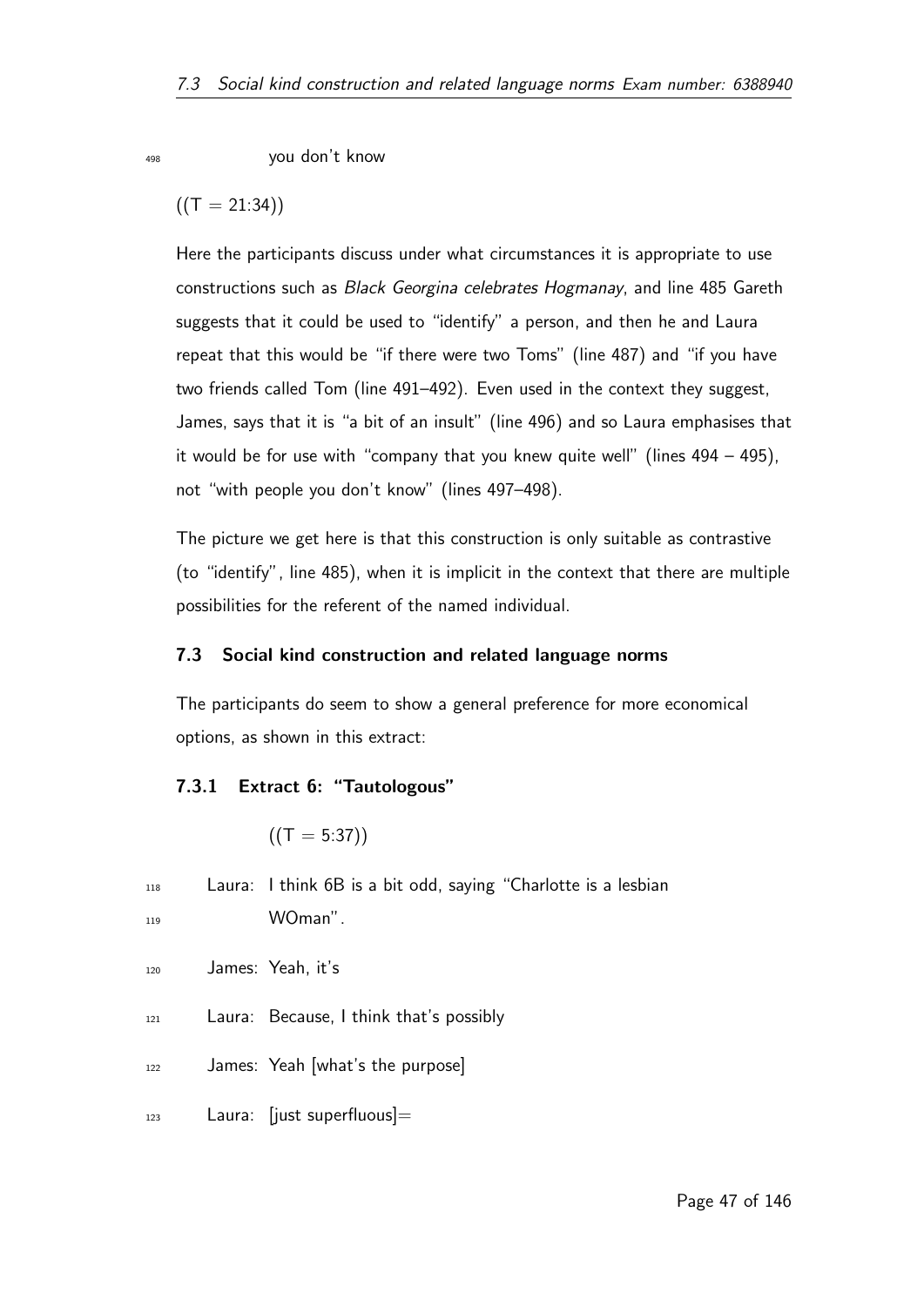498 you don't know

((T = 21:34))

Here the participants discuss under what circumstances it is appropriate to use constructions such as *Black Georgina celebrates Hogmanay*, and line 485 Gareth suggests that it could be used to "identify" a person, and then he and Laura repeat that this would be "if there were two Toms" (line 487) and "if you have two friends called Tom (line 491–492). Even used in the context they suggest, James, says that it is "a bit of an insult" (line 496) and so Laura emphasises that it would be for use with "company that you knew quite well" (lines 494 – 495), not "with people you don't know" (lines 497–498).

The picture we get here is that this construction is only suitable as contrastive (to "identify", line 485), when it is implicit in the context that there are multiple possibilities for the referent of the named individual.

### 7.3 Social kind construction and related language norms

The participants do seem to show a general preference for more economical options, as shown in this extract:

#### 7.3.1 Extract 6: "Tautologous"

((T = 5:37))

118 Laura: I think 6B is a bit odd, saying "Charlotte is a lesbian
119 WOman".

120 James: Yeah, it's

121 Laura: Because, I think that's possibly

122 James: Yeah [what's the purpose]

123 Laura: [just superfluous]=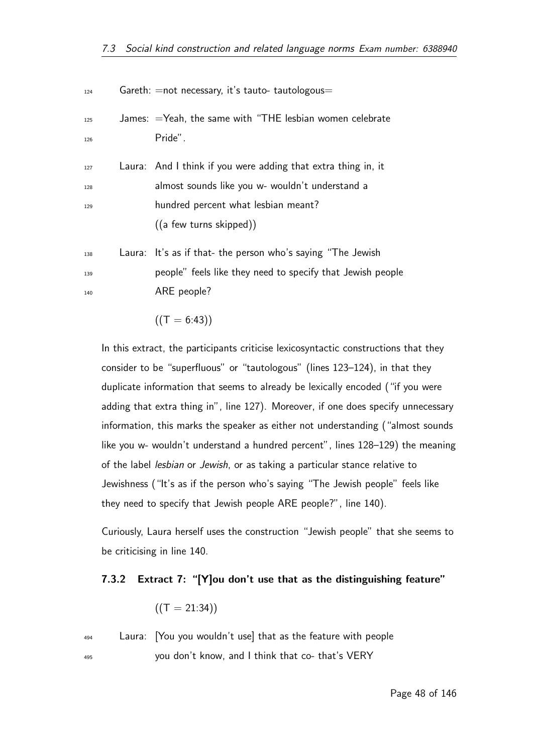124 Gareth: =not necessary, it's tauto- tautologous=

125 James: =Yeah, the same with "THE lesbian women celebrate
126 Pride".

127 Laura: And I think if you were adding that extra thing in, it
128 almost sounds like you w- wouldn't understand a
129 hundred percent what lesbian meant?
((a few turns skipped))

138 Laura: It's as if that- the person who's saying "The Jewish
139 people" feels like they need to specify that Jewish people
140 ARE people?

((T = 6:43))

In this extract, the participants criticise lexicosyntactic constructions that they consider to be "superfluous" or "tautologous" (lines 123–124), in that they duplicate information that seems to already be lexically encoded ("if you were adding that extra thing in", line 127). Moreover, if one does specify unnecessary information, this marks the speaker as either not understanding ("almost sounds like you w- wouldn't understand a hundred percent", lines 128–129) the meaning of the label *lesbian* or *Jewish*, or as taking a particular stance relative to Jewishness ("It's as if the person who's saying "The Jewish people" feels like they need to specify that Jewish people ARE people?", line 140).

Curiously, Laura herself uses the construction "Jewish people" that she seems to be criticising in line 140.

### 7.3.2 Extract 7: "[Y]ou don't use that as the distinguishing feature"

((T = 21:34))

494 Laura: [You you wouldn't use] that as the feature with people
495 you don't know, and I think that co- that's VERY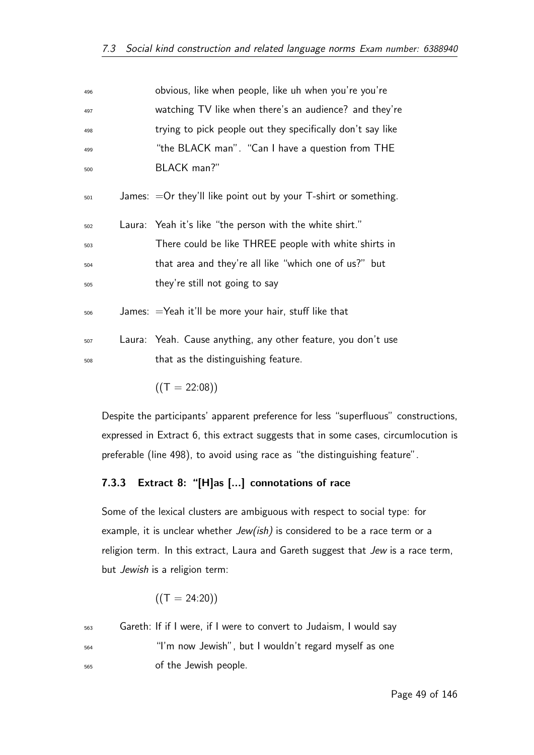496 obvious, like when people, like uh when you're you're
497 watching TV like when there's an audience? and they're
498 trying to pick people out they specifically don't say like
499 "the BLACK man". "Can I have a question from THE
500 BLACK man?"

501 James: =Or they'll like point out by your T-shirt or something.

502 Laura: Yeah it's like "the person with the white shirt."
503 There could be like THREE people with white shirts in
504 that area and they're all like "which one of us?" but
505 they're still not going to say

506 James: =Yeah it'll be more your hair, stuff like that

507 Laura: Yeah. Cause anything, any other feature, you don't use
508 that as the distinguishing feature.

((T = 22:08))

Despite the participants' apparent preference for less "superfluous" constructions, expressed in Extract 6, this extract suggests that in some cases, circumlocution is preferable (line 498), to avoid using race as "the distinguishing feature".

### 7.3.3 Extract 8: "[H]as [...] connotations of race

Some of the lexical clusters are ambiguous with respect to social type: for example, it is unclear whether *Jew(ish)* is considered to be a race term or a religion term. In this extract, Laura and Gareth suggest that *Jew* is a race term, but *Jewish* is a religion term:

((T = 24:20))

563 Gareth: If if I were, if I were to convert to Judaism, I would say
564 "I'm now Jewish", but I wouldn't regard myself as one
565 of the Jewish people.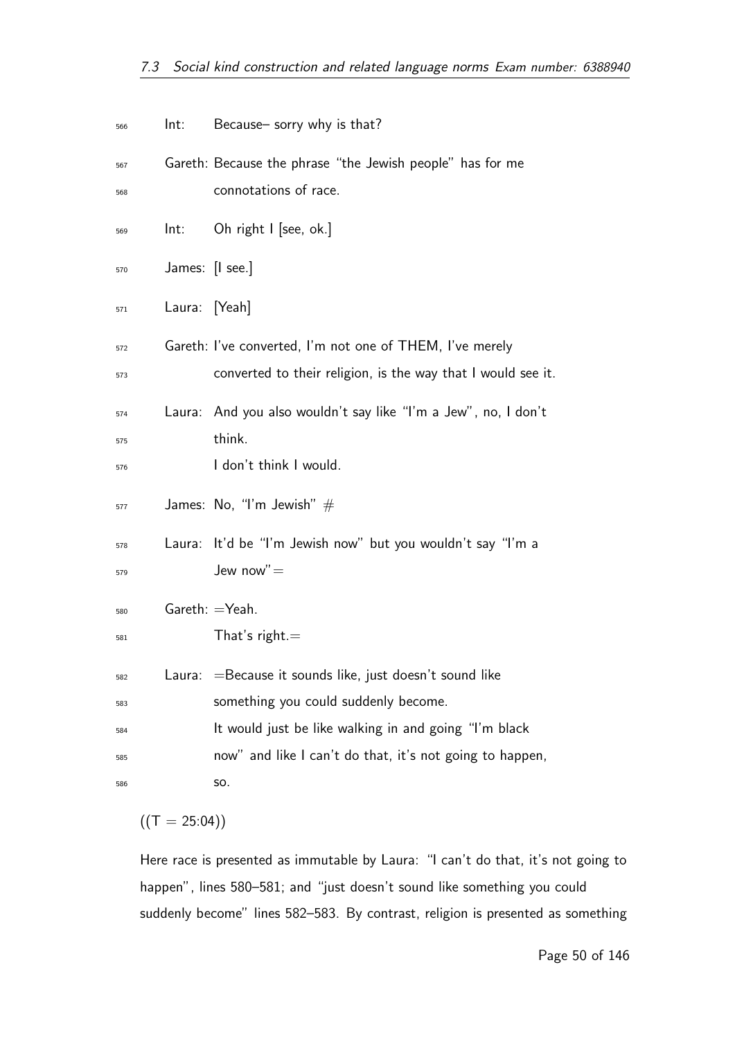566 Int: Because– sorry why is that?

567 Gareth: Because the phrase "the Jewish people" has for me
568 connotations of race.

569 Int: Oh right I [see, ok.]

570 James: [I see.]

571 Laura: [Yeah]

572 Gareth: I've converted, I'm not one of THEM, I've merely
573 converted to their religion, is the way that I would see it.

574 Laura: And you also wouldn't say like "I'm a Jew", no, I don't
575 think.
576 I don't think I would.

577 James: No, "I'm Jewish" #

578 Laura: It'd be "I'm Jewish now" but you wouldn't say "I'm a
579 Jew now"=

580 Gareth: =Yeah.
581 That's right.=

582 Laura: =Because it sounds like, just doesn't sound like
583 something you could suddenly become.
584 It would just be like walking in and going "I'm black
585 now" and like I can't do that, it's not going to happen,
586 so.

((T = 25:04))

Here race is presented as immutable by Laura: "I can't do that, it's not going to happen", lines 580–581; and "just doesn't sound like something you could suddenly become" lines 582–583. By contrast, religion is presented as something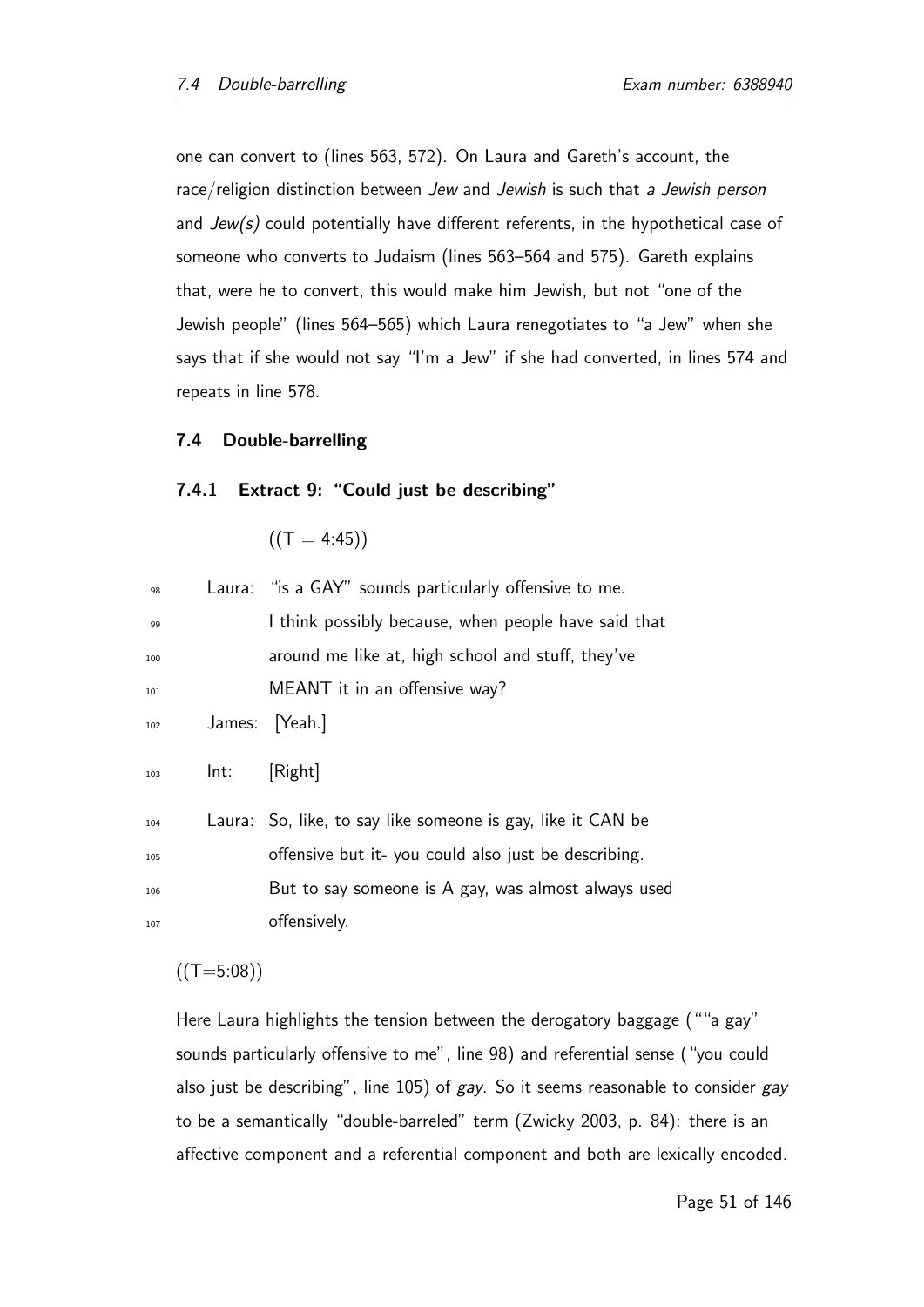one can convert to (lines 563, 572). On Laura and Gareth's account, the race/religion distinction between *Jew* and *Jewish* is such that *a Jewish person* and *Jew(s)* could potentially have different referents, in the hypothetical case of someone who converts to Judaism (lines 563–564 and 575). Gareth explains that, were he to convert, this would make him Jewish, but not "one of the Jewish people" (lines 564–565) which Laura renegotiates to "a Jew" when she says that if she would not say "I'm a Jew" if she had converted, in lines 574 and repeats in line 578.

## 7.4 Double-barrelling

### 7.4.1 Extract 9: "Could just be describing"

((T = 4:45))

```
98   Laura:  "is a GAY" sounds particularly offensive to me.
99           I think possibly because, when people have said that
100          around me like at, high school and stuff, they've
101          MEANT it in an offensive way?
102  James:  [Yeah.]
103  Int:    [Right]
104  Laura:  So, like, to say like someone is gay, like it CAN be
105          offensive but it- you could also just be describing.
106          But to say someone is A gay, was almost always used
107          offensively.
```

((T=5:08))

Here Laura highlights the tension between the derogatory baggage (""a gay" sounds particularly offensive to me", line 98) and referential sense ("you could also just be describing", line 105) of *gay*. So it seems reasonable to consider *gay* to be a semantically "double-barreled" term (Zwicky 2003, p. 84): there is an affective component and a referential component and both are lexically encoded.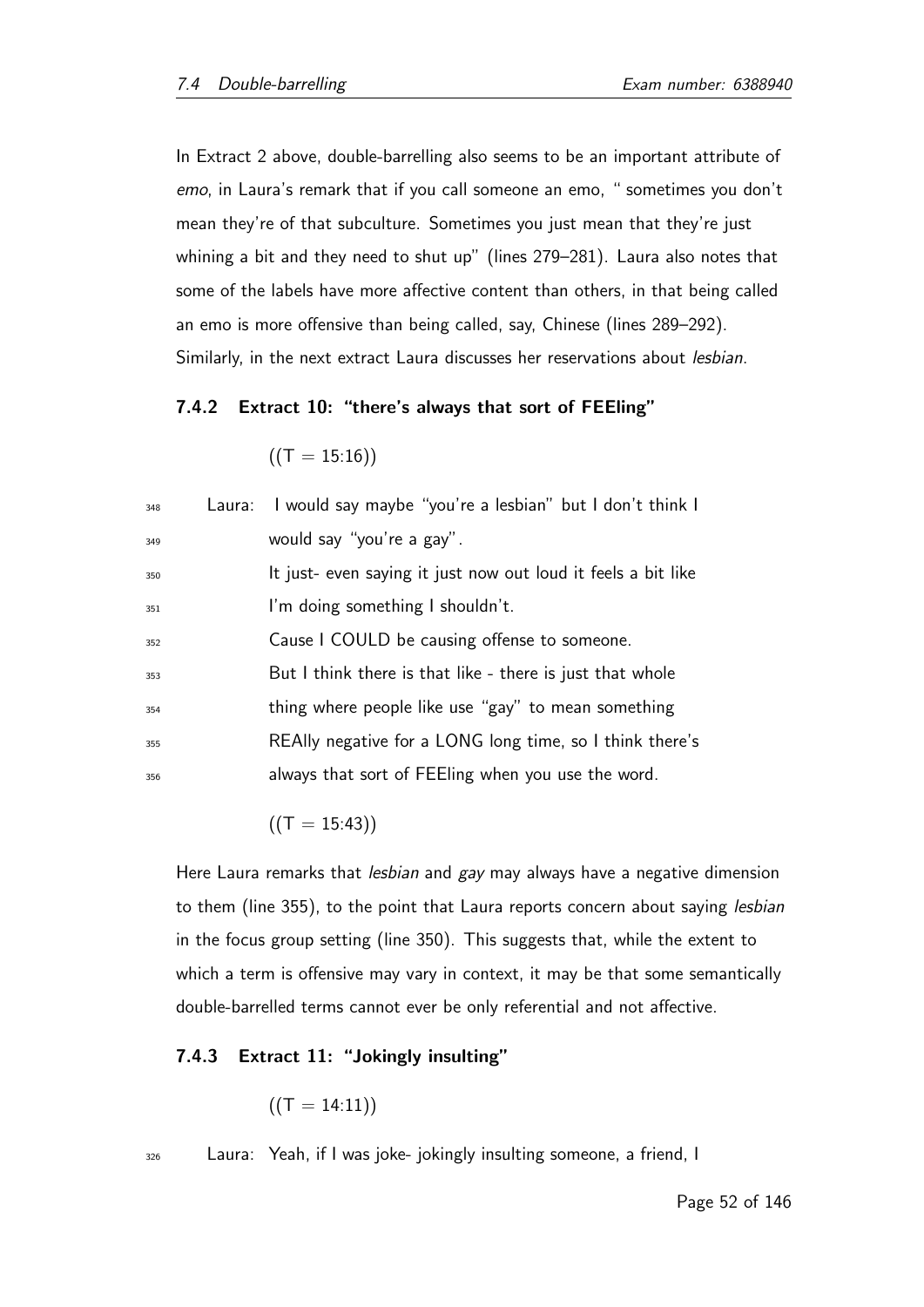In Extract 2 above, double-barrelling also seems to be an important attribute of *emo*, in Laura's remark that if you call someone an emo, " sometimes you don't mean they're of that subculture. Sometimes you just mean that they're just whining a bit and they need to shut up" (lines 279–281). Laura also notes that some of the labels have more affective content than others, in that being called an emo is more offensive than being called, say, Chinese (lines 289–292). Similarly, in the next extract Laura discusses her reservations about *lesbian*.

### 7.4.2 Extract 10: "there's always that sort of FEEling"

((T = 15:16))

```
348  Laura:  I would say maybe "you're a lesbian" but I don't think I
349          would say "you're a gay".
350          It just- even saying it just now out loud it feels a bit like
351          I'm doing something I shouldn't.
352          Cause I COULD be causing offense to someone.
353          But I think there is that like - there is just that whole
354          thing where people like use "gay" to mean something
355          REAlly negative for a LONG long time, so I think there's
356          always that sort of FEEling when you use the word.
```

((T = 15:43))

Here Laura remarks that *lesbian* and *gay* may always have a negative dimension to them (line 355), to the point that Laura reports concern about saying *lesbian* in the focus group setting (line 350). This suggests that, while the extent to which a term is offensive may vary in context, it may be that some semantically double-barrelled terms cannot ever be only referential and not affective.

### 7.4.3 Extract 11: "Jokingly insulting"

((T = 14:11))

```
326  Laura:  Yeah, if I was joke- jokingly insulting someone, a friend, I
```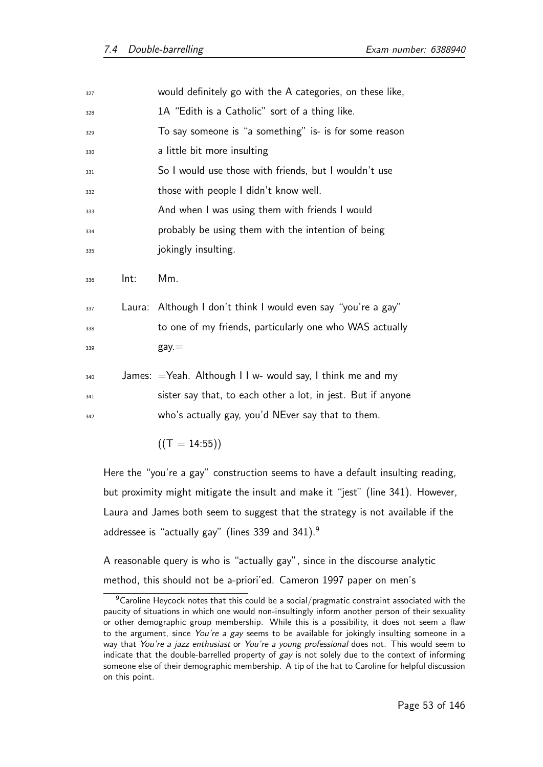327 would definitely go with the A categories, on these like,
328 1A "Edith is a Catholic" sort of a thing like.
329 To say someone is "a something" is- is for some reason
330 a little bit more insulting
331 So I would use those with friends, but I wouldn't use
332 those with people I didn't know well.
333 And when I was using them with friends I would
334 probably be using them with the intention of being
335 jokingly insulting.

336 Int: Mm.

337 Laura: Although I don't think I would even say "you're a gay"
338 to one of my friends, particularly one who WAS actually
339 gay.=

340 James: =Yeah. Although I I w- would say, I think me and my
341 sister say that, to each other a lot, in jest. But if anyone
342 who's actually gay, you'd NEver say that to them.

((T = 14:55))

Here the "you're a gay" construction seems to have a default insulting reading, but proximity might mitigate the insult and make it "jest" (line 341). However, Laura and James both seem to suggest that the strategy is not available if the addressee is "actually gay" (lines 339 and 341).[9]

A reasonable query is who is "actually gay", since in the discourse analytic method, this should not be a-priori'ed. Cameron 1997 paper on men's

[9] Caroline Heycock notes that this could be a social/pragmatic constraint associated with the paucity of situations in which one would non-insultingly inform another person of their sexuality or other demographic group membership. While this is a possibility, it does not seem a flaw to the argument, since *You're a gay* seems to be available for jokingly insulting someone in a way that *You're a jazz enthusiast* or *You're a young professional* does not. This would seem to indicate that the double-barrelled property of *gay* is not solely due to the context of informing someone else of their demographic membership. A tip of the hat to Caroline for helpful discussion on this point.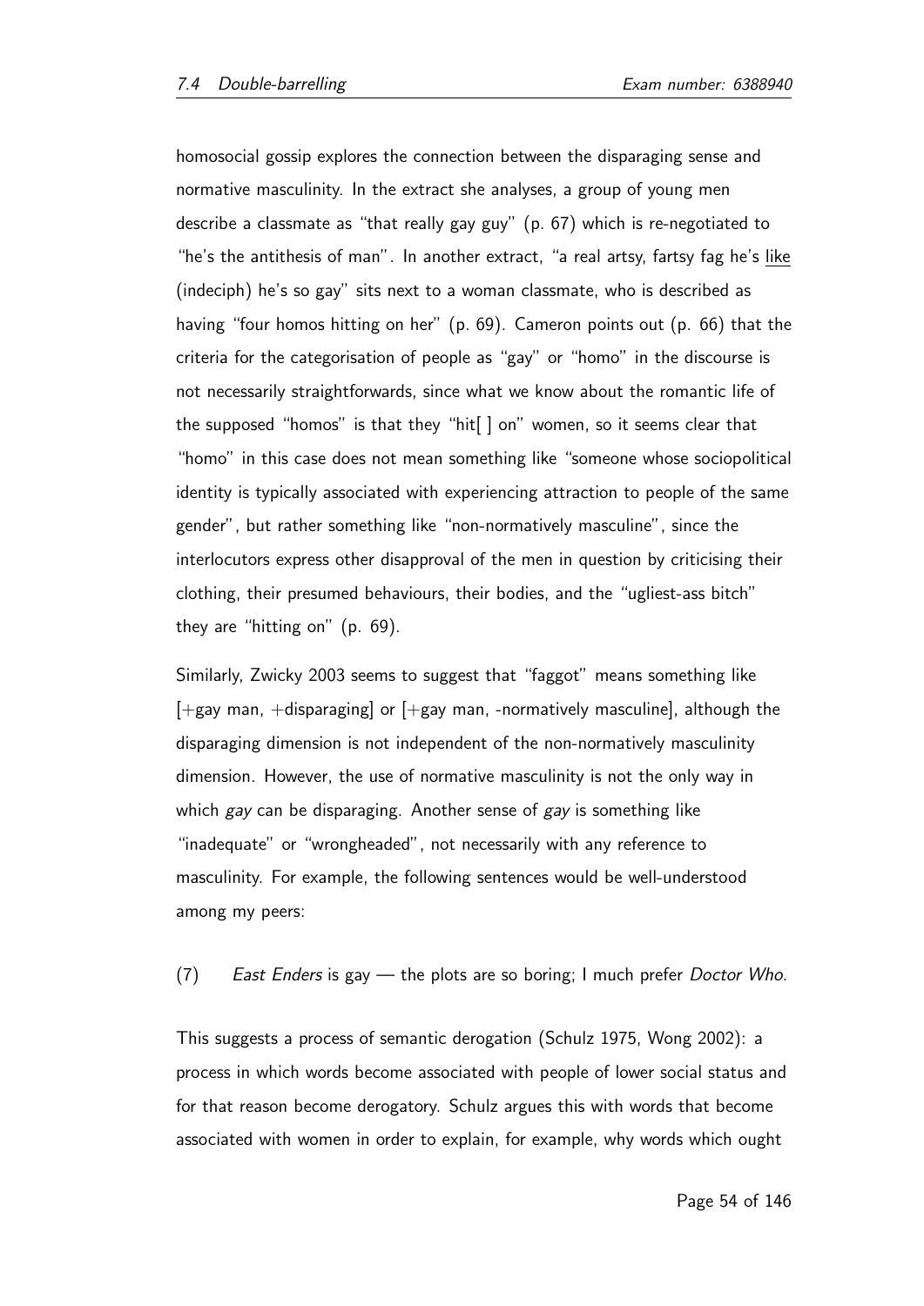homosocial gossip explores the connection between the disparaging sense and normative masculinity. In the extract she analyses, a group of young men describe a classmate as "that really gay guy" (p. 67) which is re-negotiated to "he's the antithesis of man". In another extract, "a real artsy, fartsy fag he's <u>like</u> (indeciph) he's so gay" sits next to a woman classmate, who is described as having "four homos hitting on her" (p. 69). Cameron points out (p. 66) that the criteria for the categorisation of people as "gay" or "homo" in the discourse is not necessarily straightforwards, since what we know about the romantic life of the supposed "homos" is that they "hit[ ] on" women, so it seems clear that "homo" in this case does not mean something like "someone whose sociopolitical identity is typically associated with experiencing attraction to people of the same gender", but rather something like "non-normatively masculine", since the interlocutors express other disapproval of the men in question by criticising their clothing, their presumed behaviours, their bodies, and the "ugliest-ass bitch" they are "hitting on" (p. 69).

Similarly, Zwicky 2003 seems to suggest that "faggot" means something like [+gay man, +disparaging] or [+gay man, -normatively masculine], although the disparaging dimension is not independent of the non-normatively masculinity dimension. However, the use of normative masculinity is not the only way in which *gay* can be disparaging. Another sense of *gay* is something like "inadequate" or "wrongheaded", not necessarily with any reference to masculinity. For example, the following sentences would be well-understood among my peers:

(7) *East Enders* is gay — the plots are so boring; I much prefer *Doctor Who*.

This suggests a process of semantic derogation (Schulz 1975, Wong 2002): a process in which words become associated with people of lower social status and for that reason become derogatory. Schulz argues this with words that become associated with women in order to explain, for example, why words which ought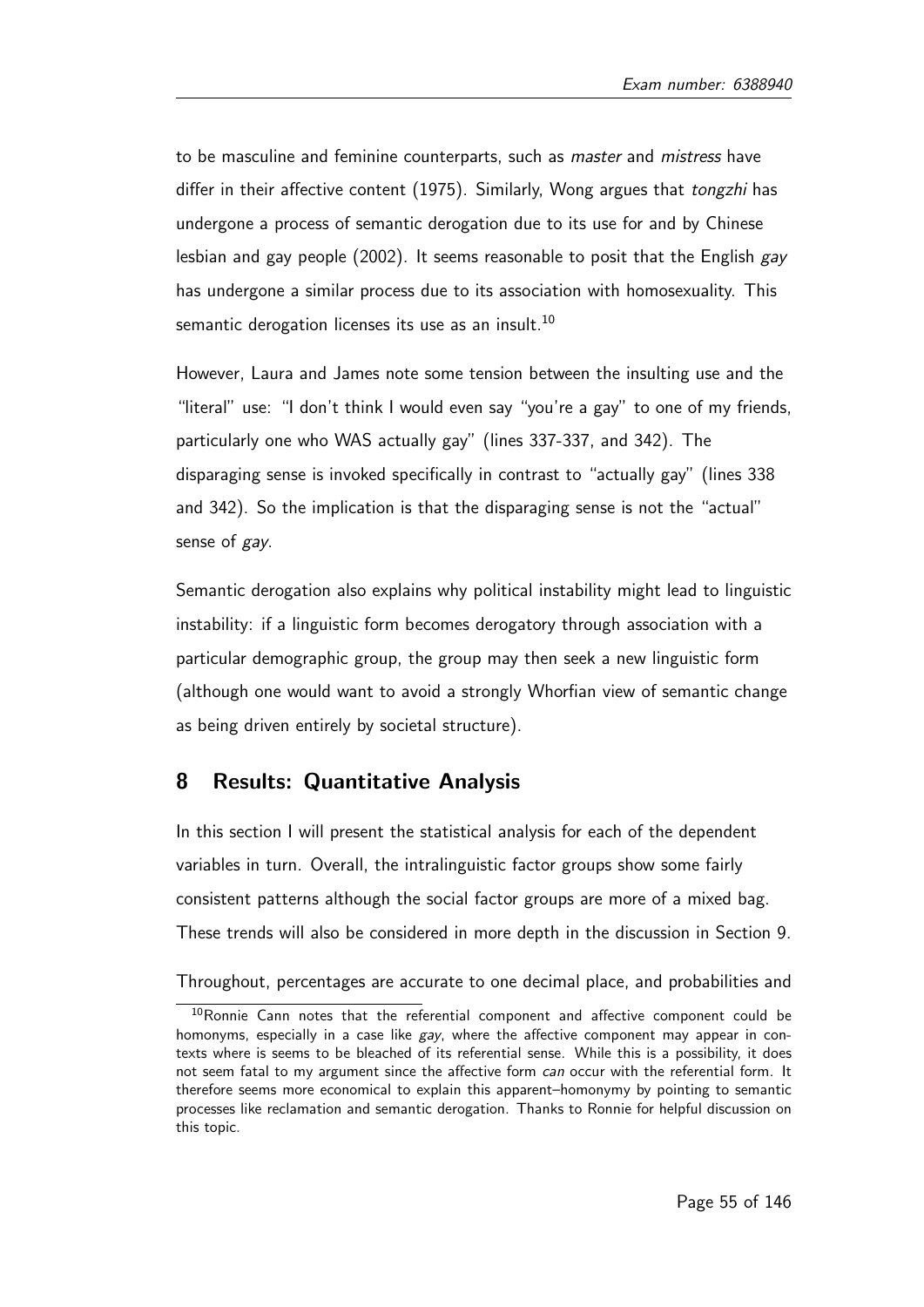to be masculine and feminine counterparts, such as *master* and *mistress* have differ in their affective content (1975). Similarly, Wong argues that *tongzhi* has undergone a process of semantic derogation due to its use for and by Chinese lesbian and gay people (2002). It seems reasonable to posit that the English *gay* has undergone a similar process due to its association with homosexuality. This semantic derogation licenses its use as an insult.[10]

However, Laura and James note some tension between the insulting use and the "literal" use: "I don't think I would even say "you're a gay" to one of my friends, particularly one who WAS actually gay" (lines 337-337, and 342). The disparaging sense is invoked specifically in contrast to "actually gay" (lines 338 and 342). So the implication is that the disparaging sense is not the "actual" sense of *gay*.

Semantic derogation also explains why political instability might lead to linguistic instability: if a linguistic form becomes derogatory through association with a particular demographic group, the group may then seek a new linguistic form (although one would want to avoid a strongly Whorfian view of semantic change as being driven entirely by societal structure).

## 8 Results: Quantitative Analysis

In this section I will present the statistical analysis for each of the dependent variables in turn. Overall, the intralinguistic factor groups show some fairly consistent patterns although the social factor groups are more of a mixed bag. These trends will also be considered in more depth in the discussion in Section 9.

Throughout, percentages are accurate to one decimal place, and probabilities and

[10] Ronnie Cann notes that the referential component and affective component could be homonyms, especially in a case like *gay*, where the affective component may appear in contexts where is seems to be bleached of its referential sense. While this is a possibility, it does not seem fatal to my argument since the affective form *can* occur with the referential form. It therefore seems more economical to explain this apparent–homonymy by pointing to semantic processes like reclamation and semantic derogation. Thanks to Ronnie for helpful discussion on this topic.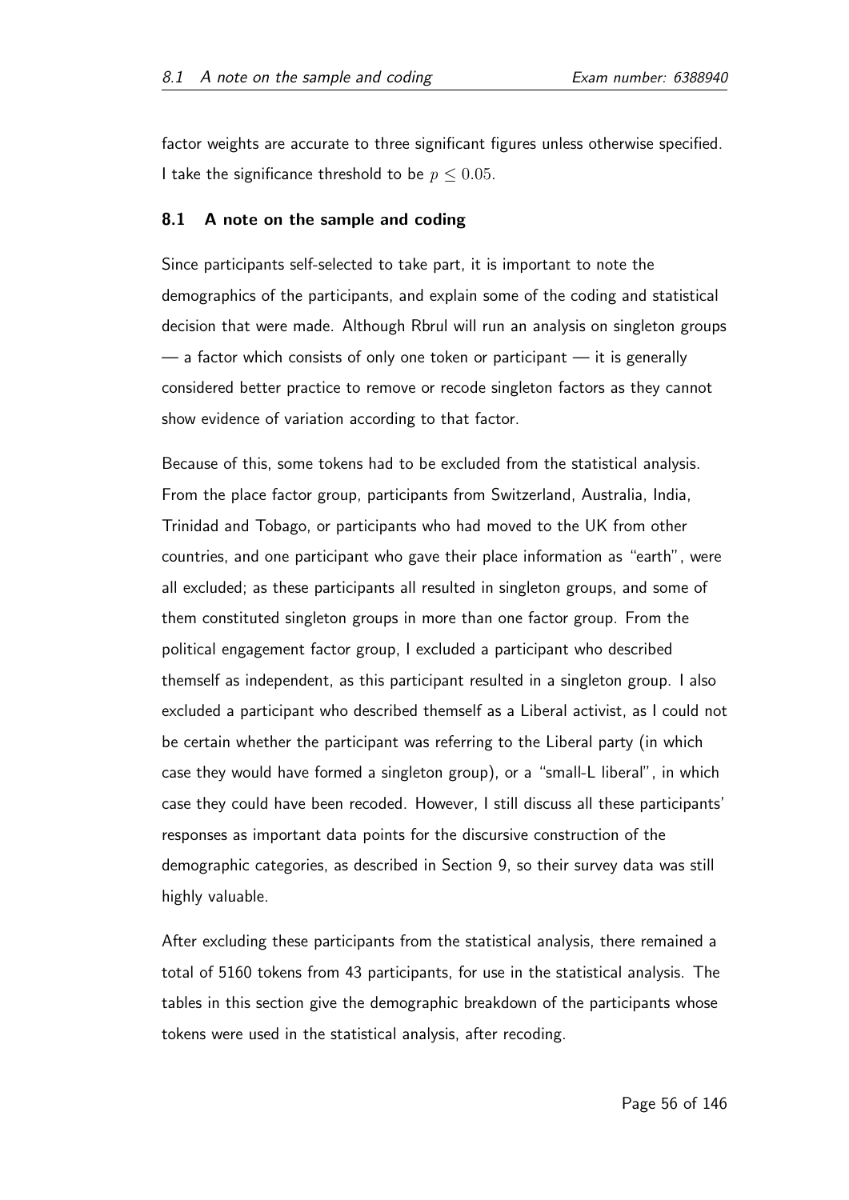factor weights are accurate to three significant figures unless otherwise specified. I take the significance threshold to be $p \leq 0.05$.

### 8.1 A note on the sample and coding

Since participants self-selected to take part, it is important to note the demographics of the participants, and explain some of the coding and statistical decision that were made. Although Rbrul will run an analysis on singleton groups — a factor which consists of only one token or participant — it is generally considered better practice to remove or recode singleton factors as they cannot show evidence of variation according to that factor.

Because of this, some tokens had to be excluded from the statistical analysis. From the place factor group, participants from Switzerland, Australia, India, Trinidad and Tobago, or participants who had moved to the UK from other countries, and one participant who gave their place information as "earth", were all excluded; as these participants all resulted in singleton groups, and some of them constituted singleton groups in more than one factor group. From the political engagement factor group, I excluded a participant who described themself as independent, as this participant resulted in a singleton group. I also excluded a participant who described themself as a Liberal activist, as I could not be certain whether the participant was referring to the Liberal party (in which case they would have formed a singleton group), or a "small-L liberal", in which case they could have been recoded. However, I still discuss all these participants' responses as important data points for the discursive construction of the demographic categories, as described in Section 9, so their survey data was still highly valuable.

After excluding these participants from the statistical analysis, there remained a total of 5160 tokens from 43 participants, for use in the statistical analysis. The tables in this section give the demographic breakdown of the participants whose tokens were used in the statistical analysis, after recoding.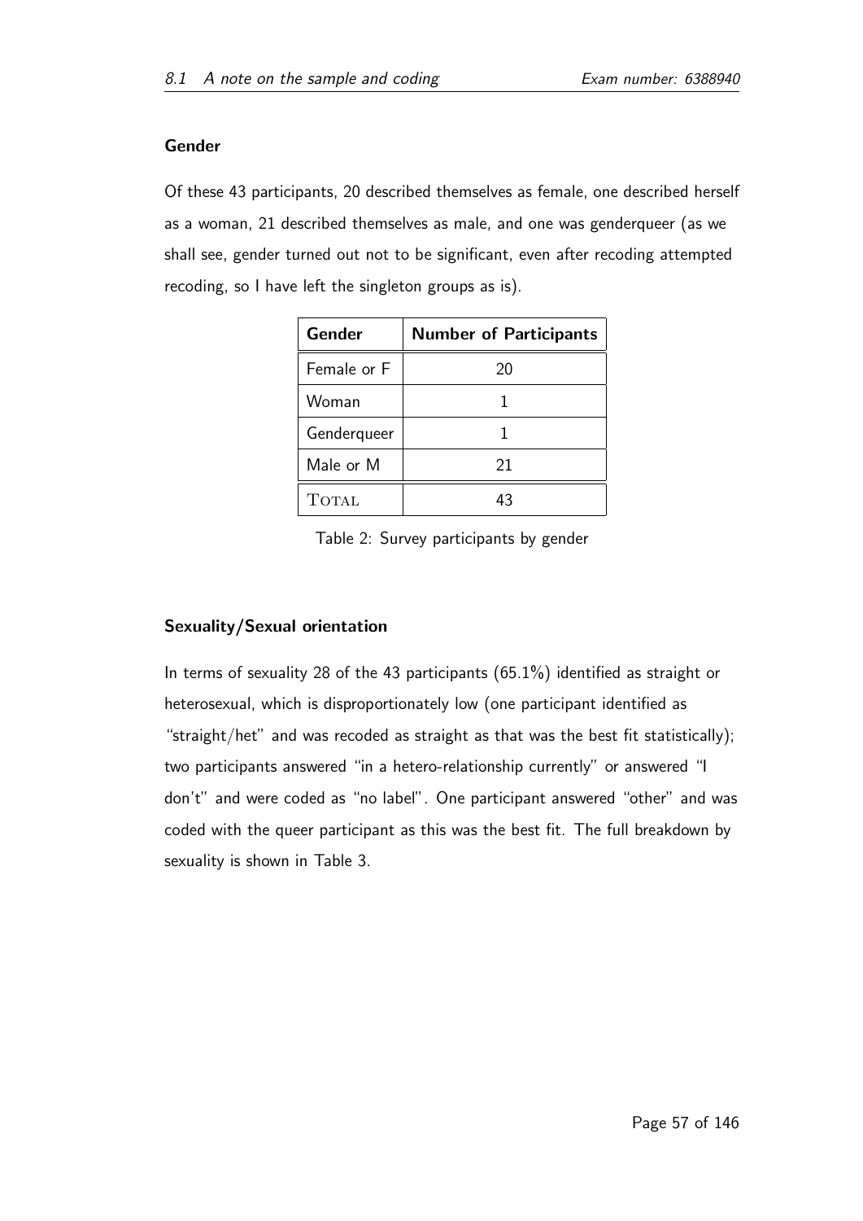### Gender

Of these 43 participants, 20 described themselves as female, one described herself as a woman, 21 described themselves as male, and one was genderqueer (as we shall see, gender turned out not to be significant, even after recoding attempted recoding, so I have left the singleton groups as is).

| Gender | Number of Participants |
|---|---|
| Female or F | 20 |
| Woman | 1 |
| Genderqueer | 1 |
| Male or M | 21 |
| TOTAL | 43 |

Table 2: Survey participants by gender

### Sexuality/Sexual orientation

In terms of sexuality 28 of the 43 participants (65.1%) identified as straight or heterosexual, which is disproportionately low (one participant identified as "straight/het" and was recoded as straight as that was the best fit statistically); two participants answered "in a hetero-relationship currently" or answered "I don't" and were coded as "no label". One participant answered "other" and was coded with the queer participant as this was the best fit. The full breakdown by sexuality is shown in Table 3.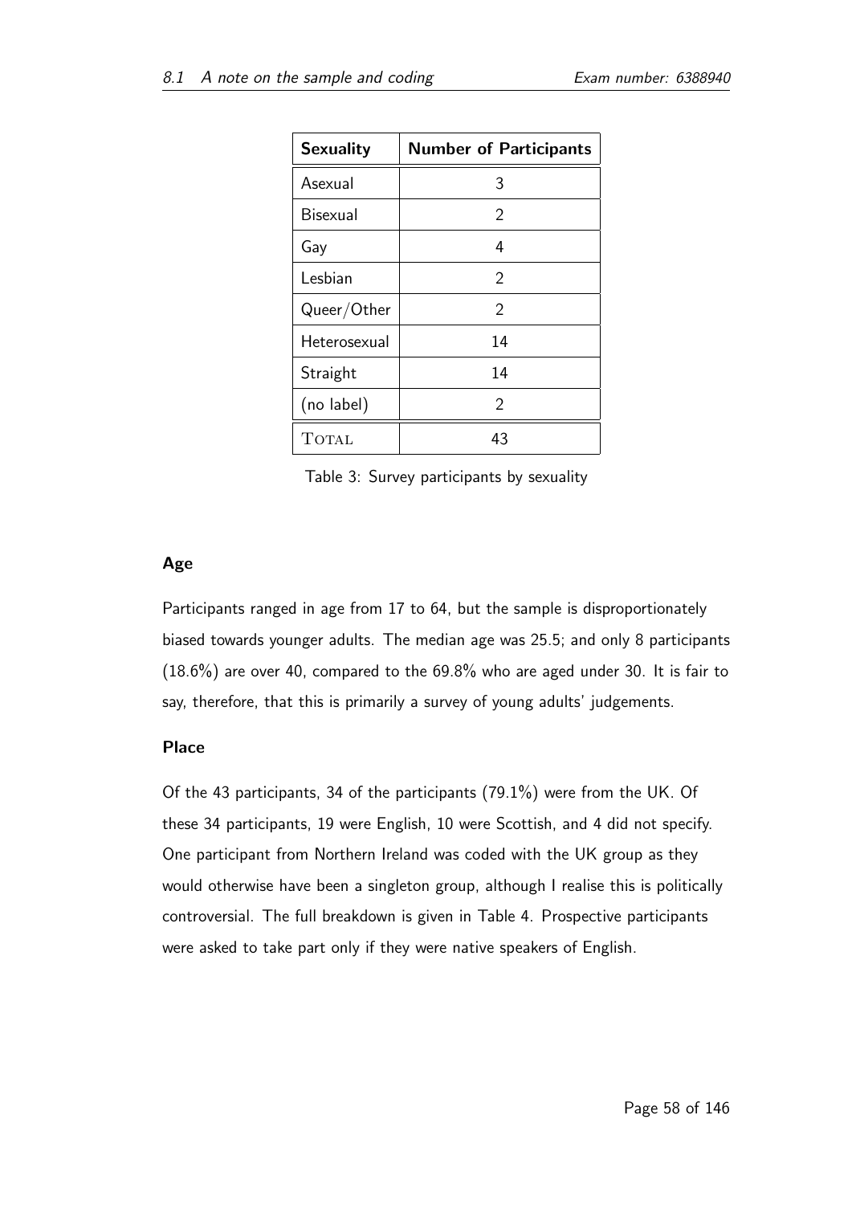| **Sexuality** | **Number of Participants** |
| --- | --- |
| Asexual | 3 |
| Bisexual | 2 |
| Gay | 4 |
| Lesbian | 2 |
| Queer/Other | 2 |
| Heterosexual | 14 |
| Straight | 14 |
| (no label) | 2 |
| TOTAL | 43 |

Table 3: Survey participants by sexuality

### Age

Participants ranged in age from 17 to 64, but the sample is disproportionately biased towards younger adults. The median age was 25.5; and only 8 participants (18.6%) are over 40, compared to the 69.8% who are aged under 30. It is fair to say, therefore, that this is primarily a survey of young adults' judgements.

### Place

Of the 43 participants, 34 of the participants (79.1%) were from the UK. Of these 34 participants, 19 were English, 10 were Scottish, and 4 did not specify. One participant from Northern Ireland was coded with the UK group as they would otherwise have been a singleton group, although I realise this is politically controversial. The full breakdown is given in Table 4. Prospective participants were asked to take part only if they were native speakers of English.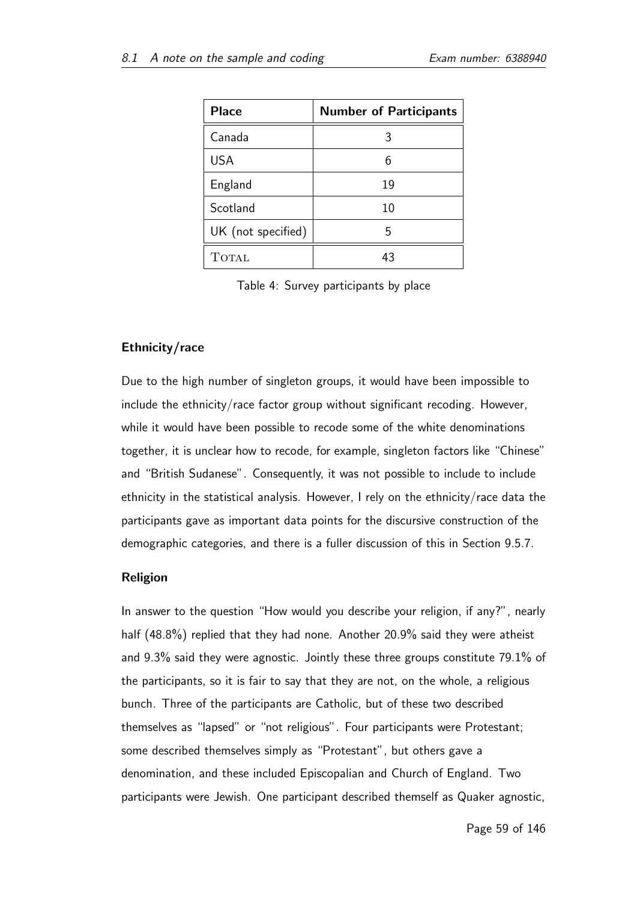| Place | Number of Participants |
|---|---|
| Canada | 3 |
| USA | 6 |
| England | 19 |
| Scotland | 10 |
| UK (not specified) | 5 |
| TOTAL | 43 |

Table 4: Survey participants by place

### Ethnicity/race

Due to the high number of singleton groups, it would have been impossible to include the ethnicity/race factor group without significant recoding. However, while it would have been possible to recode some of the white denominations together, it is unclear how to recode, for example, singleton factors like "Chinese" and "British Sudanese". Consequently, it was not possible to include to include ethnicity in the statistical analysis. However, I rely on the ethnicity/race data the participants gave as important data points for the discursive construction of the demographic categories, and there is a fuller discussion of this in Section 9.5.7.

### Religion

In answer to the question "How would you describe your religion, if any?", nearly half (48.8%) replied that they had none. Another 20.9% said they were atheist and 9.3% said they were agnostic. Jointly these three groups constitute 79.1% of the participants, so it is fair to say that they are not, on the whole, a religious bunch. Three of the participants are Catholic, but of these two described themselves as "lapsed" or "not religious". Four participants were Protestant; some described themselves simply as "Protestant", but others gave a denomination, and these included Episcopalian and Church of England. Two participants were Jewish. One participant described themself as Quaker agnostic,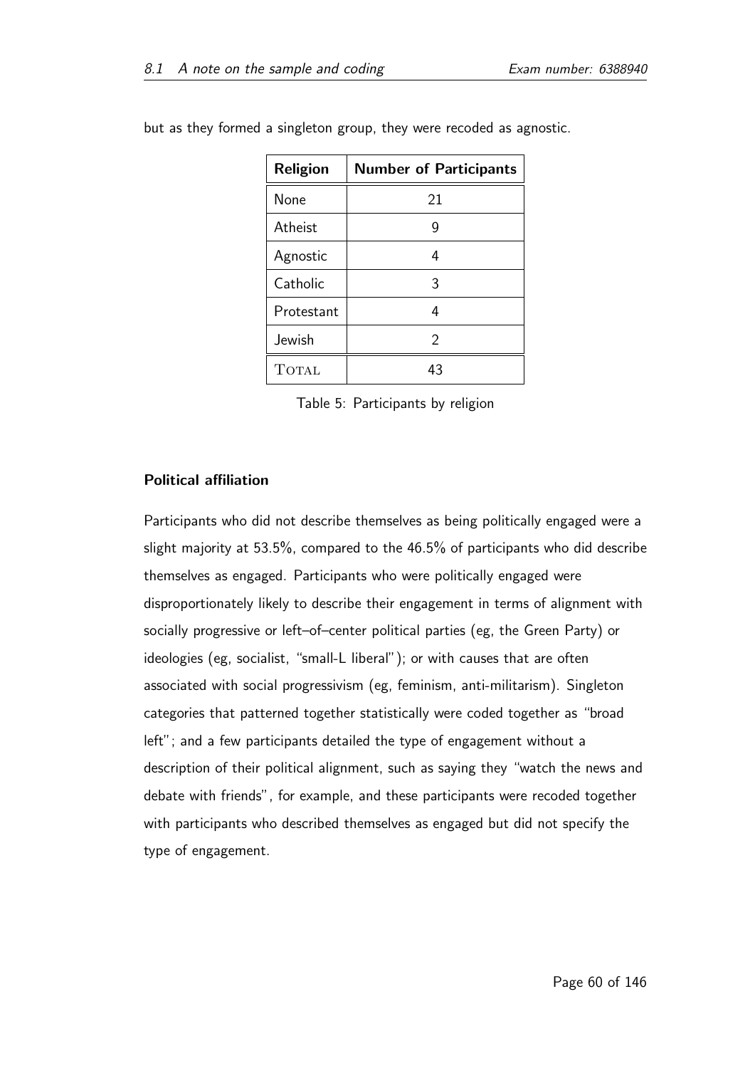but as they formed a singleton group, they were recoded as agnostic.

| Religion | Number of Participants |
|---|---|
| None | 21 |
| Atheist | 9 |
| Agnostic | 4 |
| Catholic | 3 |
| Protestant | 4 |
| Jewish | 2 |
| TOTAL | 43 |

Table 5: Participants by religion

**Political affiliation**

Participants who did not describe themselves as being politically engaged were a slight majority at 53.5%, compared to the 46.5% of participants who did describe themselves as engaged. Participants who were politically engaged were disproportionately likely to describe their engagement in terms of alignment with socially progressive or left–of–center political parties (eg, the Green Party) or ideologies (eg, socialist, "small-L liberal"); or with causes that are often associated with social progressivism (eg, feminism, anti-militarism). Singleton categories that patterned together statistically were coded together as "broad left"; and a few participants detailed the type of engagement without a description of their political alignment, such as saying they "watch the news and debate with friends", for example, and these participants were recoded together with participants who described themselves as engaged but did not specify the type of engagement.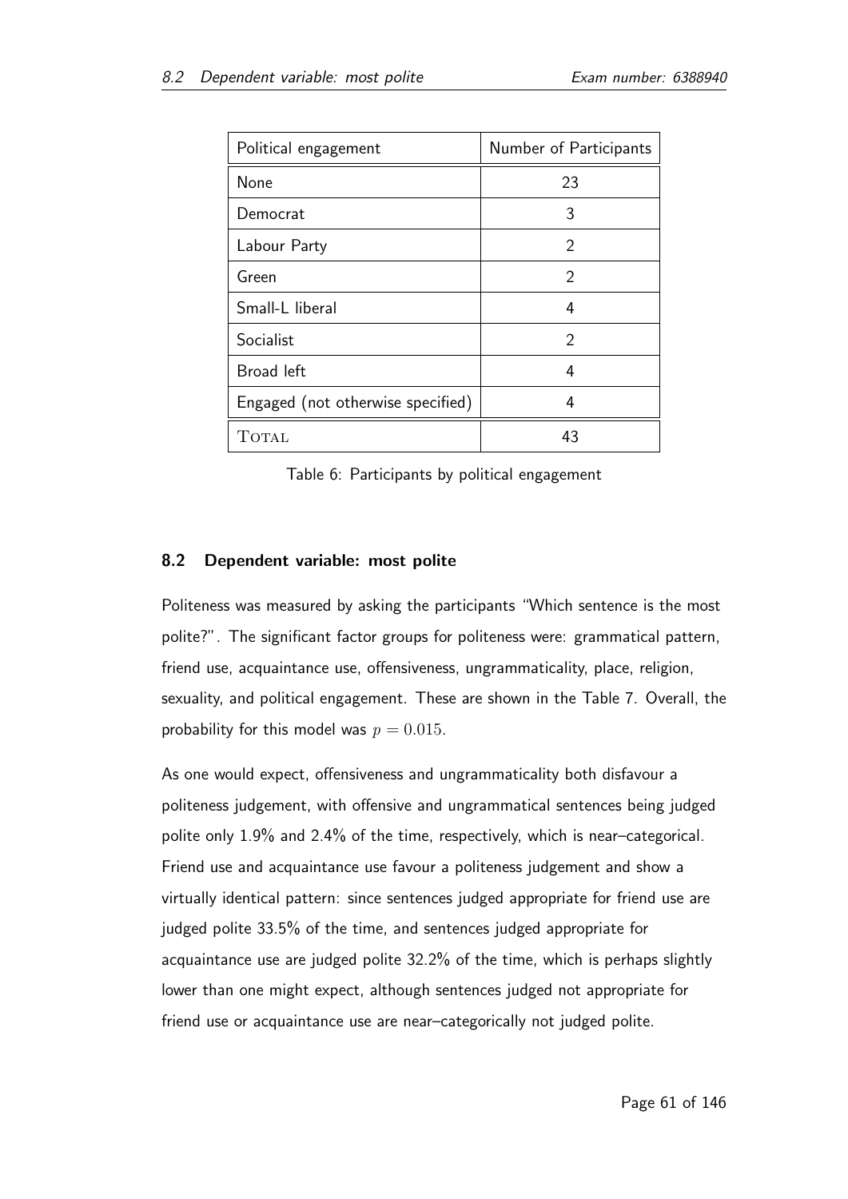| Political engagement | Number of Participants |
|---|---|
| None | 23 |
| Democrat | 3 |
| Labour Party | 2 |
| Green | 2 |
| Small-L liberal | 4 |
| Socialist | 2 |
| Broad left | 4 |
| Engaged (not otherwise specified) | 4 |
| TOTAL | 43 |

Table 6: Participants by political engagement

### 8.2 Dependent variable: most polite

Politeness was measured by asking the participants "Which sentence is the most polite?". The significant factor groups for politeness were: grammatical pattern, friend use, acquaintance use, offensiveness, ungrammaticality, place, religion, sexuality, and political engagement. These are shown in the Table 7. Overall, the probability for this model was $p = 0.015$.

As one would expect, offensiveness and ungrammaticality both disfavour a politeness judgement, with offensive and ungrammatical sentences being judged polite only 1.9% and 2.4% of the time, respectively, which is near–categorical. Friend use and acquaintance use favour a politeness judgement and show a virtually identical pattern: since sentences judged appropriate for friend use are judged polite 33.5% of the time, and sentences judged appropriate for acquaintance use are judged polite 32.2% of the time, which is perhaps slightly lower than one might expect, although sentences judged not appropriate for friend use or acquaintance use are near–categorically not judged polite.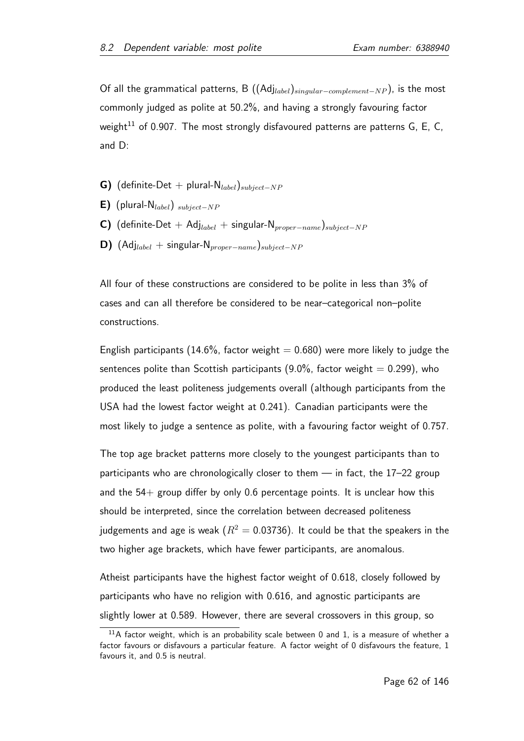Of all the grammatical patterns, B ($(\text{Adj}_{label})_{singular-complement-NP}$), is the most commonly judged as polite at 50.2%, and having a strongly favouring factor weight[11] of 0.907. The most strongly disfavoured patterns are patterns G, E, C, and D:

- **G)** $(\text{definite-Det} + \text{plural-N}_{label})_{subject-NP}$
- **E)** $(\text{plural-N}_{label})_{subject-NP}$
- **C)** $(\text{definite-Det} + \text{Adj}_{label} + \text{singular-N}_{proper-name})_{subject-NP}$
- **D)** $(\text{Adj}_{label} + \text{singular-N}_{proper-name})_{subject-NP}$

All four of these constructions are considered to be polite in less than 3% of cases and can all therefore be considered to be near–categorical non–polite constructions.

English participants (14.6%, factor weight = 0.680) were more likely to judge the sentences polite than Scottish participants (9.0%, factor weight = 0.299), who produced the least politeness judgements overall (although participants from the USA had the lowest factor weight at 0.241). Canadian participants were the most likely to judge a sentence as polite, with a favouring factor weight of 0.757.

The top age bracket patterns more closely to the youngest participants than to participants who are chronologically closer to them — in fact, the 17–22 group and the 54+ group differ by only 0.6 percentage points. It is unclear how this should be interpreted, since the correlation between decreased politeness judgements and age is weak ($R^2 = 0.03736$). It could be that the speakers in the two higher age brackets, which have fewer participants, are anomalous.

Atheist participants have the highest factor weight of 0.618, closely followed by participants who have no religion with 0.616, and agnostic participants are slightly lower at 0.589. However, there are several crossovers in this group, so

[11] A factor weight, which is an probability scale between 0 and 1, is a measure of whether a factor favours or disfavours a particular feature. A factor weight of 0 disfavours the feature, 1 favours it, and 0.5 is neutral.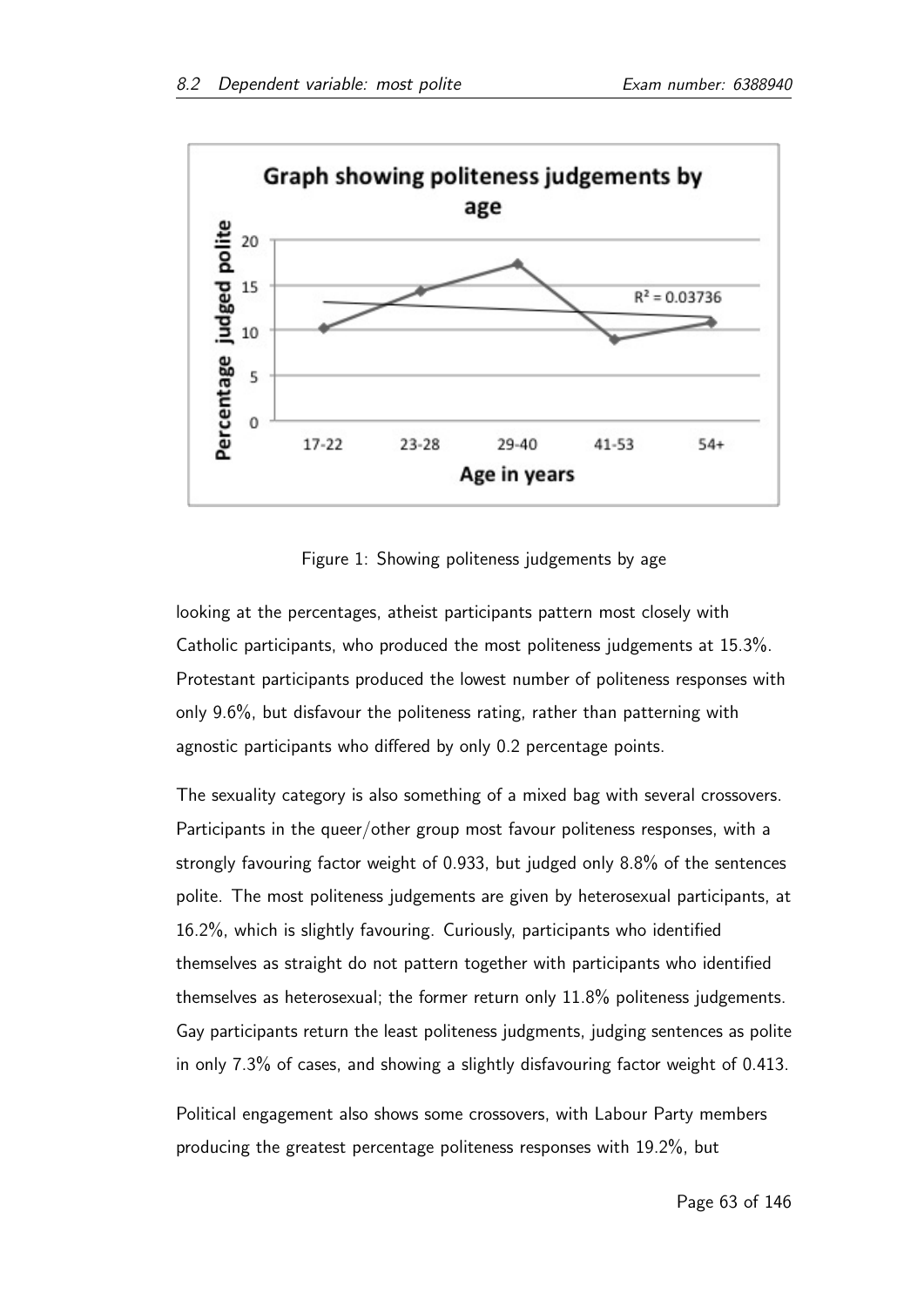Figure 1: Showing politeness judgements by age

looking at the percentages, atheist participants pattern most closely with Catholic participants, who produced the most politeness judgements at 15.3%. Protestant participants produced the lowest number of politeness responses with only 9.6%, but disfavour the politeness rating, rather than patterning with agnostic participants who differed by only 0.2 percentage points.

The sexuality category is also something of a mixed bag with several crossovers. Participants in the queer/other group most favour politeness responses, with a strongly favouring factor weight of 0.933, but judged only 8.8% of the sentences polite. The most politeness judgements are given by heterosexual participants, at 16.2%, which is slightly favouring. Curiously, participants who identified themselves as straight do not pattern together with participants who identified themselves as heterosexual; the former return only 11.8% politeness judgements. Gay participants return the least politeness judgments, judging sentences as polite in only 7.3% of cases, and showing a slightly disfavouring factor weight of 0.413.

Political engagement also shows some crossovers, with Labour Party members producing the greatest percentage politeness responses with 19.2%, but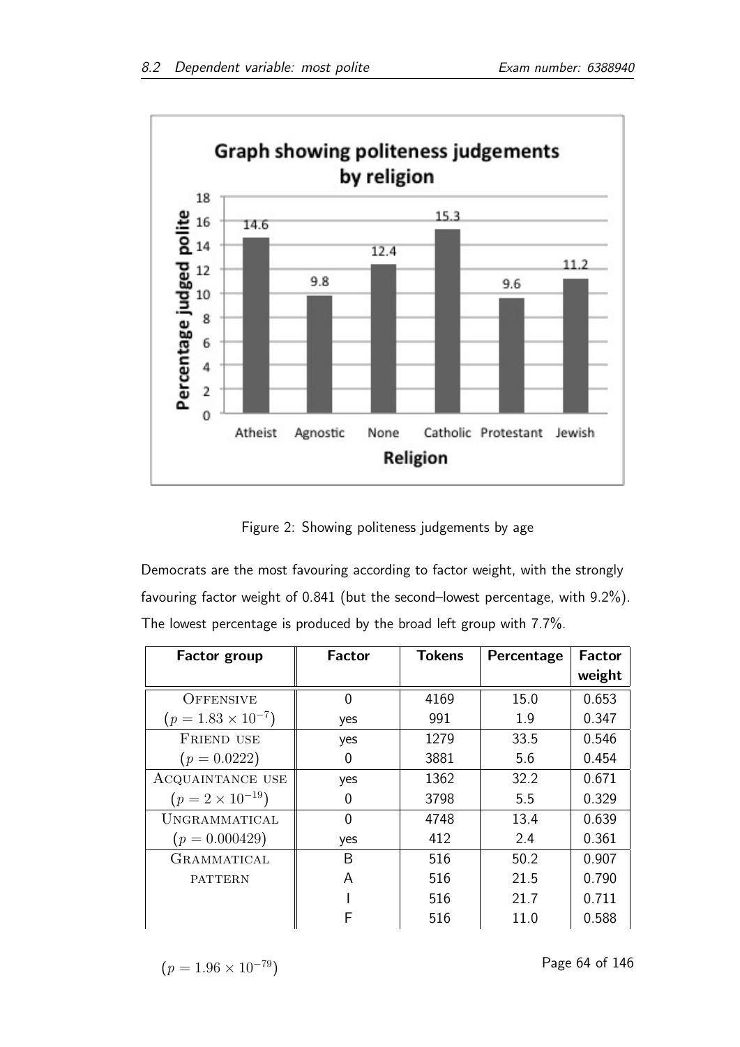Figure 2: Showing politeness judgements by age

Democrats are the most favouring according to factor weight, with the strongly favouring factor weight of 0.841 (but the second–lowest percentage, with 9.2%). The lowest percentage is produced by the broad left group with 7.7%.

| Factor group | Factor | Tokens | Percentage | Factor weight |
|---|---|---|---|---|
| OFFENSIVE | 0 | 4169 | 15.0 | 0.653 |
| ($p = 1.83 \times 10^{-7}$) | yes | 991 | 1.9 | 0.347 |
| FRIEND USE | yes | 1279 | 33.5 | 0.546 |
| ($p = 0.0222$) | 0 | 3881 | 5.6 | 0.454 |
| ACQUAINTANCE USE | yes | 1362 | 32.2 | 0.671 |
| ($p = 2 \times 10^{-19}$) | 0 | 3798 | 5.5 | 0.329 |
| UNGRAMMATICAL | 0 | 4748 | 13.4 | 0.639 |
| ($p = 0.000429$) | yes | 412 | 2.4 | 0.361 |
| GRAMMATICAL PATTERN | B | 516 | 50.2 | 0.907 |
| | A | 516 | 21.5 | 0.790 |
| | I | 516 | 21.7 | 0.711 |
| | F | 516 | 11.0 | 0.588 |

($p = 1.96 \times 10^{-79}$)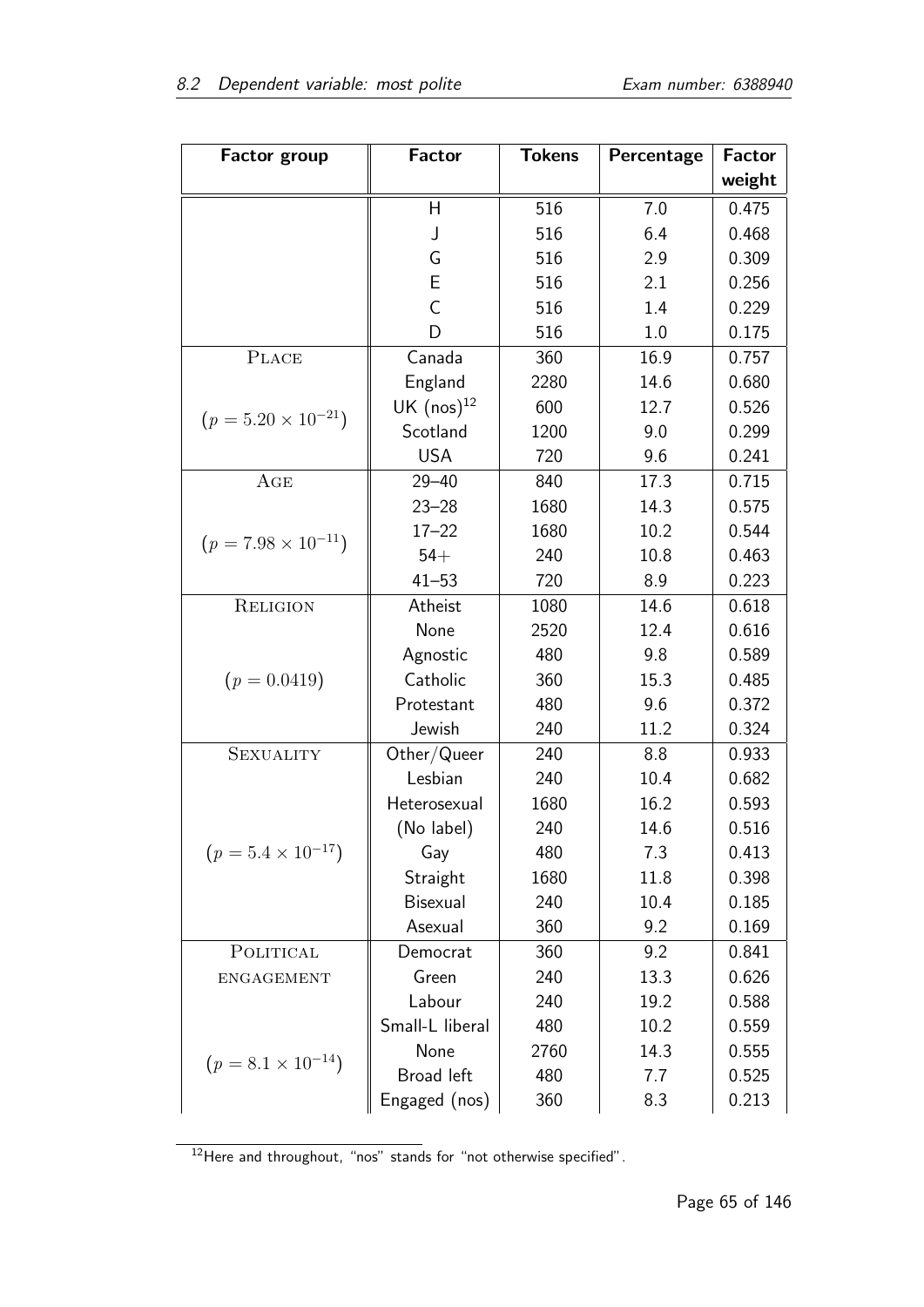| Factor group | Factor | Tokens | Percentage | Factor weight |
|---|---|---|---|---|
| | H | 516 | 7.0 | 0.475 |
| | J | 516 | 6.4 | 0.468 |
| | G | 516 | 2.9 | 0.309 |
| | E | 516 | 2.1 | 0.256 |
| | C | 516 | 1.4 | 0.229 |
| | D | 516 | 1.0 | 0.175 |
| PLACE | Canada | 360 | 16.9 | 0.757 |
| | England | 2280 | 14.6 | 0.680 |
| ($p = 5.20 \times 10^{-21}$) | UK (nos)[12] | 600 | 12.7 | 0.526 |
| | Scotland | 1200 | 9.0 | 0.299 |
| | USA | 720 | 9.6 | 0.241 |
| AGE | 29–40 | 840 | 17.3 | 0.715 |
| | 23–28 | 1680 | 14.3 | 0.575 |
| ($p = 7.98 \times 10^{-11}$) | 17–22 | 1680 | 10.2 | 0.544 |
| | 54+ | 240 | 10.8 | 0.463 |
| | 41–53 | 720 | 8.9 | 0.223 |
| RELIGION | Atheist | 1080 | 14.6 | 0.618 |
| | None | 2520 | 12.4 | 0.616 |
| | Agnostic | 480 | 9.8 | 0.589 |
| ($p = 0.0419$) | Catholic | 360 | 15.3 | 0.485 |
| | Protestant | 480 | 9.6 | 0.372 |
| | Jewish | 240 | 11.2 | 0.324 |
| SEXUALITY | Other/Queer | 240 | 8.8 | 0.933 |
| | Lesbian | 240 | 10.4 | 0.682 |
| | Heterosexual | 1680 | 16.2 | 0.593 |
| | (No label) | 240 | 14.6 | 0.516 |
| ($p = 5.4 \times 10^{-17}$) | Gay | 480 | 7.3 | 0.413 |
| | Straight | 1680 | 11.8 | 0.398 |
| | Bisexual | 240 | 10.4 | 0.185 |
| | Asexual | 360 | 9.2 | 0.169 |
| POLITICAL ENGAGEMENT | Democrat | 360 | 9.2 | 0.841 |
| | Green | 240 | 13.3 | 0.626 |
| | Labour | 240 | 19.2 | 0.588 |
| | Small-L liberal | 480 | 10.2 | 0.559 |
| ($p = 8.1 \times 10^{-14}$) | None | 2760 | 14.3 | 0.555 |
| | Broad left | 480 | 7.7 | 0.525 |
| | Engaged (nos) | 360 | 8.3 | 0.213 |

[12] Here and throughout, "nos" stands for "not otherwise specified".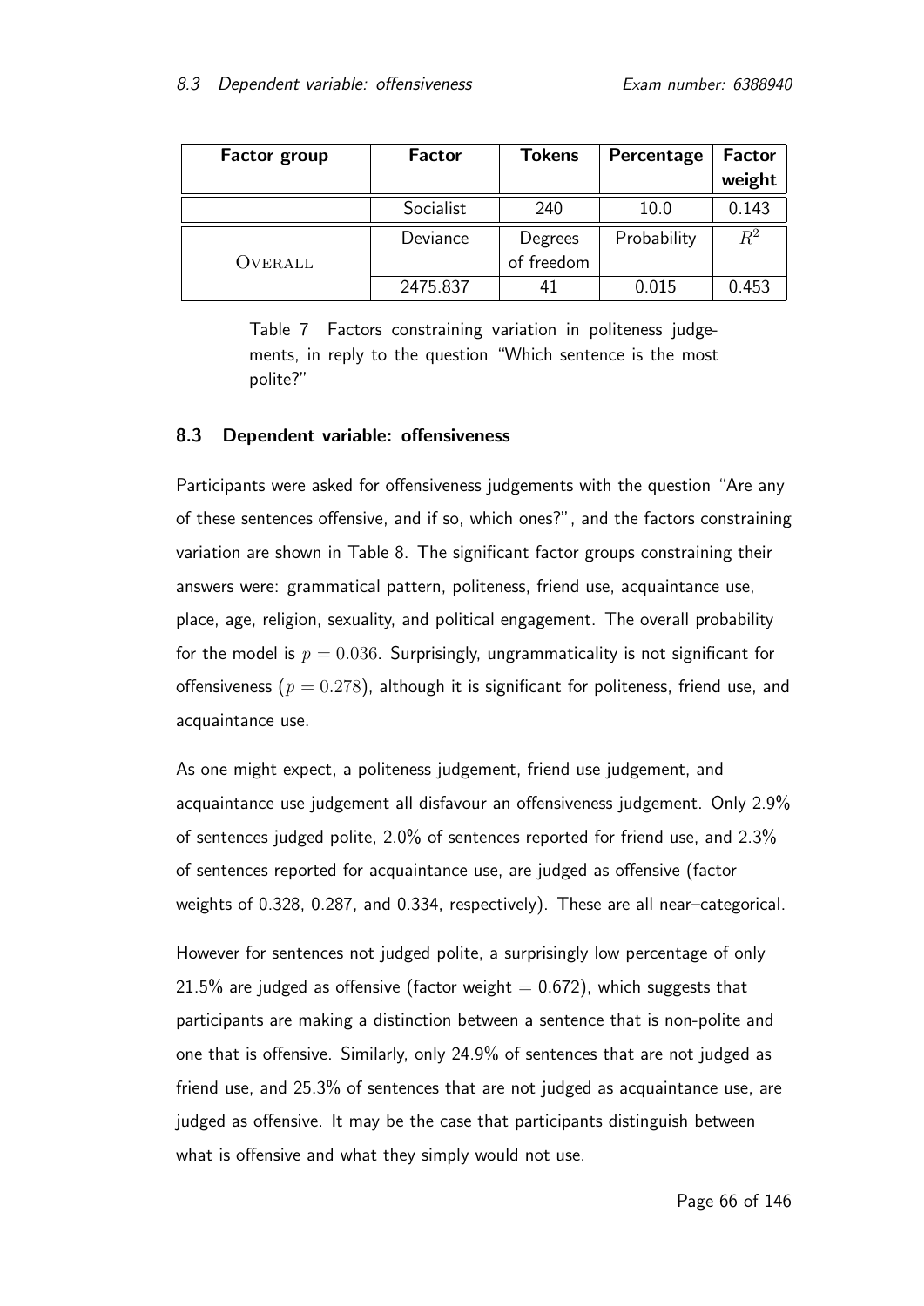| Factor group | Factor | Tokens | Percentage | Factor weight |
|---|---|---|---|---|
| | Socialist | 240 | 10.0 | 0.143 |
| Overall | Deviance | Degrees of freedom | Probability | $R^2$ |
| | 2475.837 | 41 | 0.015 | 0.453 |

Table 7 Factors constraining variation in politeness judgements, in reply to the question "Which sentence is the most polite?"

### 8.3 Dependent variable: offensiveness

Participants were asked for offensiveness judgements with the question "Are any of these sentences offensive, and if so, which ones?", and the factors constraining variation are shown in Table 8. The significant factor groups constraining their answers were: grammatical pattern, politeness, friend use, acquaintance use, place, age, religion, sexuality, and political engagement. The overall probability for the model is $p = 0.036$. Surprisingly, ungrammaticality is not significant for offensiveness ($p = 0.278$), although it is significant for politeness, friend use, and acquaintance use.

As one might expect, a politeness judgement, friend use judgement, and acquaintance use judgement all disfavour an offensiveness judgement. Only 2.9% of sentences judged polite, 2.0% of sentences reported for friend use, and 2.3% of sentences reported for acquaintance use, are judged as offensive (factor weights of 0.328, 0.287, and 0.334, respectively). These are all near–categorical.

However for sentences not judged polite, a surprisingly low percentage of only 21.5% are judged as offensive (factor weight = 0.672), which suggests that participants are making a distinction between a sentence that is non-polite and one that is offensive. Similarly, only 24.9% of sentences that are not judged as friend use, and 25.3% of sentences that are not judged as acquaintance use, are judged as offensive. It may be the case that participants distinguish between what is offensive and what they simply would not use.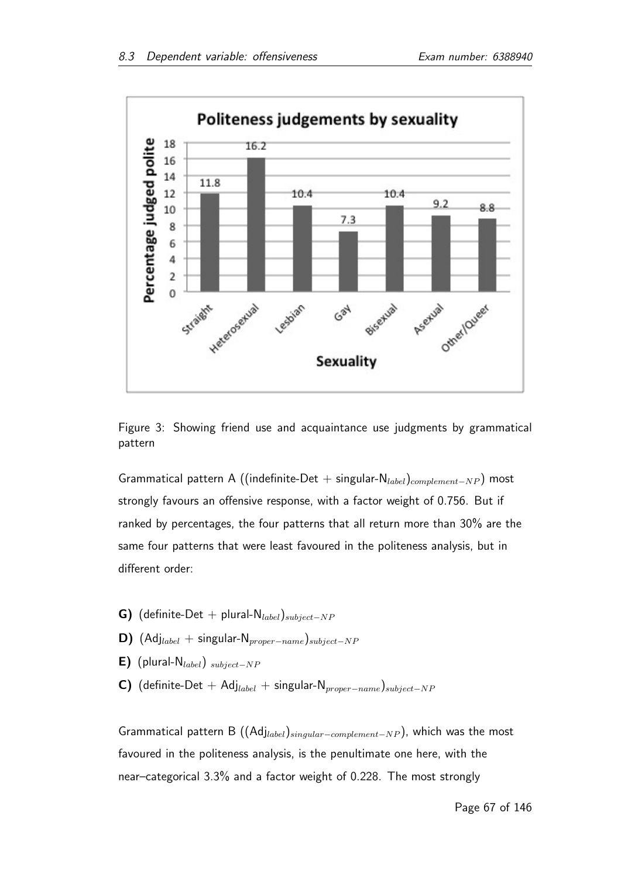Figure 3: Showing friend use and acquaintance use judgments by grammatical pattern

Grammatical pattern A ((indefinite-Det + singular-$\text{N}_{label}$)$_{complement-NP}$) most strongly favours an offensive response, with a factor weight of 0.756. But if ranked by percentages, the four patterns that all return more than 30% are the same four patterns that were least favoured in the politeness analysis, but in different order:

- **G)** (definite-Det + plural-$\text{N}_{label}$)$_{subject-NP}$
- **D)** ($\text{Adj}_{label}$ + singular-$\text{N}_{proper-name}$)$_{subject-NP}$
- **E)** (plural-$\text{N}_{label}$) $_{subject-NP}$
- **C)** (definite-Det + $\text{Adj}_{label}$ + singular-$\text{N}_{proper-name}$)$_{subject-NP}$

Grammatical pattern B (($\text{Adj}_{label}$)$_{singular-complement-NP}$), which was the most favoured in the politeness analysis, is the penultimate one here, with the near–categorical 3.3% and a factor weight of 0.228. The most strongly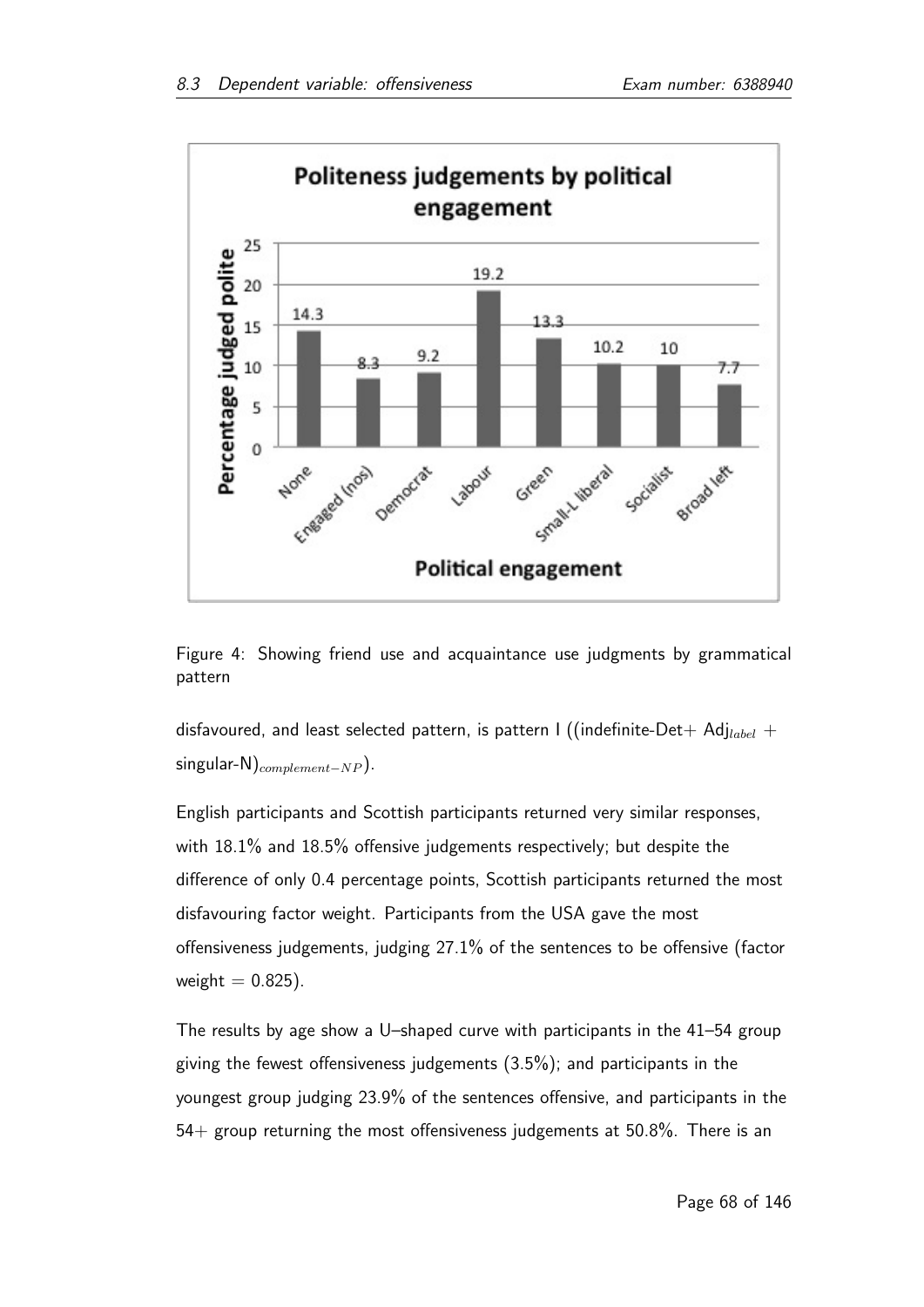**Politeness judgements by political engagement**

| Political engagement | Percentage judged polite |
|---|---|
| None | 14.3 |
| Engaged (nos) | 8.3 |
| Democrat | 9.2 |
| Labour | 19.2 |
| Green | 13.3 |
| Small-L liberal | 10.2 |
| Socialist | 10 |
| Broad left | 7.7 |

Figure 4: Showing friend use and acquaintance use judgments by grammatical pattern

disfavoured, and least selected pattern, is pattern I ((indefinite-Det+ $\text{Adj}_{label}$ + singular-N)$_{complement-NP}$).

English participants and Scottish participants returned very similar responses, with 18.1% and 18.5% offensive judgements respectively; but despite the difference of only 0.4 percentage points, Scottish participants returned the most disfavouring factor weight. Participants from the USA gave the most offensiveness judgements, judging 27.1% of the sentences to be offensive (factor weight = 0.825).

The results by age show a U–shaped curve with participants in the 41–54 group giving the fewest offensiveness judgements (3.5%); and participants in the youngest group judging 23.9% of the sentences offensive, and participants in the 54+ group returning the most offensiveness judgements at 50.8%. There is an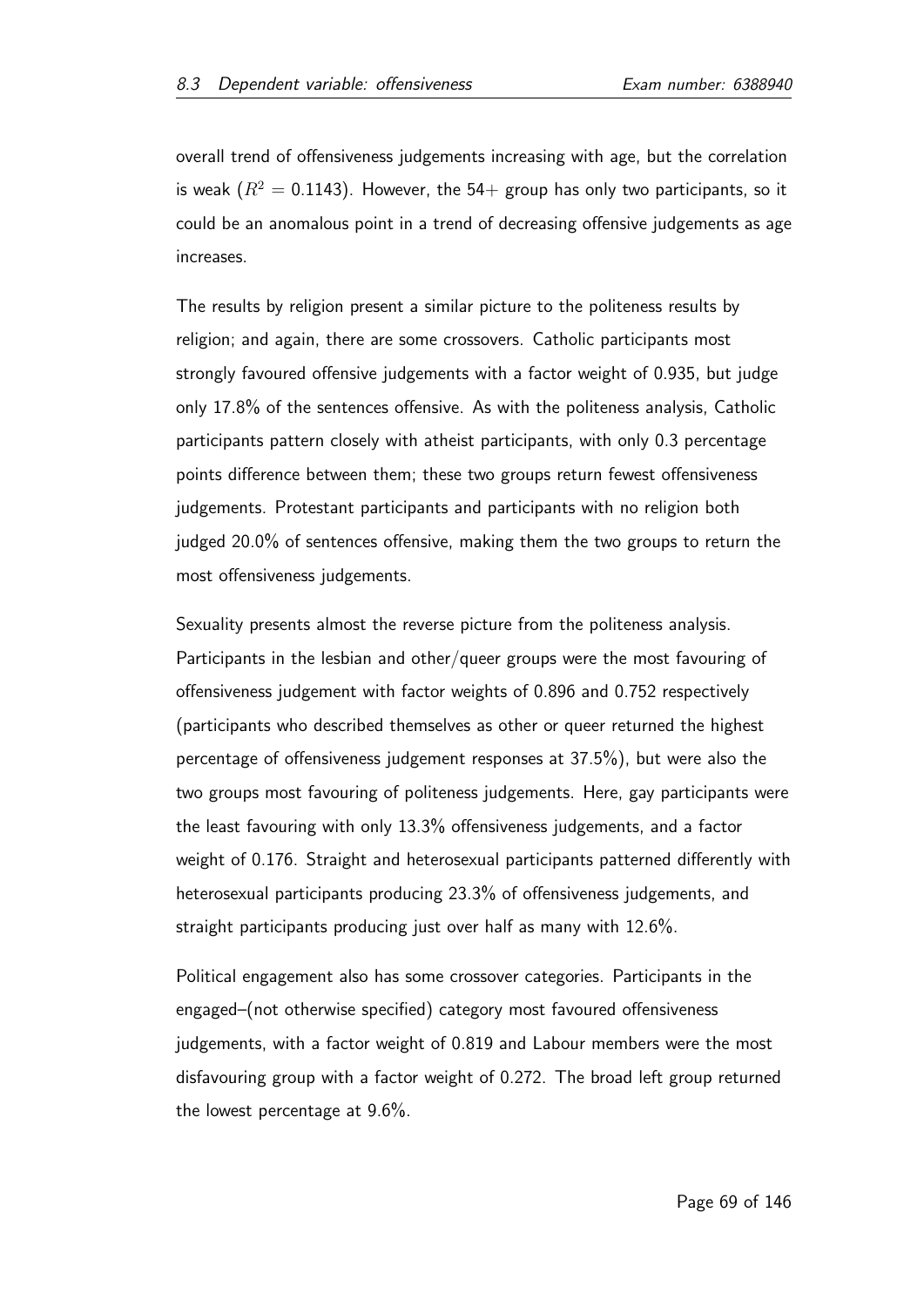overall trend of offensiveness judgements increasing with age, but the correlation is weak ($R^2 = 0.1143$). However, the 54+ group has only two participants, so it could be an anomalous point in a trend of decreasing offensive judgements as age increases.

The results by religion present a similar picture to the politeness results by religion; and again, there are some crossovers. Catholic participants most strongly favoured offensive judgements with a factor weight of 0.935, but judge only 17.8% of the sentences offensive. As with the politeness analysis, Catholic participants pattern closely with atheist participants, with only 0.3 percentage points difference between them; these two groups return fewest offensiveness judgements. Protestant participants and participants with no religion both judged 20.0% of sentences offensive, making them the two groups to return the most offensiveness judgements.

Sexuality presents almost the reverse picture from the politeness analysis. Participants in the lesbian and other/queer groups were the most favouring of offensiveness judgement with factor weights of 0.896 and 0.752 respectively (participants who described themselves as other or queer returned the highest percentage of offensiveness judgement responses at 37.5%), but were also the two groups most favouring of politeness judgements. Here, gay participants were the least favouring with only 13.3% offensiveness judgements, and a factor weight of 0.176. Straight and heterosexual participants patterned differently with heterosexual participants producing 23.3% of offensiveness judgements, and straight participants producing just over half as many with 12.6%.

Political engagement also has some crossover categories. Participants in the engaged–(not otherwise specified) category most favoured offensiveness judgements, with a factor weight of 0.819 and Labour members were the most disfavouring group with a factor weight of 0.272. The broad left group returned the lowest percentage at 9.6%.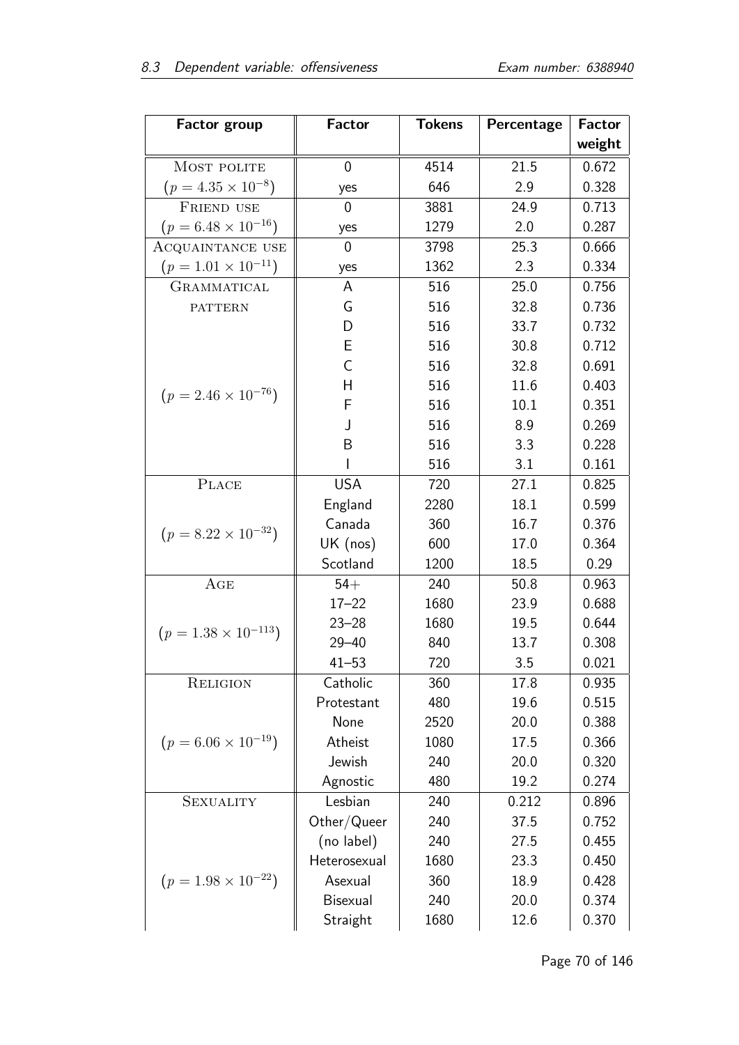| Factor group | Factor | Tokens | Percentage | Factor weight |
|---|---|---|---|---|
| Most polite | 0 | 4514 | 21.5 | 0.672 |
| ($p = 4.35 \times 10^{-8}$) | yes | 646 | 2.9 | 0.328 |
| Friend use | 0 | 3881 | 24.9 | 0.713 |
| ($p = 6.48 \times 10^{-16}$) | yes | 1279 | 2.0 | 0.287 |
| Acquaintance use | 0 | 3798 | 25.3 | 0.666 |
| ($p = 1.01 \times 10^{-11}$) | yes | 1362 | 2.3 | 0.334 |
| Grammatical pattern | A | 516 | 25.0 | 0.756 |
| | G | 516 | 32.8 | 0.736 |
| | D | 516 | 33.7 | 0.732 |
| | E | 516 | 30.8 | 0.712 |
| | C | 516 | 32.8 | 0.691 |
| ($p = 2.46 \times 10^{-76}$) | H | 516 | 11.6 | 0.403 |
| | F | 516 | 10.1 | 0.351 |
| | J | 516 | 8.9 | 0.269 |
| | B | 516 | 3.3 | 0.228 |
| | I | 516 | 3.1 | 0.161 |
| Place | USA | 720 | 27.1 | 0.825 |
| | England | 2280 | 18.1 | 0.599 |
| ($p = 8.22 \times 10^{-32}$) | Canada | 360 | 16.7 | 0.376 |
| | UK (nos) | 600 | 17.0 | 0.364 |
| | Scotland | 1200 | 18.5 | 0.29 |
| Age | 54+ | 240 | 50.8 | 0.963 |
| | 17–22 | 1680 | 23.9 | 0.688 |
| ($p = 1.38 \times 10^{-113}$) | 23–28 | 1680 | 19.5 | 0.644 |
| | 29–40 | 840 | 13.7 | 0.308 |
| | 41–53 | 720 | 3.5 | 0.021 |
| Religion | Catholic | 360 | 17.8 | 0.935 |
| | Protestant | 480 | 19.6 | 0.515 |
| | None | 2520 | 20.0 | 0.388 |
| ($p = 6.06 \times 10^{-19}$) | Atheist | 1080 | 17.5 | 0.366 |
| | Jewish | 240 | 20.0 | 0.320 |
| | Agnostic | 480 | 19.2 | 0.274 |
| Sexuality | Lesbian | 240 | 0.212 | 0.896 |
| | Other/Queer | 240 | 37.5 | 0.752 |
| | (no label) | 240 | 27.5 | 0.455 |
| | Heterosexual | 1680 | 23.3 | 0.450 |
| ($p = 1.98 \times 10^{-22}$) | Asexual | 360 | 18.9 | 0.428 |
| | Bisexual | 240 | 20.0 | 0.374 |
| | Straight | 1680 | 12.6 | 0.370 |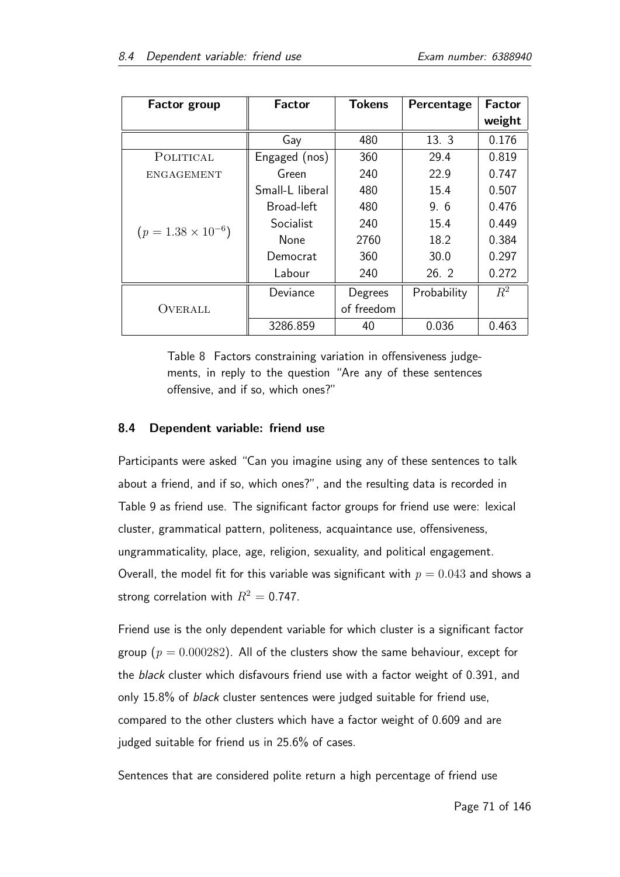| Factor group | Factor | Tokens | Percentage | Factor weight |
|---|---|---|---|---|
| | Gay | 480 | 13. 3 | 0.176 |
| POLITICAL ENGAGEMENT ($p = 1.38 \times 10^{-6}$) | Engaged (nos) | 360 | 29.4 | 0.819 |
| | Green | 240 | 22.9 | 0.747 |
| | Small-L liberal | 480 | 15.4 | 0.507 |
| | Broad-left | 480 | 9. 6 | 0.476 |
| | Socialist | 240 | 15.4 | 0.449 |
| | None | 2760 | 18.2 | 0.384 |
| | Democrat | 360 | 30.0 | 0.297 |
| | Labour | 240 | 26. 2 | 0.272 |
| OVERALL | Deviance | Degrees of freedom | Probability | $R^2$ |
| | 3286.859 | 40 | 0.036 | 0.463 |

Table 8 Factors constraining variation in offensiveness judgements, in reply to the question "Are any of these sentences offensive, and if so, which ones?"

### 8.4 Dependent variable: friend use

Participants were asked "Can you imagine using any of these sentences to talk about a friend, and if so, which ones?", and the resulting data is recorded in Table 9 as friend use. The significant factor groups for friend use were: lexical cluster, grammatical pattern, politeness, acquaintance use, offensiveness, ungrammaticality, place, age, religion, sexuality, and political engagement. Overall, the model fit for this variable was significant with $p = 0.043$ and shows a strong correlation with $R^2 = 0.747$.

Friend use is the only dependent variable for which cluster is a significant factor group ($p = 0.000282$). All of the clusters show the same behaviour, except for the *black* cluster which disfavours friend use with a factor weight of 0.391, and only 15.8% of *black* cluster sentences were judged suitable for friend use, compared to the other clusters which have a factor weight of 0.609 and are judged suitable for friend us in 25.6% of cases.

Sentences that are considered polite return a high percentage of friend use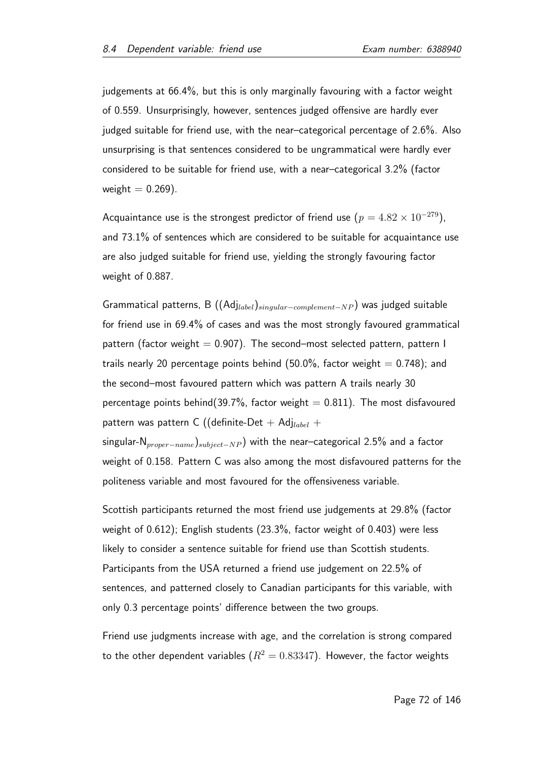judgements at 66.4%, but this is only marginally favouring with a factor weight of 0.559. Unsurprisingly, however, sentences judged offensive are hardly ever judged suitable for friend use, with the near–categorical percentage of 2.6%. Also unsurprising is that sentences considered to be ungrammatical were hardly ever considered to be suitable for friend use, with a near–categorical 3.2% (factor weight = 0.269).

Acquaintance use is the strongest predictor of friend use ($p = 4.82 \times 10^{-279}$), and 73.1% of sentences which are considered to be suitable for acquaintance use are also judged suitable for friend use, yielding the strongly favouring factor weight of 0.887.

Grammatical patterns, B ($(\text{Adj}_{label})_{singular-complement-NP}$) was judged suitable for friend use in 69.4% of cases and was the most strongly favoured grammatical pattern (factor weight = 0.907). The second–most selected pattern, pattern I trails nearly 20 percentage points behind (50.0%, factor weight = 0.748); and the second–most favoured pattern which was pattern A trails nearly 30 percentage points behind(39.7%, factor weight = 0.811). The most disfavoured pattern was pattern C ($(\text{definite-Det} + \text{Adj}_{label} + \text{singular-N}_{proper-name})_{subject-NP}$) with the near–categorical 2.5% and a factor weight of 0.158. Pattern C was also among the most disfavoured patterns for the politeness variable and most favoured for the offensiveness variable.

Scottish participants returned the most friend use judgements at 29.8% (factor weight of 0.612); English students (23.3%, factor weight of 0.403) were less likely to consider a sentence suitable for friend use than Scottish students. Participants from the USA returned a friend use judgement on 22.5% of sentences, and patterned closely to Canadian participants for this variable, with only 0.3 percentage points' difference between the two groups.

Friend use judgments increase with age, and the correlation is strong compared to the other dependent variables ($R^2 = 0.83347$). However, the factor weights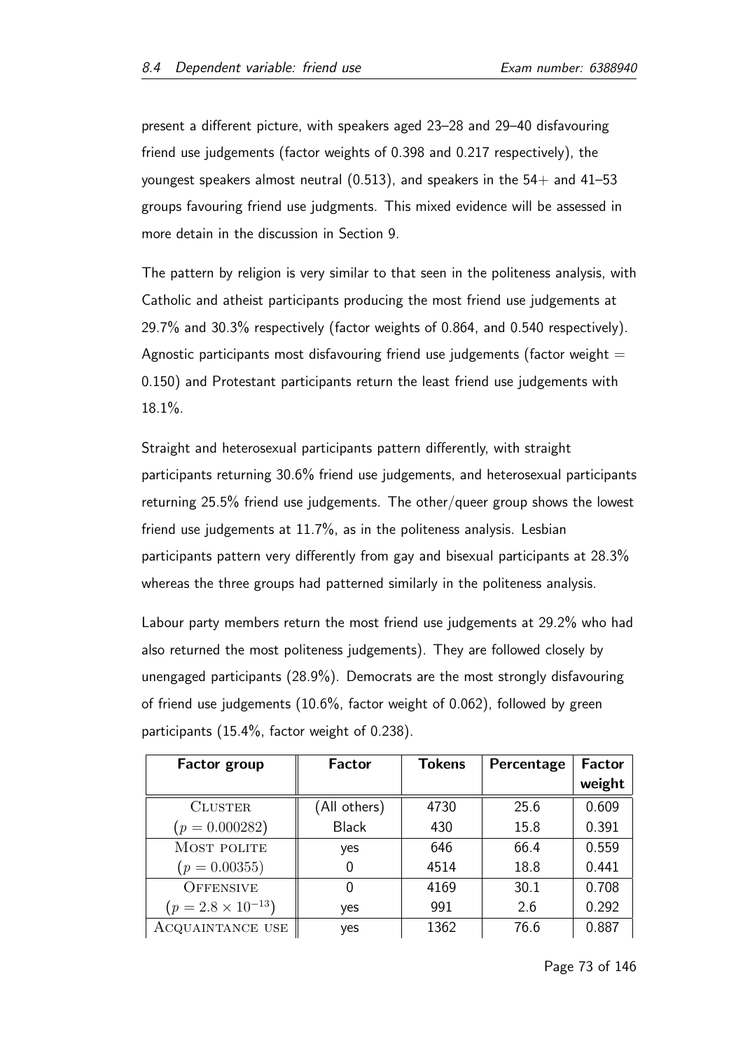present a different picture, with speakers aged 23–28 and 29–40 disfavouring friend use judgements (factor weights of 0.398 and 0.217 respectively), the youngest speakers almost neutral (0.513), and speakers in the 54+ and 41–53 groups favouring friend use judgments. This mixed evidence will be assessed in more detain in the discussion in Section 9.

The pattern by religion is very similar to that seen in the politeness analysis, with Catholic and atheist participants producing the most friend use judgements at 29.7% and 30.3% respectively (factor weights of 0.864, and 0.540 respectively). Agnostic participants most disfavouring friend use judgements (factor weight = 0.150) and Protestant participants return the least friend use judgements with 18.1%.

Straight and heterosexual participants pattern differently, with straight participants returning 30.6% friend use judgements, and heterosexual participants returning 25.5% friend use judgements. The other/queer group shows the lowest friend use judgements at 11.7%, as in the politeness analysis. Lesbian participants pattern very differently from gay and bisexual participants at 28.3% whereas the three groups had patterned similarly in the politeness analysis.

Labour party members return the most friend use judgements at 29.2% who had also returned the most politeness judgements). They are followed closely by unengaged participants (28.9%). Democrats are the most strongly disfavouring of friend use judgements (10.6%, factor weight of 0.062), followed by green participants (15.4%, factor weight of 0.238).

| Factor group | Factor | Tokens | Percentage | Factor weight |
|---|---|---|---|---|
| CLUSTER | (All others) | 4730 | 25.6 | 0.609 |
| ($p = 0.000282$) | Black | 430 | 15.8 | 0.391 |
| MOST POLITE | yes | 646 | 66.4 | 0.559 |
| ($p = 0.00355$) | 0 | 4514 | 18.8 | 0.441 |
| OFFENSIVE | 0 | 4169 | 30.1 | 0.708 |
| ($p = 2.8 \times 10^{-13}$) | yes | 991 | 2.6 | 0.292 |
| ACQUAINTANCE USE | yes | 1362 | 76.6 | 0.887 |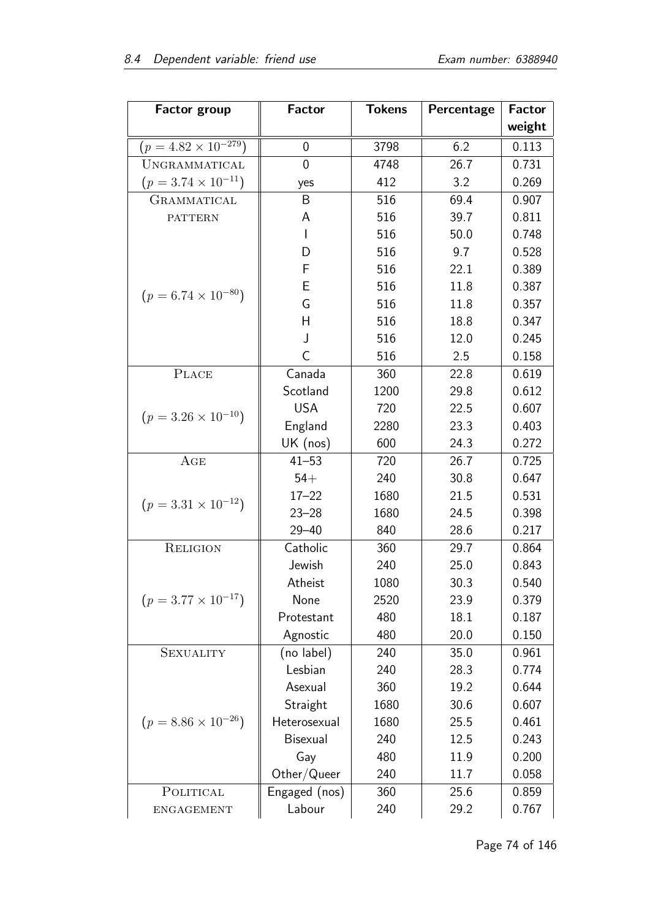| Factor group | Factor | Tokens | Percentage | Factor weight |
|---|---|---|---|---|
| ($p = 4.82 \times 10^{-279}$) | 0 | 3798 | 6.2 | 0.113 |
| UNGRAMMATICAL | 0 | 4748 | 26.7 | 0.731 |
| ($p = 3.74 \times 10^{-11}$) | yes | 412 | 3.2 | 0.269 |
| GRAMMATICAL PATTERN | B | 516 | 69.4 | 0.907 |
| | A | 516 | 39.7 | 0.811 |
| | I | 516 | 50.0 | 0.748 |
| | D | 516 | 9.7 | 0.528 |
| | F | 516 | 22.1 | 0.389 |
| ($p = 6.74 \times 10^{-80}$) | E | 516 | 11.8 | 0.387 |
| | G | 516 | 11.8 | 0.357 |
| | H | 516 | 18.8 | 0.347 |
| | J | 516 | 12.0 | 0.245 |
| | C | 516 | 2.5 | 0.158 |
| PLACE | Canada | 360 | 22.8 | 0.619 |
| | Scotland | 1200 | 29.8 | 0.612 |
| ($p = 3.26 \times 10^{-10}$) | USA | 720 | 22.5 | 0.607 |
| | England | 2280 | 23.3 | 0.403 |
| | UK (nos) | 600 | 24.3 | 0.272 |
| AGE | 41–53 | 720 | 26.7 | 0.725 |
| | 54+ | 240 | 30.8 | 0.647 |
| ($p = 3.31 \times 10^{-12}$) | 17–22 | 1680 | 21.5 | 0.531 |
| | 23–28 | 1680 | 24.5 | 0.398 |
| | 29–40 | 840 | 28.6 | 0.217 |
| RELIGION | Catholic | 360 | 29.7 | 0.864 |
| | Jewish | 240 | 25.0 | 0.843 |
| | Atheist | 1080 | 30.3 | 0.540 |
| ($p = 3.77 \times 10^{-17}$) | None | 2520 | 23.9 | 0.379 |
| | Protestant | 480 | 18.1 | 0.187 |
| | Agnostic | 480 | 20.0 | 0.150 |
| SEXUALITY | (no label) | 240 | 35.0 | 0.961 |
| | Lesbian | 240 | 28.3 | 0.774 |
| | Asexual | 360 | 19.2 | 0.644 |
| | Straight | 1680 | 30.6 | 0.607 |
| ($p = 8.86 \times 10^{-26}$) | Heterosexual | 1680 | 25.5 | 0.461 |
| | Bisexual | 240 | 12.5 | 0.243 |
| | Gay | 480 | 11.9 | 0.200 |
| | Other/Queer | 240 | 11.7 | 0.058 |
| POLITICAL ENGAGEMENT | Engaged (nos) | 360 | 25.6 | 0.859 |
| | Labour | 240 | 29.2 | 0.767 |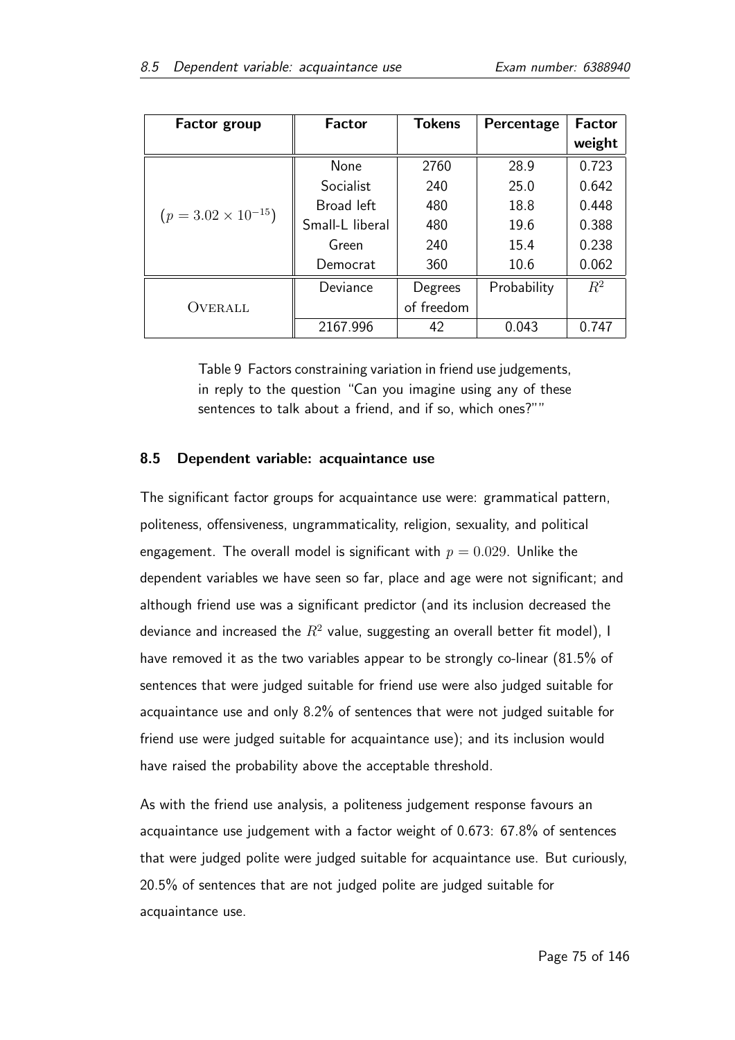| Factor group | Factor | Tokens | Percentage | Factor weight |
|---|---|---|---|---|
| ($p = 3.02 \times 10^{-15}$) | None | 2760 | 28.9 | 0.723 |
| | Socialist | 240 | 25.0 | 0.642 |
| | Broad left | 480 | 18.8 | 0.448 |
| | Small-L liberal | 480 | 19.6 | 0.388 |
| | Green | 240 | 15.4 | 0.238 |
| | Democrat | 360 | 10.6 | 0.062 |
| OVERALL | Deviance | Degrees of freedom | Probability | $R^2$ |
| | 2167.996 | 42 | 0.043 | 0.747 |

Table 9 Factors constraining variation in friend use judgements, in reply to the question "Can you imagine using any of these sentences to talk about a friend, and if so, which ones?""

### 8.5 Dependent variable: acquaintance use

The significant factor groups for acquaintance use were: grammatical pattern, politeness, offensiveness, ungrammaticality, religion, sexuality, and political engagement. The overall model is significant with $p = 0.029$. Unlike the dependent variables we have seen so far, place and age were not significant; and although friend use was a significant predictor (and its inclusion decreased the deviance and increased the $R^2$ value, suggesting an overall better fit model), I have removed it as the two variables appear to be strongly co-linear (81.5% of sentences that were judged suitable for friend use were also judged suitable for acquaintance use and only 8.2% of sentences that were not judged suitable for friend use were judged suitable for acquaintance use); and its inclusion would have raised the probability above the acceptable threshold.

As with the friend use analysis, a politeness judgement response favours an acquaintance use judgement with a factor weight of 0.673: 67.8% of sentences that were judged polite were judged suitable for acquaintance use. But curiously, 20.5% of sentences that are not judged polite are judged suitable for acquaintance use.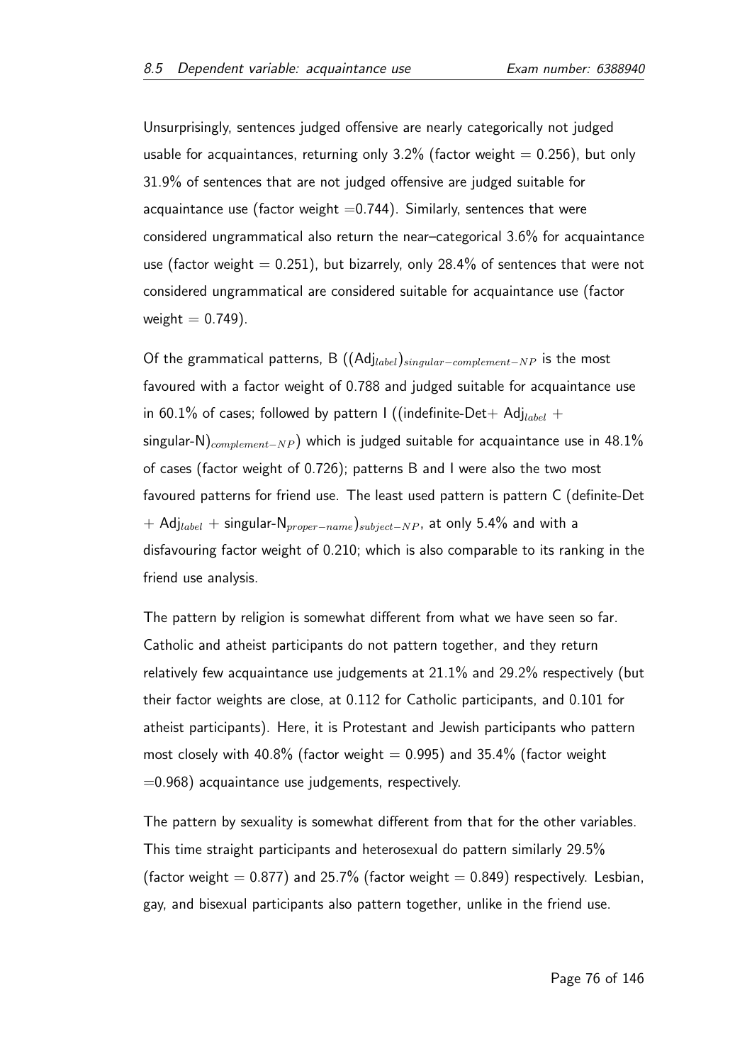Unsurprisingly, sentences judged offensive are nearly categorically not judged usable for acquaintances, returning only 3.2% (factor weight = 0.256), but only 31.9% of sentences that are not judged offensive are judged suitable for acquaintance use (factor weight =0.744). Similarly, sentences that were considered ungrammatical also return the near–categorical 3.6% for acquaintance use (factor weight = 0.251), but bizarrely, only 28.4% of sentences that were not considered ungrammatical are considered suitable for acquaintance use (factor weight = 0.749).

Of the grammatical patterns, B $((\text{Adj}_{label})_{singular-complement-NP}$ is the most favoured with a factor weight of 0.788 and judged suitable for acquaintance use in 60.1% of cases; followed by pattern I ((indefinite-Det+ $\text{Adj}_{label}$ + singular-N$)_{complement-NP}$) which is judged suitable for acquaintance use in 48.1% of cases (factor weight of 0.726); patterns B and I were also the two most favoured patterns for friend use. The least used pattern is pattern C (definite-Det + $\text{Adj}_{label}$ + singular-$\text{N}_{proper-name})_{subject-NP}$, at only 5.4% and with a disfavouring factor weight of 0.210; which is also comparable to its ranking in the friend use analysis.

The pattern by religion is somewhat different from what we have seen so far. Catholic and atheist participants do not pattern together, and they return relatively few acquaintance use judgements at 21.1% and 29.2% respectively (but their factor weights are close, at 0.112 for Catholic participants, and 0.101 for atheist participants). Here, it is Protestant and Jewish participants who pattern most closely with 40.8% (factor weight = 0.995) and 35.4% (factor weight =0.968) acquaintance use judgements, respectively.

The pattern by sexuality is somewhat different from that for the other variables. This time straight participants and heterosexual do pattern similarly 29.5% (factor weight = 0.877) and 25.7% (factor weight = 0.849) respectively. Lesbian, gay, and bisexual participants also pattern together, unlike in the friend use.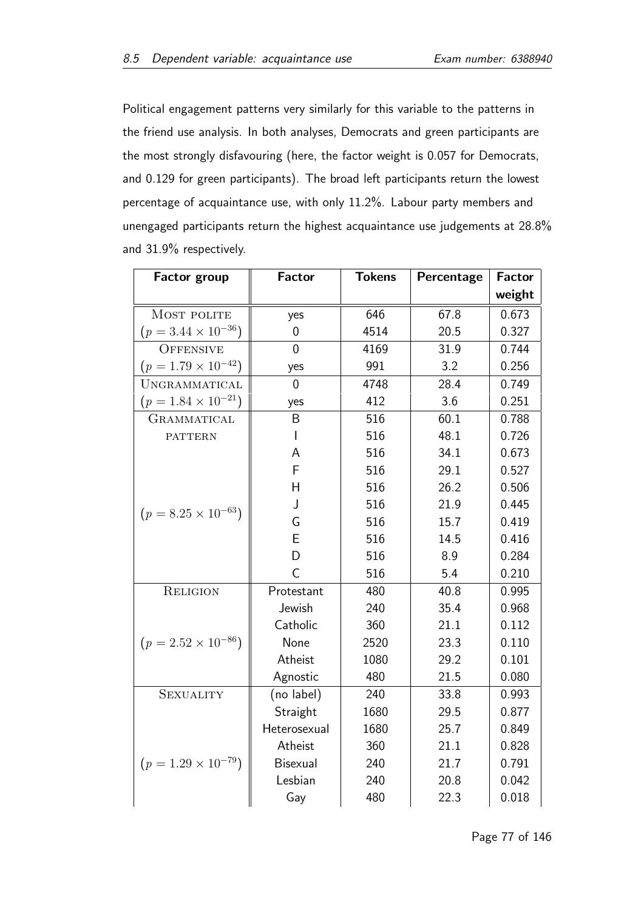Political engagement patterns very similarly for this variable to the patterns in the friend use analysis. In both analyses, Democrats and green participants are the most strongly disfavouring (here, the factor weight is 0.057 for Democrats, and 0.129 for green participants). The broad left participants return the lowest percentage of acquaintance use, with only 11.2%. Labour party members and unengaged participants return the highest acquaintance use judgements at 28.8% and 31.9% respectively.

| Factor group | Factor | Tokens | Percentage | Factor weight |
|---|---|---|---|---|
| MOST POLITE | yes | 646 | 67.8 | 0.673 |
| ($p = 3.44 \times 10^{-36}$) | 0 | 4514 | 20.5 | 0.327 |
| OFFENSIVE | 0 | 4169 | 31.9 | 0.744 |
| ($p = 1.79 \times 10^{-42}$) | yes | 991 | 3.2 | 0.256 |
| UNGRAMMATICAL | 0 | 4748 | 28.4 | 0.749 |
| ($p = 1.84 \times 10^{-21}$) | yes | 412 | 3.6 | 0.251 |
| GRAMMATICAL PATTERN | B | 516 | 60.1 | 0.788 |
| | I | 516 | 48.1 | 0.726 |
| | A | 516 | 34.1 | 0.673 |
| | F | 516 | 29.1 | 0.527 |
| | H | 516 | 26.2 | 0.506 |
| ($p = 8.25 \times 10^{-63}$) | J | 516 | 21.9 | 0.445 |
| | G | 516 | 15.7 | 0.419 |
| | E | 516 | 14.5 | 0.416 |
| | D | 516 | 8.9 | 0.284 |
| | C | 516 | 5.4 | 0.210 |
| RELIGION | Protestant | 480 | 40.8 | 0.995 |
| | Jewish | 240 | 35.4 | 0.968 |
| | Catholic | 360 | 21.1 | 0.112 |
| ($p = 2.52 \times 10^{-86}$) | None | 2520 | 23.3 | 0.110 |
| | Atheist | 1080 | 29.2 | 0.101 |
| | Agnostic | 480 | 21.5 | 0.080 |
| SEXUALITY | (no label) | 240 | 33.8 | 0.993 |
| | Straight | 1680 | 29.5 | 0.877 |
| | Heterosexual | 1680 | 25.7 | 0.849 |
| | Atheist | 360 | 21.1 | 0.828 |
| ($p = 1.29 \times 10^{-79}$) | Bisexual | 240 | 21.7 | 0.791 |
| | Lesbian | 240 | 20.8 | 0.042 |
| | Gay | 480 | 22.3 | 0.018 |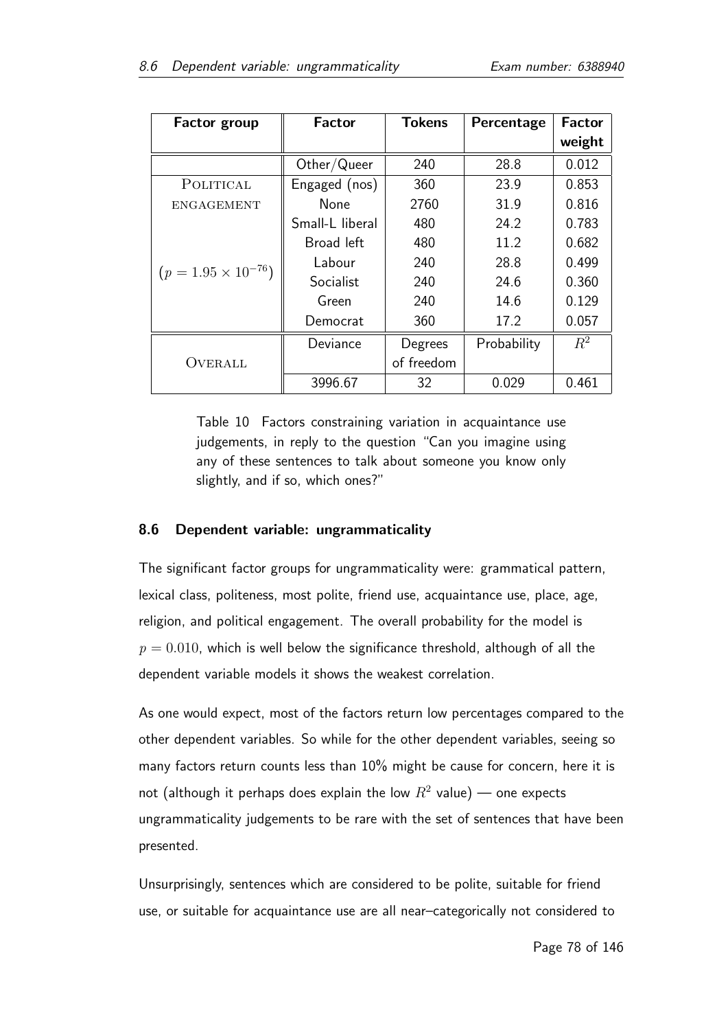| Factor group | Factor | Tokens | Percentage | Factor weight |
|---|---|---|---|---|
| | Other/Queer | 240 | 28.8 | 0.012 |
| POLITICAL ENGAGEMENT | Engaged (nos) | 360 | 23.9 | 0.853 |
| | None | 2760 | 31.9 | 0.816 |
| | Small-L liberal | 480 | 24.2 | 0.783 |
| | Broad left | 480 | 11.2 | 0.682 |
| ($p = 1.95 \times 10^{-76}$) | Labour | 240 | 28.8 | 0.499 |
| | Socialist | 240 | 24.6 | 0.360 |
| | Green | 240 | 14.6 | 0.129 |
| | Democrat | 360 | 17.2 | 0.057 |
| OVERALL | Deviance | Degrees of freedom | Probability | $R^2$ |
| | 3996.67 | 32 | 0.029 | 0.461 |

Table 10 Factors constraining variation in acquaintance use judgements, in reply to the question "Can you imagine using any of these sentences to talk about someone you know only slightly, and if so, which ones?"

### 8.6 Dependent variable: ungrammaticality

The significant factor groups for ungrammaticality were: grammatical pattern, lexical class, politeness, most polite, friend use, acquaintance use, place, age, religion, and political engagement. The overall probability for the model is $p = 0.010$, which is well below the significance threshold, although of all the dependent variable models it shows the weakest correlation.

As one would expect, most of the factors return low percentages compared to the other dependent variables. So while for the other dependent variables, seeing so many factors return counts less than 10% might be cause for concern, here it is not (although it perhaps does explain the low $R^2$ value) — one expects ungrammaticality judgements to be rare with the set of sentences that have been presented.

Unsurprisingly, sentences which are considered to be polite, suitable for friend use, or suitable for acquaintance use are all near–categorically not considered to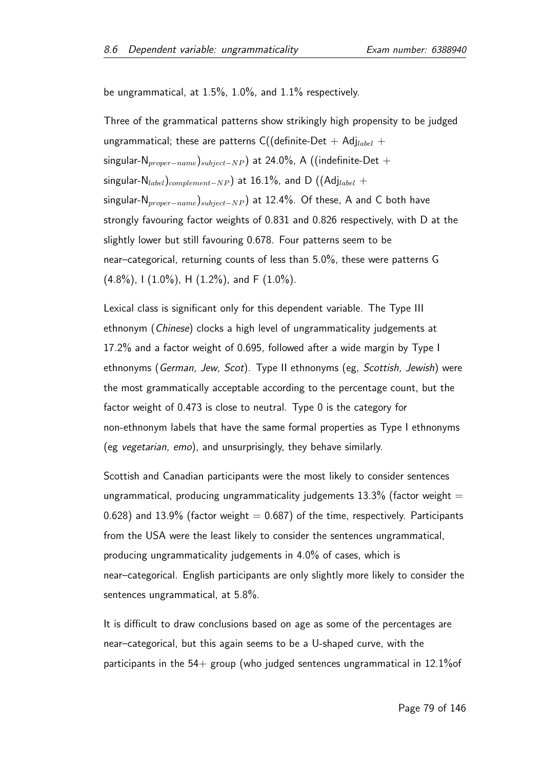be ungrammatical, at 1.5%, 1.0%, and 1.1% respectively.

Three of the grammatical patterns show strikingly high propensity to be judged ungrammatical; these are patterns C((definite-Det + Adj$_{label}$ + singular-N$_{proper-name}$)$_{subject-NP}$) at 24.0%, A ((indefinite-Det + singular-N$_{label}$)$_{complement-NP}$) at 16.1%, and D ((Adj$_{label}$ + singular-N$_{proper-name}$)$_{subject-NP}$) at 12.4%. Of these, A and C both have strongly favouring factor weights of 0.831 and 0.826 respectively, with D at the slightly lower but still favouring 0.678. Four patterns seem to be near–categorical, returning counts of less than 5.0%, these were patterns G (4.8%), I (1.0%), H (1.2%), and F (1.0%).

Lexical class is significant only for this dependent variable. The Type III ethnonym (*Chinese*) clocks a high level of ungrammaticality judgements at 17.2% and a factor weight of 0.695, followed after a wide margin by Type I ethnonyms (*German, Jew, Scot*). Type II ethnonyms (eg, *Scottish, Jewish*) were the most grammatically acceptable according to the percentage count, but the factor weight of 0.473 is close to neutral. Type 0 is the category for non-ethnonym labels that have the same formal properties as Type I ethnonyms (eg *vegetarian*, *emo*), and unsurprisingly, they behave similarly.

Scottish and Canadian participants were the most likely to consider sentences ungrammatical, producing ungrammaticality judgements 13.3% (factor weight = 0.628) and 13.9% (factor weight = 0.687) of the time, respectively. Participants from the USA were the least likely to consider the sentences ungrammatical, producing ungrammaticality judgements in 4.0% of cases, which is near–categorical. English participants are only slightly more likely to consider the sentences ungrammatical, at 5.8%.

It is difficult to draw conclusions based on age as some of the percentages are near–categorical, but this again seems to be a U-shaped curve, with the participants in the 54+ group (who judged sentences ungrammatical in 12.1%of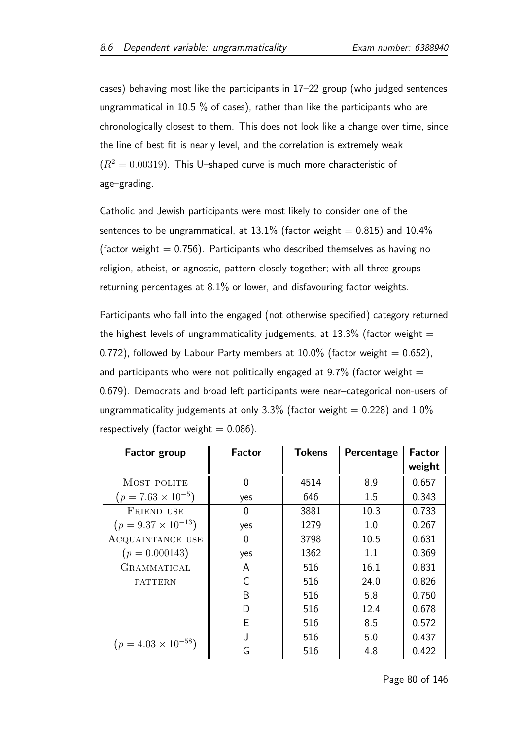cases) behaving most like the participants in 17–22 group (who judged sentences ungrammatical in 10.5 % of cases), rather than like the participants who are chronologically closest to them. This does not look like a change over time, since the line of best fit is nearly level, and the correlation is extremely weak ($R^2 = 0.00319$). This U–shaped curve is much more characteristic of age–grading.

Catholic and Jewish participants were most likely to consider one of the sentences to be ungrammatical, at 13.1% (factor weight = 0.815) and 10.4% (factor weight = 0.756). Participants who described themselves as having no religion, atheist, or agnostic, pattern closely together; with all three groups returning percentages at 8.1% or lower, and disfavouring factor weights.

Participants who fall into the engaged (not otherwise specified) category returned the highest levels of ungrammaticality judgements, at 13.3% (factor weight = 0.772), followed by Labour Party members at 10.0% (factor weight = 0.652), and participants who were not politically engaged at 9.7% (factor weight = 0.679). Democrats and broad left participants were near–categorical non-users of ungrammaticality judgements at only 3.3% (factor weight = 0.228) and 1.0% respectively (factor weight = 0.086).

| Factor group | Factor | Tokens | Percentage | Factor weight |
|---|---|---|---|---|
| MOST POLITE | 0 | 4514 | 8.9 | 0.657 |
| ($p = 7.63 \times 10^{-5}$) | yes | 646 | 1.5 | 0.343 |
| FRIEND USE | 0 | 3881 | 10.3 | 0.733 |
| ($p = 9.37 \times 10^{-13}$) | yes | 1279 | 1.0 | 0.267 |
| ACQUAINTANCE USE | 0 | 3798 | 10.5 | 0.631 |
| ($p = 0.000143$) | yes | 1362 | 1.1 | 0.369 |
| GRAMMATICAL PATTERN | A | 516 | 16.1 | 0.831 |
| | C | 516 | 24.0 | 0.826 |
| | B | 516 | 5.8 | 0.750 |
| | D | 516 | 12.4 | 0.678 |
| | E | 516 | 8.5 | 0.572 |
| | J | 516 | 5.0 | 0.437 |
| ($p = 4.03 \times 10^{-58}$) | G | 516 | 4.8 | 0.422 |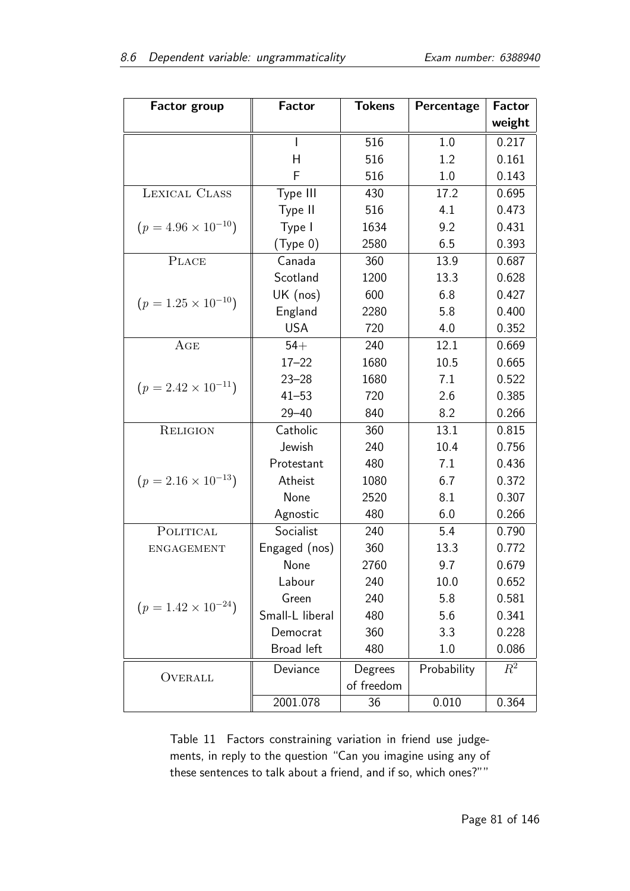| Factor group | Factor | Tokens | Percentage | Factor weight |
|---|---|---|---|---|
| | I | 516 | 1.0 | 0.217 |
| | H | 516 | 1.2 | 0.161 |
| | F | 516 | 1.0 | 0.143 |
| LEXICAL CLASS | Type III | 430 | 17.2 | 0.695 |
| | Type II | 516 | 4.1 | 0.473 |
| ($p = 4.96 \times 10^{-10}$) | Type I | 1634 | 9.2 | 0.431 |
| | (Type 0) | 2580 | 6.5 | 0.393 |
| PLACE | Canada | 360 | 13.9 | 0.687 |
| | Scotland | 1200 | 13.3 | 0.628 |
| ($p = 1.25 \times 10^{-10}$) | UK (nos) | 600 | 6.8 | 0.427 |
| | England | 2280 | 5.8 | 0.400 |
| | USA | 720 | 4.0 | 0.352 |
| AGE | 54+ | 240 | 12.1 | 0.669 |
| | 17–22 | 1680 | 10.5 | 0.665 |
| ($p = 2.42 \times 10^{-11}$) | 23–28 | 1680 | 7.1 | 0.522 |
| | 41–53 | 720 | 2.6 | 0.385 |
| | 29–40 | 840 | 8.2 | 0.266 |
| RELIGION | Catholic | 360 | 13.1 | 0.815 |
| | Jewish | 240 | 10.4 | 0.756 |
| | Protestant | 480 | 7.1 | 0.436 |
| ($p = 2.16 \times 10^{-13}$) | Atheist | 1080 | 6.7 | 0.372 |
| | None | 2520 | 8.1 | 0.307 |
| | Agnostic | 480 | 6.0 | 0.266 |
| POLITICAL ENGAGEMENT | Socialist | 240 | 5.4 | 0.790 |
| | Engaged (nos) | 360 | 13.3 | 0.772 |
| | None | 2760 | 9.7 | 0.679 |
| | Labour | 240 | 10.0 | 0.652 |
| ($p = 1.42 \times 10^{-24}$) | Green | 240 | 5.8 | 0.581 |
| | Small-L liberal | 480 | 5.6 | 0.341 |
| | Democrat | 360 | 3.3 | 0.228 |
| | Broad left | 480 | 1.0 | 0.086 |
| OVERALL | Deviance | Degrees of freedom | Probability | $R^2$ |
| | 2001.078 | 36 | 0.010 | 0.364 |

Table 11 Factors constraining variation in friend use judgements, in reply to the question "Can you imagine using any of these sentences to talk about a friend, and if so, which ones?""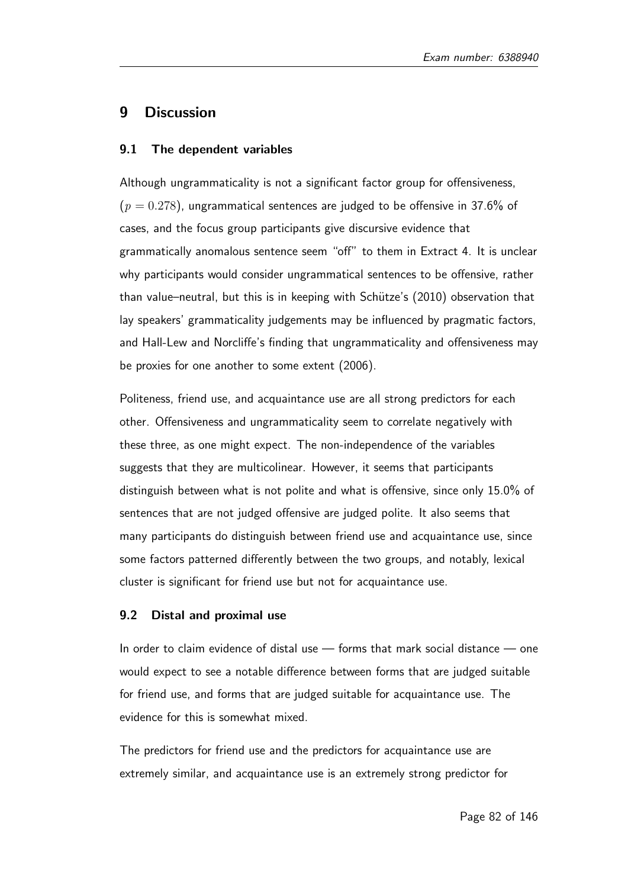# 9 Discussion

## 9.1 The dependent variables

Although ungrammaticality is not a significant factor group for offensiveness, ($p = 0.278$), ungrammatical sentences are judged to be offensive in 37.6% of cases, and the focus group participants give discursive evidence that grammatically anomalous sentence seem "off" to them in Extract 4. It is unclear why participants would consider ungrammatical sentences to be offensive, rather than value–neutral, but this is in keeping with Schütze's (2010) observation that lay speakers' grammaticality judgements may be influenced by pragmatic factors, and Hall-Lew and Norcliffe's finding that ungrammaticality and offensiveness may be proxies for one another to some extent (2006).

Politeness, friend use, and acquaintance use are all strong predictors for each other. Offensiveness and ungrammaticality seem to correlate negatively with these three, as one might expect. The non-independence of the variables suggests that they are multicolinear. However, it seems that participants distinguish between what is not polite and what is offensive, since only 15.0% of sentences that are not judged offensive are judged polite. It also seems that many participants do distinguish between friend use and acquaintance use, since some factors patterned differently between the two groups, and notably, lexical cluster is significant for friend use but not for acquaintance use.

## 9.2 Distal and proximal use

In order to claim evidence of distal use — forms that mark social distance — one would expect to see a notable difference between forms that are judged suitable for friend use, and forms that are judged suitable for acquaintance use. The evidence for this is somewhat mixed.

The predictors for friend use and the predictors for acquaintance use are extremely similar, and acquaintance use is an extremely strong predictor for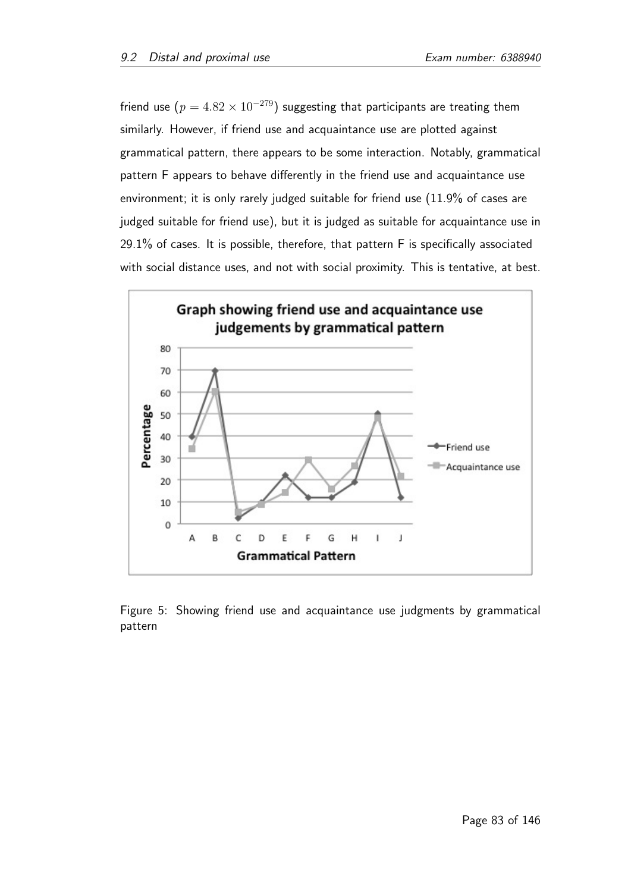friend use ($p = 4.82 \times 10^{-279}$) suggesting that participants are treating them similarly. However, if friend use and acquaintance use are plotted against grammatical pattern, there appears to be some interaction. Notably, grammatical pattern F appears to behave differently in the friend use and acquaintance use environment; it is only rarely judged suitable for friend use (11.9% of cases are judged suitable for friend use), but it is judged as suitable for acquaintance use in 29.1% of cases. It is possible, therefore, that pattern F is specifically associated with social distance uses, and not with social proximity. This is tentative, at best.

Figure 5: Showing friend use and acquaintance use judgments by grammatical pattern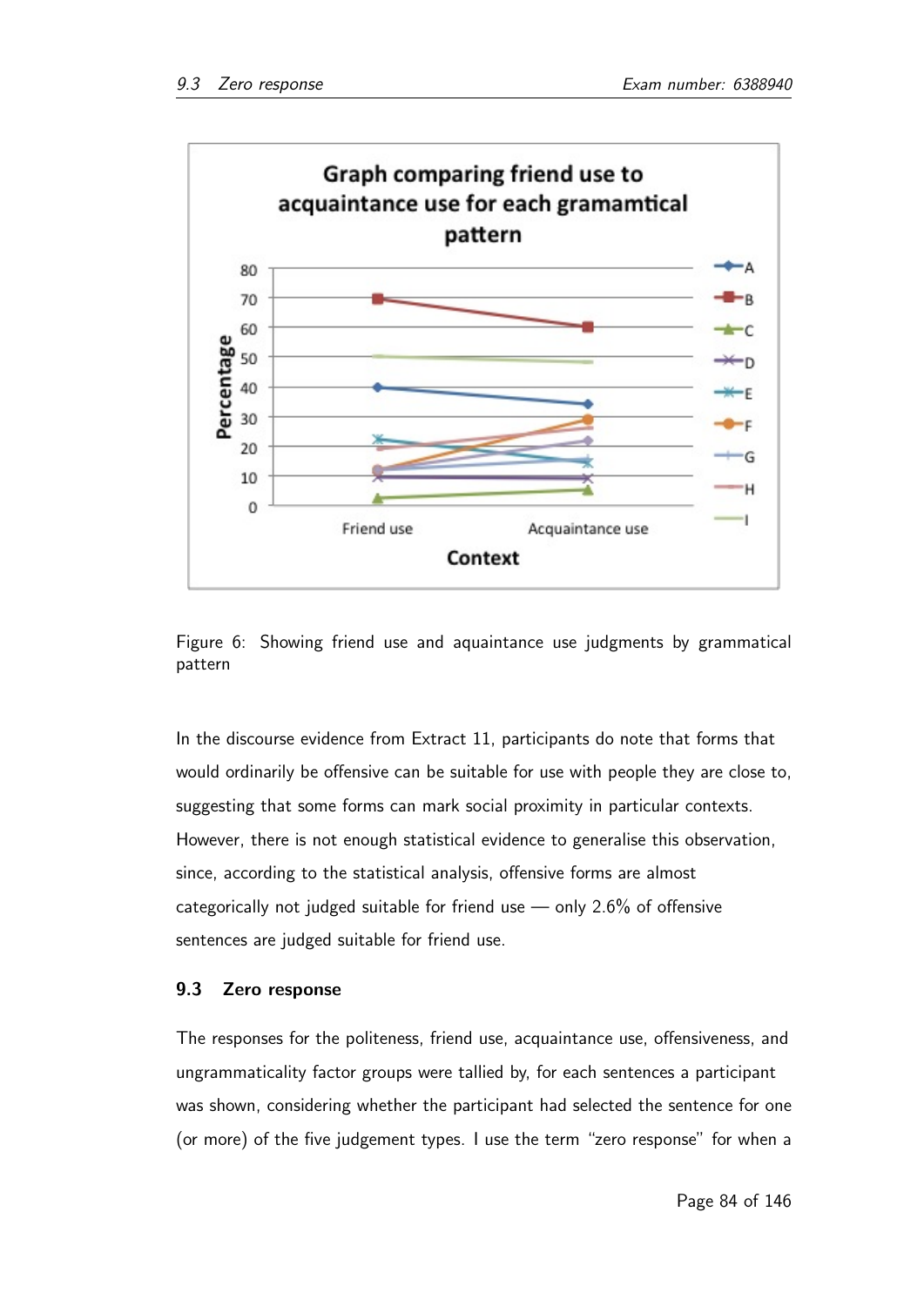Figure 6: Showing friend use and aquaintance use judgments by grammatical pattern

In the discourse evidence from Extract 11, participants do note that forms that would ordinarily be offensive can be suitable for use with people they are close to, suggesting that some forms can mark social proximity in particular contexts. However, there is not enough statistical evidence to generalise this observation, since, according to the statistical analysis, offensive forms are almost categorically not judged suitable for friend use — only 2.6% of offensive sentences are judged suitable for friend use.

## 9.3 Zero response

The responses for the politeness, friend use, acquaintance use, offensiveness, and ungrammaticality factor groups were tallied by, for each sentences a participant was shown, considering whether the participant had selected the sentence for one (or more) of the five judgement types. I use the term "zero response" for when a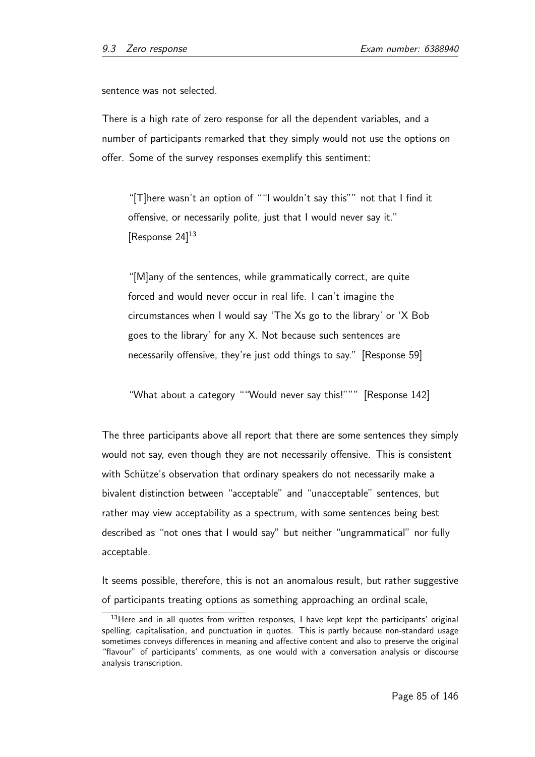sentence was not selected.

There is a high rate of zero response for all the dependent variables, and a number of participants remarked that they simply would not use the options on offer. Some of the survey responses exemplify this sentiment:

> "[T]here wasn't an option of ""I wouldn't say this"" not that I find it offensive, or necessarily polite, just that I would never say it." [Response 24][13]

> "[M]any of the sentences, while grammatically correct, are quite forced and would never occur in real life. I can't imagine the circumstances when I would say 'The Xs go to the library' or 'X Bob goes to the library' for any X. Not because such sentences are necessarily offensive, they're just odd things to say." [Response 59]

> "What about a category ""Would never say this!""" [Response 142]

The three participants above all report that there are some sentences they simply would not say, even though they are not necessarily offensive. This is consistent with Schütze's observation that ordinary speakers do not necessarily make a bivalent distinction between "acceptable" and "unacceptable" sentences, but rather may view acceptability as a spectrum, with some sentences being best described as "not ones that I would say" but neither "ungrammatical" nor fully acceptable.

It seems possible, therefore, this is not an anomalous result, but rather suggestive of participants treating options as something approaching an ordinal scale,

---

[13] Here and in all quotes from written responses, I have kept kept the participants' original spelling, capitalisation, and punctuation in quotes. This is partly because non-standard usage sometimes conveys differences in meaning and affective content and also to preserve the original "flavour" of participants' comments, as one would with a conversation analysis or discourse analysis transcription.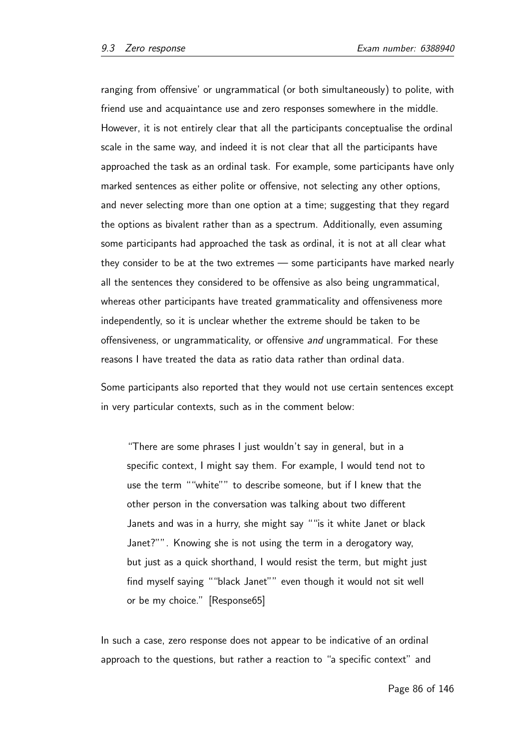ranging from offensive' or ungrammatical (or both simultaneously) to polite, with friend use and acquaintance use and zero responses somewhere in the middle. However, it is not entirely clear that all the participants conceptualise the ordinal scale in the same way, and indeed it is not clear that all the participants have approached the task as an ordinal task. For example, some participants have only marked sentences as either polite or offensive, not selecting any other options, and never selecting more than one option at a time; suggesting that they regard the options as bivalent rather than as a spectrum. Additionally, even assuming some participants had approached the task as ordinal, it is not at all clear what they consider to be at the two extremes — some participants have marked nearly all the sentences they considered to be offensive as also being ungrammatical, whereas other participants have treated grammaticality and offensiveness more independently, so it is unclear whether the extreme should be taken to be offensiveness, or ungrammaticality, or offensive *and* ungrammatical. For these reasons I have treated the data as ratio data rather than ordinal data.

Some participants also reported that they would not use certain sentences except in very particular contexts, such as in the comment below:

> "There are some phrases I just wouldn't say in general, but in a specific context, I might say them. For example, I would tend not to use the term ""white"" to describe someone, but if I knew that the other person in the conversation was talking about two different Janets and was in a hurry, she might say ""is it white Janet or black Janet?"". Knowing she is not using the term in a derogatory way, but just as a quick shorthand, I would resist the term, but might just find myself saying ""black Janet"" even though it would not sit well or be my choice." [Response65]

In such a case, zero response does not appear to be indicative of an ordinal approach to the questions, but rather a reaction to "a specific context" and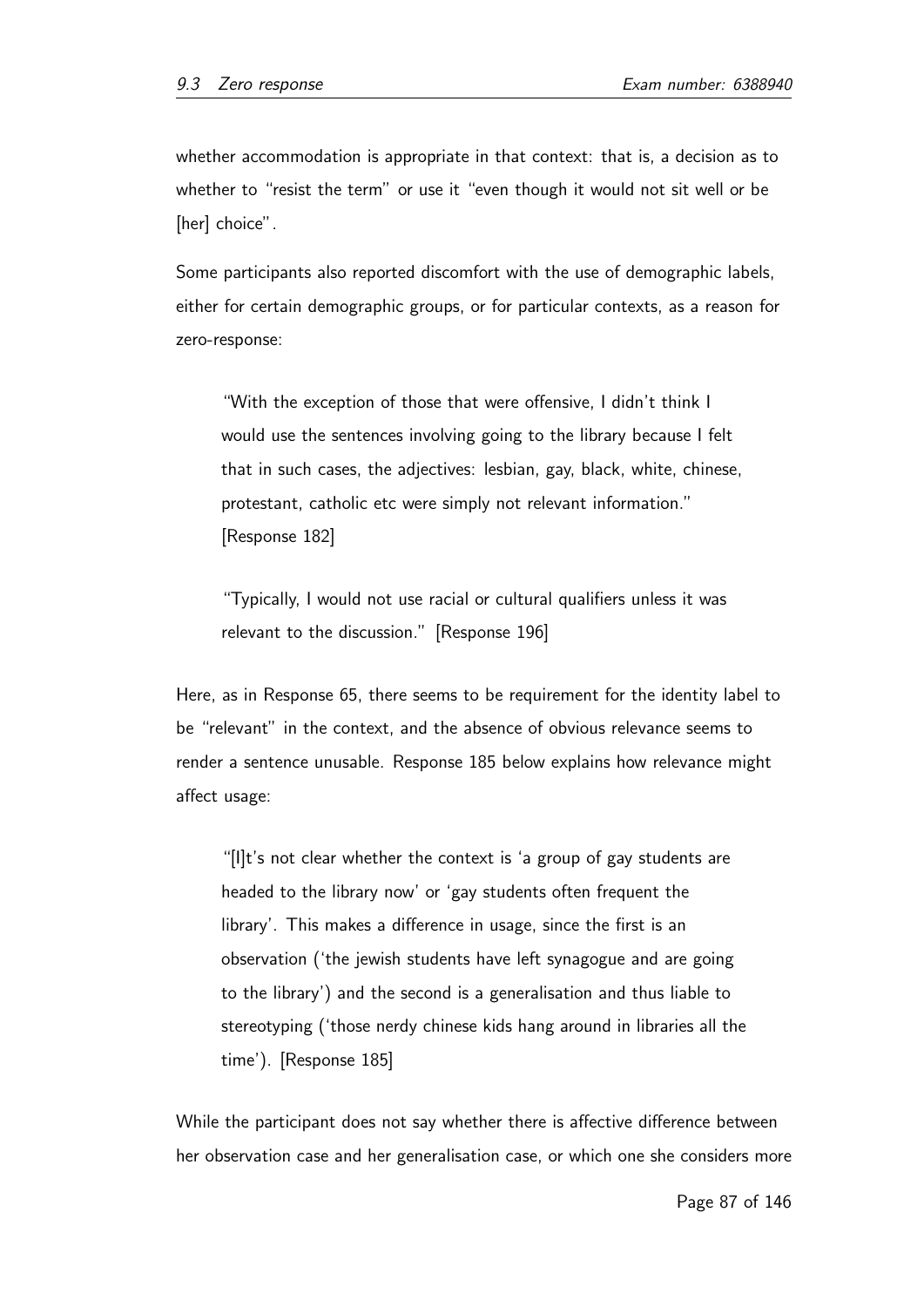whether accommodation is appropriate in that context: that is, a decision as to whether to "resist the term" or use it "even though it would not sit well or be [her] choice".

Some participants also reported discomfort with the use of demographic labels, either for certain demographic groups, or for particular contexts, as a reason for zero-response:

> "With the exception of those that were offensive, I didn't think I would use the sentences involving going to the library because I felt that in such cases, the adjectives: lesbian, gay, black, white, chinese, protestant, catholic etc were simply not relevant information." [Response 182]

> "Typically, I would not use racial or cultural qualifiers unless it was relevant to the discussion." [Response 196]

Here, as in Response 65, there seems to be requirement for the identity label to be "relevant" in the context, and the absence of obvious relevance seems to render a sentence unusable. Response 185 below explains how relevance might affect usage:

> "[I]t's not clear whether the context is 'a group of gay students are headed to the library now' or 'gay students often frequent the library'. This makes a difference in usage, since the first is an observation ('the jewish students have left synagogue and are going to the library') and the second is a generalisation and thus liable to stereotyping ('those nerdy chinese kids hang around in libraries all the time'). [Response 185]

While the participant does not say whether there is affective difference between her observation case and her generalisation case, or which one she considers more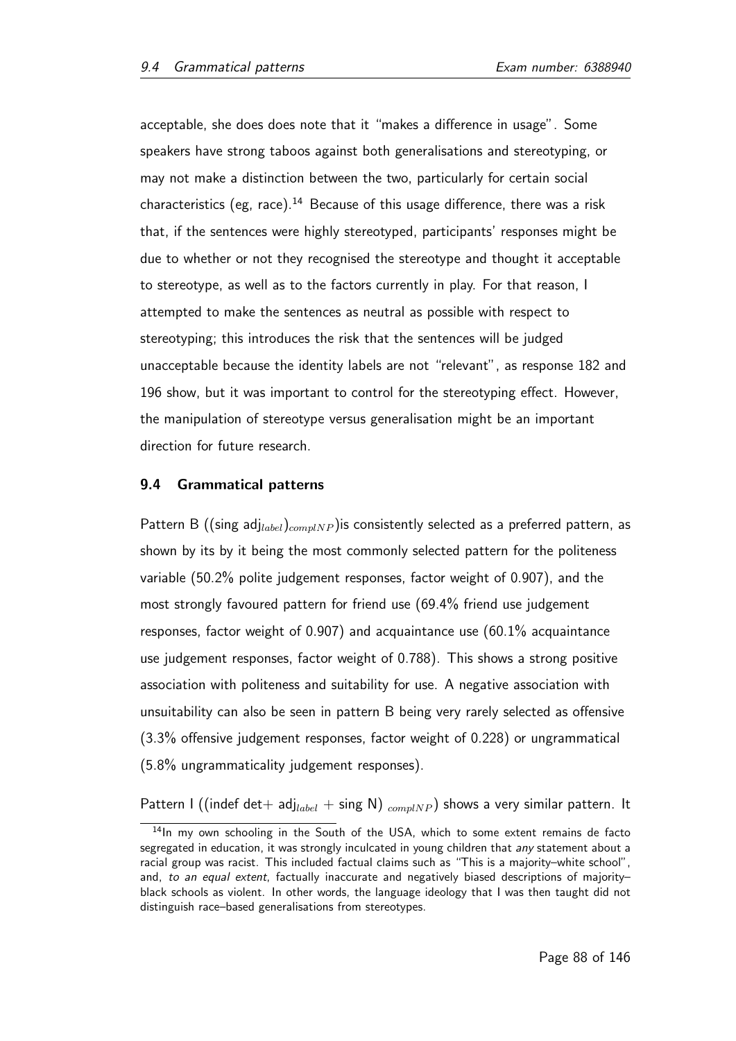acceptable, she does does note that it "makes a difference in usage". Some speakers have strong taboos against both generalisations and stereotyping, or may not make a distinction between the two, particularly for certain social characteristics (eg, race).[14] Because of this usage difference, there was a risk that, if the sentences were highly stereotyped, participants' responses might be due to whether or not they recognised the stereotype and thought it acceptable to stereotype, as well as to the factors currently in play. For that reason, I attempted to make the sentences as neutral as possible with respect to stereotyping; this introduces the risk that the sentences will be judged unacceptable because the identity labels are not "relevant", as response 182 and 196 show, but it was important to control for the stereotyping effect. However, the manipulation of stereotype versus generalisation might be an important direction for future research.

## 9.4 Grammatical patterns

Pattern B ((sing $\text{adj}_{label})_{complNP}$)is consistently selected as a preferred pattern, as shown by its by it being the most commonly selected pattern for the politeness variable (50.2% polite judgement responses, factor weight of 0.907), and the most strongly favoured pattern for friend use (69.4% friend use judgement responses, factor weight of 0.907) and acquaintance use (60.1% acquaintance use judgement responses, factor weight of 0.788). This shows a strong positive association with politeness and suitability for use. A negative association with unsuitability can also be seen in pattern B being very rarely selected as offensive (3.3% offensive judgement responses, factor weight of 0.228) or ungrammatical (5.8% ungrammaticality judgement responses).

Pattern I ((indef det+ $\text{adj}_{label}$ + sing N) $_{complNP}$) shows a very similar pattern. It

[14] In my own schooling in the South of the USA, which to some extent remains de facto segregated in education, it was strongly inculcated in young children that *any* statement about a racial group was racist. This included factual claims such as "This is a majority–white school", and, *to an equal extent*, factually inaccurate and negatively biased descriptions of majority–black schools as violent. In other words, the language ideology that I was then taught did not distinguish race–based generalisations from stereotypes.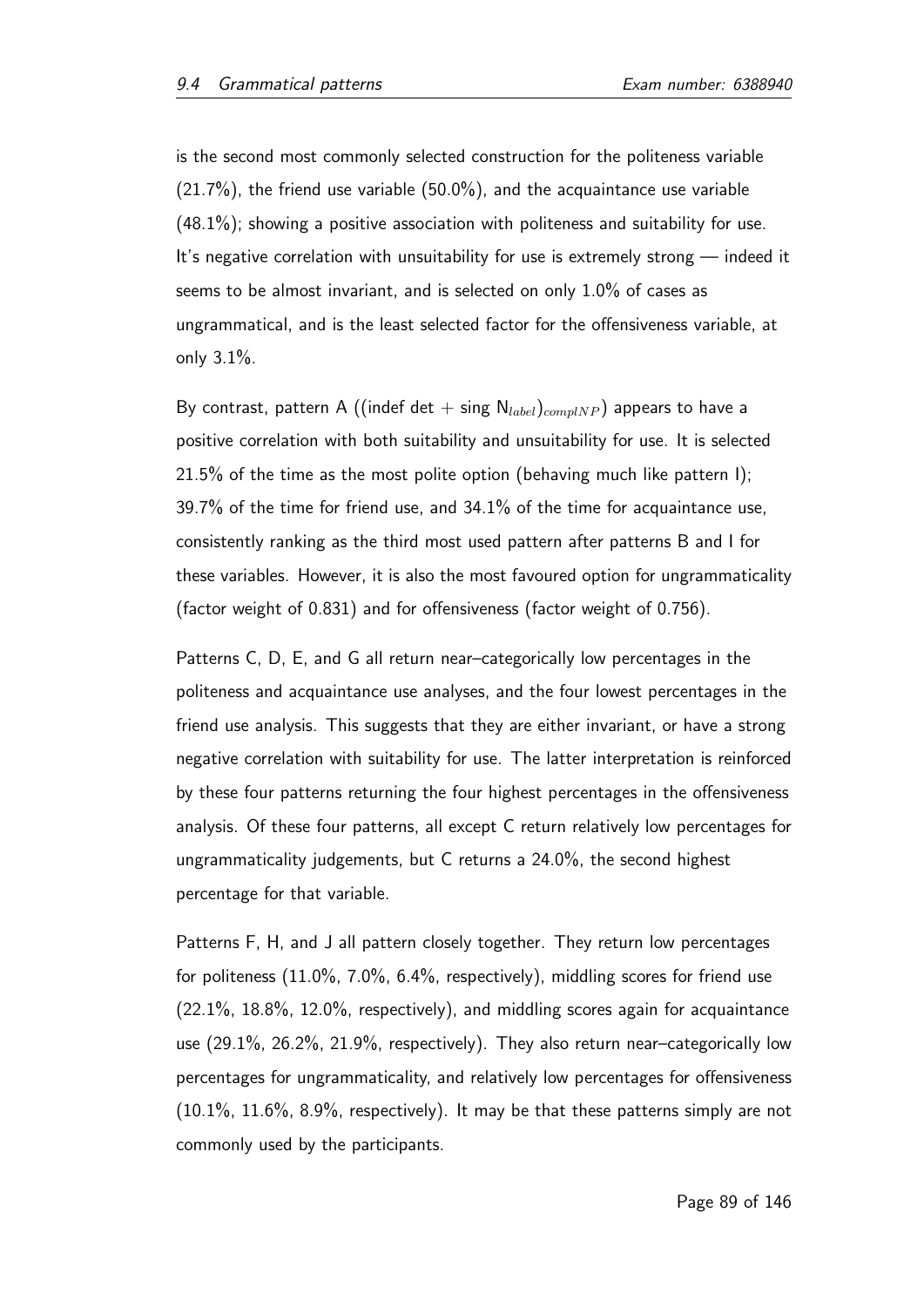is the second most commonly selected construction for the politeness variable (21.7%), the friend use variable (50.0%), and the acquaintance use variable (48.1%); showing a positive association with politeness and suitability for use. It's negative correlation with unsuitability for use is extremely strong — indeed it seems to be almost invariant, and is selected on only 1.0% of cases as ungrammatical, and is the least selected factor for the offensiveness variable, at only 3.1%.

By contrast, pattern A ((indef det + sing $\mathrm{N}_{label}$)$_{complNP}$) appears to have a positive correlation with both suitability and unsuitability for use. It is selected 21.5% of the time as the most polite option (behaving much like pattern I); 39.7% of the time for friend use, and 34.1% of the time for acquaintance use, consistently ranking as the third most used pattern after patterns B and I for these variables. However, it is also the most favoured option for ungrammaticality (factor weight of 0.831) and for offensiveness (factor weight of 0.756).

Patterns C, D, E, and G all return near–categorically low percentages in the politeness and acquaintance use analyses, and the four lowest percentages in the friend use analysis. This suggests that they are either invariant, or have a strong negative correlation with suitability for use. The latter interpretation is reinforced by these four patterns returning the four highest percentages in the offensiveness analysis. Of these four patterns, all except C return relatively low percentages for ungrammaticality judgements, but C returns a 24.0%, the second highest percentage for that variable.

Patterns F, H, and J all pattern closely together. They return low percentages for politeness (11.0%, 7.0%, 6.4%, respectively), middling scores for friend use (22.1%, 18.8%, 12.0%, respectively), and middling scores again for acquaintance use (29.1%, 26.2%, 21.9%, respectively). They also return near–categorically low percentages for ungrammaticality, and relatively low percentages for offensiveness (10.1%, 11.6%, 8.9%, respectively). It may be that these patterns simply are not commonly used by the participants.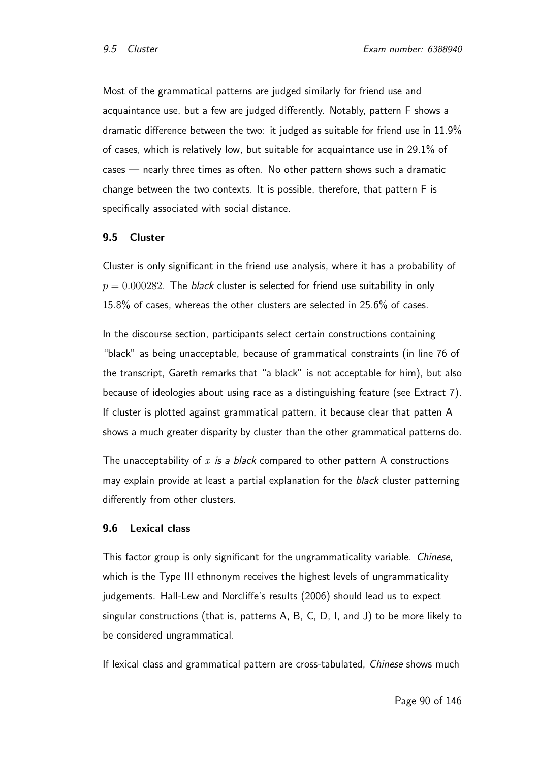Most of the grammatical patterns are judged similarly for friend use and acquaintance use, but a few are judged differently. Notably, pattern F shows a dramatic difference between the two: it judged as suitable for friend use in 11.9% of cases, which is relatively low, but suitable for acquaintance use in 29.1% of cases — nearly three times as often. No other pattern shows such a dramatic change between the two contexts. It is possible, therefore, that pattern F is specifically associated with social distance.

### 9.5 Cluster

Cluster is only significant in the friend use analysis, where it has a probability of $p = 0.000282$. The *black* cluster is selected for friend use suitability in only 15.8% of cases, whereas the other clusters are selected in 25.6% of cases.

In the discourse section, participants select certain constructions containing "black" as being unacceptable, because of grammatical constraints (in line 76 of the transcript, Gareth remarks that "a black" is not acceptable for him), but also because of ideologies about using race as a distinguishing feature (see Extract 7). If cluster is plotted against grammatical pattern, it because clear that patten A shows a much greater disparity by cluster than the other grammatical patterns do.

The unacceptability of $x$ *is a black* compared to other pattern A constructions may explain provide at least a partial explanation for the *black* cluster patterning differently from other clusters.

### 9.6 Lexical class

This factor group is only significant for the ungrammaticality variable. *Chinese*, which is the Type III ethnonym receives the highest levels of ungrammaticality judgements. Hall-Lew and Norcliffe's results (2006) should lead us to expect singular constructions (that is, patterns A, B, C, D, I, and J) to be more likely to be considered ungrammatical.

If lexical class and grammatical pattern are cross-tabulated, *Chinese* shows much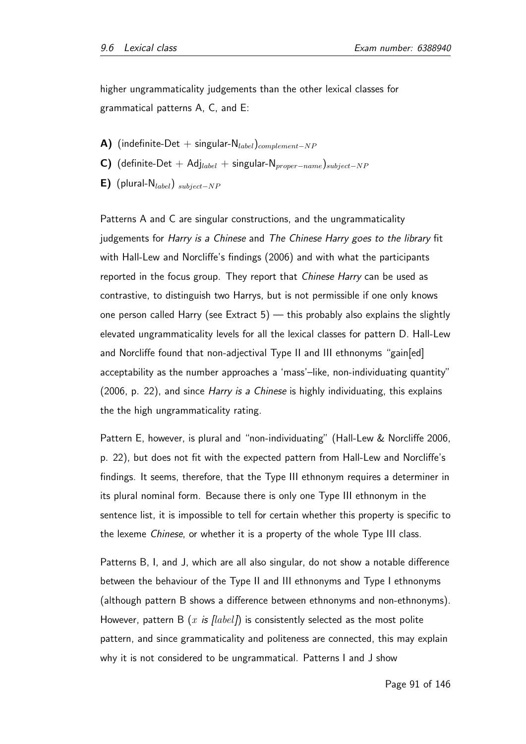higher ungrammaticality judgements than the other lexical classes for grammatical patterns A, C, and E:

**A)** (indefinite-Det + singular-N$_{label}$)$_{complement-NP}$

**C)** (definite-Det + Adj$_{label}$ + singular-N$_{proper-name}$)$_{subject-NP}$

**E)** (plural-N$_{label}$) $_{subject-NP}$

Patterns A and C are singular constructions, and the ungrammaticality judgements for *Harry is a Chinese* and *The Chinese Harry goes to the library* fit with Hall-Lew and Norcliffe's findings (2006) and with what the participants reported in the focus group. They report that *Chinese Harry* can be used as contrastive, to distinguish two Harrys, but is not permissible if one only knows one person called Harry (see Extract 5) — this probably also explains the slightly elevated ungrammaticality levels for all the lexical classes for pattern D. Hall-Lew and Norcliffe found that non-adjectival Type II and III ethnonyms "gain[ed] acceptability as the number approaches a 'mass'–like, non-individuating quantity" (2006, p. 22), and since *Harry is a Chinese* is highly individuating, this explains the the high ungrammaticality rating.

Pattern E, however, is plural and "non-individuating" (Hall-Lew & Norcliffe 2006, p. 22), but does not fit with the expected pattern from Hall-Lew and Norcliffe's findings. It seems, therefore, that the Type III ethnonym requires a determiner in its plural nominal form. Because there is only one Type III ethnonym in the sentence list, it is impossible to tell for certain whether this property is specific to the lexeme *Chinese*, or whether it is a property of the whole Type III class.

Patterns B, I, and J, which are all also singular, do not show a notable difference between the behaviour of the Type II and III ethnonyms and Type I ethnonyms (although pattern B shows a difference between ethnonyms and non-ethnonyms). However, pattern B (*$x$ is [$label$]*) is consistently selected as the most polite pattern, and since grammaticality and politeness are connected, this may explain why it is not considered to be ungrammatical. Patterns I and J show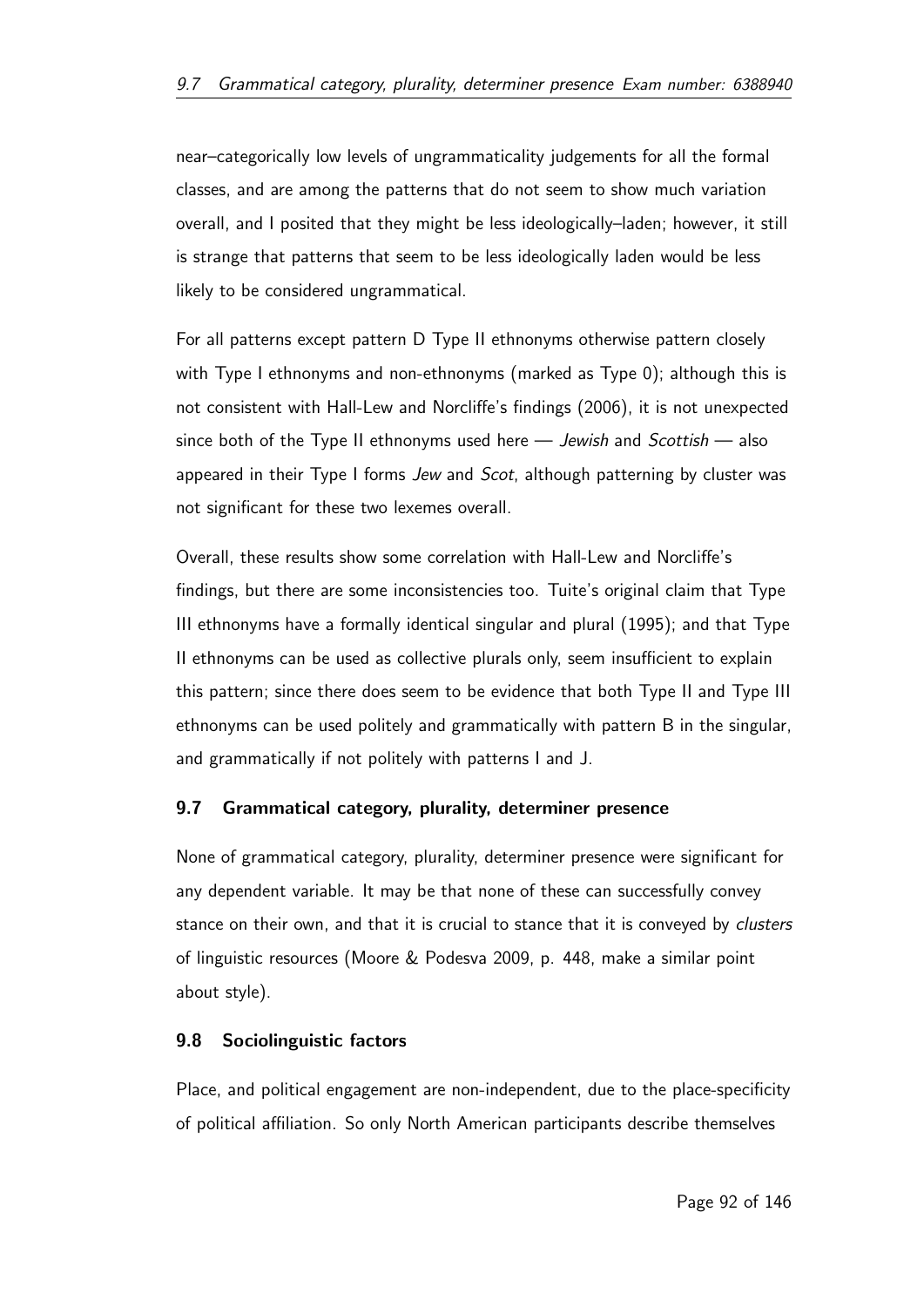near–categorically low levels of ungrammaticality judgements for all the formal classes, and are among the patterns that do not seem to show much variation overall, and I posited that they might be less ideologically–laden; however, it still is strange that patterns that seem to be less ideologically laden would be less likely to be considered ungrammatical.

For all patterns except pattern D Type II ethnonyms otherwise pattern closely with Type I ethnonyms and non-ethnonyms (marked as Type 0); although this is not consistent with Hall-Lew and Norcliffe's findings (2006), it is not unexpected since both of the Type II ethnonyms used here — *Jewish* and *Scottish* — also appeared in their Type I forms *Jew* and *Scot*, although patterning by cluster was not significant for these two lexemes overall.

Overall, these results show some correlation with Hall-Lew and Norcliffe's findings, but there are some inconsistencies too. Tuite's original claim that Type III ethnonyms have a formally identical singular and plural (1995); and that Type II ethnonyms can be used as collective plurals only, seem insufficient to explain this pattern; since there does seem to be evidence that both Type II and Type III ethnonyms can be used politely and grammatically with pattern B in the singular, and grammatically if not politely with patterns I and J.

### 9.7 Grammatical category, plurality, determiner presence

None of grammatical category, plurality, determiner presence were significant for any dependent variable. It may be that none of these can successfully convey stance on their own, and that it is crucial to stance that it is conveyed by *clusters* of linguistic resources (Moore & Podesva 2009, p. 448, make a similar point about style).

### 9.8 Sociolinguistic factors

Place, and political engagement are non-independent, due to the place-specificity of political affiliation. So only North American participants describe themselves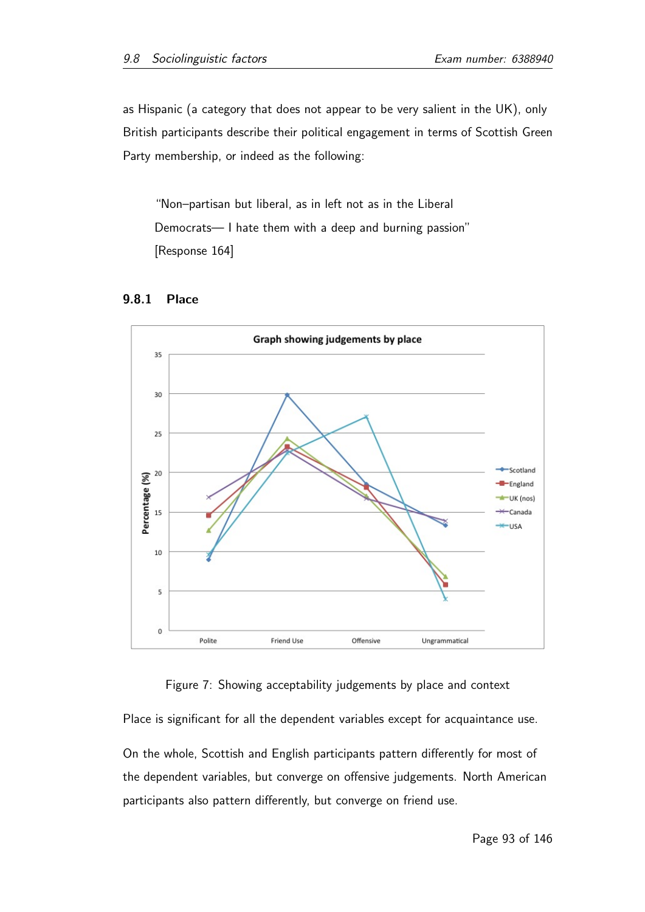as Hispanic (a category that does not appear to be very salient in the UK), only British participants describe their political engagement in terms of Scottish Green Party membership, or indeed as the following:

> "Non–partisan but liberal, as in left not as in the Liberal Democrats— I hate them with a deep and burning passion" [Response 164]

### 9.8.1 Place

Figure 7: Showing acceptability judgements by place and context

Place is significant for all the dependent variables except for acquaintance use.

On the whole, Scottish and English participants pattern differently for most of the dependent variables, but converge on offensive judgements. North American participants also pattern differently, but converge on friend use.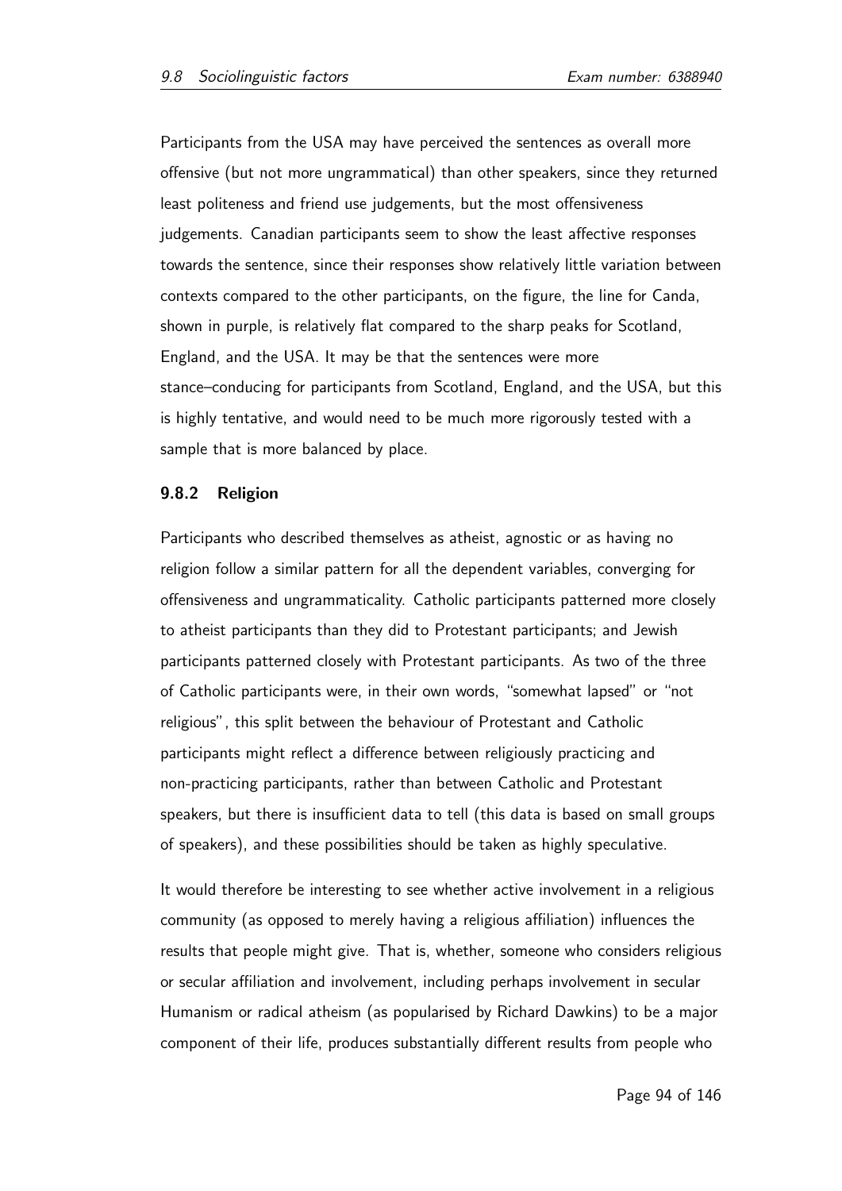Participants from the USA may have perceived the sentences as overall more offensive (but not more ungrammatical) than other speakers, since they returned least politeness and friend use judgements, but the most offensiveness judgements. Canadian participants seem to show the least affective responses towards the sentence, since their responses show relatively little variation between contexts compared to the other participants, on the figure, the line for Canda, shown in purple, is relatively flat compared to the sharp peaks for Scotland, England, and the USA. It may be that the sentences were more stance–conducing for participants from Scotland, England, and the USA, but this is highly tentative, and would need to be much more rigorously tested with a sample that is more balanced by place.

### 9.8.2 Religion

Participants who described themselves as atheist, agnostic or as having no religion follow a similar pattern for all the dependent variables, converging for offensiveness and ungrammaticality. Catholic participants patterned more closely to atheist participants than they did to Protestant participants; and Jewish participants patterned closely with Protestant participants. As two of the three of Catholic participants were, in their own words, "somewhat lapsed" or "not religious", this split between the behaviour of Protestant and Catholic participants might reflect a difference between religiously practicing and non-practicing participants, rather than between Catholic and Protestant speakers, but there is insufficient data to tell (this data is based on small groups of speakers), and these possibilities should be taken as highly speculative.

It would therefore be interesting to see whether active involvement in a religious community (as opposed to merely having a religious affiliation) influences the results that people might give. That is, whether, someone who considers religious or secular affiliation and involvement, including perhaps involvement in secular Humanism or radical atheism (as popularised by Richard Dawkins) to be a major component of their life, produces substantially different results from people who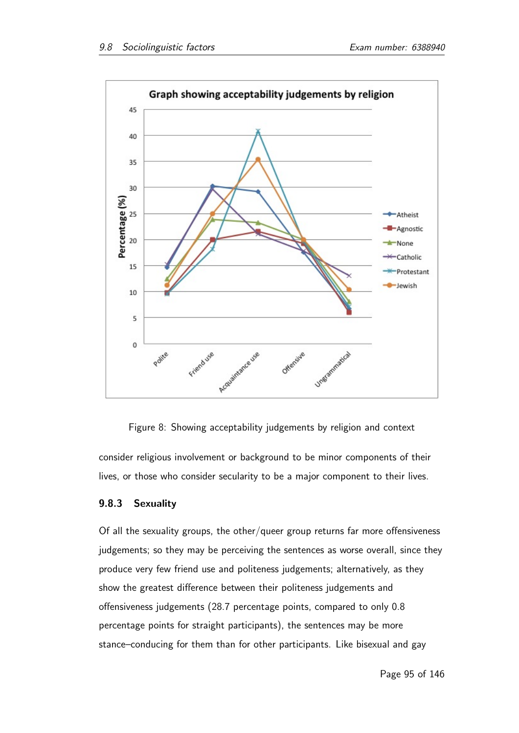Figure 8: Showing acceptability judgements by religion and context

consider religious involvement or background to be minor components of their lives, or those who consider secularity to be a major component to their lives.

### 9.8.3 Sexuality

Of all the sexuality groups, the other/queer group returns far more offensiveness judgements; so they may be perceiving the sentences as worse overall, since they produce very few friend use and politeness judgements; alternatively, as they show the greatest difference between their politeness judgements and offensiveness judgements (28.7 percentage points, compared to only 0.8 percentage points for straight participants), the sentences may be more stance–conducing for them than for other participants. Like bisexual and gay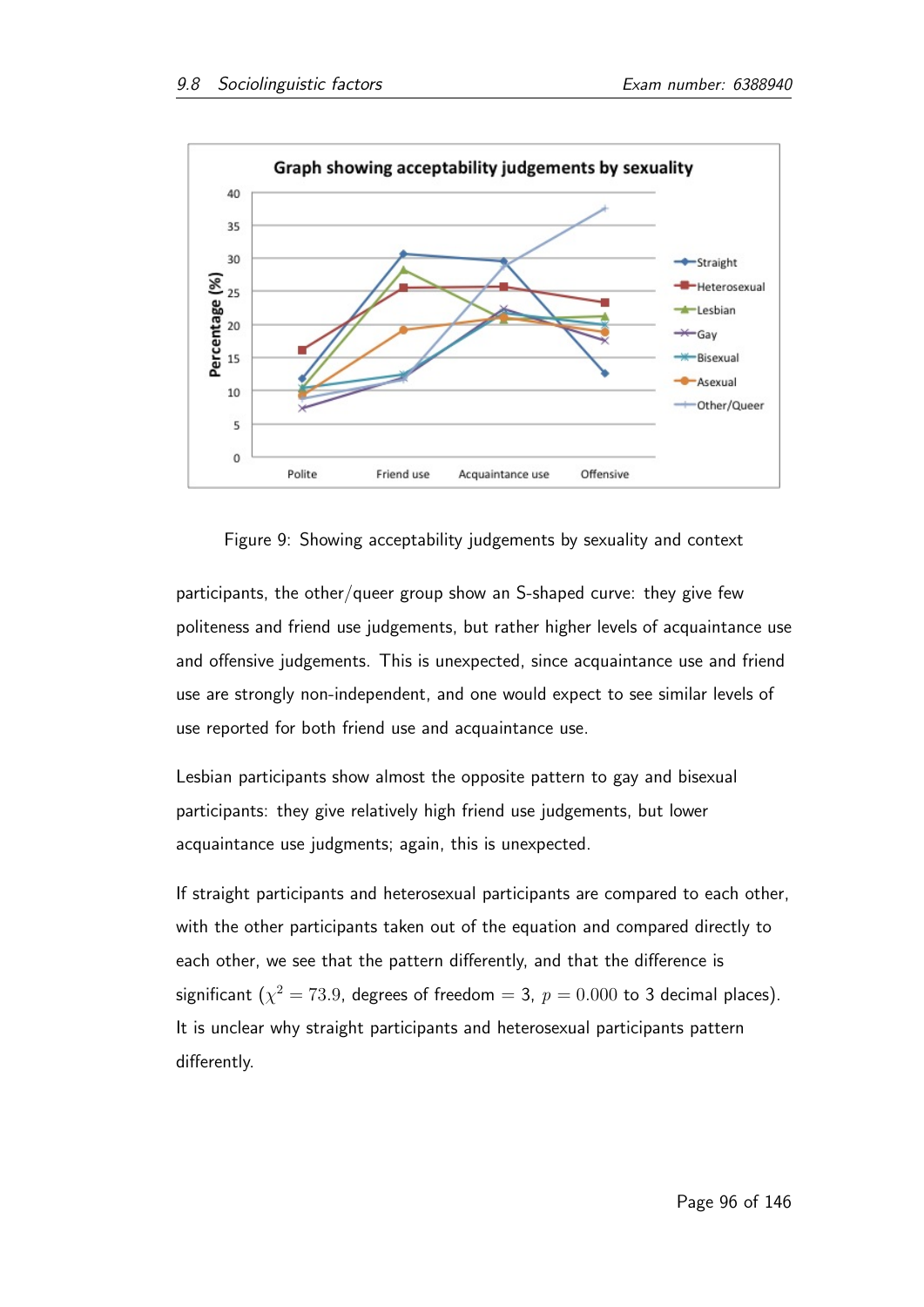Figure 9: Showing acceptability judgements by sexuality and context

participants, the other/queer group show an S-shaped curve: they give few politeness and friend use judgements, but rather higher levels of acquaintance use and offensive judgements. This is unexpected, since acquaintance use and friend use are strongly non-independent, and one would expect to see similar levels of use reported for both friend use and acquaintance use.

Lesbian participants show almost the opposite pattern to gay and bisexual participants: they give relatively high friend use judgements, but lower acquaintance use judgments; again, this is unexpected.

If straight participants and heterosexual participants are compared to each other, with the other participants taken out of the equation and compared directly to each other, we see that the pattern differently, and that the difference is significant ($\chi^2 = 73.9$, degrees of freedom $= 3$, $p = 0.000$ to 3 decimal places). It is unclear why straight participants and heterosexual participants pattern differently.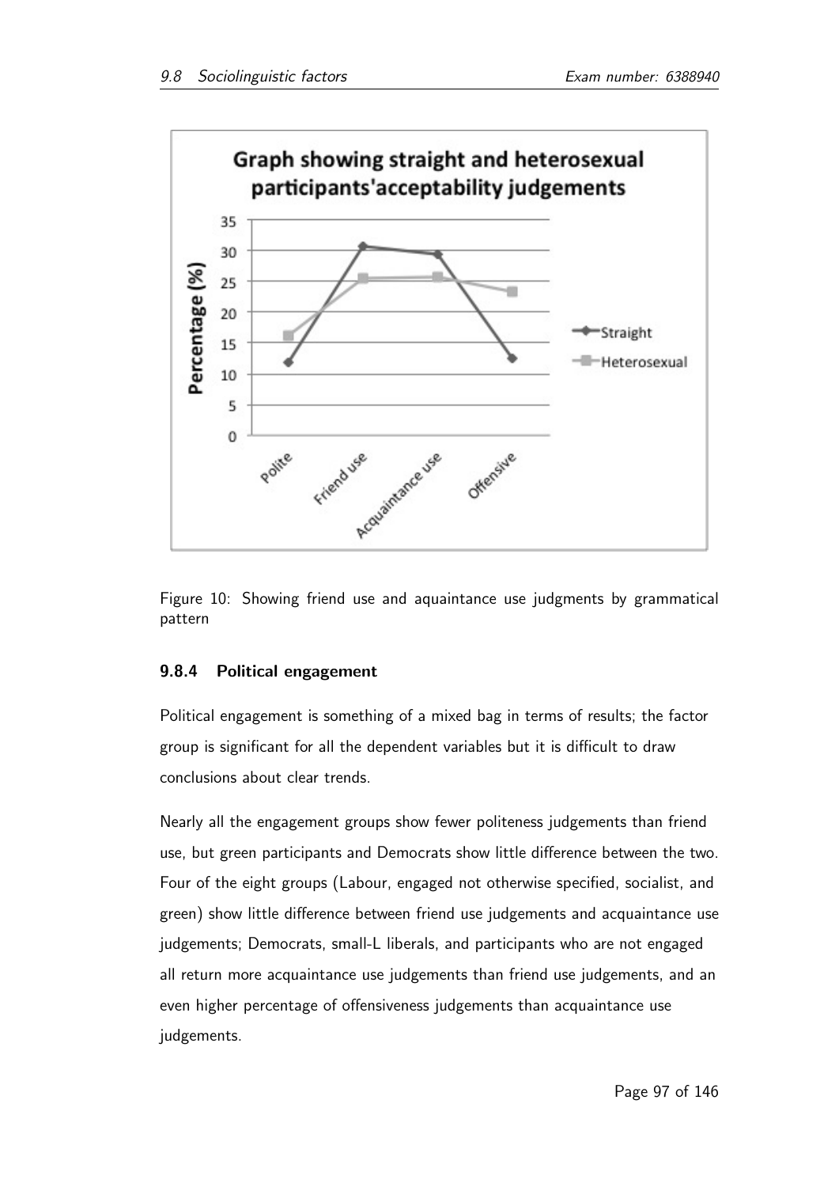Figure 10: Showing friend use and aquaintance use judgments by grammatical pattern

### 9.8.4 Political engagement

Political engagement is something of a mixed bag in terms of results; the factor group is significant for all the dependent variables but it is difficult to draw conclusions about clear trends.

Nearly all the engagement groups show fewer politeness judgements than friend use, but green participants and Democrats show little difference between the two. Four of the eight groups (Labour, engaged not otherwise specified, socialist, and green) show little difference between friend use judgements and acquaintance use judgements; Democrats, small-L liberals, and participants who are not engaged all return more acquaintance use judgements than friend use judgements, and an even higher percentage of offensiveness judgements than acquaintance use judgements.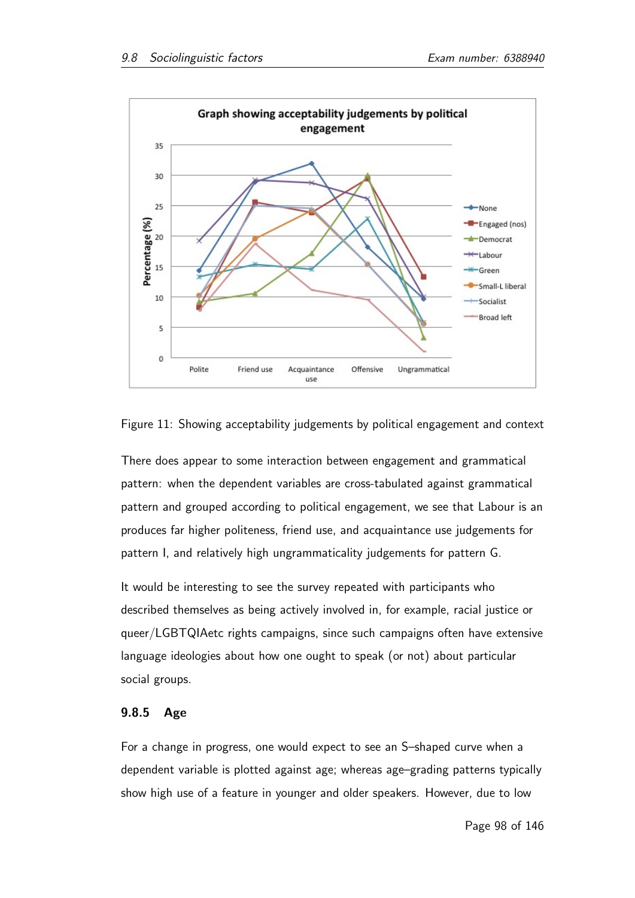Figure 11: Showing acceptability judgements by political engagement and context

There does appear to some interaction between engagement and grammatical pattern: when the dependent variables are cross-tabulated against grammatical pattern and grouped according to political engagement, we see that Labour is an produces far higher politeness, friend use, and acquaintance use judgements for pattern I, and relatively high ungrammaticality judgements for pattern G.

It would be interesting to see the survey repeated with participants who described themselves as being actively involved in, for example, racial justice or queer/LGBTQIAetc rights campaigns, since such campaigns often have extensive language ideologies about how one ought to speak (or not) about particular social groups.

### 9.8.5 Age

For a change in progress, one would expect to see an S–shaped curve when a dependent variable is plotted against age; whereas age–grading patterns typically show high use of a feature in younger and older speakers. However, due to low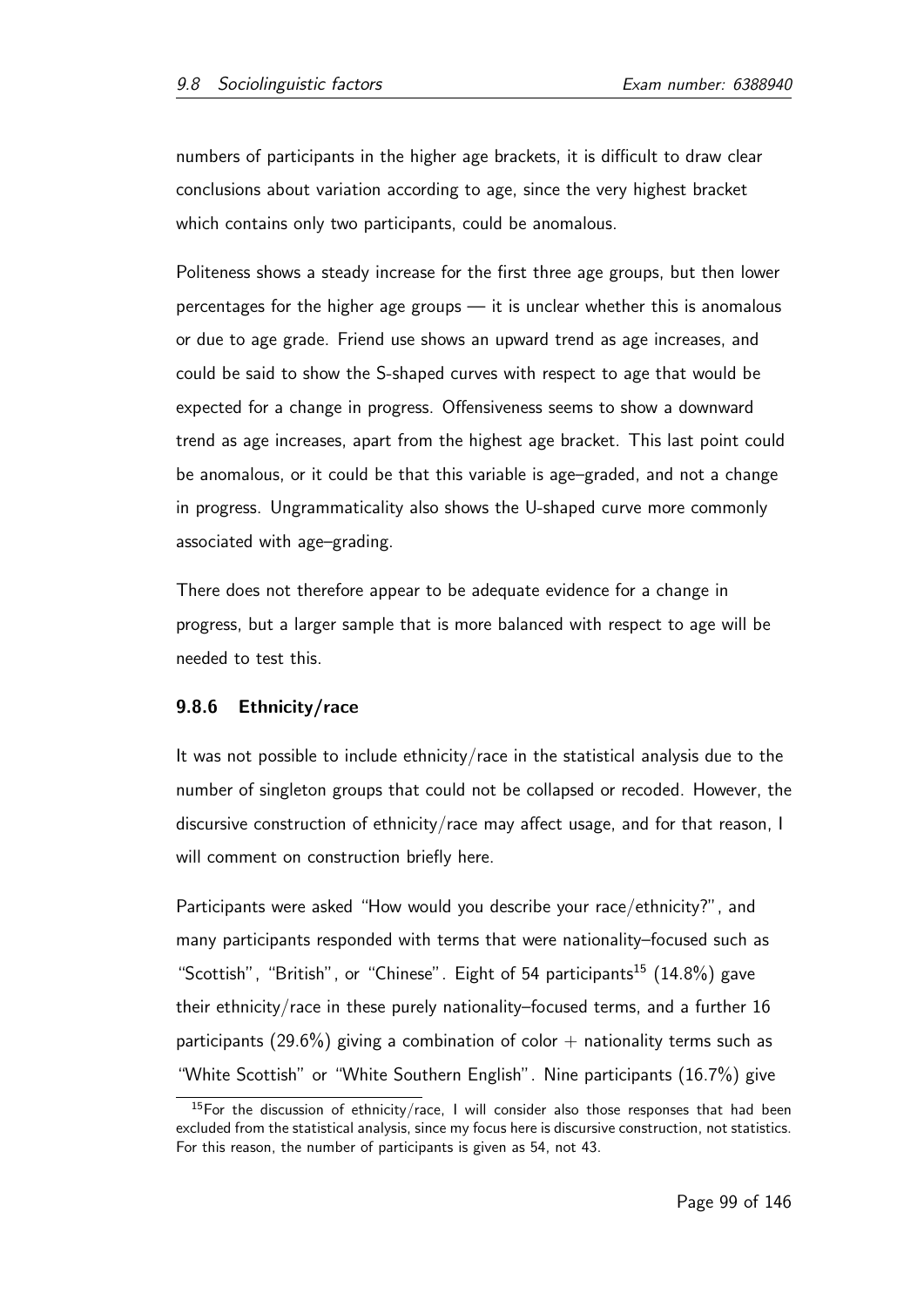numbers of participants in the higher age brackets, it is difficult to draw clear conclusions about variation according to age, since the very highest bracket which contains only two participants, could be anomalous.

Politeness shows a steady increase for the first three age groups, but then lower percentages for the higher age groups — it is unclear whether this is anomalous or due to age grade. Friend use shows an upward trend as age increases, and could be said to show the S-shaped curves with respect to age that would be expected for a change in progress. Offensiveness seems to show a downward trend as age increases, apart from the highest age bracket. This last point could be anomalous, or it could be that this variable is age–graded, and not a change in progress. Ungrammaticality also shows the U-shaped curve more commonly associated with age–grading.

There does not therefore appear to be adequate evidence for a change in progress, but a larger sample that is more balanced with respect to age will be needed to test this.

### 9.8.6 Ethnicity/race

It was not possible to include ethnicity/race in the statistical analysis due to the number of singleton groups that could not be collapsed or recoded. However, the discursive construction of ethnicity/race may affect usage, and for that reason, I will comment on construction briefly here.

Participants were asked "How would you describe your race/ethnicity?", and many participants responded with terms that were nationality–focused such as "Scottish", "British", or "Chinese". Eight of 54 participants[15] (14.8%) gave their ethnicity/race in these purely nationality–focused terms, and a further 16 participants (29.6%) giving a combination of color + nationality terms such as "White Scottish" or "White Southern English". Nine participants (16.7%) give

[15] For the discussion of ethnicity/race, I will consider also those responses that had been excluded from the statistical analysis, since my focus here is discursive construction, not statistics. For this reason, the number of participants is given as 54, not 43.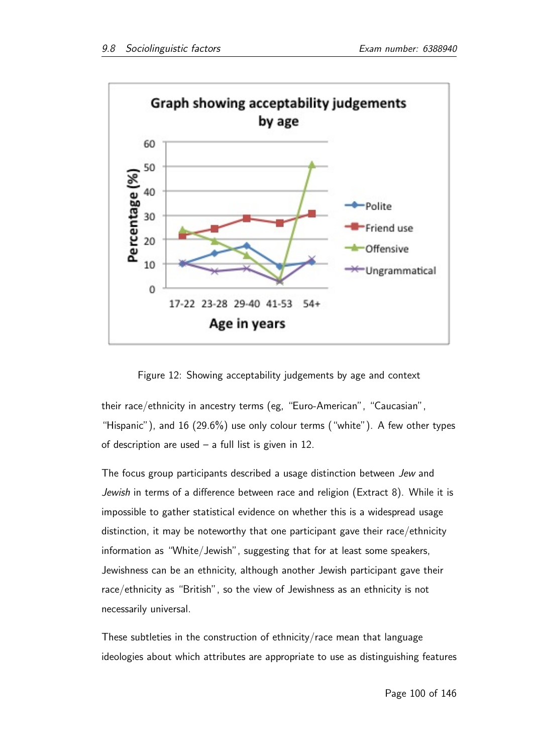Figure 12: Showing acceptability judgements by age and context

their race/ethnicity in ancestry terms (eg, "Euro-American", "Caucasian", "Hispanic"), and 16 (29.6%) use only colour terms ("white"). A few other types of description are used – a full list is given in 12.

The focus group participants described a usage distinction between *Jew* and *Jewish* in terms of a difference between race and religion (Extract 8). While it is impossible to gather statistical evidence on whether this is a widespread usage distinction, it may be noteworthy that one participant gave their race/ethnicity information as "White/Jewish", suggesting that for at least some speakers, Jewishness can be an ethnicity, although another Jewish participant gave their race/ethnicity as "British", so the view of Jewishness as an ethnicity is not necessarily universal.

These subtleties in the construction of ethnicity/race mean that language ideologies about which attributes are appropriate to use as distinguishing features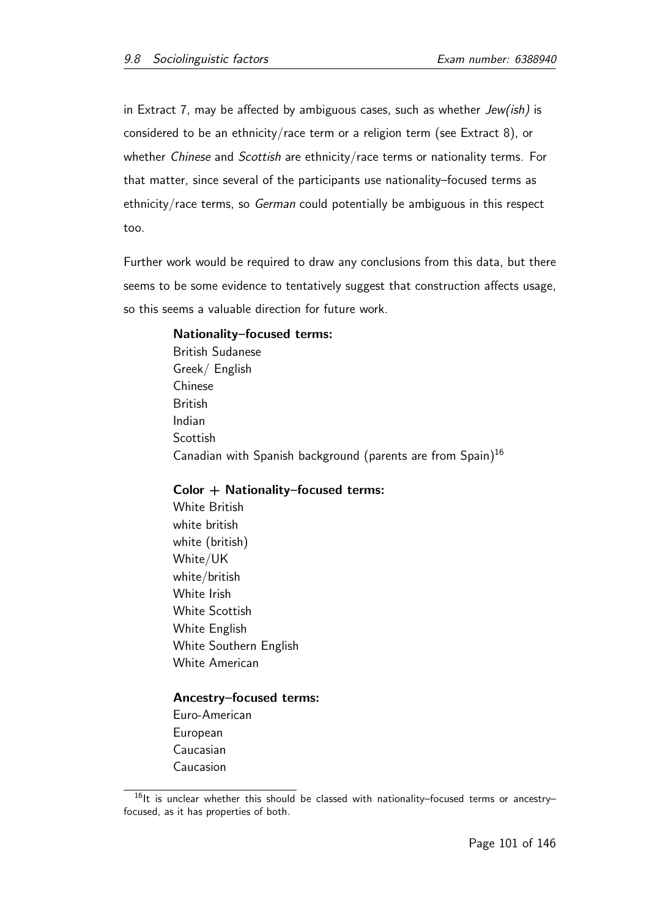in Extract 7, may be affected by ambiguous cases, such as whether *Jew(ish)* is considered to be an ethnicity/race term or a religion term (see Extract 8), or whether *Chinese* and *Scottish* are ethnicity/race terms or nationality terms. For that matter, since several of the participants use nationality–focused terms as ethnicity/race terms, so *German* could potentially be ambiguous in this respect too.

Further work would be required to draw any conclusions from this data, but there seems to be some evidence to tentatively suggest that construction affects usage, so this seems a valuable direction for future work.

**Nationality–focused terms:**
British Sudanese
Greek/ English
Chinese
British
Indian
Scottish
Canadian with Spanish background (parents are from Spain)[16]

**Color + Nationality–focused terms:**
White British
white british
white (british)
White/UK
white/british
White Irish
White Scottish
White English
White Southern English
White American

**Ancestry–focused terms:**
Euro-American
European
Caucasian
Caucasion

[16] It is unclear whether this should be classed with nationality–focused terms or ancestry–focused, as it has properties of both.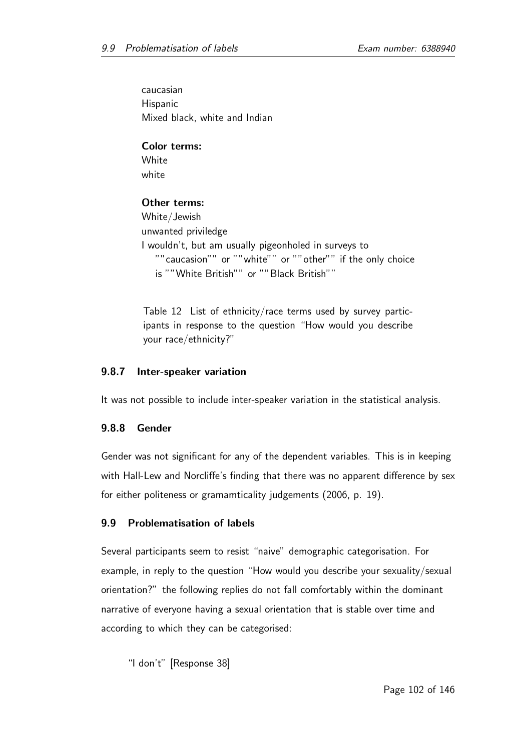caucasian  
Hispanic  
Mixed black, white and Indian

**Color terms:**  
White  
white

**Other terms:**  
White/Jewish  
unwanted priviledge  
I wouldn't, but am usually pigeonholed in surveys to ""caucasion"" or ""white"" or ""other"" if the only choice is ""White British"" or ""Black British""

Table 12 List of ethnicity/race terms used by survey participants in response to the question "How would you describe your race/ethnicity?"

### 9.8.7 Inter-speaker variation

It was not possible to include inter-speaker variation in the statistical analysis.

### 9.8.8 Gender

Gender was not significant for any of the dependent variables. This is in keeping with Hall-Lew and Norcliffe's finding that there was no apparent difference by sex for either politeness or gramamticality judgements (2006, p. 19).

## 9.9 Problematisation of labels

Several participants seem to resist "naive" demographic categorisation. For example, in reply to the question "How would you describe your sexuality/sexual orientation?" the following replies do not fall comfortably within the dominant narrative of everyone having a sexual orientation that is stable over time and according to which they can be categorised:

> "I don't" [Response 38]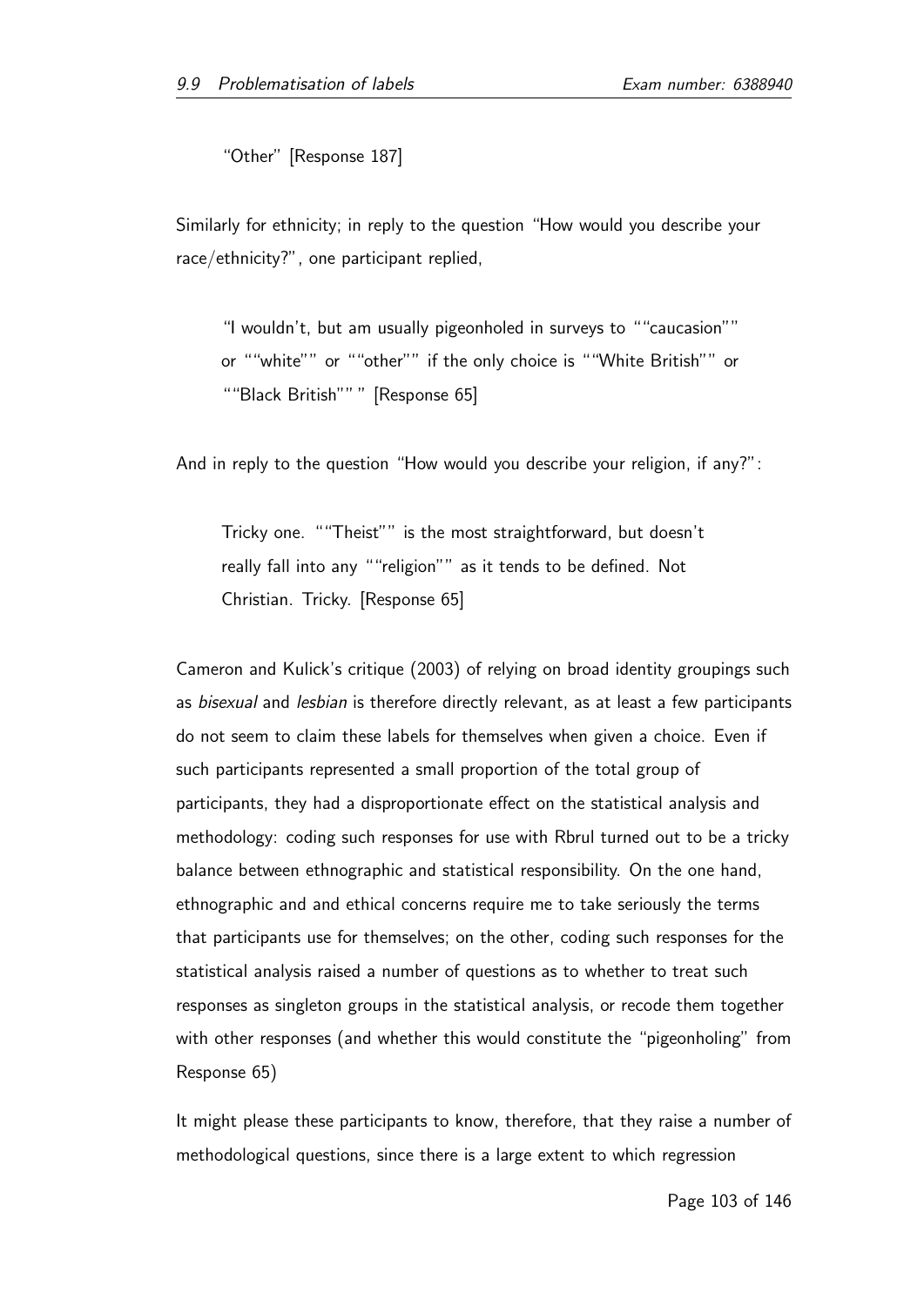> "Other" [Response 187]

Similarly for ethnicity; in reply to the question "How would you describe your race/ethnicity?", one participant replied,

> "I wouldn't, but am usually pigeonholed in surveys to ""caucasion"" or ""white"" or ""other"" if the only choice is ""White British"" or ""Black British"" " [Response 65]

And in reply to the question "How would you describe your religion, if any?":

> Tricky one. ""Theist"" is the most straightforward, but doesn't really fall into any ""religion"" as it tends to be defined. Not Christian. Tricky. [Response 65]

Cameron and Kulick's critique (2003) of relying on broad identity groupings such as *bisexual* and *lesbian* is therefore directly relevant, as at least a few participants do not seem to claim these labels for themselves when given a choice. Even if such participants represented a small proportion of the total group of participants, they had a disproportionate effect on the statistical analysis and methodology: coding such responses for use with Rbrul turned out to be a tricky balance between ethnographic and statistical responsibility. On the one hand, ethnographic and and ethical concerns require me to take seriously the terms that participants use for themselves; on the other, coding such responses for the statistical analysis raised a number of questions as to whether to treat such responses as singleton groups in the statistical analysis, or recode them together with other responses (and whether this would constitute the "pigeonholing" from Response 65)

It might please these participants to know, therefore, that they raise a number of methodological questions, since there is a large extent to which regression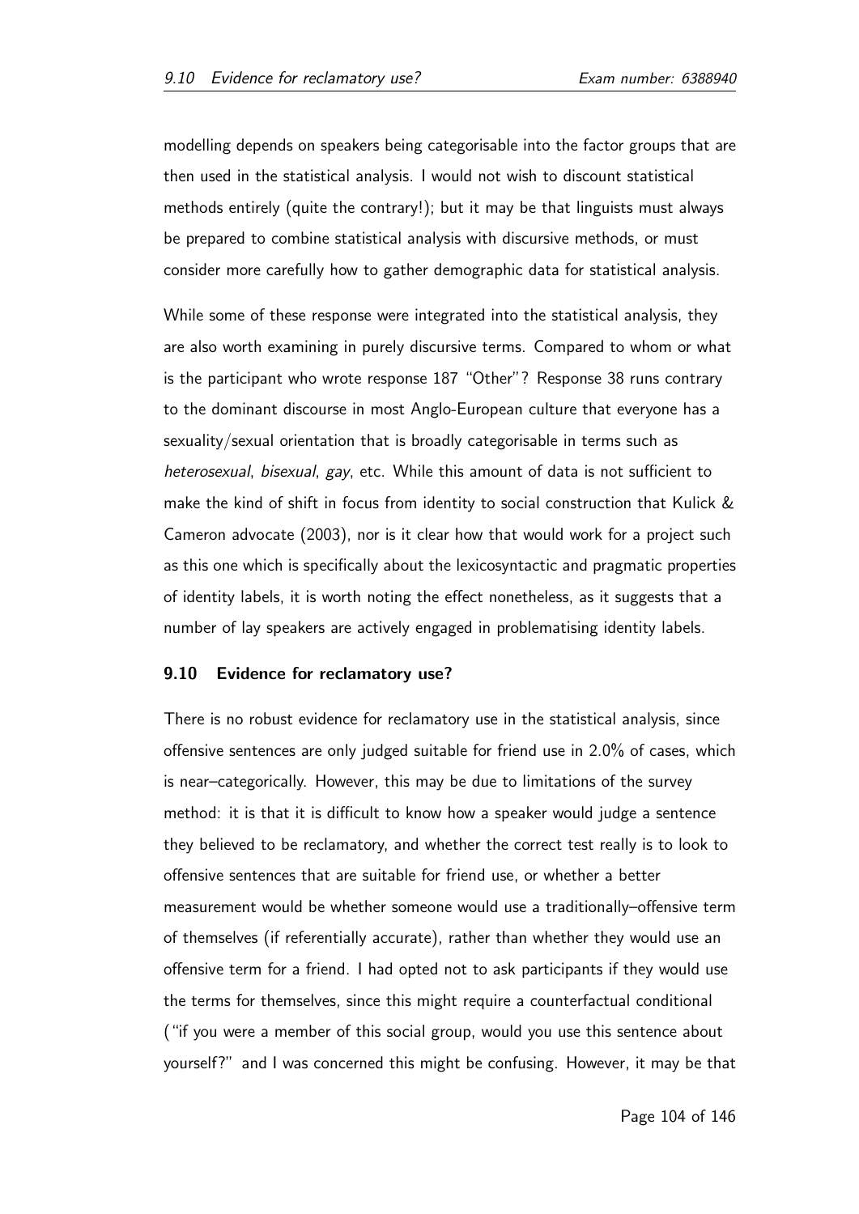modelling depends on speakers being categorisable into the factor groups that are then used in the statistical analysis. I would not wish to discount statistical methods entirely (quite the contrary!); but it may be that linguists must always be prepared to combine statistical analysis with discursive methods, or must consider more carefully how to gather demographic data for statistical analysis.

While some of these response were integrated into the statistical analysis, they are also worth examining in purely discursive terms. Compared to whom or what is the participant who wrote response 187 "Other"? Response 38 runs contrary to the dominant discourse in most Anglo-European culture that everyone has a sexuality/sexual orientation that is broadly categorisable in terms such as *heterosexual*, *bisexual*, *gay*, etc. While this amount of data is not sufficient to make the kind of shift in focus from identity to social construction that Kulick & Cameron advocate (2003), nor is it clear how that would work for a project such as this one which is specifically about the lexicosyntactic and pragmatic properties of identity labels, it is worth noting the effect nonetheless, as it suggests that a number of lay speakers are actively engaged in problematising identity labels.

### 9.10 Evidence for reclamatory use?

There is no robust evidence for reclamatory use in the statistical analysis, since offensive sentences are only judged suitable for friend use in 2.0% of cases, which is near–categorically. However, this may be due to limitations of the survey method: it is that it is difficult to know how a speaker would judge a sentence they believed to be reclamatory, and whether the correct test really is to look to offensive sentences that are suitable for friend use, or whether a better measurement would be whether someone would use a traditionally–offensive term of themselves (if referentially accurate), rather than whether they would use an offensive term for a friend. I had opted not to ask participants if they would use the terms for themselves, since this might require a counterfactual conditional ("if you were a member of this social group, would you use this sentence about yourself?" and I was concerned this might be confusing. However, it may be that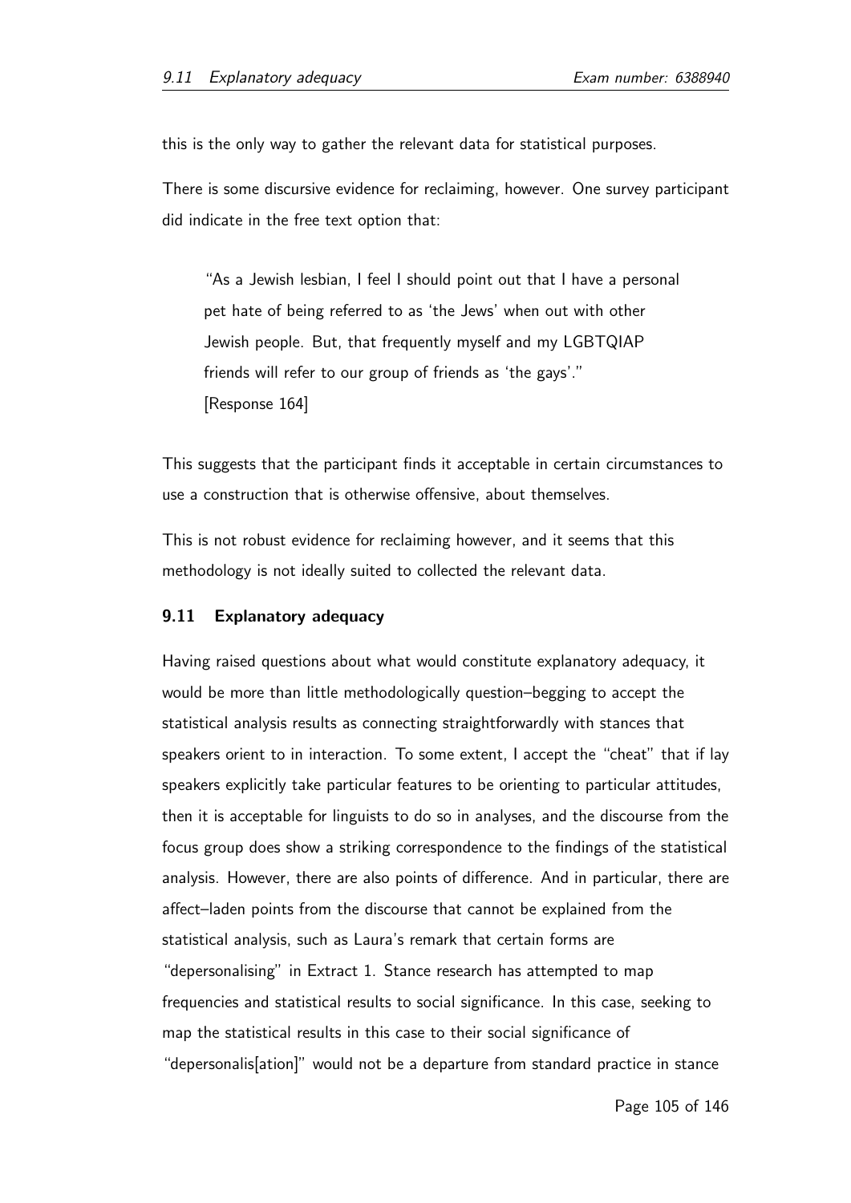this is the only way to gather the relevant data for statistical purposes.

There is some discursive evidence for reclaiming, however. One survey participant did indicate in the free text option that:

> "As a Jewish lesbian, I feel I should point out that I have a personal pet hate of being referred to as 'the Jews' when out with other Jewish people. But, that frequently myself and my LGBTQIAP friends will refer to our group of friends as 'the gays'."
> [Response 164]

This suggests that the participant finds it acceptable in certain circumstances to use a construction that is otherwise offensive, about themselves.

This is not robust evidence for reclaiming however, and it seems that this methodology is not ideally suited to collected the relevant data.

### 9.11 Explanatory adequacy

Having raised questions about what would constitute explanatory adequacy, it would be more than little methodologically question–begging to accept the statistical analysis results as connecting straightforwardly with stances that speakers orient to in interaction. To some extent, I accept the "cheat" that if lay speakers explicitly take particular features to be orienting to particular attitudes, then it is acceptable for linguists to do so in analyses, and the discourse from the focus group does show a striking correspondence to the findings of the statistical analysis. However, there are also points of difference. And in particular, there are affect–laden points from the discourse that cannot be explained from the statistical analysis, such as Laura's remark that certain forms are "depersonalising" in Extract 1. Stance research has attempted to map frequencies and statistical results to social significance. In this case, seeking to map the statistical results in this case to their social significance of "depersonalis[ation]" would not be a departure from standard practice in stance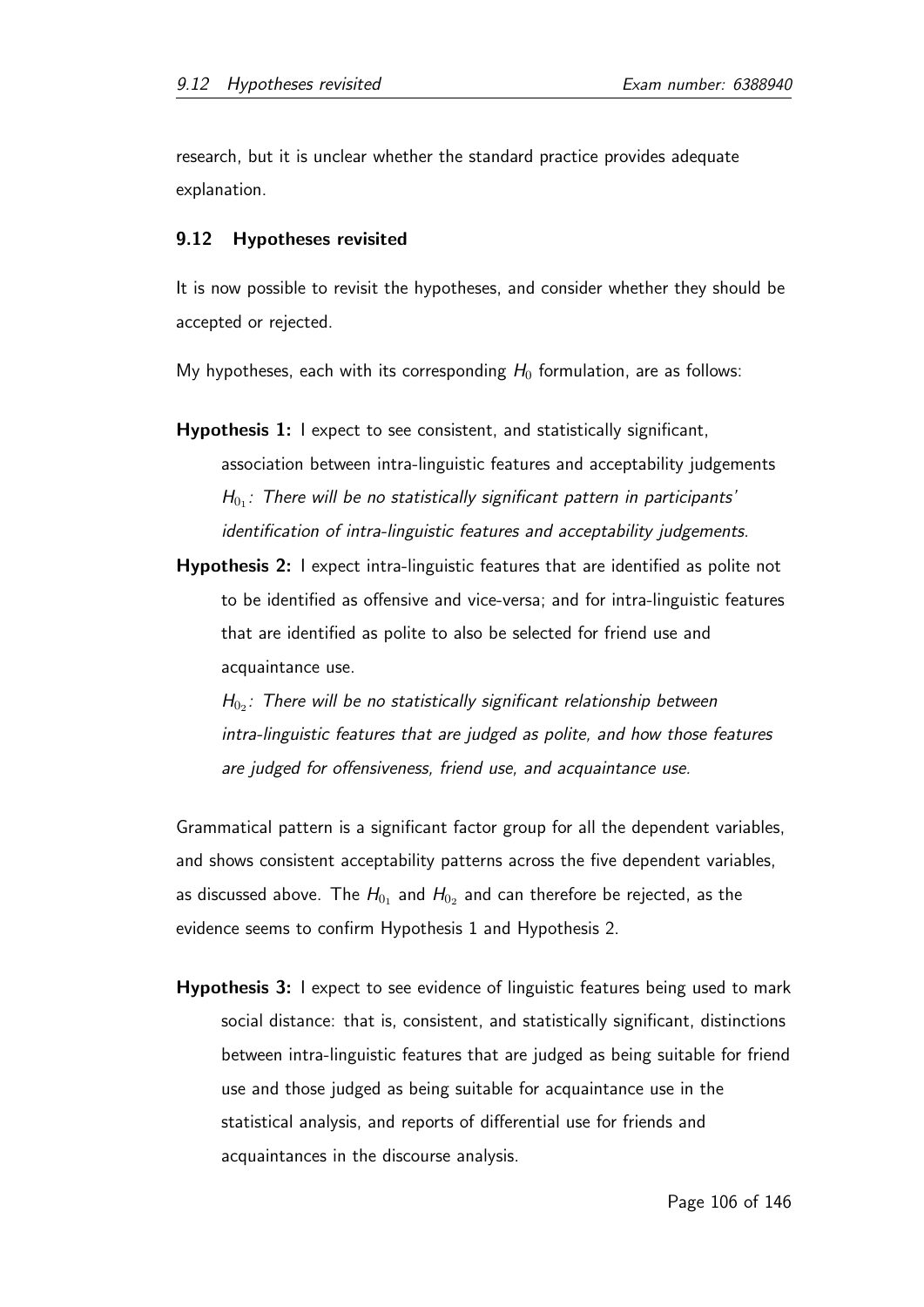research, but it is unclear whether the standard practice provides adequate explanation.

### 9.12 Hypotheses revisited

It is now possible to revisit the hypotheses, and consider whether they should be accepted or rejected.

My hypotheses, each with its corresponding $H_0$ formulation, are as follows:

**Hypothesis 1:** I expect to see consistent, and statistically significant, association between intra-linguistic features and acceptability judgements
*$H_{0_1}$: There will be no statistically significant pattern in participants' identification of intra-linguistic features and acceptability judgements.*

**Hypothesis 2:** I expect intra-linguistic features that are identified as polite not to be identified as offensive and vice-versa; and for intra-linguistic features that are identified as polite to also be selected for friend use and acquaintance use.
*$H_{0_2}$: There will be no statistically significant relationship between intra-linguistic features that are judged as polite, and how those features are judged for offensiveness, friend use, and acquaintance use.*

Grammatical pattern is a significant factor group for all the dependent variables, and shows consistent acceptability patterns across the five dependent variables, as discussed above. The $H_{0_1}$ and $H_{0_2}$ and can therefore be rejected, as the evidence seems to confirm Hypothesis 1 and Hypothesis 2.

**Hypothesis 3:** I expect to see evidence of linguistic features being used to mark social distance: that is, consistent, and statistically significant, distinctions between intra-linguistic features that are judged as being suitable for friend use and those judged as being suitable for acquaintance use in the statistical analysis, and reports of differential use for friends and acquaintances in the discourse analysis.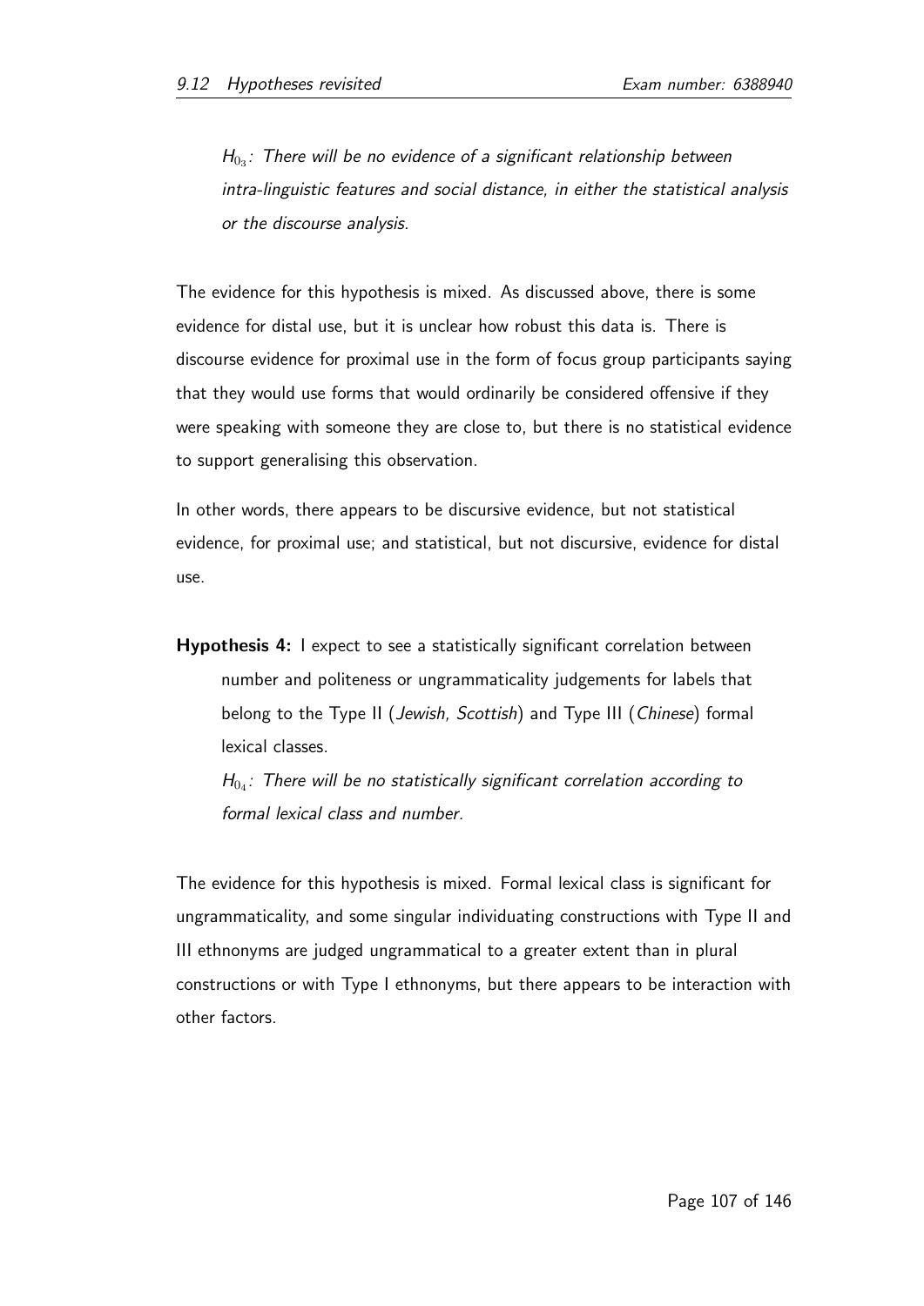$H_{0_3}$: *There will be no evidence of a significant relationship between intra-linguistic features and social distance, in either the statistical analysis or the discourse analysis.*

The evidence for this hypothesis is mixed. As discussed above, there is some evidence for distal use, but it is unclear how robust this data is. There is discourse evidence for proximal use in the form of focus group participants saying that they would use forms that would ordinarily be considered offensive if they were speaking with someone they are close to, but there is no statistical evidence to support generalising this observation.

In other words, there appears to be discursive evidence, but not statistical evidence, for proximal use; and statistical, but not discursive, evidence for distal use.

**Hypothesis 4:** I expect to see a statistically significant correlation between number and politeness or ungrammaticality judgements for labels that belong to the Type II (*Jewish, Scottish*) and Type III (*Chinese*) formal lexical classes.

$H_{0_4}$: *There will be no statistically significant correlation according to formal lexical class and number.*

The evidence for this hypothesis is mixed. Formal lexical class is significant for ungrammaticality, and some singular individuating constructions with Type II and III ethnonyms are judged ungrammatical to a greater extent than in plural constructions or with Type I ethnonyms, but there appears to be interaction with other factors.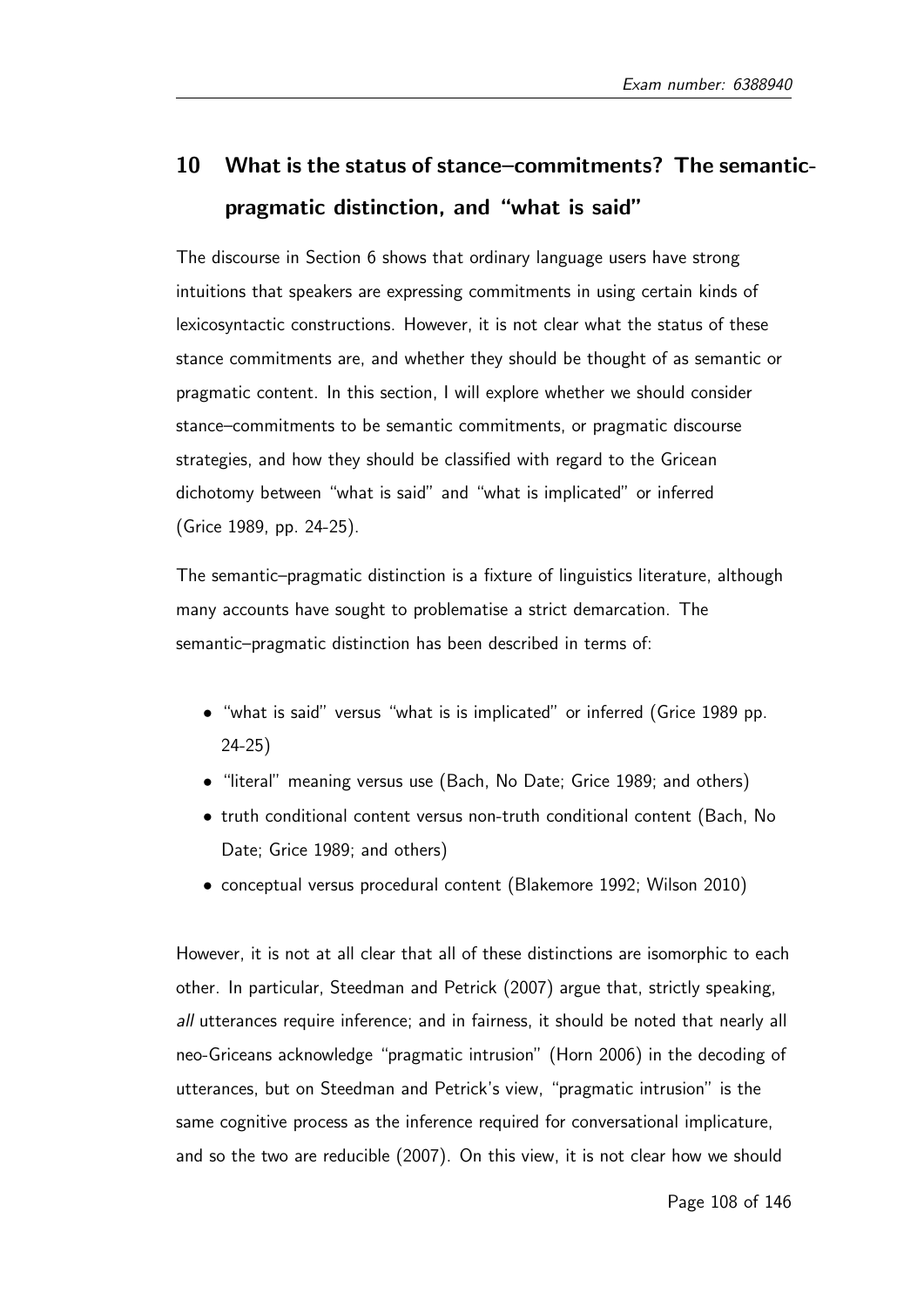## 10 What is the status of stance–commitments? The semantic-pragmatic distinction, and "what is said"

The discourse in Section 6 shows that ordinary language users have strong intuitions that speakers are expressing commitments in using certain kinds of lexicosyntactic constructions. However, it is not clear what the status of these stance commitments are, and whether they should be thought of as semantic or pragmatic content. In this section, I will explore whether we should consider stance–commitments to be semantic commitments, or pragmatic discourse strategies, and how they should be classified with regard to the Gricean dichotomy between "what is said" and "what is implicated" or inferred (Grice 1989, pp. 24-25).

The semantic–pragmatic distinction is a fixture of linguistics literature, although many accounts have sought to problematise a strict demarcation. The semantic–pragmatic distinction has been described in terms of:

- "what is said" versus "what is is implicated" or inferred (Grice 1989 pp. 24-25)
- "literal" meaning versus use (Bach, No Date; Grice 1989; and others)
- truth conditional content versus non-truth conditional content (Bach, No Date; Grice 1989; and others)
- conceptual versus procedural content (Blakemore 1992; Wilson 2010)

However, it is not at all clear that all of these distinctions are isomorphic to each other. In particular, Steedman and Petrick (2007) argue that, strictly speaking, *all* utterances require inference; and in fairness, it should be noted that nearly all neo-Griceans acknowledge "pragmatic intrusion" (Horn 2006) in the decoding of utterances, but on Steedman and Petrick's view, "pragmatic intrusion" is the same cognitive process as the inference required for conversational implicature, and so the two are reducible (2007). On this view, it is not clear how we should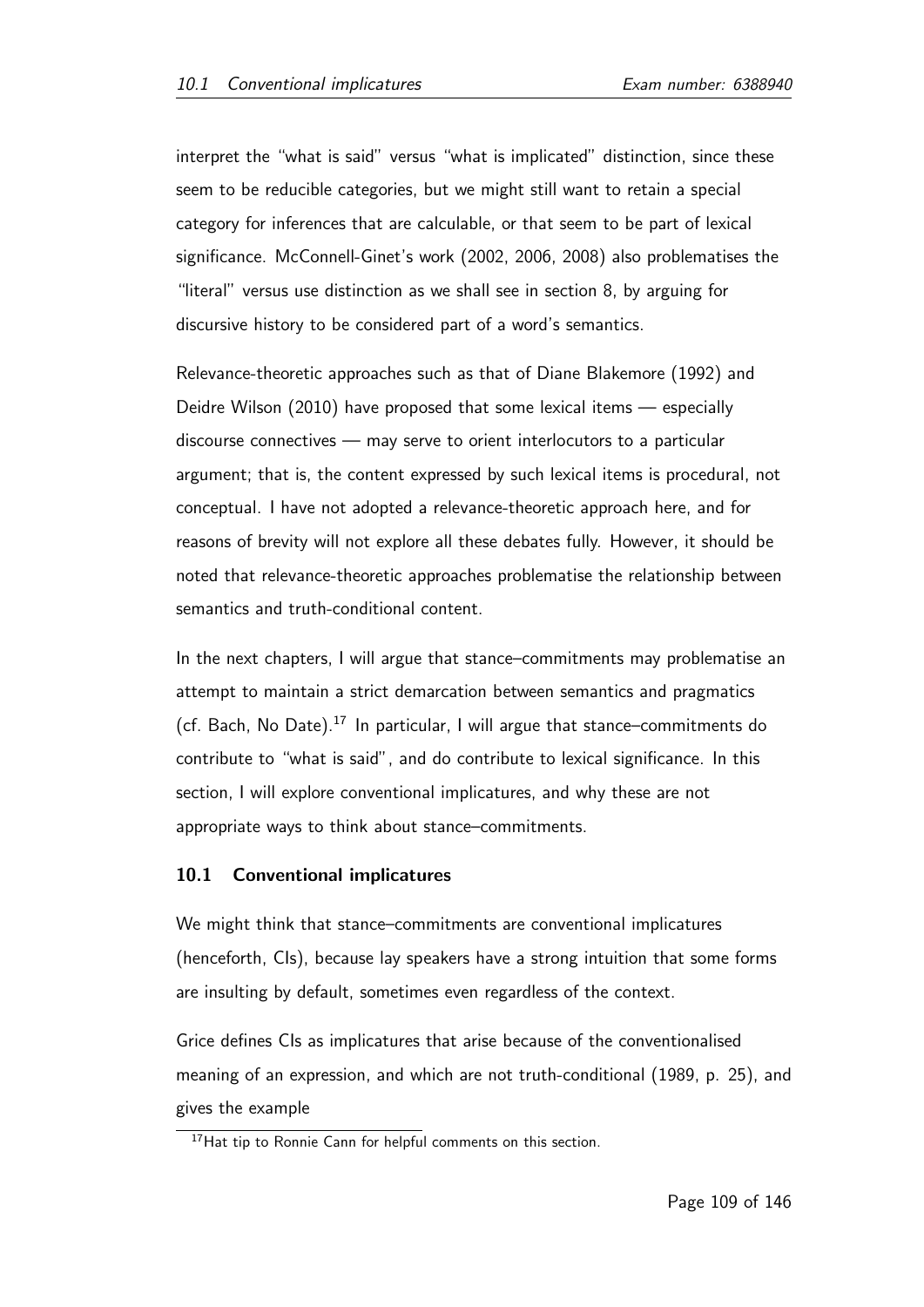interpret the “what is said” versus “what is implicated” distinction, since these seem to be reducible categories, but we might still want to retain a special category for inferences that are calculable, or that seem to be part of lexical significance. McConnell-Ginet’s work (2002, 2006, 2008) also problematises the “literal” versus use distinction as we shall see in section 8, by arguing for discursive history to be considered part of a word’s semantics.

Relevance-theoretic approaches such as that of Diane Blakemore (1992) and Deidre Wilson (2010) have proposed that some lexical items — especially discourse connectives — may serve to orient interlocutors to a particular argument; that is, the content expressed by such lexical items is procedural, not conceptual. I have not adopted a relevance-theoretic approach here, and for reasons of brevity will not explore all these debates fully. However, it should be noted that relevance-theoretic approaches problematise the relationship between semantics and truth-conditional content.

In the next chapters, I will argue that stance–commitments may problematise an attempt to maintain a strict demarcation between semantics and pragmatics (cf. Bach, No Date).[17] In particular, I will argue that stance–commitments do contribute to “what is said”, and do contribute to lexical significance. In this section, I will explore conventional implicatures, and why these are not appropriate ways to think about stance–commitments.

### 10.1 Conventional implicatures

We might think that stance–commitments are conventional implicatures (henceforth, CIs), because lay speakers have a strong intuition that some forms are insulting by default, sometimes even regardless of the context.

Grice defines CIs as implicatures that arise because of the conventionalised meaning of an expression, and which are not truth-conditional (1989, p. 25), and gives the example

[17] Hat tip to Ronnie Cann for helpful comments on this section.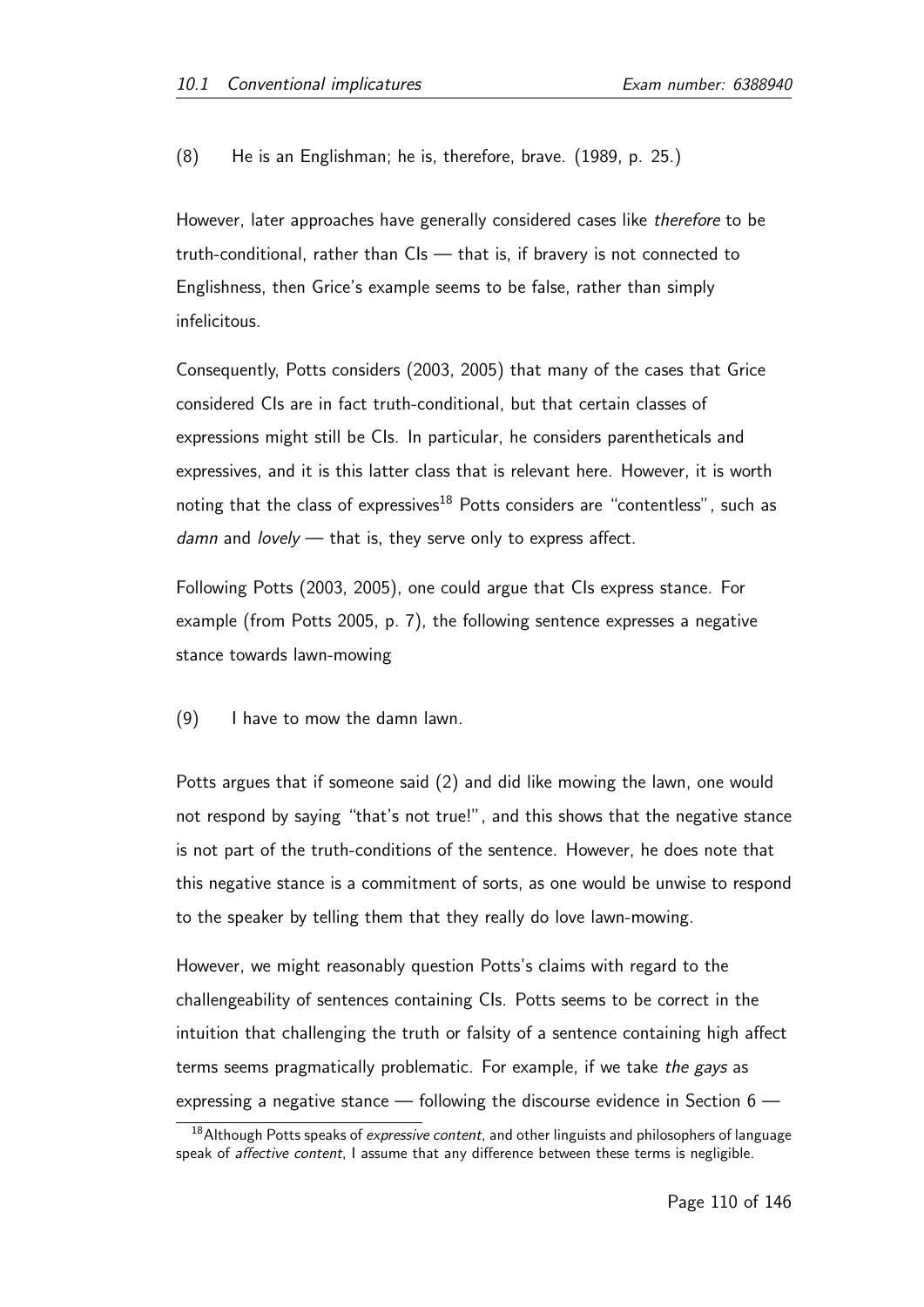(8) He is an Englishman; he is, therefore, brave. (1989, p. 25.)

However, later approaches have generally considered cases like *therefore* to be truth-conditional, rather than CIs — that is, if bravery is not connected to Englishness, then Grice's example seems to be false, rather than simply infelicitous.

Consequently, Potts considers (2003, 2005) that many of the cases that Grice considered CIs are in fact truth-conditional, but that certain classes of expressions might still be CIs. In particular, he considers parentheticals and expressives, and it is this latter class that is relevant here. However, it is worth noting that the class of expressives[18] Potts considers are "contentless", such as *damn* and *lovely* — that is, they serve only to express affect.

Following Potts (2003, 2005), one could argue that CIs express stance. For example (from Potts 2005, p. 7), the following sentence expresses a negative stance towards lawn-mowing

(9) I have to mow the damn lawn.

Potts argues that if someone said (2) and did like mowing the lawn, one would not respond by saying "that's not true!", and this shows that the negative stance is not part of the truth-conditions of the sentence. However, he does note that this negative stance is a commitment of sorts, as one would be unwise to respond to the speaker by telling them that they really do love lawn-mowing.

However, we might reasonably question Potts's claims with regard to the challengeability of sentences containing CIs. Potts seems to be correct in the intuition that challenging the truth or falsity of a sentence containing high affect terms seems pragmatically problematic. For example, if we take *the gays* as expressing a negative stance — following the discourse evidence in Section 6 —

[18] Although Potts speaks of *expressive content*, and other linguists and philosophers of language speak of *affective content*, I assume that any difference between these terms is negligible.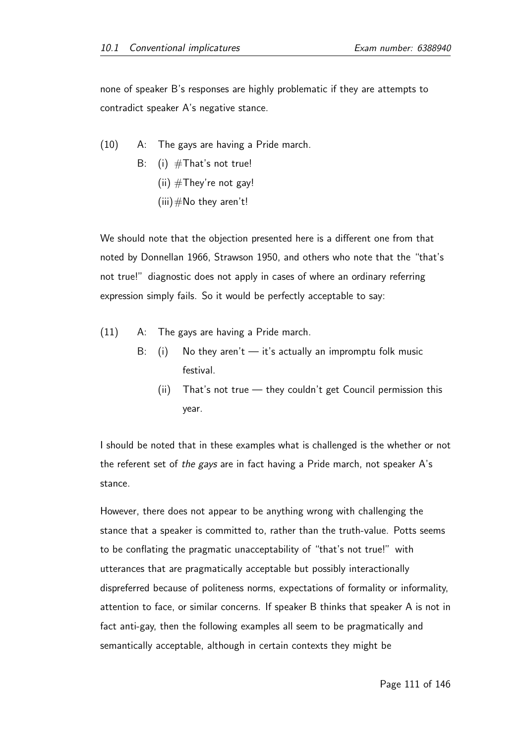none of speaker B's responses are highly problematic if they are attempts to contradict speaker A's negative stance.

(10) A: The gays are having a Pride march.

B: (i) #That's not true!

(ii) #They're not gay!

(iii) #No they aren't!

We should note that the objection presented here is a different one from that noted by Donnellan 1966, Strawson 1950, and others who note that the "that's not true!" diagnostic does not apply in cases of where an ordinary referring expression simply fails. So it would be perfectly acceptable to say:

(11) A: The gays are having a Pride march.

B: (i) No they aren't — it's actually an impromptu folk music festival.

(ii) That's not true — they couldn't get Council permission this year.

I should be noted that in these examples what is challenged is the whether or not the referent set of *the gays* are in fact having a Pride march, not speaker A's stance.

However, there does not appear to be anything wrong with challenging the stance that a speaker is committed to, rather than the truth-value. Potts seems to be conflating the pragmatic unacceptability of "that's not true!" with utterances that are pragmatically acceptable but possibly interactionally dispreferred because of politeness norms, expectations of formality or informality, attention to face, or similar concerns. If speaker B thinks that speaker A is not in fact anti-gay, then the following examples all seem to be pragmatically and semantically acceptable, although in certain contexts they might be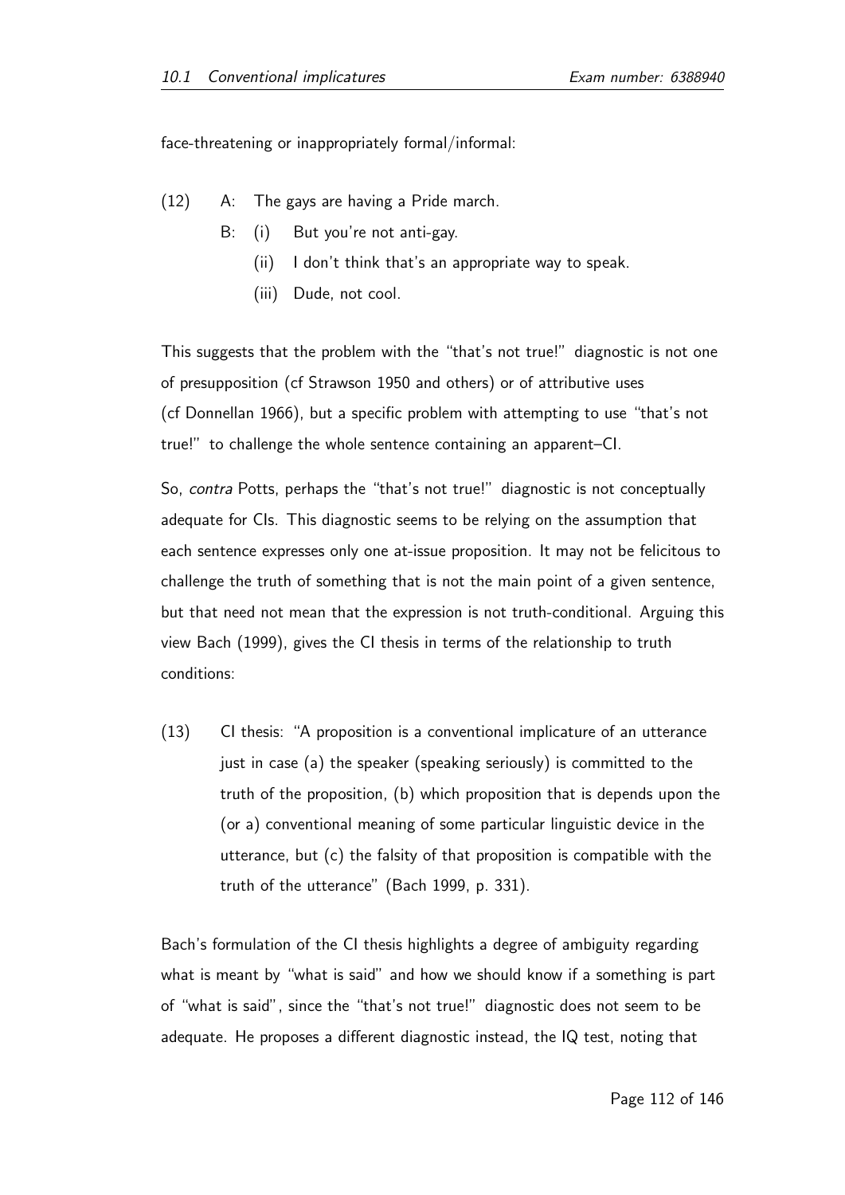face-threatening or inappropriately formal/informal:

(12) A: The gays are having a Pride march.

  B: (i) But you're not anti-gay.

   (ii) I don't think that's an appropriate way to speak.

   (iii) Dude, not cool.

This suggests that the problem with the "that's not true!" diagnostic is not one of presupposition (cf Strawson 1950 and others) or of attributive uses (cf Donnellan 1966), but a specific problem with attempting to use "that's not true!" to challenge the whole sentence containing an apparent–CI.

So, *contra* Potts, perhaps the "that's not true!" diagnostic is not conceptually adequate for CIs. This diagnostic seems to be relying on the assumption that each sentence expresses only one at-issue proposition. It may not be felicitous to challenge the truth of something that is not the main point of a given sentence, but that need not mean that the expression is not truth-conditional. Arguing this view Bach (1999), gives the CI thesis in terms of the relationship to truth conditions:

(13) CI thesis: "A proposition is a conventional implicature of an utterance just in case (a) the speaker (speaking seriously) is committed to the truth of the proposition, (b) which proposition that is depends upon the (or a) conventional meaning of some particular linguistic device in the utterance, but (c) the falsity of that proposition is compatible with the truth of the utterance" (Bach 1999, p. 331).

Bach's formulation of the CI thesis highlights a degree of ambiguity regarding what is meant by "what is said" and how we should know if a something is part of "what is said", since the "that's not true!" diagnostic does not seem to be adequate. He proposes a different diagnostic instead, the IQ test, noting that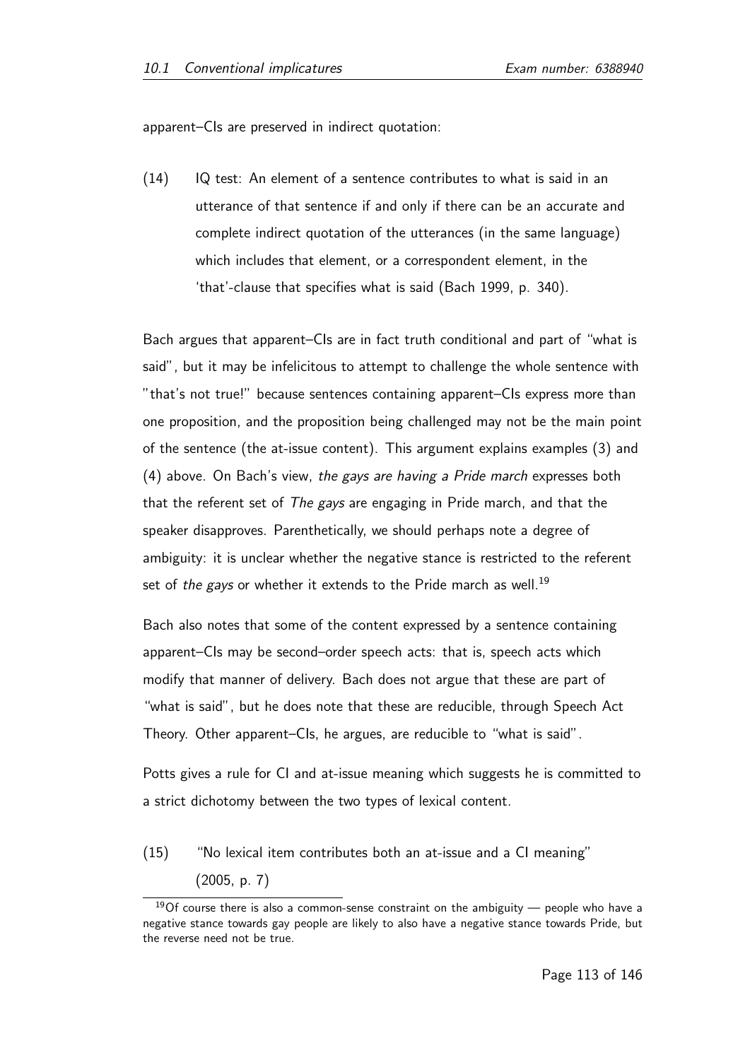apparent–CIs are preserved in indirect quotation:

(14) IQ test: An element of a sentence contributes to what is said in an utterance of that sentence if and only if there can be an accurate and complete indirect quotation of the utterances (in the same language) which includes that element, or a correspondent element, in the 'that'-clause that specifies what is said (Bach 1999, p. 340).

Bach argues that apparent–CIs are in fact truth conditional and part of "what is said", but it may be infelicitous to attempt to challenge the whole sentence with "that's not true!" because sentences containing apparent–CIs express more than one proposition, and the proposition being challenged may not be the main point of the sentence (the at-issue content). This argument explains examples (3) and (4) above. On Bach's view, *the gays are having a Pride march* expresses both that the referent set of *The gays* are engaging in Pride march, and that the speaker disapproves. Parenthetically, we should perhaps note a degree of ambiguity: it is unclear whether the negative stance is restricted to the referent set of *the gays* or whether it extends to the Pride march as well.[19]

Bach also notes that some of the content expressed by a sentence containing apparent–CIs may be second–order speech acts: that is, speech acts which modify that manner of delivery. Bach does not argue that these are part of "what is said", but he does note that these are reducible, through Speech Act Theory. Other apparent–CIs, he argues, are reducible to "what is said".

Potts gives a rule for CI and at-issue meaning which suggests he is committed to a strict dichotomy between the two types of lexical content.

(15) "No lexical item contributes both an at-issue and a CI meaning" (2005, p. 7)

[19] Of course there is also a common-sense constraint on the ambiguity — people who have a negative stance towards gay people are likely to also have a negative stance towards Pride, but the reverse need not be true.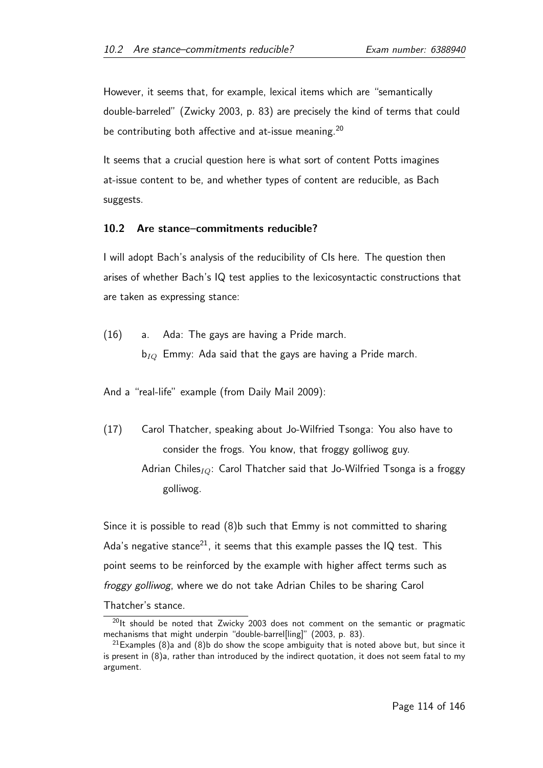However, it seems that, for example, lexical items which are "semantically double-barreled" (Zwicky 2003, p. 83) are precisely the kind of terms that could be contributing both affective and at-issue meaning.[20]

It seems that a crucial question here is what sort of content Potts imagines at-issue content to be, and whether types of content are reducible, as Bach suggests.

### 10.2 Are stance–commitments reducible?

I will adopt Bach's analysis of the reducibility of CIs here. The question then arises of whether Bach's IQ test applies to the lexicosyntactic constructions that are taken as expressing stance:

(16) a. Ada: The gays are having a Pride march.

$b_{IQ}$ Emmy: Ada said that the gays are having a Pride march.

And a "real-life" example (from Daily Mail 2009):

(17) Carol Thatcher, speaking about Jo-Wilfried Tsonga: You also have to consider the frogs. You know, that froggy golliwog guy.

Adrian Chiles$_{IQ}$: Carol Thatcher said that Jo-Wilfried Tsonga is a froggy golliwog.

Since it is possible to read (8)b such that Emmy is not committed to sharing Ada's negative stance[21], it seems that this example passes the IQ test. This point seems to be reinforced by the example with higher affect terms such as *froggy golliwog*, where we do not take Adrian Chiles to be sharing Carol Thatcher's stance.

[20] It should be noted that Zwicky 2003 does not comment on the semantic or pragmatic mechanisms that might underpin "double-barrel[ling]" (2003, p. 83).

[21] Examples (8)a and (8)b do show the scope ambiguity that is noted above but, but since it is present in (8)a, rather than introduced by the indirect quotation, it does not seem fatal to my argument.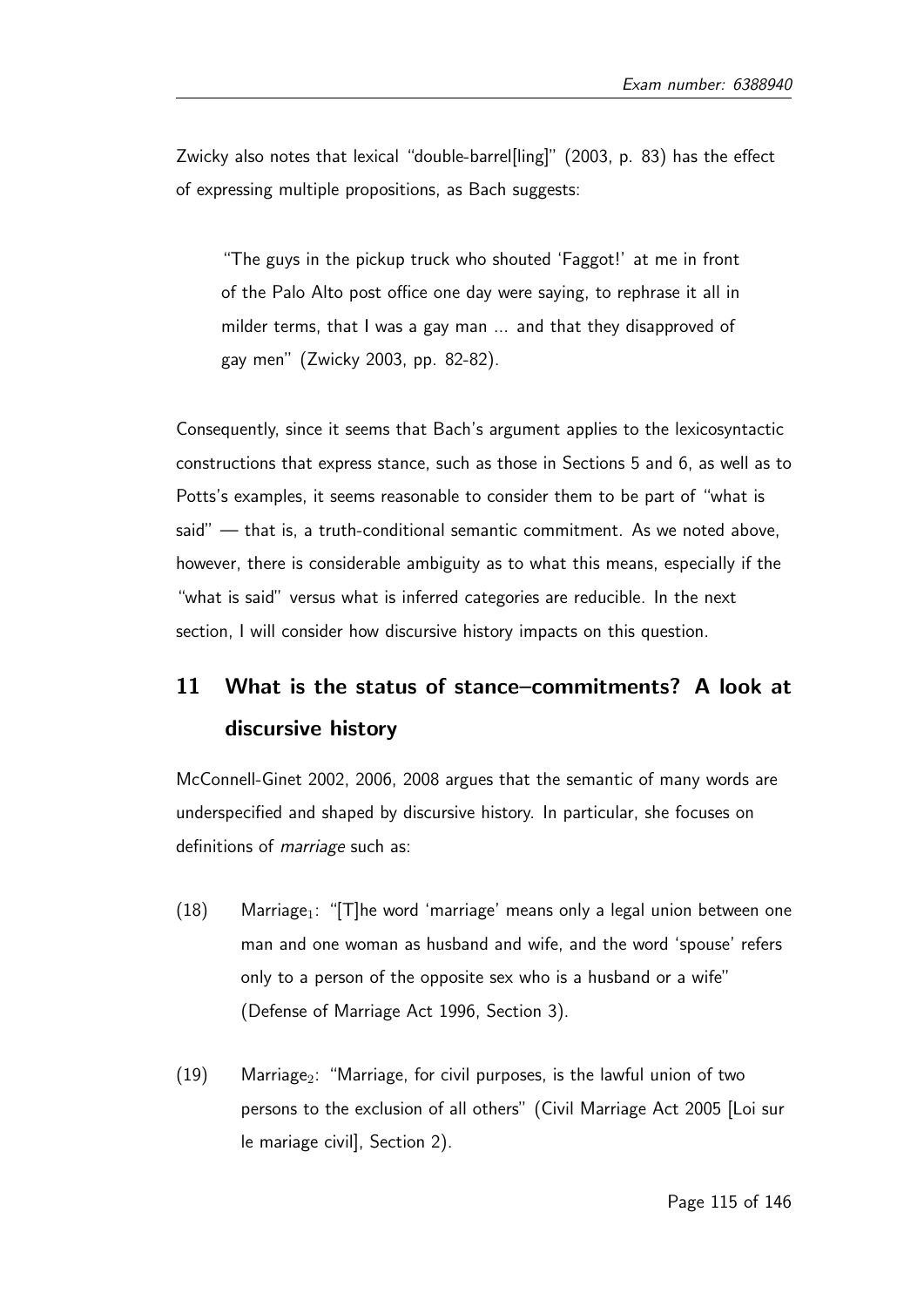Zwicky also notes that lexical "double-barrel[ling]" (2003, p. 83) has the effect of expressing multiple propositions, as Bach suggests:

> "The guys in the pickup truck who shouted 'Faggot!' at me in front of the Palo Alto post office one day were saying, to rephrase it all in milder terms, that I was a gay man ... and that they disapproved of gay men" (Zwicky 2003, pp. 82-82).

Consequently, since it seems that Bach's argument applies to the lexicosyntactic constructions that express stance, such as those in Sections 5 and 6, as well as to Potts's examples, it seems reasonable to consider them to be part of "what is said" — that is, a truth-conditional semantic commitment. As we noted above, however, there is considerable ambiguity as to what this means, especially if the "what is said" versus what is inferred categories are reducible. In the next section, I will consider how discursive history impacts on this question.

## 11 What is the status of stance–commitments? A look at discursive history

McConnell-Ginet 2002, 2006, 2008 argues that the semantic of many words are underspecified and shaped by discursive history. In particular, she focuses on definitions of *marriage* such as:

(18) Marriage$_1$: "[T]he word 'marriage' means only a legal union between one man and one woman as husband and wife, and the word 'spouse' refers only to a person of the opposite sex who is a husband or a wife" (Defense of Marriage Act 1996, Section 3).

(19) Marriage$_2$: "Marriage, for civil purposes, is the lawful union of two persons to the exclusion of all others" (Civil Marriage Act 2005 [Loi sur le mariage civil], Section 2).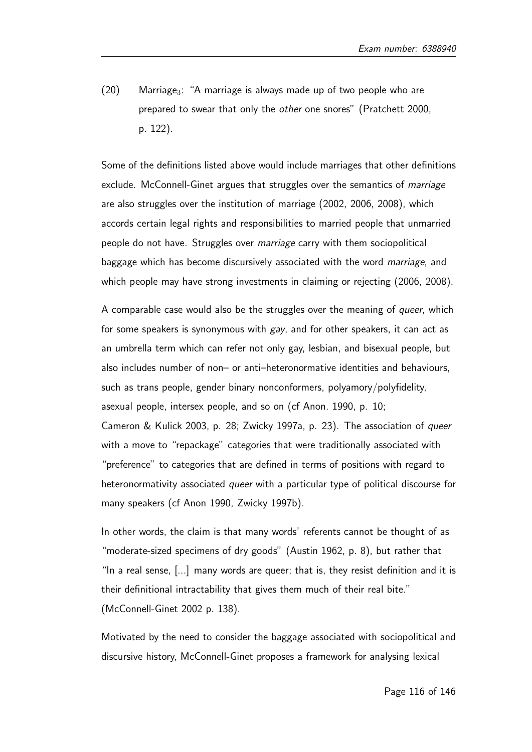(20) Marriage$_3$: "A marriage is always made up of two people who are prepared to swear that only the *other* one snores" (Pratchett 2000, p. 122).

Some of the definitions listed above would include marriages that other definitions exclude. McConnell-Ginet argues that struggles over the semantics of *marriage* are also struggles over the institution of marriage (2002, 2006, 2008), which accords certain legal rights and responsibilities to married people that unmarried people do not have. Struggles over *marriage* carry with them sociopolitical baggage which has become discursively associated with the word *marriage*, and which people may have strong investments in claiming or rejecting (2006, 2008).

A comparable case would also be the struggles over the meaning of *queer*, which for some speakers is synonymous with *gay*, and for other speakers, it can act as an umbrella term which can refer not only gay, lesbian, and bisexual people, but also includes number of non– or anti–heteronormative identities and behaviours, such as trans people, gender binary nonconformers, polyamory/polyfidelity, asexual people, intersex people, and so on (cf Anon. 1990, p. 10; Cameron & Kulick 2003, p. 28; Zwicky 1997a, p. 23). The association of *queer* with a move to "repackage" categories that were traditionally associated with "preference" to categories that are defined in terms of positions with regard to heteronormativity associated *queer* with a particular type of political discourse for many speakers (cf Anon 1990, Zwicky 1997b).

In other words, the claim is that many words' referents cannot be thought of as "moderate-sized specimens of dry goods" (Austin 1962, p. 8), but rather that "In a real sense, [...] many words are queer; that is, they resist definition and it is their definitional intractability that gives them much of their real bite." (McConnell-Ginet 2002 p. 138).

Motivated by the need to consider the baggage associated with sociopolitical and discursive history, McConnell-Ginet proposes a framework for analysing lexical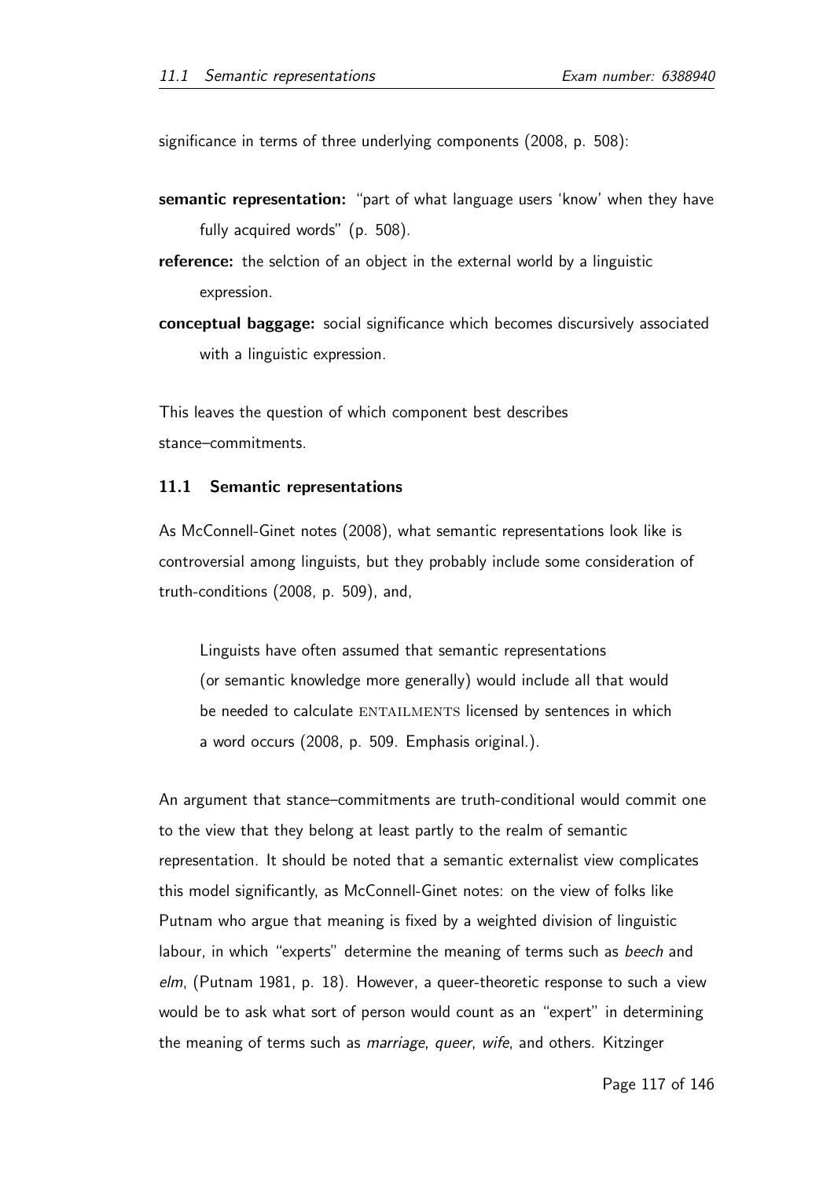significance in terms of three underlying components (2008, p. 508):

**semantic representation:** "part of what language users 'know' when they have fully acquired words" (p. 508).

**reference:** the selction of an object in the external world by a linguistic expression.

**conceptual baggage:** social significance which becomes discursively associated with a linguistic expression.

This leaves the question of which component best describes stance–commitments.

### 11.1 Semantic representations

As McConnell-Ginet notes (2008), what semantic representations look like is controversial among linguists, but they probably include some consideration of truth-conditions (2008, p. 509), and,

> Linguists have often assumed that semantic representations (or semantic knowledge more generally) would include all that would be needed to calculate ENTAILMENTS licensed by sentences in which a word occurs (2008, p. 509. Emphasis original.).

An argument that stance–commitments are truth-conditional would commit one to the view that they belong at least partly to the realm of semantic representation. It should be noted that a semantic externalist view complicates this model significantly, as McConnell-Ginet notes: on the view of folks like Putnam who argue that meaning is fixed by a weighted division of linguistic labour, in which "experts" determine the meaning of terms such as *beech* and *elm*, (Putnam 1981, p. 18). However, a queer-theoretic response to such a view would be to ask what sort of person would count as an "expert" in determining the meaning of terms such as *marriage*, *queer*, *wife*, and others. Kitzinger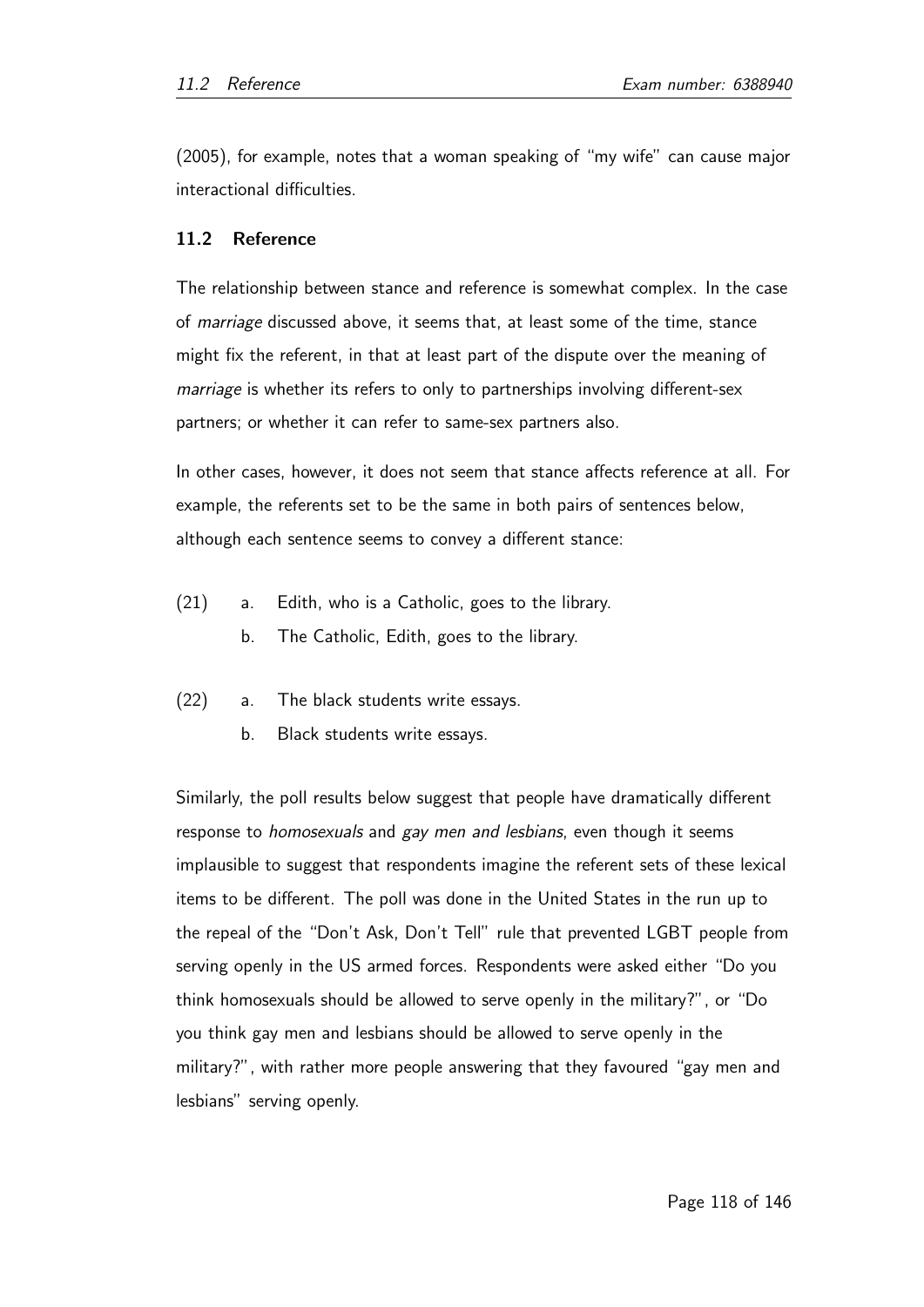(2005), for example, notes that a woman speaking of "my wife" can cause major interactional difficulties.

### 11.2 Reference

The relationship between stance and reference is somewhat complex. In the case of *marriage* discussed above, it seems that, at least some of the time, stance might fix the referent, in that at least part of the dispute over the meaning of *marriage* is whether its refers to only to partnerships involving different-sex partners; or whether it can refer to same-sex partners also.

In other cases, however, it does not seem that stance affects reference at all. For example, the referents set to be the same in both pairs of sentences below, although each sentence seems to convey a different stance:

(21) a. Edith, who is a Catholic, goes to the library.
     b. The Catholic, Edith, goes to the library.

(22) a. The black students write essays.
     b. Black students write essays.

Similarly, the poll results below suggest that people have dramatically different response to *homosexuals* and *gay men and lesbians*, even though it seems implausible to suggest that respondents imagine the referent sets of these lexical items to be different. The poll was done in the United States in the run up to the repeal of the "Don't Ask, Don't Tell" rule that prevented LGBT people from serving openly in the US armed forces. Respondents were asked either "Do you think homosexuals should be allowed to serve openly in the military?", or "Do you think gay men and lesbians should be allowed to serve openly in the military?", with rather more people answering that they favoured "gay men and lesbians" serving openly.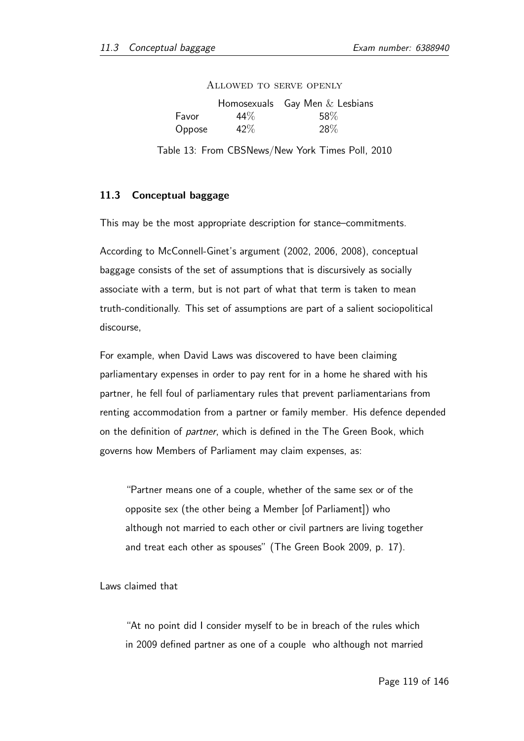Allowed to serve openly

| | Homosexuals | Gay Men & Lesbians |
|---|---|---|
| Favor | 44% | 58% |
| Oppose | 42% | 28% |

Table 13: From CBSNews/New York Times Poll, 2010

### 11.3 Conceptual baggage

This may be the most appropriate description for stance–commitments.

According to McConnell-Ginet's argument (2002, 2006, 2008), conceptual baggage consists of the set of assumptions that is discursively as socially associate with a term, but is not part of what that term is taken to mean truth-conditionally. This set of assumptions are part of a salient sociopolitical discourse,

For example, when David Laws was discovered to have been claiming parliamentary expenses in order to pay rent for in a home he shared with his partner, he fell foul of parliamentary rules that prevent parliamentarians from renting accommodation from a partner or family member. His defence depended on the definition of *partner*, which is defined in the The Green Book, which governs how Members of Parliament may claim expenses, as:

> "Partner means one of a couple, whether of the same sex or of the opposite sex (the other being a Member [of Parliament]) who although not married to each other or civil partners are living together and treat each other as spouses" (The Green Book 2009, p. 17).

Laws claimed that

> "At no point did I consider myself to be in breach of the rules which in 2009 defined partner as one of a couple who although not married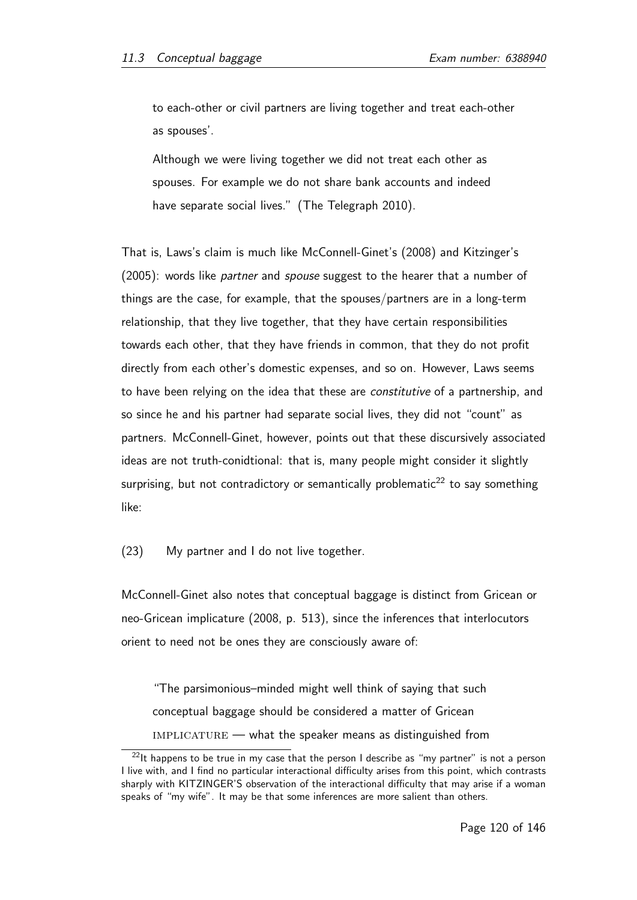to each-other or civil partners are living together and treat each-other as spouses'.

Although we were living together we did not treat each other as spouses. For example we do not share bank accounts and indeed have separate social lives." (The Telegraph 2010).

That is, Laws's claim is much like McConnell-Ginet's (2008) and Kitzinger's (2005): words like *partner* and *spouse* suggest to the hearer that a number of things are the case, for example, that the spouses/partners are in a long-term relationship, that they live together, that they have certain responsibilities towards each other, that they have friends in common, that they do not profit directly from each other's domestic expenses, and so on. However, Laws seems to have been relying on the idea that these are *constitutive* of a partnership, and so since he and his partner had separate social lives, they did not "count" as partners. McConnell-Ginet, however, points out that these discursively associated ideas are not truth-conidtional: that is, many people might consider it slightly surprising, but not contradictory or semantically problematic[22] to say something like:

(23) My partner and I do not live together.

McConnell-Ginet also notes that conceptual baggage is distinct from Gricean or neo-Gricean implicature (2008, p. 513), since the inferences that interlocutors orient to need not be ones they are consciously aware of:

"The parsimonious–minded might well think of saying that such conceptual baggage should be considered a matter of Gricean IMPLICATURE — what the speaker means as distinguished from

[22] It happens to be true in my case that the person I describe as "my partner" is not a person I live with, and I find no particular interactional difficulty arises from this point, which contrasts sharply with KITZINGER'S observation of the interactional difficulty that may arise if a woman speaks of "my wife". It may be that some inferences are more salient than others.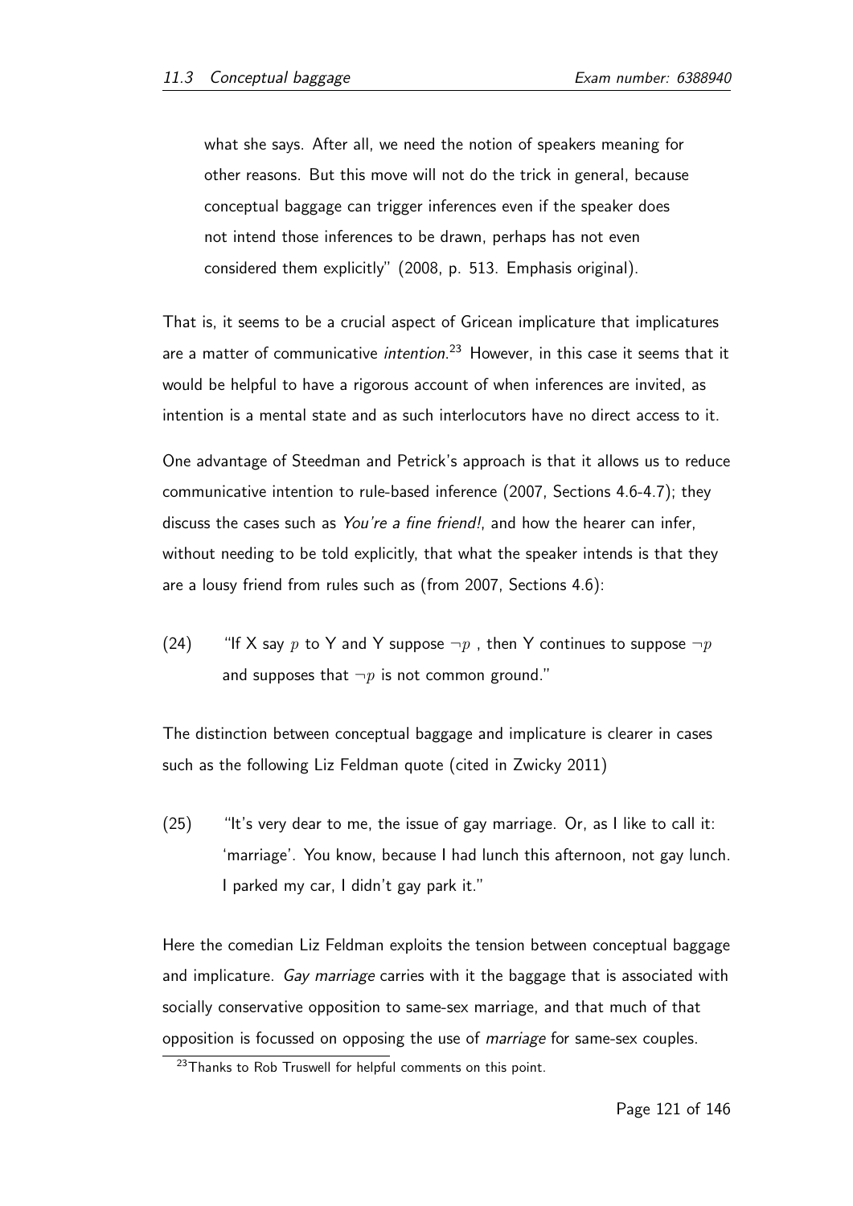> what she says. After all, we need the notion of speakers meaning for other reasons. But this move will not do the trick in general, because conceptual baggage can trigger inferences even if the speaker does not intend those inferences to be drawn, perhaps has not even considered them explicitly" (2008, p. 513. Emphasis original).

That is, it seems to be a crucial aspect of Gricean implicature that implicatures are a matter of communicative *intention*.[23] However, in this case it seems that it would be helpful to have a rigorous account of when inferences are invited, as intention is a mental state and as such interlocutors have no direct access to it.

One advantage of Steedman and Petrick's approach is that it allows us to reduce communicative intention to rule-based inference (2007, Sections 4.6-4.7); they discuss the cases such as *You're a fine friend!*, and how the hearer can infer, without needing to be told explicitly, that what the speaker intends is that they are a lousy friend from rules such as (from 2007, Sections 4.6):

(24) "If X say $p$ to Y and Y suppose $\neg p$ , then Y continues to suppose $\neg p$ and supposes that $\neg p$ is not common ground."

The distinction between conceptual baggage and implicature is clearer in cases such as the following Liz Feldman quote (cited in Zwicky 2011)

(25) "It's very dear to me, the issue of gay marriage. Or, as I like to call it: 'marriage'. You know, because I had lunch this afternoon, not gay lunch. I parked my car, I didn't gay park it."

Here the comedian Liz Feldman exploits the tension between conceptual baggage and implicature. *Gay marriage* carries with it the baggage that is associated with socially conservative opposition to same-sex marriage, and that much of that opposition is focussed on opposing the use of *marriage* for same-sex couples.

[23] Thanks to Rob Truswell for helpful comments on this point.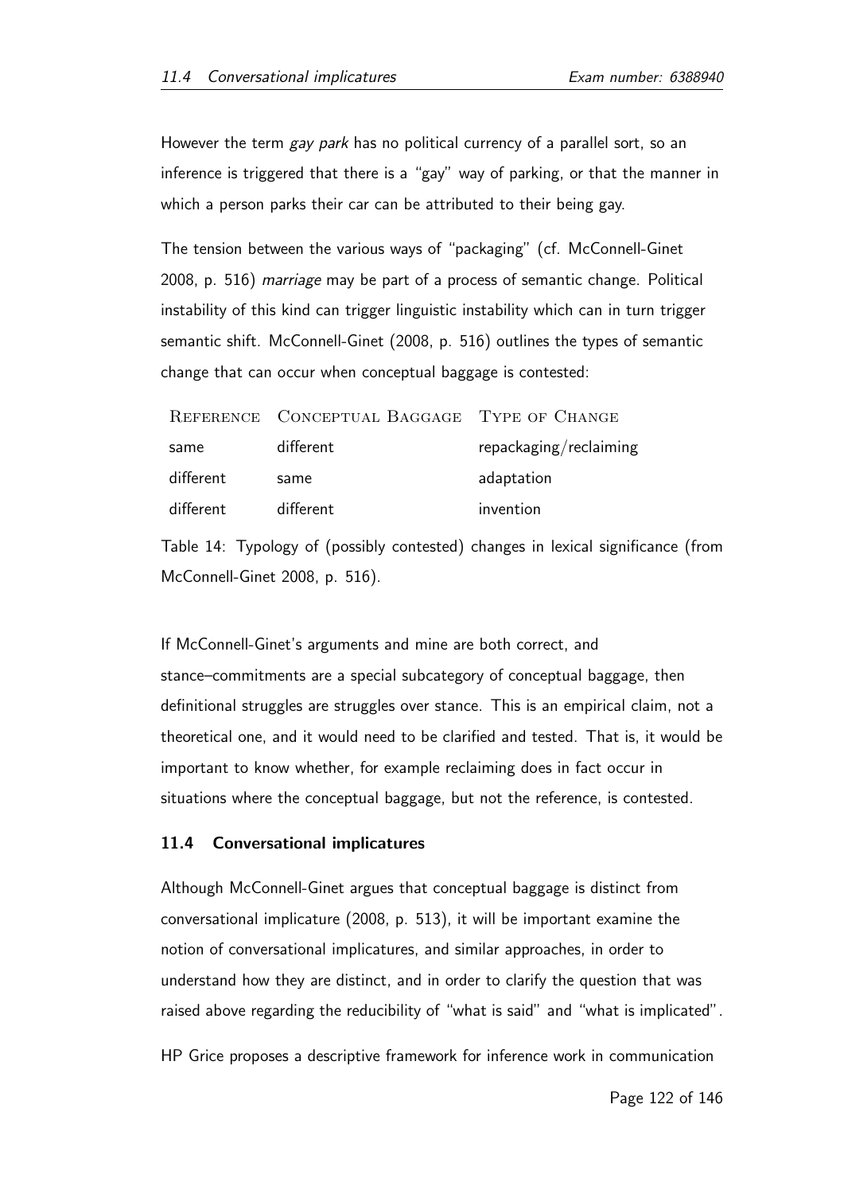However the term *gay park* has no political currency of a parallel sort, so an inference is triggered that there is a "gay" way of parking, or that the manner in which a person parks their car can be attributed to their being gay.

The tension between the various ways of "packaging" (cf. McConnell-Ginet 2008, p. 516) *marriage* may be part of a process of semantic change. Political instability of this kind can trigger linguistic instability which can in turn trigger semantic shift. McConnell-Ginet (2008, p. 516) outlines the types of semantic change that can occur when conceptual baggage is contested:

| Reference | Conceptual Baggage | Type of Change |
|---|---|---|
| same | different | repackaging/reclaiming |
| different | same | adaptation |
| different | different | invention |

Table 14: Typology of (possibly contested) changes in lexical significance (from McConnell-Ginet 2008, p. 516).

If McConnell-Ginet's arguments and mine are both correct, and stance–commitments are a special subcategory of conceptual baggage, then definitional struggles are struggles over stance. This is an empirical claim, not a theoretical one, and it would need to be clarified and tested. That is, it would be important to know whether, for example reclaiming does in fact occur in situations where the conceptual baggage, but not the reference, is contested.

### 11.4 Conversational implicatures

Although McConnell-Ginet argues that conceptual baggage is distinct from conversational implicature (2008, p. 513), it will be important examine the notion of conversational implicatures, and similar approaches, in order to understand how they are distinct, and in order to clarify the question that was raised above regarding the reducibility of "what is said" and "what is implicated".

HP Grice proposes a descriptive framework for inference work in communication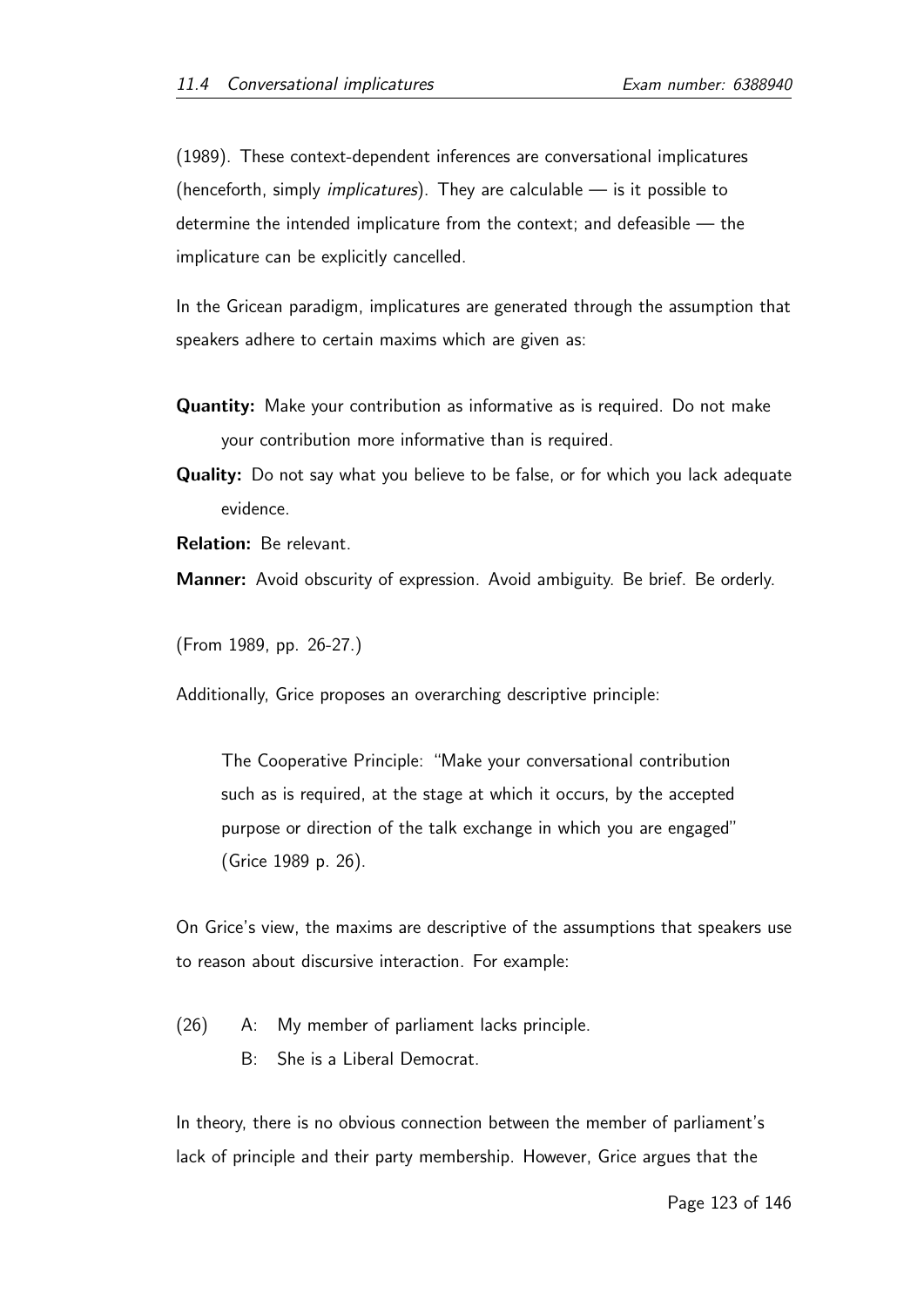(1989). These context-dependent inferences are conversational implicatures (henceforth, simply *implicatures*). They are calculable — is it possible to determine the intended implicature from the context; and defeasible — the implicature can be explicitly cancelled.

In the Gricean paradigm, implicatures are generated through the assumption that speakers adhere to certain maxims which are given as:

**Quantity:** Make your contribution as informative as is required. Do not make your contribution more informative than is required.

**Quality:** Do not say what you believe to be false, or for which you lack adequate evidence.

**Relation:** Be relevant.

**Manner:** Avoid obscurity of expression. Avoid ambiguity. Be brief. Be orderly.

(From 1989, pp. 26-27.)

Additionally, Grice proposes an overarching descriptive principle:

> The Cooperative Principle: "Make your conversational contribution such as is required, at the stage at which it occurs, by the accepted purpose or direction of the talk exchange in which you are engaged" (Grice 1989 p. 26).

On Grice's view, the maxims are descriptive of the assumptions that speakers use to reason about discursive interaction. For example:

(26) A: My member of parliament lacks principle.
     B: She is a Liberal Democrat.

In theory, there is no obvious connection between the member of parliament's lack of principle and their party membership. However, Grice argues that the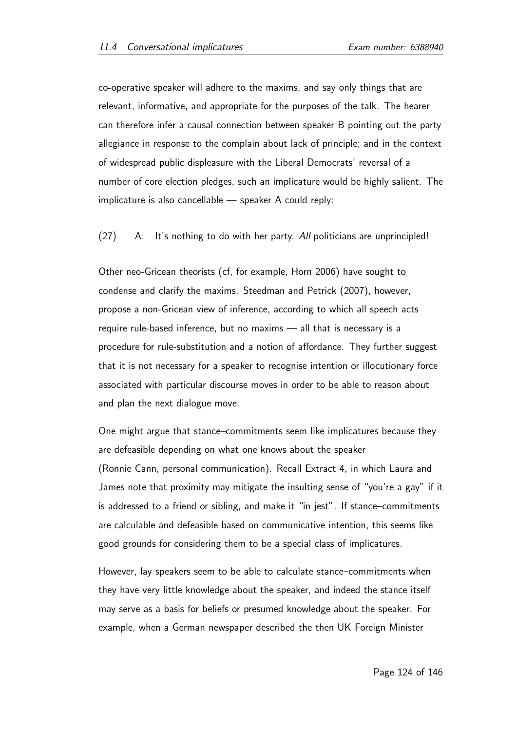co-operative speaker will adhere to the maxims, and say only things that are relevant, informative, and appropriate for the purposes of the talk. The hearer can therefore infer a causal connection between speaker B pointing out the party allegiance in response to the complain about lack of principle; and in the context of widespread public displeasure with the Liberal Democrats' reversal of a number of core election pledges, such an implicature would be highly salient. The implicature is also cancellable — speaker A could reply:

(27) A: It's nothing to do with her party. *All* politicians are unprincipled!

Other neo-Gricean theorists (cf, for example, Horn 2006) have sought to condense and clarify the maxims. Steedman and Petrick (2007), however, propose a non-Gricean view of inference, according to which all speech acts require rule-based inference, but no maxims — all that is necessary is a procedure for rule-substitution and a notion of affordance. They further suggest that it is not necessary for a speaker to recognise intention or illocutionary force associated with particular discourse moves in order to be able to reason about and plan the next dialogue move.

One might argue that stance–commitments seem like implicatures because they are defeasible depending on what one knows about the speaker (Ronnie Cann, personal communication). Recall Extract 4, in which Laura and James note that proximity may mitigate the insulting sense of "you're a gay" if it is addressed to a friend or sibling, and make it "in jest". If stance–commitments are calculable and defeasible based on communicative intention, this seems like good grounds for considering them to be a special class of implicatures.

However, lay speakers seem to be able to calculate stance–commitments when they have very little knowledge about the speaker, and indeed the stance itself may serve as a basis for beliefs or presumed knowledge about the speaker. For example, when a German newspaper described the then UK Foreign Minister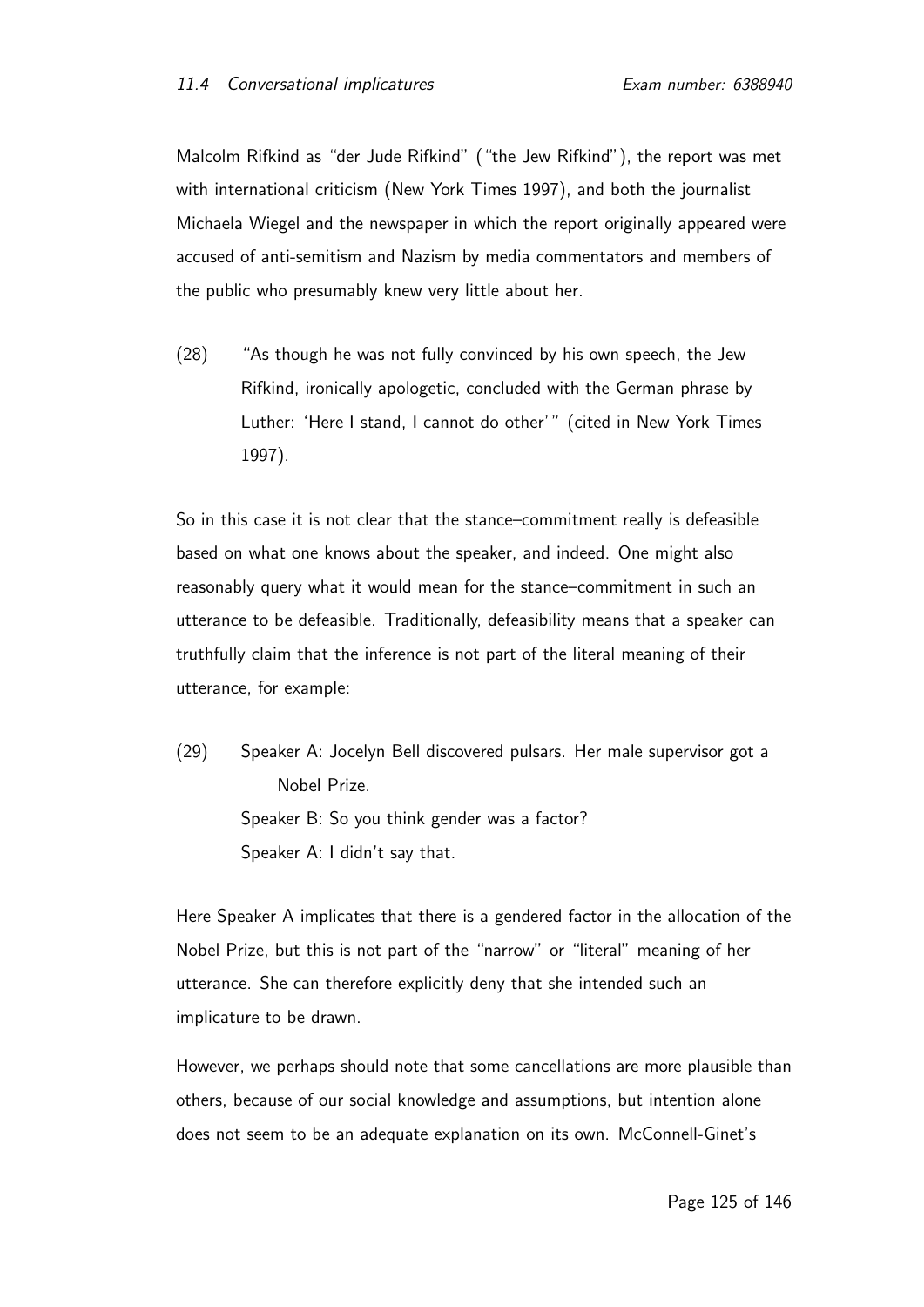Malcolm Rifkind as "der Jude Rifkind" ("the Jew Rifkind"), the report was met with international criticism (New York Times 1997), and both the journalist Michaela Wiegel and the newspaper in which the report originally appeared were accused of anti-semitism and Nazism by media commentators and members of the public who presumably knew very little about her.

(28) "As though he was not fully convinced by his own speech, the Jew Rifkind, ironically apologetic, concluded with the German phrase by Luther: 'Here I stand, I cannot do other'" (cited in New York Times 1997).

So in this case it is not clear that the stance–commitment really is defeasible based on what one knows about the speaker, and indeed. One might also reasonably query what it would mean for the stance–commitment in such an utterance to be defeasible. Traditionally, defeasibility means that a speaker can truthfully claim that the inference is not part of the literal meaning of their utterance, for example:

(29) Speaker A: Jocelyn Bell discovered pulsars. Her male supervisor got a Nobel Prize.
Speaker B: So you think gender was a factor?
Speaker A: I didn't say that.

Here Speaker A implicates that there is a gendered factor in the allocation of the Nobel Prize, but this is not part of the "narrow" or "literal" meaning of her utterance. She can therefore explicitly deny that she intended such an implicature to be drawn.

However, we perhaps should note that some cancellations are more plausible than others, because of our social knowledge and assumptions, but intention alone does not seem to be an adequate explanation on its own. McConnell-Ginet's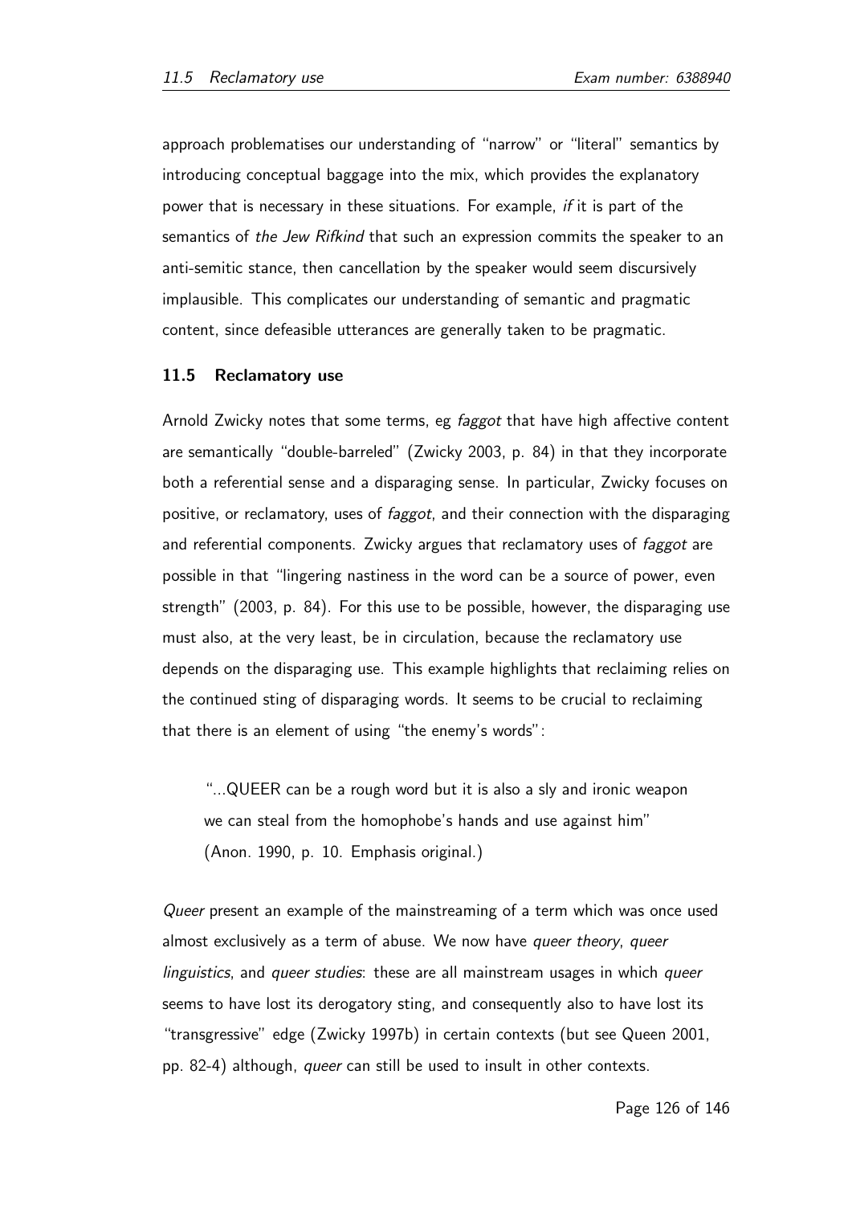approach problematises our understanding of "narrow" or "literal" semantics by introducing conceptual baggage into the mix, which provides the explanatory power that is necessary in these situations. For example, *if* it is part of the semantics of *the Jew Rifkind* that such an expression commits the speaker to an anti-semitic stance, then cancellation by the speaker would seem discursively implausible. This complicates our understanding of semantic and pragmatic content, since defeasible utterances are generally taken to be pragmatic.

### 11.5 Reclamatory use

Arnold Zwicky notes that some terms, eg *faggot* that have high affective content are semantically "double-barreled" (Zwicky 2003, p. 84) in that they incorporate both a referential sense and a disparaging sense. In particular, Zwicky focuses on positive, or reclamatory, uses of *faggot*, and their connection with the disparaging and referential components. Zwicky argues that reclamatory uses of *faggot* are possible in that "lingering nastiness in the word can be a source of power, even strength" (2003, p. 84). For this use to be possible, however, the disparaging use must also, at the very least, be in circulation, because the reclamatory use depends on the disparaging use. This example highlights that reclaiming relies on the continued sting of disparaging words. It seems to be crucial to reclaiming that there is an element of using "the enemy's words":

> "...QUEER can be a rough word but it is also a sly and ironic weapon we can steal from the homophobe's hands and use against him" (Anon. 1990, p. 10. Emphasis original.)

*Queer* present an example of the mainstreaming of a term which was once used almost exclusively as a term of abuse. We now have *queer theory*, *queer linguistics*, and *queer studies*: these are all mainstream usages in which *queer* seems to have lost its derogatory sting, and consequently also to have lost its "transgressive" edge (Zwicky 1997b) in certain contexts (but see Queen 2001, pp. 82-4) although, *queer* can still be used to insult in other contexts.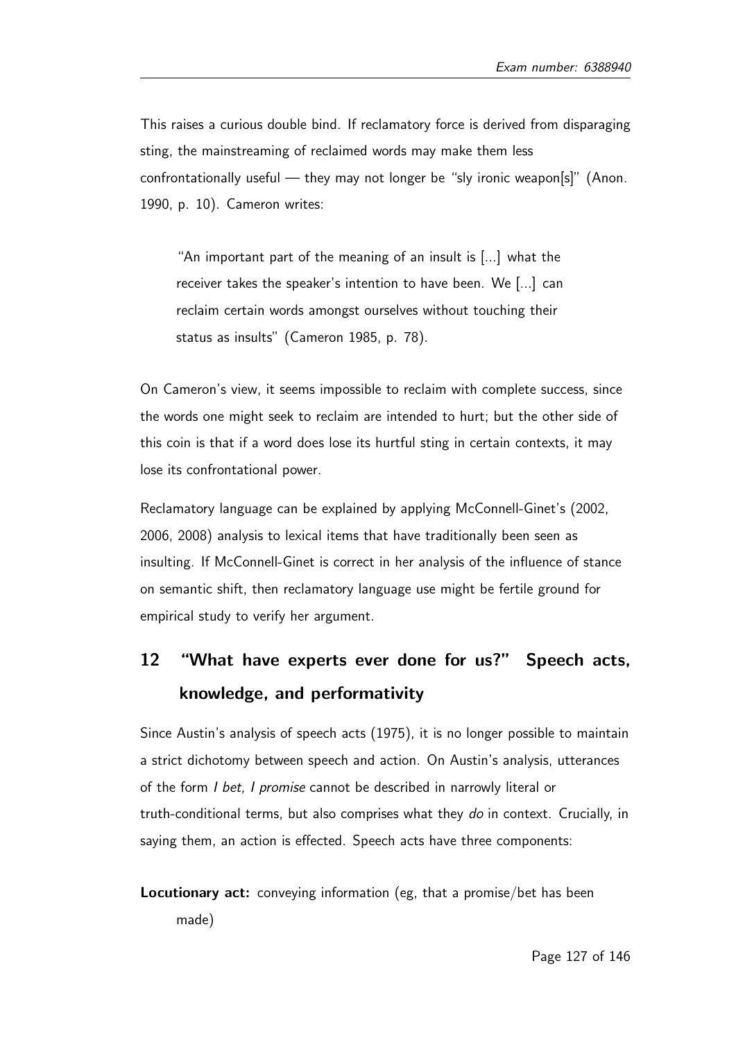This raises a curious double bind. If reclamatory force is derived from disparaging sting, the mainstreaming of reclaimed words may make them less confrontationally useful — they may not longer be "sly ironic weapon[s]" (Anon. 1990, p. 10). Cameron writes:

> "An important part of the meaning of an insult is [...] what the receiver takes the speaker's intention to have been. We [...] can reclaim certain words amongst ourselves without touching their status as insults" (Cameron 1985, p. 78).

On Cameron's view, it seems impossible to reclaim with complete success, since the words one might seek to reclaim are intended to hurt; but the other side of this coin is that if a word does lose its hurtful sting in certain contexts, it may lose its confrontational power.

Reclamatory language can be explained by applying McConnell-Ginet's (2002, 2006, 2008) analysis to lexical items that have traditionally been seen as insulting. If McConnell-Ginet is correct in her analysis of the influence of stance on semantic shift, then reclamatory language use might be fertile ground for empirical study to verify her argument.

## 12 "What have experts ever done for us?" Speech acts, knowledge, and performativity

Since Austin's analysis of speech acts (1975), it is no longer possible to maintain a strict dichotomy between speech and action. On Austin's analysis, utterances of the form *I bet, I promise* cannot be described in narrowly literal or truth-conditional terms, but also comprises what they *do* in context. Crucially, in saying them, an action is effected. Speech acts have three components:

**Locutionary act:** conveying information (eg, that a promise/bet has been made)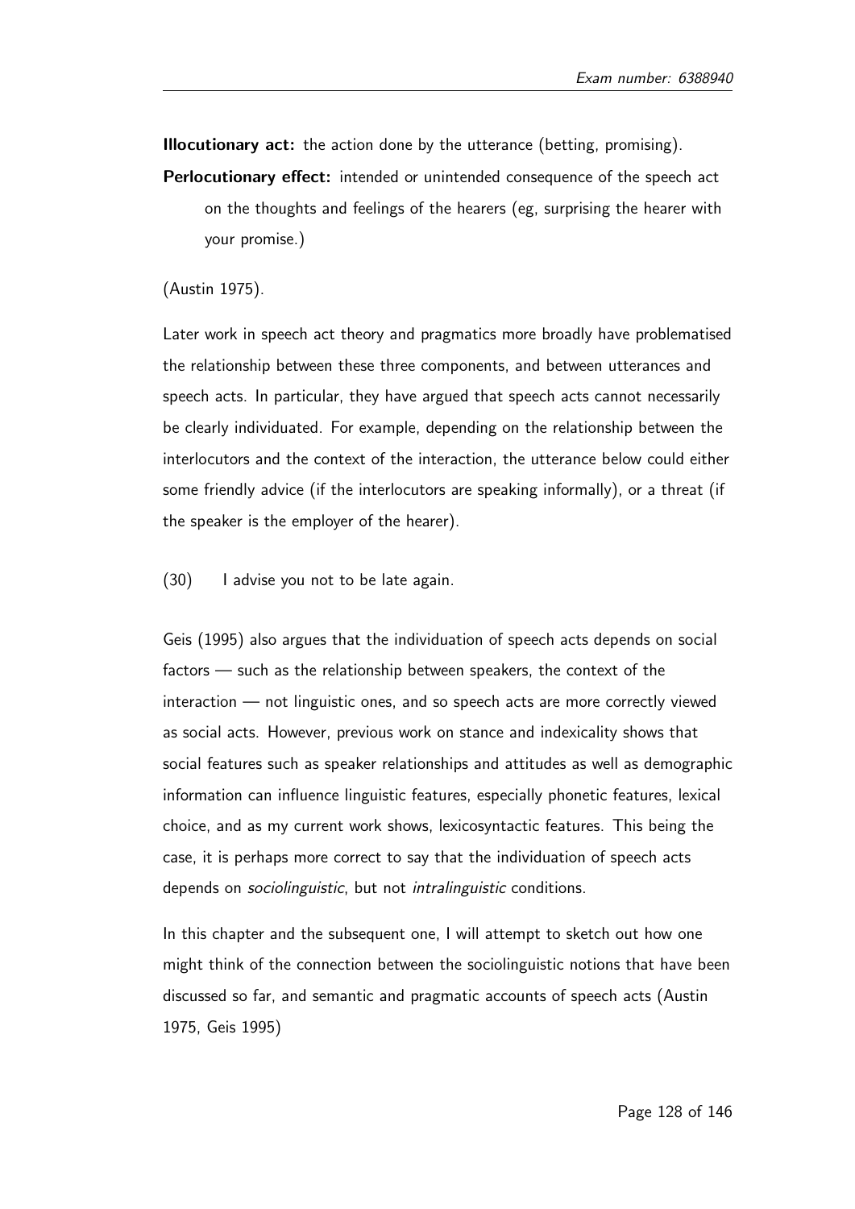**Illocutionary act:** the action done by the utterance (betting, promising).

**Perlocutionary effect:** intended or unintended consequence of the speech act on the thoughts and feelings of the hearers (eg, surprising the hearer with your promise.)

(Austin 1975).

Later work in speech act theory and pragmatics more broadly have problematised the relationship between these three components, and between utterances and speech acts. In particular, they have argued that speech acts cannot necessarily be clearly individuated. For example, depending on the relationship between the interlocutors and the context of the interaction, the utterance below could either some friendly advice (if the interlocutors are speaking informally), or a threat (if the speaker is the employer of the hearer).

(30) I advise you not to be late again.

Geis (1995) also argues that the individuation of speech acts depends on social factors — such as the relationship between speakers, the context of the interaction — not linguistic ones, and so speech acts are more correctly viewed as social acts. However, previous work on stance and indexicality shows that social features such as speaker relationships and attitudes as well as demographic information can influence linguistic features, especially phonetic features, lexical choice, and as my current work shows, lexicosyntactic features. This being the case, it is perhaps more correct to say that the individuation of speech acts depends on *sociolinguistic*, but not *intralinguistic* conditions.

In this chapter and the subsequent one, I will attempt to sketch out how one might think of the connection between the sociolinguistic notions that have been discussed so far, and semantic and pragmatic accounts of speech acts (Austin 1975, Geis 1995)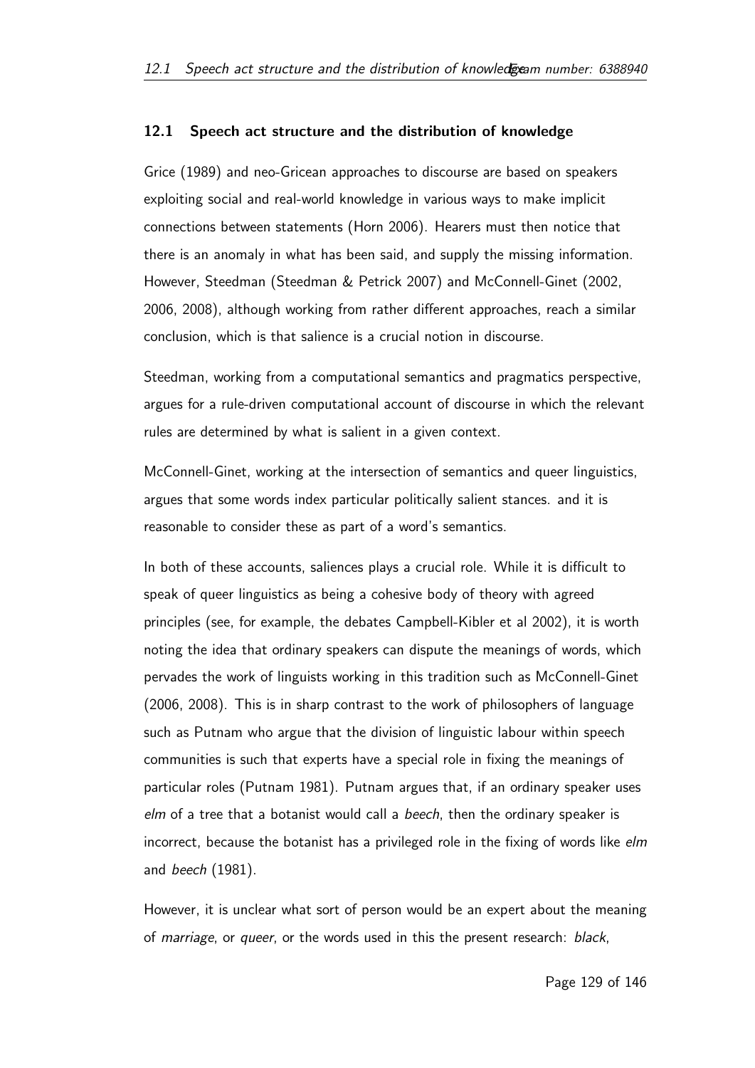## 12.1 Speech act structure and the distribution of knowledge

Grice (1989) and neo-Gricean approaches to discourse are based on speakers exploiting social and real-world knowledge in various ways to make implicit connections between statements (Horn 2006). Hearers must then notice that there is an anomaly in what has been said, and supply the missing information. However, Steedman (Steedman & Petrick 2007) and McConnell-Ginet (2002, 2006, 2008), although working from rather different approaches, reach a similar conclusion, which is that salience is a crucial notion in discourse.

Steedman, working from a computational semantics and pragmatics perspective, argues for a rule-driven computational account of discourse in which the relevant rules are determined by what is salient in a given context.

McConnell-Ginet, working at the intersection of semantics and queer linguistics, argues that some words index particular politically salient stances. and it is reasonable to consider these as part of a word's semantics.

In both of these accounts, saliences plays a crucial role. While it is difficult to speak of queer linguistics as being a cohesive body of theory with agreed principles (see, for example, the debates Campbell-Kibler et al 2002), it is worth noting the idea that ordinary speakers can dispute the meanings of words, which pervades the work of linguists working in this tradition such as McConnell-Ginet (2006, 2008). This is in sharp contrast to the work of philosophers of language such as Putnam who argue that the division of linguistic labour within speech communities is such that experts have a special role in fixing the meanings of particular roles (Putnam 1981). Putnam argues that, if an ordinary speaker uses *elm* of a tree that a botanist would call a *beech*, then the ordinary speaker is incorrect, because the botanist has a privileged role in the fixing of words like *elm* and *beech* (1981).

However, it is unclear what sort of person would be an expert about the meaning of *marriage*, or *queer*, or the words used in this the present research: *black*,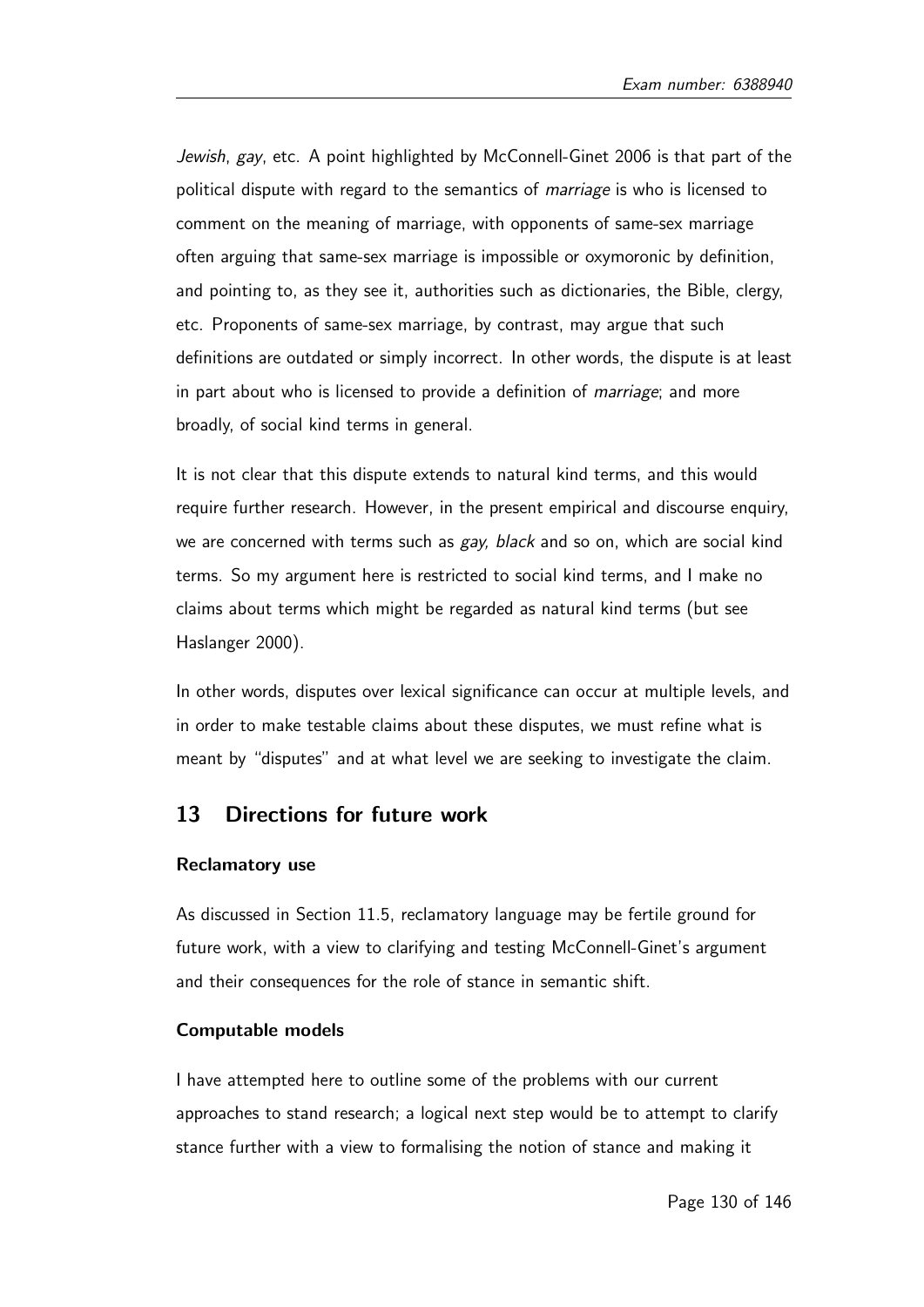*Jewish*, *gay*, etc. A point highlighted by McConnell-Ginet 2006 is that part of the political dispute with regard to the semantics of *marriage* is who is licensed to comment on the meaning of marriage, with opponents of same-sex marriage often arguing that same-sex marriage is impossible or oxymoronic by definition, and pointing to, as they see it, authorities such as dictionaries, the Bible, clergy, etc. Proponents of same-sex marriage, by contrast, may argue that such definitions are outdated or simply incorrect. In other words, the dispute is at least in part about who is licensed to provide a definition of *marriage*; and more broadly, of social kind terms in general.

It is not clear that this dispute extends to natural kind terms, and this would require further research. However, in the present empirical and discourse enquiry, we are concerned with terms such as *gay, black* and so on, which are social kind terms. So my argument here is restricted to social kind terms, and I make no claims about terms which might be regarded as natural kind terms (but see Haslanger 2000).

In other words, disputes over lexical significance can occur at multiple levels, and in order to make testable claims about these disputes, we must refine what is meant by "disputes" and at what level we are seeking to investigate the claim.

## 13 Directions for future work

**Reclamatory use**

As discussed in Section 11.5, reclamatory language may be fertile ground for future work, with a view to clarifying and testing McConnell-Ginet's argument and their consequences for the role of stance in semantic shift.

**Computable models**

I have attempted here to outline some of the problems with our current approaches to stand research; a logical next step would be to attempt to clarify stance further with a view to formalising the notion of stance and making it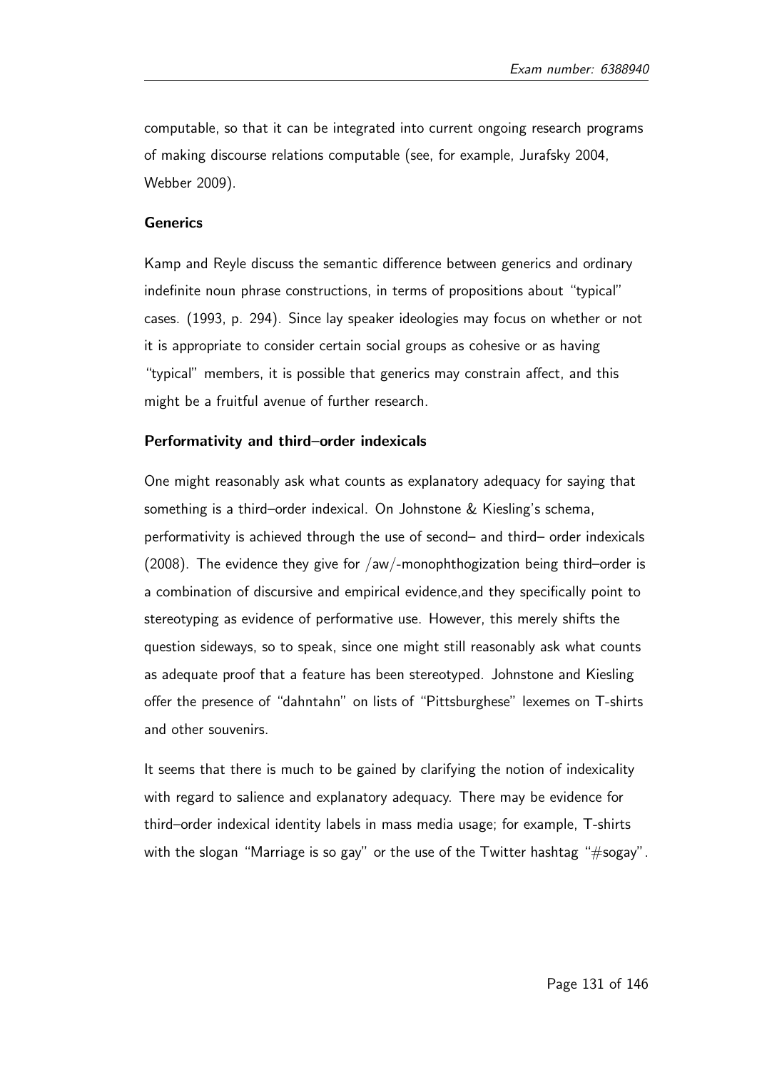computable, so that it can be integrated into current ongoing research programs of making discourse relations computable (see, for example, Jurafsky 2004, Webber 2009).

**Generics**

Kamp and Reyle discuss the semantic difference between generics and ordinary indefinite noun phrase constructions, in terms of propositions about "typical" cases. (1993, p. 294). Since lay speaker ideologies may focus on whether or not it is appropriate to consider certain social groups as cohesive or as having "typical" members, it is possible that generics may constrain affect, and this might be a fruitful avenue of further research.

**Performativity and third–order indexicals**

One might reasonably ask what counts as explanatory adequacy for saying that something is a third–order indexical. On Johnstone & Kiesling's schema, performativity is achieved through the use of second– and third– order indexicals (2008). The evidence they give for /aw/-monophthogization being third–order is a combination of discursive and empirical evidence,and they specifically point to stereotyping as evidence of performative use. However, this merely shifts the question sideways, so to speak, since one might still reasonably ask what counts as adequate proof that a feature has been stereotyped. Johnstone and Kiesling offer the presence of "dahntahn" on lists of "Pittsburghese" lexemes on T-shirts and other souvenirs.

It seems that there is much to be gained by clarifying the notion of indexicality with regard to salience and explanatory adequacy. There may be evidence for third–order indexical identity labels in mass media usage; for example, T-shirts with the slogan "Marriage is so gay" or the use of the Twitter hashtag "#sogay".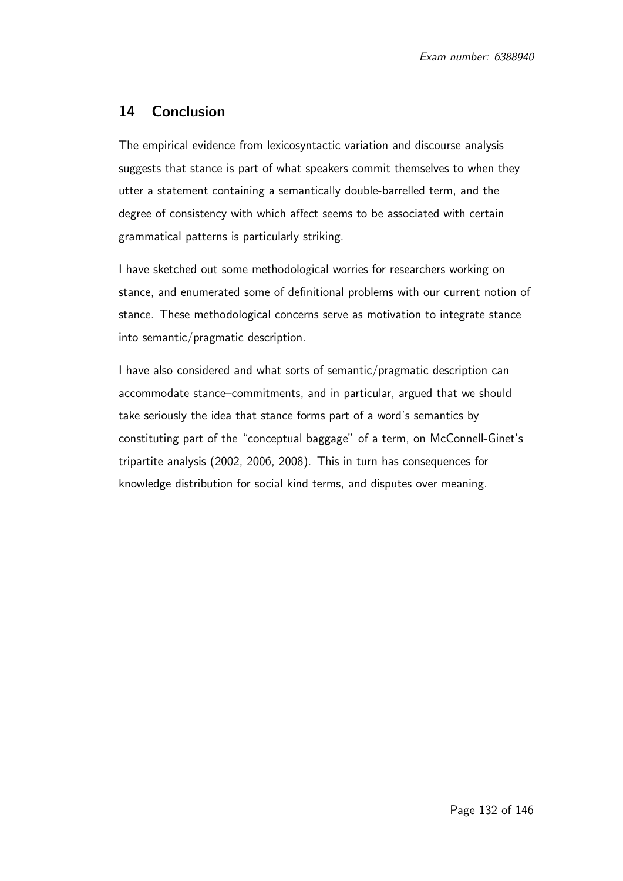## 14 Conclusion

The empirical evidence from lexicosyntactic variation and discourse analysis suggests that stance is part of what speakers commit themselves to when they utter a statement containing a semantically double-barrelled term, and the degree of consistency with which affect seems to be associated with certain grammatical patterns is particularly striking.

I have sketched out some methodological worries for researchers working on stance, and enumerated some of definitional problems with our current notion of stance. These methodological concerns serve as motivation to integrate stance into semantic/pragmatic description.

I have also considered and what sorts of semantic/pragmatic description can accommodate stance–commitments, and in particular, argued that we should take seriously the idea that stance forms part of a word's semantics by constituting part of the "conceptual baggage" of a term, on McConnell-Ginet's tripartite analysis (2002, 2006, 2008). This in turn has consequences for knowledge distribution for social kind terms, and disputes over meaning.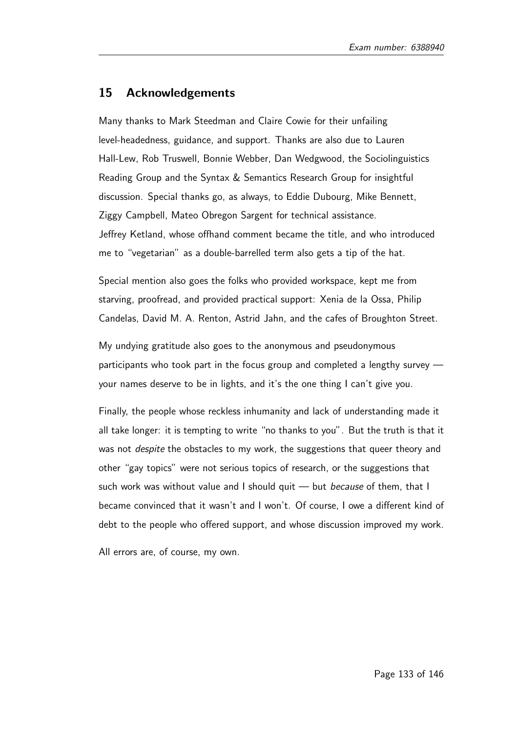## 15 Acknowledgements

Many thanks to Mark Steedman and Claire Cowie for their unfailing level-headedness, guidance, and support. Thanks are also due to Lauren Hall-Lew, Rob Truswell, Bonnie Webber, Dan Wedgwood, the Sociolinguistics Reading Group and the Syntax & Semantics Research Group for insightful discussion. Special thanks go, as always, to Eddie Dubourg, Mike Bennett, Ziggy Campbell, Mateo Obregon Sargent for technical assistance. Jeffrey Ketland, whose offhand comment became the title, and who introduced me to "vegetarian" as a double-barrelled term also gets a tip of the hat.

Special mention also goes the folks who provided workspace, kept me from starving, proofread, and provided practical support: Xenia de la Ossa, Philip Candelas, David M. A. Renton, Astrid Jahn, and the cafes of Broughton Street.

My undying gratitude also goes to the anonymous and pseudonymous participants who took part in the focus group and completed a lengthy survey — your names deserve to be in lights, and it's the one thing I can't give you.

Finally, the people whose reckless inhumanity and lack of understanding made it all take longer: it is tempting to write "no thanks to you". But the truth is that it was not *despite* the obstacles to my work, the suggestions that queer theory and other "gay topics" were not serious topics of research, or the suggestions that such work was without value and I should quit — but *because* of them, that I became convinced that it wasn't and I won't. Of course, I owe a different kind of debt to the people who offered support, and whose discussion improved my work.

All errors are, of course, my own.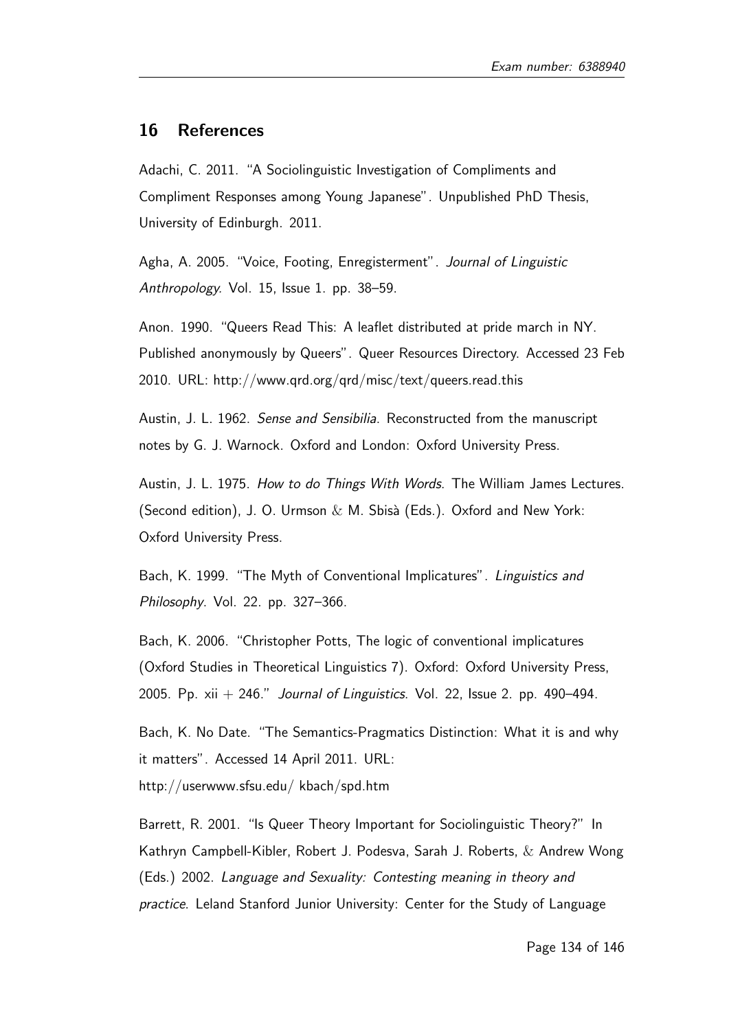## 16 References

Adachi, C. 2011. "A Sociolinguistic Investigation of Compliments and Compliment Responses among Young Japanese". Unpublished PhD Thesis, University of Edinburgh. 2011.

Agha, A. 2005. "Voice, Footing, Enregisterment". *Journal of Linguistic Anthropology*. Vol. 15, Issue 1. pp. 38–59.

Anon. 1990. "Queers Read This: A leaflet distributed at pride march in NY. Published anonymously by Queers". Queer Resources Directory. Accessed 23 Feb 2010. URL: http://www.qrd.org/qrd/misc/text/queers.read.this

Austin, J. L. 1962. *Sense and Sensibilia*. Reconstructed from the manuscript notes by G. J. Warnock. Oxford and London: Oxford University Press.

Austin, J. L. 1975. *How to do Things With Words*. The William James Lectures. (Second edition), J. O. Urmson & M. Sbisà (Eds.). Oxford and New York: Oxford University Press.

Bach, K. 1999. "The Myth of Conventional Implicatures". *Linguistics and Philosophy*. Vol. 22. pp. 327–366.

Bach, K. 2006. "Christopher Potts, The logic of conventional implicatures (Oxford Studies in Theoretical Linguistics 7). Oxford: Oxford University Press, 2005. Pp. xii + 246." *Journal of Linguistics*. Vol. 22, Issue 2. pp. 490–494.

Bach, K. No Date. "The Semantics-Pragmatics Distinction: What it is and why it matters". Accessed 14 April 2011. URL: http://userwww.sfsu.edu/ kbach/spd.htm

Barrett, R. 2001. "Is Queer Theory Important for Sociolinguistic Theory?" In Kathryn Campbell-Kibler, Robert J. Podesva, Sarah J. Roberts, & Andrew Wong (Eds.) 2002. *Language and Sexuality: Contesting meaning in theory and practice*. Leland Stanford Junior University: Center for the Study of Language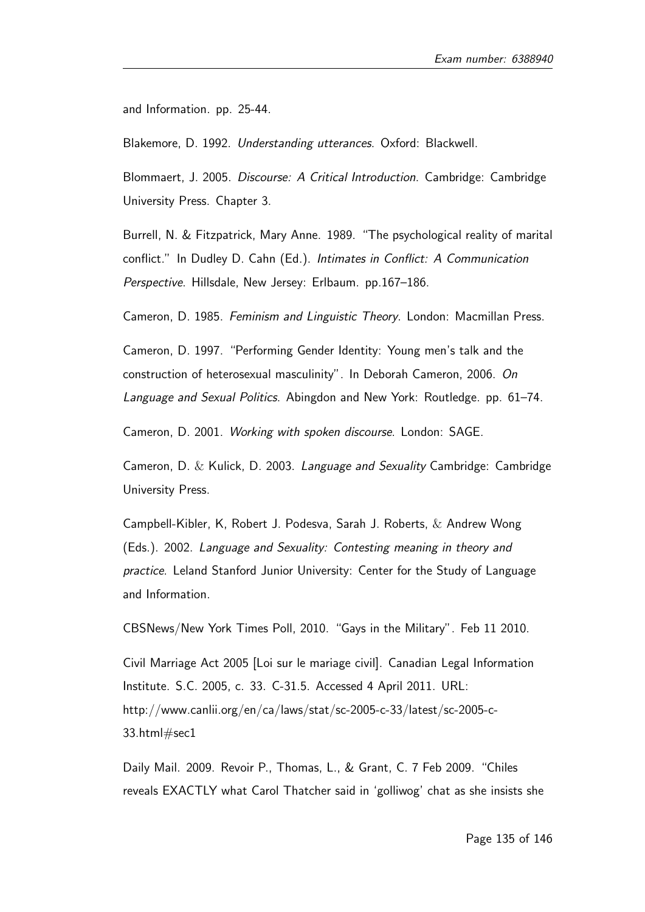and Information. pp. 25-44.

Blakemore, D. 1992. *Understanding utterances*. Oxford: Blackwell.

Blommaert, J. 2005. *Discourse: A Critical Introduction*. Cambridge: Cambridge University Press. Chapter 3.

Burrell, N. & Fitzpatrick, Mary Anne. 1989. "The psychological reality of marital conflict." In Dudley D. Cahn (Ed.). *Intimates in Conflict: A Communication Perspective*. Hillsdale, New Jersey: Erlbaum. pp.167–186.

Cameron, D. 1985. *Feminism and Linguistic Theory*. London: Macmillan Press.

Cameron, D. 1997. "Performing Gender Identity: Young men's talk and the construction of heterosexual masculinity". In Deborah Cameron, 2006. *On Language and Sexual Politics*. Abingdon and New York: Routledge. pp. 61–74.

Cameron, D. 2001. *Working with spoken discourse*. London: SAGE.

Cameron, D. & Kulick, D. 2003. *Language and Sexuality* Cambridge: Cambridge University Press.

Campbell-Kibler, K, Robert J. Podesva, Sarah J. Roberts, & Andrew Wong (Eds.). 2002. *Language and Sexuality: Contesting meaning in theory and practice*. Leland Stanford Junior University: Center for the Study of Language and Information.

CBSNews/New York Times Poll, 2010. "Gays in the Military". Feb 11 2010.

Civil Marriage Act 2005 [Loi sur le mariage civil]. Canadian Legal Information Institute. S.C. 2005, c. 33. C-31.5. Accessed 4 April 2011. URL: http://www.canlii.org/en/ca/laws/stat/sc-2005-c-33/latest/sc-2005-c-33.html#sec1

Daily Mail. 2009. Revoir P., Thomas, L., & Grant, C. 7 Feb 2009. "Chiles reveals EXACTLY what Carol Thatcher said in 'golliwog' chat as she insists she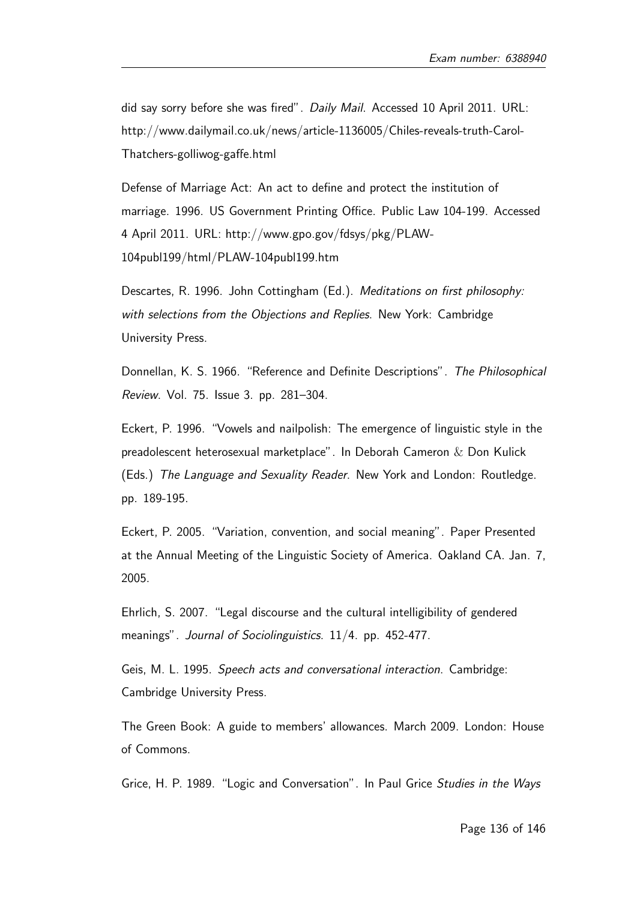did say sorry before she was fired". *Daily Mail*. Accessed 10 April 2011. URL: http://www.dailymail.co.uk/news/article-1136005/Chiles-reveals-truth-Carol-Thatchers-golliwog-gaffe.html

Defense of Marriage Act: An act to define and protect the institution of marriage. 1996. US Government Printing Office. Public Law 104-199. Accessed 4 April 2011. URL: http://www.gpo.gov/fdsys/pkg/PLAW-104publ199/html/PLAW-104publ199.htm

Descartes, R. 1996. John Cottingham (Ed.). *Meditations on first philosophy: with selections from the Objections and Replies*. New York: Cambridge University Press.

Donnellan, K. S. 1966. "Reference and Definite Descriptions". *The Philosophical Review*. Vol. 75. Issue 3. pp. 281–304.

Eckert, P. 1996. "Vowels and nailpolish: The emergence of linguistic style in the preadolescent heterosexual marketplace". In Deborah Cameron & Don Kulick (Eds.) *The Language and Sexuality Reader*. New York and London: Routledge. pp. 189-195.

Eckert, P. 2005. "Variation, convention, and social meaning". Paper Presented at the Annual Meeting of the Linguistic Society of America. Oakland CA. Jan. 7, 2005.

Ehrlich, S. 2007. "Legal discourse and the cultural intelligibility of gendered meanings". *Journal of Sociolinguistics*. 11/4. pp. 452-477.

Geis, M. L. 1995. *Speech acts and conversational interaction*. Cambridge: Cambridge University Press.

The Green Book: A guide to members' allowances. March 2009. London: House of Commons.

Grice, H. P. 1989. "Logic and Conversation". In Paul Grice *Studies in the Ways*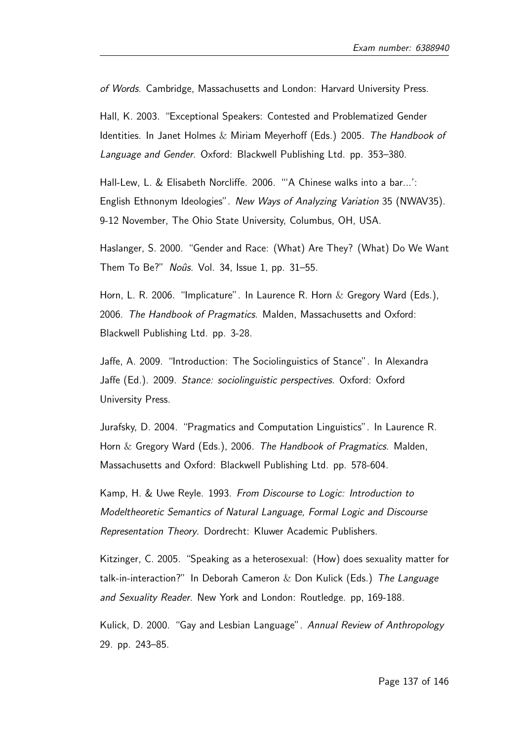*of Words*. Cambridge, Massachusetts and London: Harvard University Press.

Hall, K. 2003. "Exceptional Speakers: Contested and Problematized Gender Identities. In Janet Holmes & Miriam Meyerhoff (Eds.) 2005. *The Handbook of Language and Gender*. Oxford: Blackwell Publishing Ltd. pp. 353–380.

Hall-Lew, L. & Elisabeth Norcliffe. 2006. "'A Chinese walks into a bar...': English Ethnonym Ideologies". *New Ways of Analyzing Variation* 35 (NWAV35). 9-12 November, The Ohio State University, Columbus, OH, USA.

Haslanger, S. 2000. "Gender and Race: (What) Are They? (What) Do We Want Them To Be?" *Noûs*. Vol. 34, Issue 1, pp. 31–55.

Horn, L. R. 2006. "Implicature". In Laurence R. Horn & Gregory Ward (Eds.), 2006. *The Handbook of Pragmatics*. Malden, Massachusetts and Oxford: Blackwell Publishing Ltd. pp. 3-28.

Jaffe, A. 2009. "Introduction: The Sociolinguistics of Stance". In Alexandra Jaffe (Ed.). 2009. *Stance: sociolinguistic perspectives*. Oxford: Oxford University Press.

Jurafsky, D. 2004. "Pragmatics and Computation Linguistics". In Laurence R. Horn & Gregory Ward (Eds.), 2006. *The Handbook of Pragmatics*. Malden, Massachusetts and Oxford: Blackwell Publishing Ltd. pp. 578-604.

Kamp, H. & Uwe Reyle. 1993. *From Discourse to Logic: Introduction to Modeltheoretic Semantics of Natural Language, Formal Logic and Discourse Representation Theory*. Dordrecht: Kluwer Academic Publishers.

Kitzinger, C. 2005. "Speaking as a heterosexual: (How) does sexuality matter for talk-in-interaction?" In Deborah Cameron & Don Kulick (Eds.) *The Language and Sexuality Reader*. New York and London: Routledge. pp, 169-188.

Kulick, D. 2000. "Gay and Lesbian Language". *Annual Review of Anthropology* 29. pp. 243–85.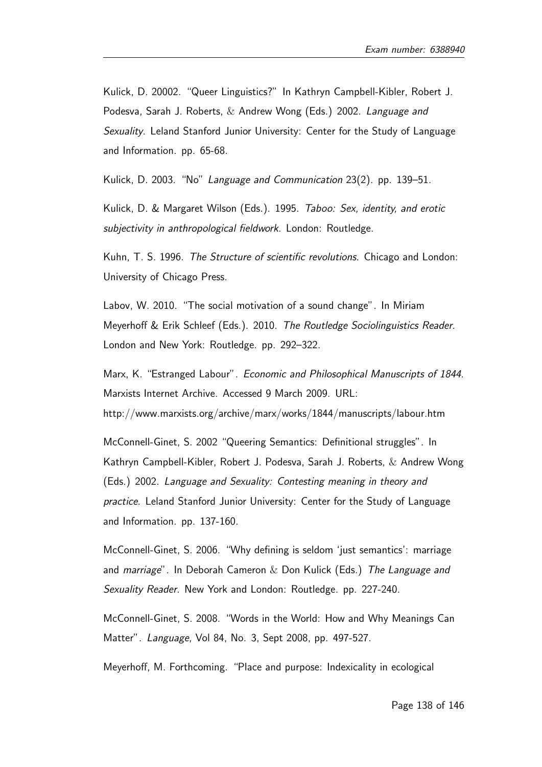Kulick, D. 20002. "Queer Linguistics?" In Kathryn Campbell-Kibler, Robert J. Podesva, Sarah J. Roberts, & Andrew Wong (Eds.) 2002. *Language and Sexuality*. Leland Stanford Junior University: Center for the Study of Language and Information. pp. 65-68.

Kulick, D. 2003. "No" *Language and Communication* 23(2). pp. 139–51.

Kulick, D. & Margaret Wilson (Eds.). 1995. *Taboo: Sex, identity, and erotic subjectivity in anthropological fieldwork*. London: Routledge.

Kuhn, T. S. 1996. *The Structure of scientific revolutions*. Chicago and London: University of Chicago Press.

Labov, W. 2010. "The social motivation of a sound change". In Miriam Meyerhoff & Erik Schleef (Eds.). 2010. *The Routledge Sociolinguistics Reader*. London and New York: Routledge. pp. 292–322.

Marx, K. "Estranged Labour". *Economic and Philosophical Manuscripts of 1844*. Marxists Internet Archive. Accessed 9 March 2009. URL: http://www.marxists.org/archive/marx/works/1844/manuscripts/labour.htm

McConnell-Ginet, S. 2002 "Queering Semantics: Definitional struggles". In Kathryn Campbell-Kibler, Robert J. Podesva, Sarah J. Roberts, & Andrew Wong (Eds.) 2002. *Language and Sexuality: Contesting meaning in theory and practice*. Leland Stanford Junior University: Center for the Study of Language and Information. pp. 137-160.

McConnell-Ginet, S. 2006. "Why defining is seldom 'just semantics': marriage and *marriage*". In Deborah Cameron & Don Kulick (Eds.) *The Language and Sexuality Reader*. New York and London: Routledge. pp. 227-240.

McConnell-Ginet, S. 2008. "Words in the World: How and Why Meanings Can Matter". *Language*, Vol 84, No. 3, Sept 2008, pp. 497-527.

Meyerhoff, M. Forthcoming. "Place and purpose: Indexicality in ecological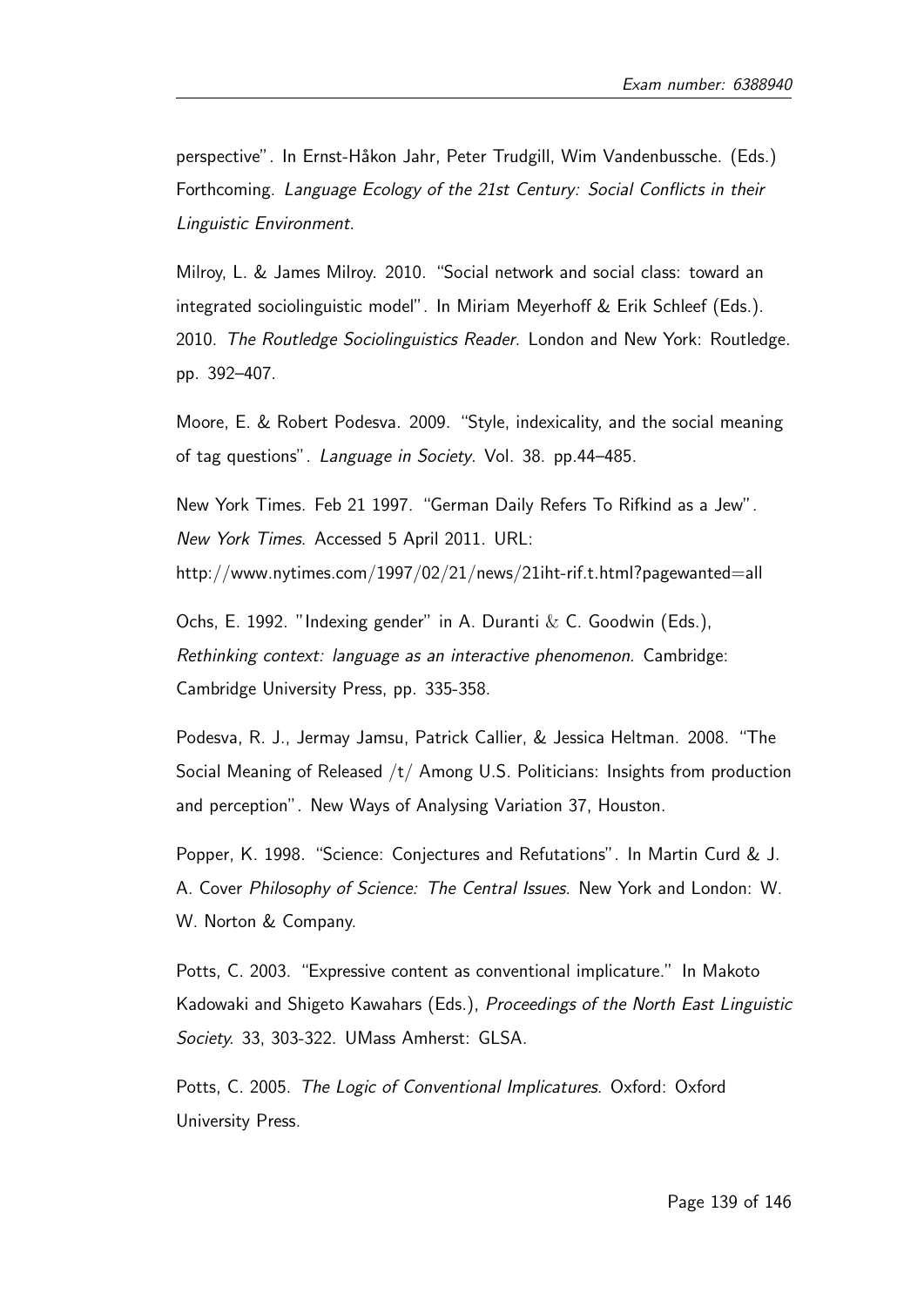perspective". In Ernst-Håkon Jahr, Peter Trudgill, Wim Vandenbussche. (Eds.) Forthcoming. *Language Ecology of the 21st Century: Social Conflicts in their Linguistic Environment*.

Milroy, L. & James Milroy. 2010. "Social network and social class: toward an integrated sociolinguistic model". In Miriam Meyerhoff & Erik Schleef (Eds.). 2010. *The Routledge Sociolinguistics Reader*. London and New York: Routledge. pp. 392–407.

Moore, E. & Robert Podesva. 2009. "Style, indexicality, and the social meaning of tag questions". *Language in Society*. Vol. 38. pp.44–485.

New York Times. Feb 21 1997. "German Daily Refers To Rifkind as a Jew". *New York Times*. Accessed 5 April 2011. URL: http://www.nytimes.com/1997/02/21/news/21iht-rif.t.html?pagewanted=all

Ochs, E. 1992. "Indexing gender" in A. Duranti & C. Goodwin (Eds.), *Rethinking context: language as an interactive phenomenon*. Cambridge: Cambridge University Press, pp. 335-358.

Podesva, R. J., Jermay Jamsu, Patrick Callier, & Jessica Heltman. 2008. "The Social Meaning of Released /t/ Among U.S. Politicians: Insights from production and perception". New Ways of Analysing Variation 37, Houston.

Popper, K. 1998. "Science: Conjectures and Refutations". In Martin Curd & J. A. Cover *Philosophy of Science: The Central Issues*. New York and London: W. W. Norton & Company.

Potts, C. 2003. "Expressive content as conventional implicature." In Makoto Kadowaki and Shigeto Kawahars (Eds.), *Proceedings of the North East Linguistic Society*. 33, 303-322. UMass Amherst: GLSA.

Potts, C. 2005. *The Logic of Conventional Implicatures*. Oxford: Oxford University Press.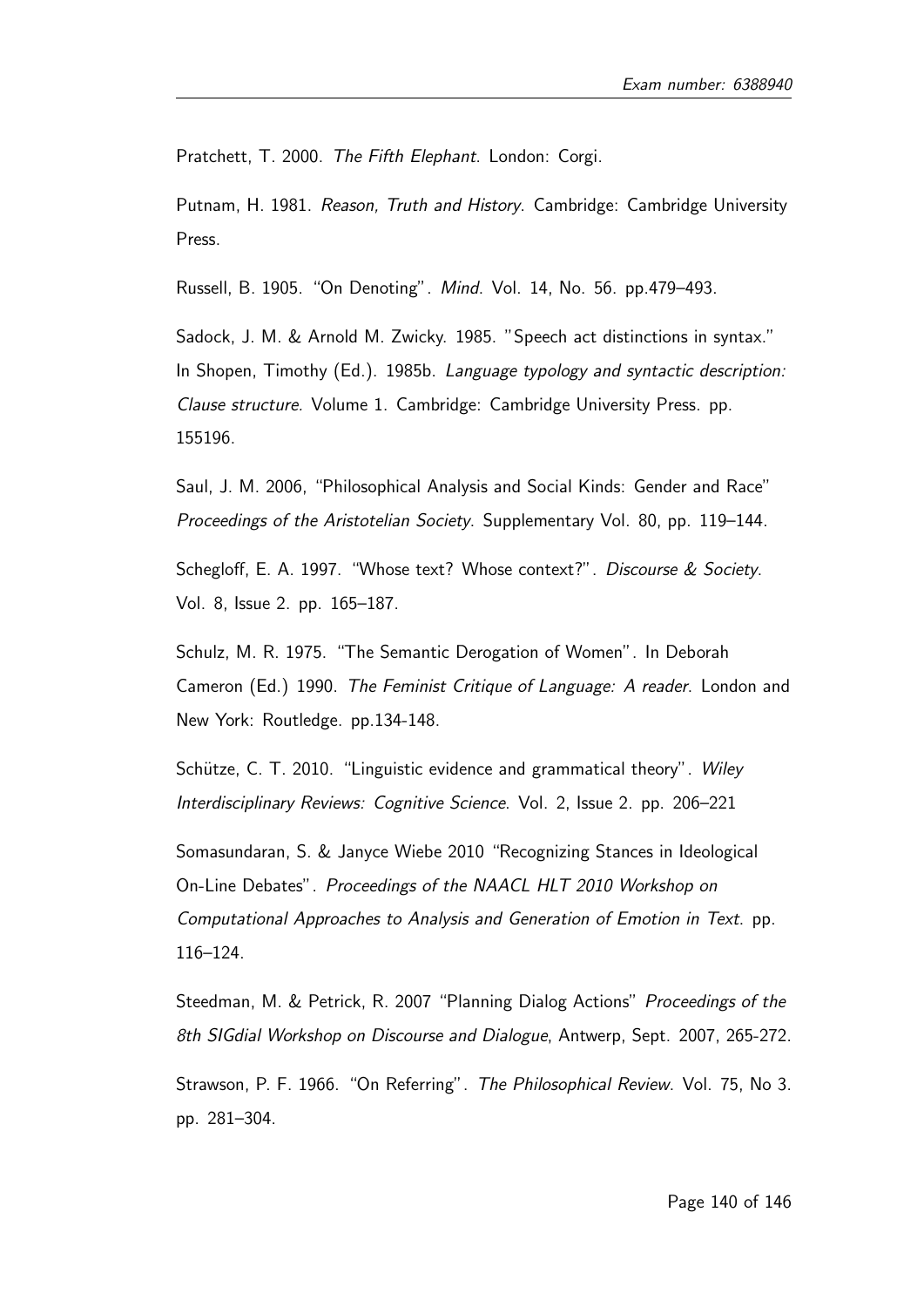Pratchett, T. 2000. *The Fifth Elephant*. London: Corgi.

Putnam, H. 1981. *Reason, Truth and History*. Cambridge: Cambridge University Press.

Russell, B. 1905. "On Denoting". *Mind*. Vol. 14, No. 56. pp.479–493.

Sadock, J. M. & Arnold M. Zwicky. 1985. "Speech act distinctions in syntax." In Shopen, Timothy (Ed.). 1985b. *Language typology and syntactic description: Clause structure*. Volume 1. Cambridge: Cambridge University Press. pp. 155196.

Saul, J. M. 2006, "Philosophical Analysis and Social Kinds: Gender and Race" *Proceedings of the Aristotelian Society*. Supplementary Vol. 80, pp. 119–144.

Schegloff, E. A. 1997. "Whose text? Whose context?". *Discourse & Society*. Vol. 8, Issue 2. pp. 165–187.

Schulz, M. R. 1975. "The Semantic Derogation of Women". In Deborah Cameron (Ed.) 1990. *The Feminist Critique of Language: A reader*. London and New York: Routledge. pp.134-148.

Schütze, C. T. 2010. "Linguistic evidence and grammatical theory". *Wiley Interdisciplinary Reviews: Cognitive Science*. Vol. 2, Issue 2. pp. 206–221

Somasundaran, S. & Janyce Wiebe 2010 "Recognizing Stances in Ideological On-Line Debates". *Proceedings of the NAACL HLT 2010 Workshop on Computational Approaches to Analysis and Generation of Emotion in Text*. pp. 116–124.

Steedman, M. & Petrick, R. 2007 "Planning Dialog Actions" *Proceedings of the 8th SIGdial Workshop on Discourse and Dialogue*, Antwerp, Sept. 2007, 265-272.

Strawson, P. F. 1966. "On Referring". *The Philosophical Review*. Vol. 75, No 3. pp. 281–304.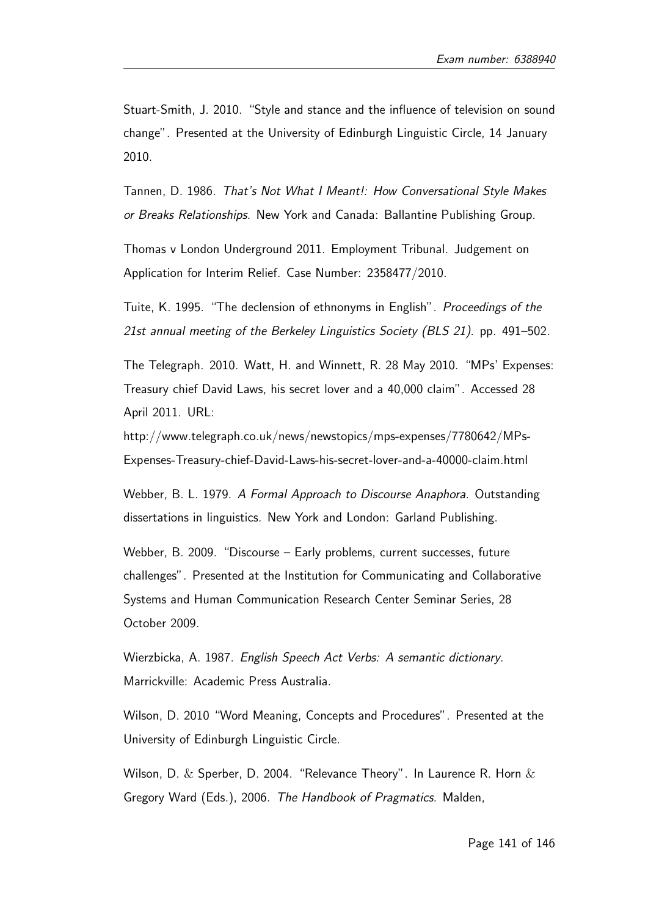Stuart-Smith, J. 2010. "Style and stance and the influence of television on sound change". Presented at the University of Edinburgh Linguistic Circle, 14 January 2010.

Tannen, D. 1986. *That's Not What I Meant!: How Conversational Style Makes or Breaks Relationships*. New York and Canada: Ballantine Publishing Group.

Thomas v London Underground 2011. Employment Tribunal. Judgement on Application for Interim Relief. Case Number: 2358477/2010.

Tuite, K. 1995. "The declension of ethnonyms in English". *Proceedings of the 21st annual meeting of the Berkeley Linguistics Society (BLS 21)*. pp. 491–502.

The Telegraph. 2010. Watt, H. and Winnett, R. 28 May 2010. "MPs' Expenses: Treasury chief David Laws, his secret lover and a 40,000 claim". Accessed 28 April 2011. URL: http://www.telegraph.co.uk/news/newstopics/mps-expenses/7780642/MPs-Expenses-Treasury-chief-David-Laws-his-secret-lover-and-a-40000-claim.html

Webber, B. L. 1979. *A Formal Approach to Discourse Anaphora*. Outstanding dissertations in linguistics. New York and London: Garland Publishing.

Webber, B. 2009. "Discourse – Early problems, current successes, future challenges". Presented at the Institution for Communicating and Collaborative Systems and Human Communication Research Center Seminar Series, 28 October 2009.

Wierzbicka, A. 1987. *English Speech Act Verbs: A semantic dictionary*. Marrickville: Academic Press Australia.

Wilson, D. 2010 "Word Meaning, Concepts and Procedures". Presented at the University of Edinburgh Linguistic Circle.

Wilson, D. & Sperber, D. 2004. "Relevance Theory". In Laurence R. Horn & Gregory Ward (Eds.), 2006. *The Handbook of Pragmatics*. Malden,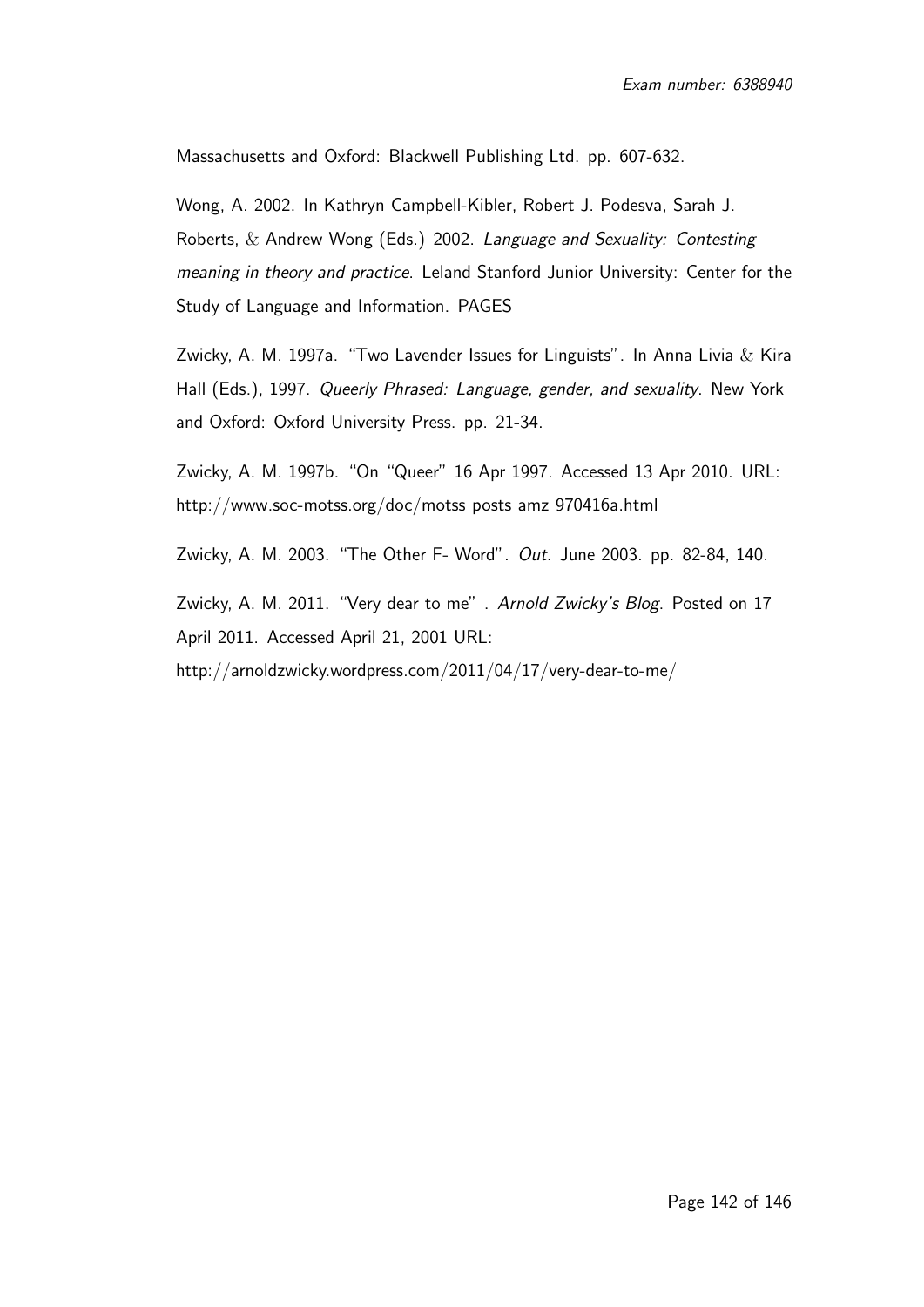Massachusetts and Oxford: Blackwell Publishing Ltd. pp. 607-632.

Wong, A. 2002. In Kathryn Campbell-Kibler, Robert J. Podesva, Sarah J. Roberts, & Andrew Wong (Eds.) 2002. *Language and Sexuality: Contesting meaning in theory and practice*. Leland Stanford Junior University: Center for the Study of Language and Information. PAGES

Zwicky, A. M. 1997a. "Two Lavender Issues for Linguists". In Anna Livia & Kira Hall (Eds.), 1997. *Queerly Phrased: Language, gender, and sexuality*. New York and Oxford: Oxford University Press. pp. 21-34.

Zwicky, A. M. 1997b. "On "Queer" 16 Apr 1997. Accessed 13 Apr 2010. URL: http://www.soc-motss.org/doc/motss_posts_amz_970416a.html

Zwicky, A. M. 2003. "The Other F- Word". *Out*. June 2003. pp. 82-84, 140.

Zwicky, A. M. 2011. "Very dear to me" . *Arnold Zwicky's Blog*. Posted on 17 April 2011. Accessed April 21, 2001 URL: http://arnoldzwicky.wordpress.com/2011/04/17/very-dear-to-me/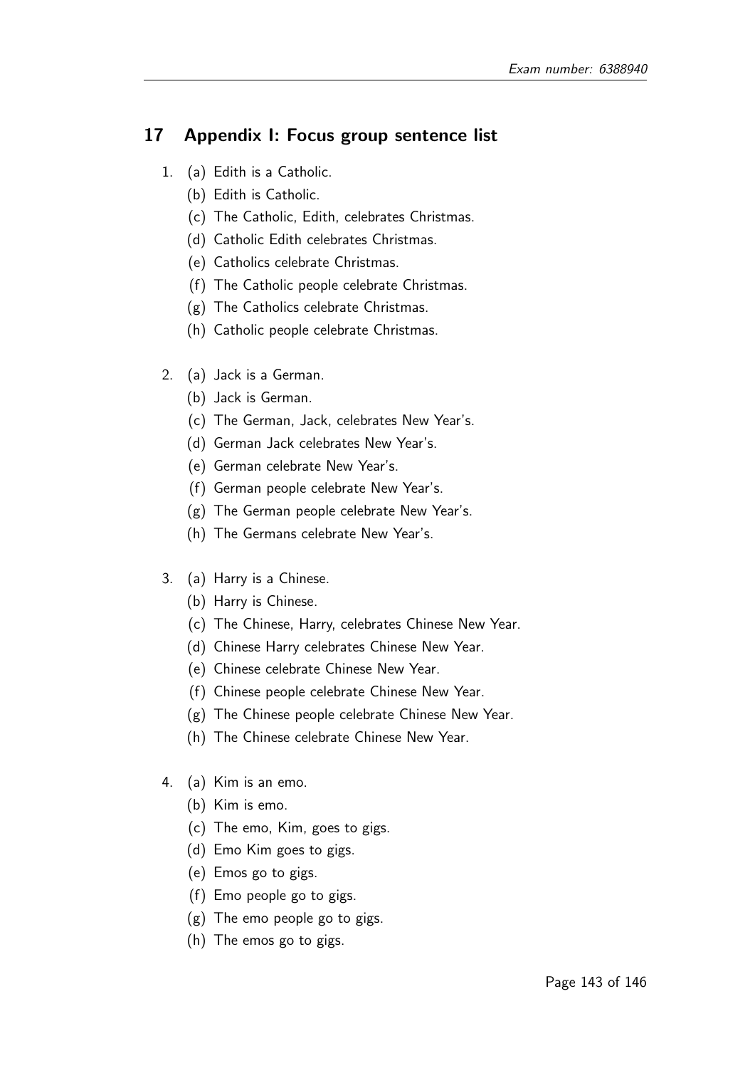## 17 Appendix I: Focus group sentence list

1. (a) Edith is a Catholic.
   (b) Edith is Catholic.
   (c) The Catholic, Edith, celebrates Christmas.
   (d) Catholic Edith celebrates Christmas.
   (e) Catholics celebrate Christmas.
   (f) The Catholic people celebrate Christmas.
   (g) The Catholics celebrate Christmas.
   (h) Catholic people celebrate Christmas.

2. (a) Jack is a German.
   (b) Jack is German.
   (c) The German, Jack, celebrates New Year's.
   (d) German Jack celebrates New Year's.
   (e) German celebrate New Year's.
   (f) German people celebrate New Year's.
   (g) The German people celebrate New Year's.
   (h) The Germans celebrate New Year's.

3. (a) Harry is a Chinese.
   (b) Harry is Chinese.
   (c) The Chinese, Harry, celebrates Chinese New Year.
   (d) Chinese Harry celebrates Chinese New Year.
   (e) Chinese celebrate Chinese New Year.
   (f) Chinese people celebrate Chinese New Year.
   (g) The Chinese people celebrate Chinese New Year.
   (h) The Chinese celebrate Chinese New Year.

4. (a) Kim is an emo.
   (b) Kim is emo.
   (c) The emo, Kim, goes to gigs.
   (d) Emo Kim goes to gigs.
   (e) Emos go to gigs.
   (f) Emo people go to gigs.
   (g) The emo people go to gigs.
   (h) The emos go to gigs.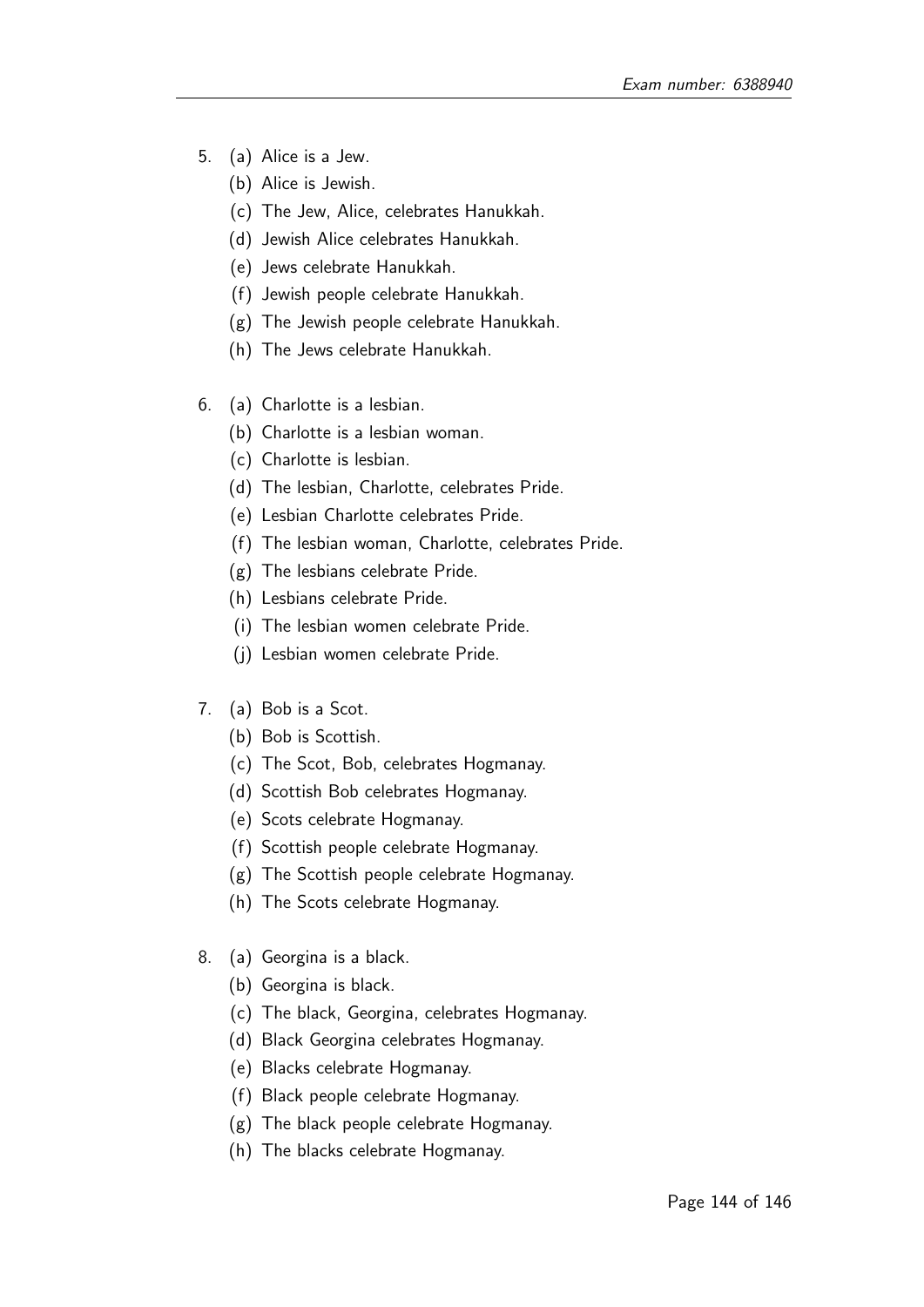5. (a) Alice is a Jew.
   (b) Alice is Jewish.
   (c) The Jew, Alice, celebrates Hanukkah.
   (d) Jewish Alice celebrates Hanukkah.
   (e) Jews celebrate Hanukkah.
   (f) Jewish people celebrate Hanukkah.
   (g) The Jewish people celebrate Hanukkah.
   (h) The Jews celebrate Hanukkah.

6. (a) Charlotte is a lesbian.
   (b) Charlotte is a lesbian woman.
   (c) Charlotte is lesbian.
   (d) The lesbian, Charlotte, celebrates Pride.
   (e) Lesbian Charlotte celebrates Pride.
   (f) The lesbian woman, Charlotte, celebrates Pride.
   (g) The lesbians celebrate Pride.
   (h) Lesbians celebrate Pride.
   (i) The lesbian women celebrate Pride.
   (j) Lesbian women celebrate Pride.

7. (a) Bob is a Scot.
   (b) Bob is Scottish.
   (c) The Scot, Bob, celebrates Hogmanay.
   (d) Scottish Bob celebrates Hogmanay.
   (e) Scots celebrate Hogmanay.
   (f) Scottish people celebrate Hogmanay.
   (g) The Scottish people celebrate Hogmanay.
   (h) The Scots celebrate Hogmanay.

8. (a) Georgina is a black.
   (b) Georgina is black.
   (c) The black, Georgina, celebrates Hogmanay.
   (d) Black Georgina celebrates Hogmanay.
   (e) Blacks celebrate Hogmanay.
   (f) Black people celebrate Hogmanay.
   (g) The black people celebrate Hogmanay.
   (h) The blacks celebrate Hogmanay.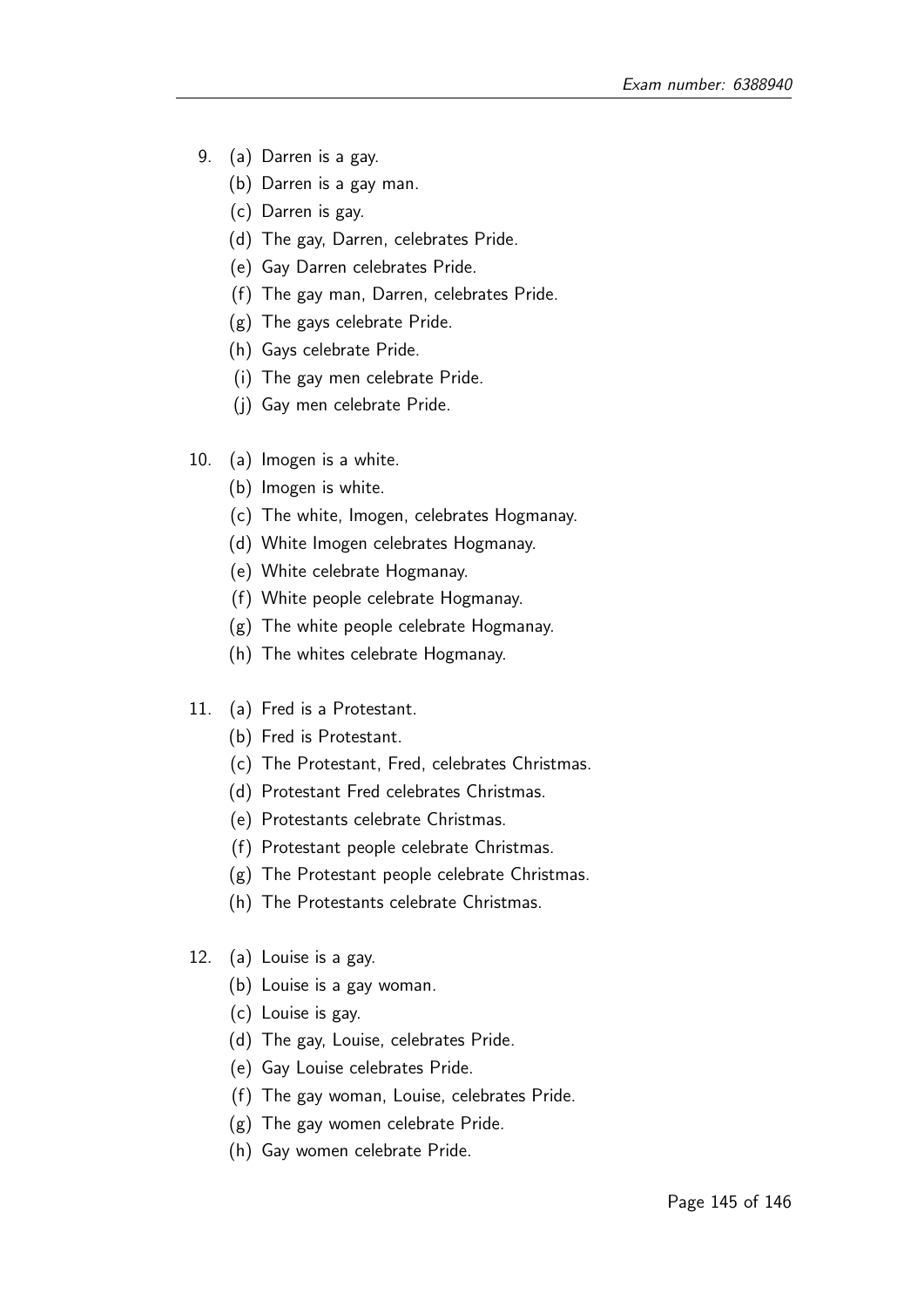9. (a) Darren is a gay.
   (b) Darren is a gay man.
   (c) Darren is gay.
   (d) The gay, Darren, celebrates Pride.
   (e) Gay Darren celebrates Pride.
   (f) The gay man, Darren, celebrates Pride.
   (g) The gays celebrate Pride.
   (h) Gays celebrate Pride.
   (i) The gay men celebrate Pride.
   (j) Gay men celebrate Pride.

10. (a) Imogen is a white.
    (b) Imogen is white.
    (c) The white, Imogen, celebrates Hogmanay.
    (d) White Imogen celebrates Hogmanay.
    (e) White celebrate Hogmanay.
    (f) White people celebrate Hogmanay.
    (g) The white people celebrate Hogmanay.
    (h) The whites celebrate Hogmanay.

11. (a) Fred is a Protestant.
    (b) Fred is Protestant.
    (c) The Protestant, Fred, celebrates Christmas.
    (d) Protestant Fred celebrates Christmas.
    (e) Protestants celebrate Christmas.
    (f) Protestant people celebrate Christmas.
    (g) The Protestant people celebrate Christmas.
    (h) The Protestants celebrate Christmas.

12. (a) Louise is a gay.
    (b) Louise is a gay woman.
    (c) Louise is gay.
    (d) The gay, Louise, celebrates Pride.
    (e) Gay Louise celebrates Pride.
    (f) The gay woman, Louise, celebrates Pride.
    (g) The gay women celebrate Pride.
    (h) Gay women celebrate Pride.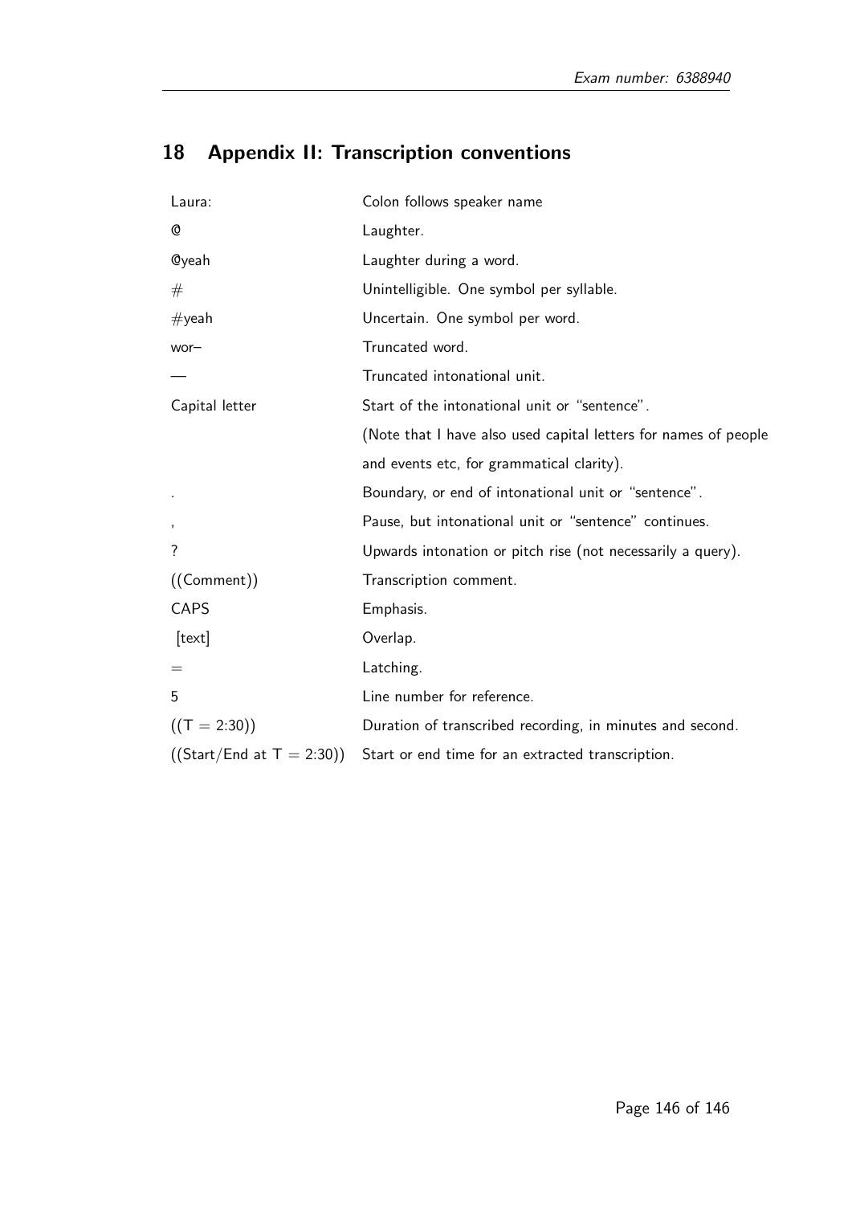## 18 Appendix II: Transcription conventions

| | |
|---|---|
| Laura: | Colon follows speaker name |
| @ | Laughter. |
| @yeah | Laughter during a word. |
| # | Unintelligible. One symbol per syllable. |
| #yeah | Uncertain. One symbol per word. |
| wor– | Truncated word. |
| — | Truncated intonational unit. |
| Capital letter | Start of the intonational unit or "sentence". |
| | (Note that I have also used capital letters for names of people |
| | and events etc, for grammatical clarity). |
| . | Boundary, or end of intonational unit or "sentence". |
| , | Pause, but intonational unit or "sentence" continues. |
| ? | Upwards intonation or pitch rise (not necessarily a query). |
| ((Comment)) | Transcription comment. |
| CAPS | Emphasis. |
| [text] | Overlap. |
| = | Latching. |
| 5 | Line number for reference. |
| ((T = 2:30)) | Duration of transcribed recording, in minutes and second. |
| ((Start/End at T = 2:30)) | Start or end time for an extracted transcription. |